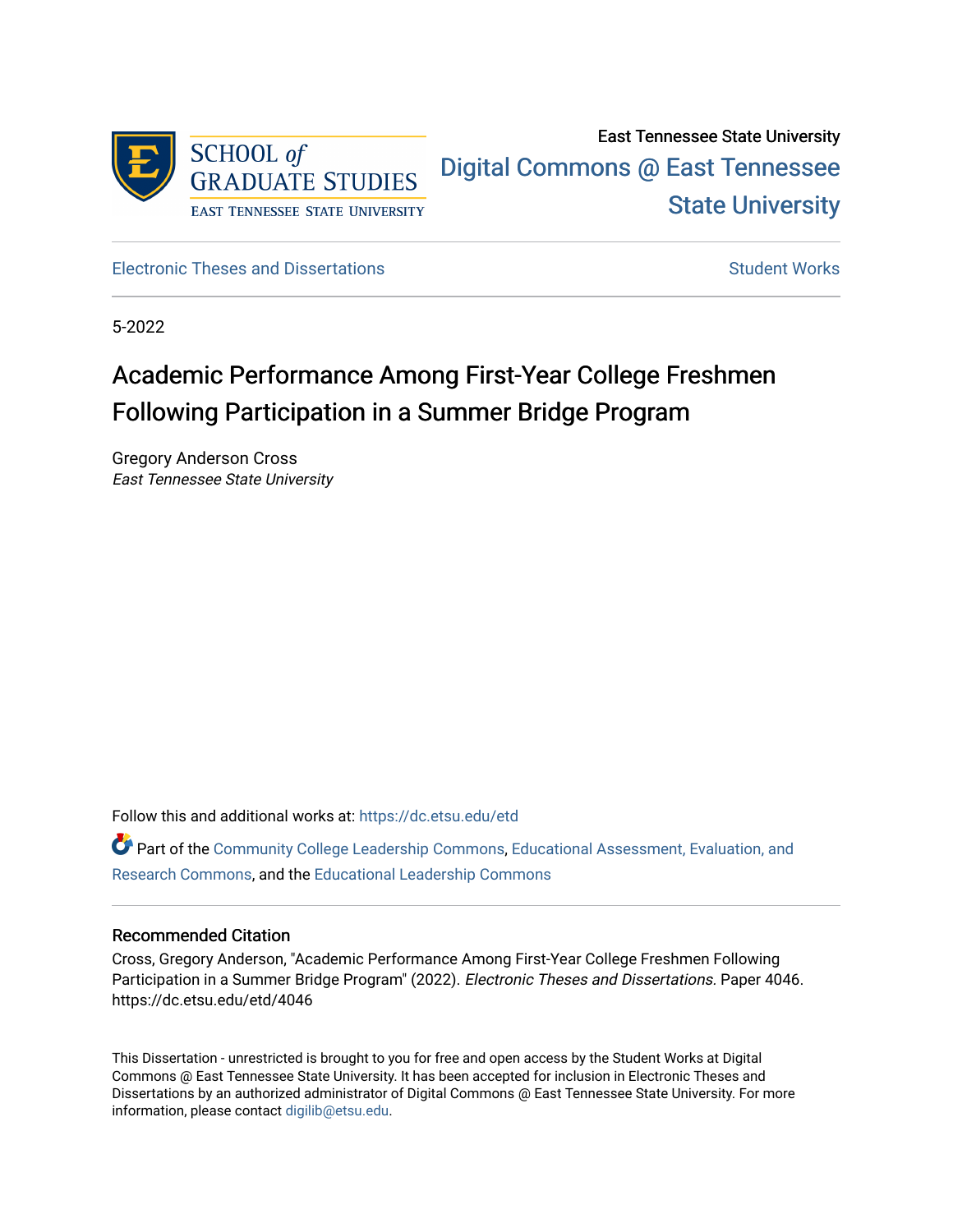SCHOOL *of* GRADUATE STUDIES
EAST TENNESSEE STATE UNIVERSITY

East Tennessee State University

Digital Commons @ East Tennessee State University

Electronic Theses and Dissertations

Student Works

5-2022

# Academic Performance Among First-Year College Freshmen Following Participation in a Summer Bridge Program

Gregory Anderson Cross
*East Tennessee State University*

Follow this and additional works at: https://dc.etsu.edu/etd

Part of the Community College Leadership Commons, Educational Assessment, Evaluation, and Research Commons, and the Educational Leadership Commons

### Recommended Citation

Cross, Gregory Anderson, "Academic Performance Among First-Year College Freshmen Following Participation in a Summer Bridge Program" (2022). *Electronic Theses and Dissertations.* Paper 4046. https://dc.etsu.edu/etd/4046

This Dissertation - unrestricted is brought to you for free and open access by the Student Works at Digital Commons @ East Tennessee State University. It has been accepted for inclusion in Electronic Theses and Dissertations by an authorized administrator of Digital Commons @ East Tennessee State University. For more information, please contact digilib@etsu.edu.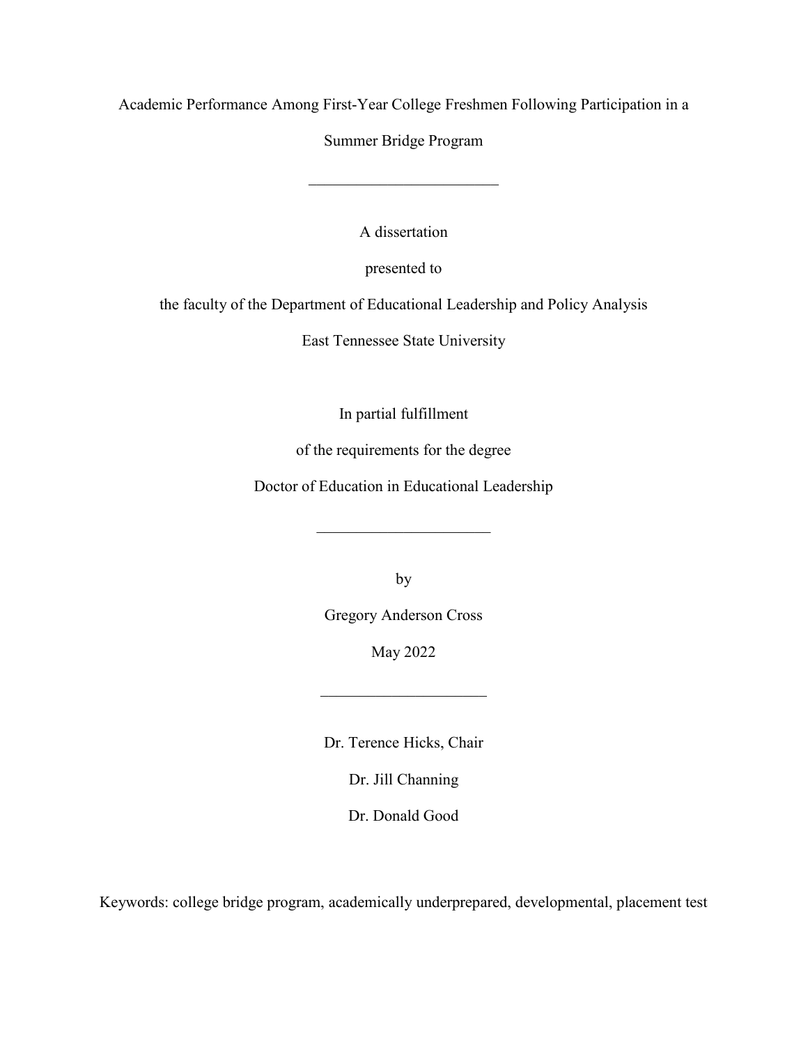# Academic Performance Among First-Year College Freshmen Following Participation in a Summer Bridge Program

---

A dissertation

presented to

the faculty of the Department of Educational Leadership and Policy Analysis

East Tennessee State University

In partial fulfillment

of the requirements for the degree

Doctor of Education in Educational Leadership

---

by

Gregory Anderson Cross

May 2022

---

Dr. Terence Hicks, Chair

Dr. Jill Channing

Dr. Donald Good

Keywords: college bridge program, academically underprepared, developmental, placement test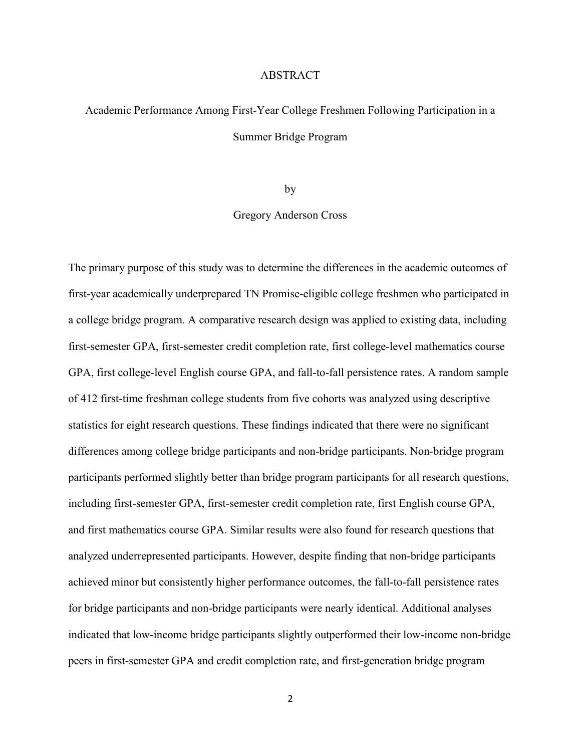# ABSTRACT

## Academic Performance Among First-Year College Freshmen Following Participation in a Summer Bridge Program

by

Gregory Anderson Cross

The primary purpose of this study was to determine the differences in the academic outcomes of first-year academically underprepared TN Promise-eligible college freshmen who participated in a college bridge program. A comparative research design was applied to existing data, including first-semester GPA, first-semester credit completion rate, first college-level mathematics course GPA, first college-level English course GPA, and fall-to-fall persistence rates. A random sample of 412 first-time freshman college students from five cohorts was analyzed using descriptive statistics for eight research questions. These findings indicated that there were no significant differences among college bridge participants and non-bridge participants. Non-bridge program participants performed slightly better than bridge program participants for all research questions, including first-semester GPA, first-semester credit completion rate, first English course GPA, and first mathematics course GPA. Similar results were also found for research questions that analyzed underrepresented participants. However, despite finding that non-bridge participants achieved minor but consistently higher performance outcomes, the fall-to-fall persistence rates for bridge participants and non-bridge participants were nearly identical. Additional analyses indicated that low-income bridge participants slightly outperformed their low-income non-bridge peers in first-semester GPA and credit completion rate, and first-generation bridge program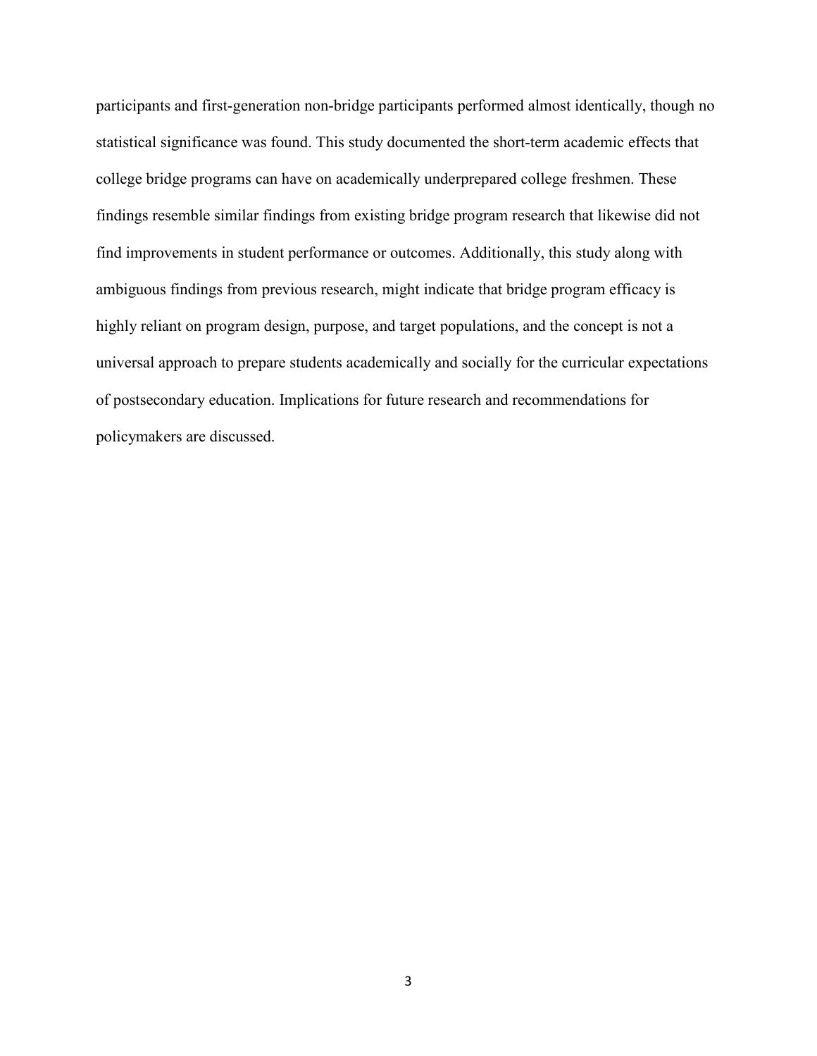participants and first-generation non-bridge participants performed almost identically, though no statistical significance was found. This study documented the short-term academic effects that college bridge programs can have on academically underprepared college freshmen. These findings resemble similar findings from existing bridge program research that likewise did not find improvements in student performance or outcomes. Additionally, this study along with ambiguous findings from previous research, might indicate that bridge program efficacy is highly reliant on program design, purpose, and target populations, and the concept is not a universal approach to prepare students academically and socially for the curricular expectations of postsecondary education. Implications for future research and recommendations for policymakers are discussed.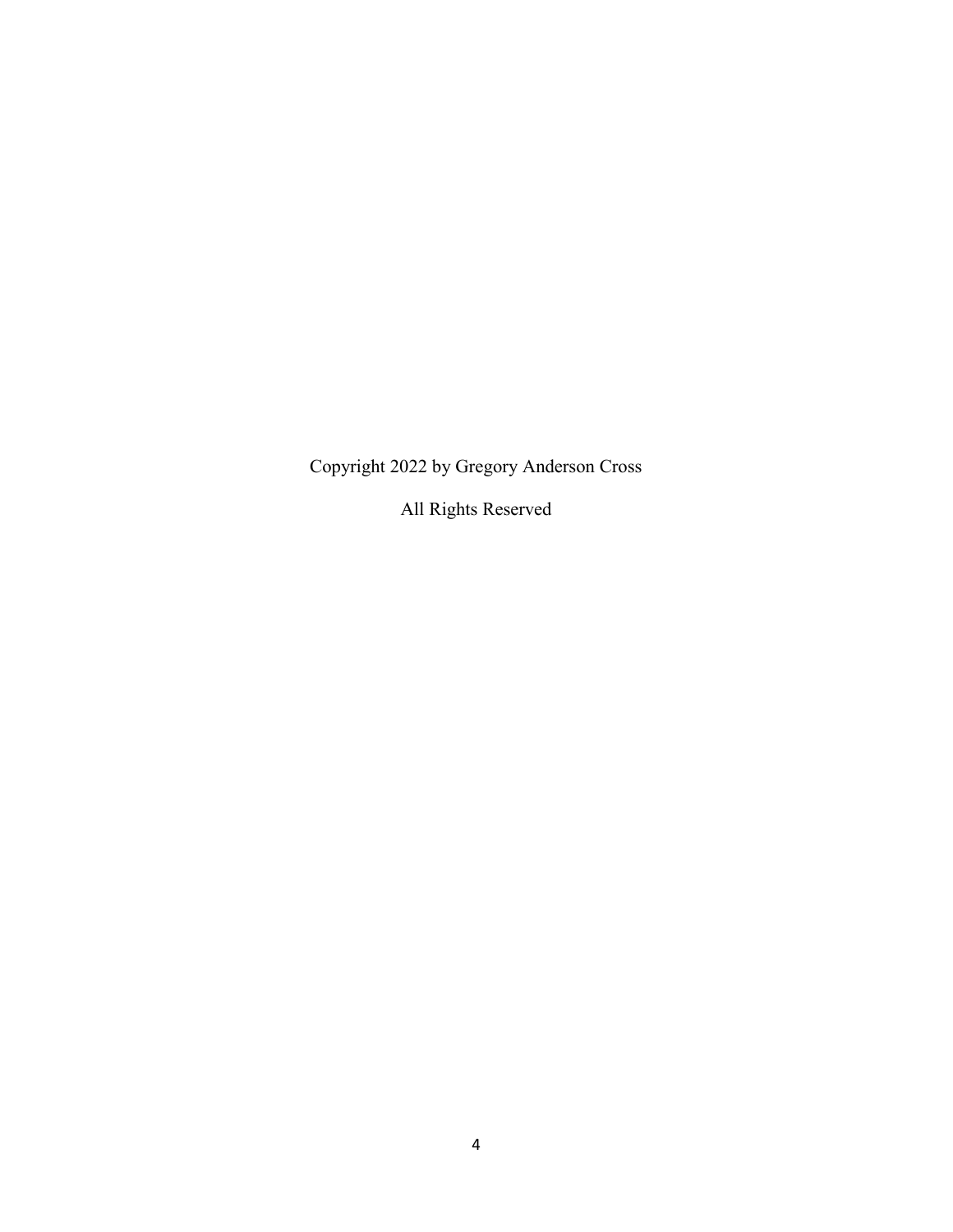Copyright 2022 by Gregory Anderson Cross

All Rights Reserved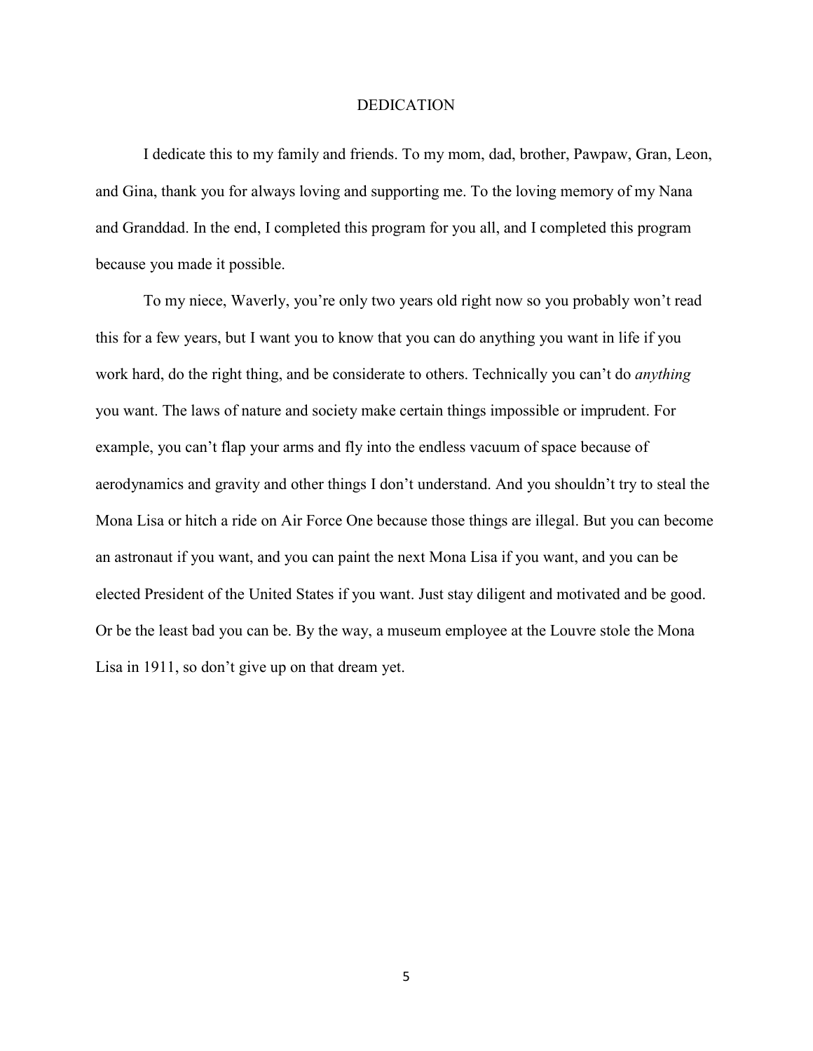# DEDICATION

I dedicate this to my family and friends. To my mom, dad, brother, Pawpaw, Gran, Leon, and Gina, thank you for always loving and supporting me. To the loving memory of my Nana and Granddad. In the end, I completed this program for you all, and I completed this program because you made it possible.

To my niece, Waverly, you're only two years old right now so you probably won't read this for a few years, but I want you to know that you can do anything you want in life if you work hard, do the right thing, and be considerate to others. Technically you can't do *anything* you want. The laws of nature and society make certain things impossible or imprudent. For example, you can't flap your arms and fly into the endless vacuum of space because of aerodynamics and gravity and other things I don't understand. And you shouldn't try to steal the Mona Lisa or hitch a ride on Air Force One because those things are illegal. But you can become an astronaut if you want, and you can paint the next Mona Lisa if you want, and you can be elected President of the United States if you want. Just stay diligent and motivated and be good. Or be the least bad you can be. By the way, a museum employee at the Louvre stole the Mona Lisa in 1911, so don't give up on that dream yet.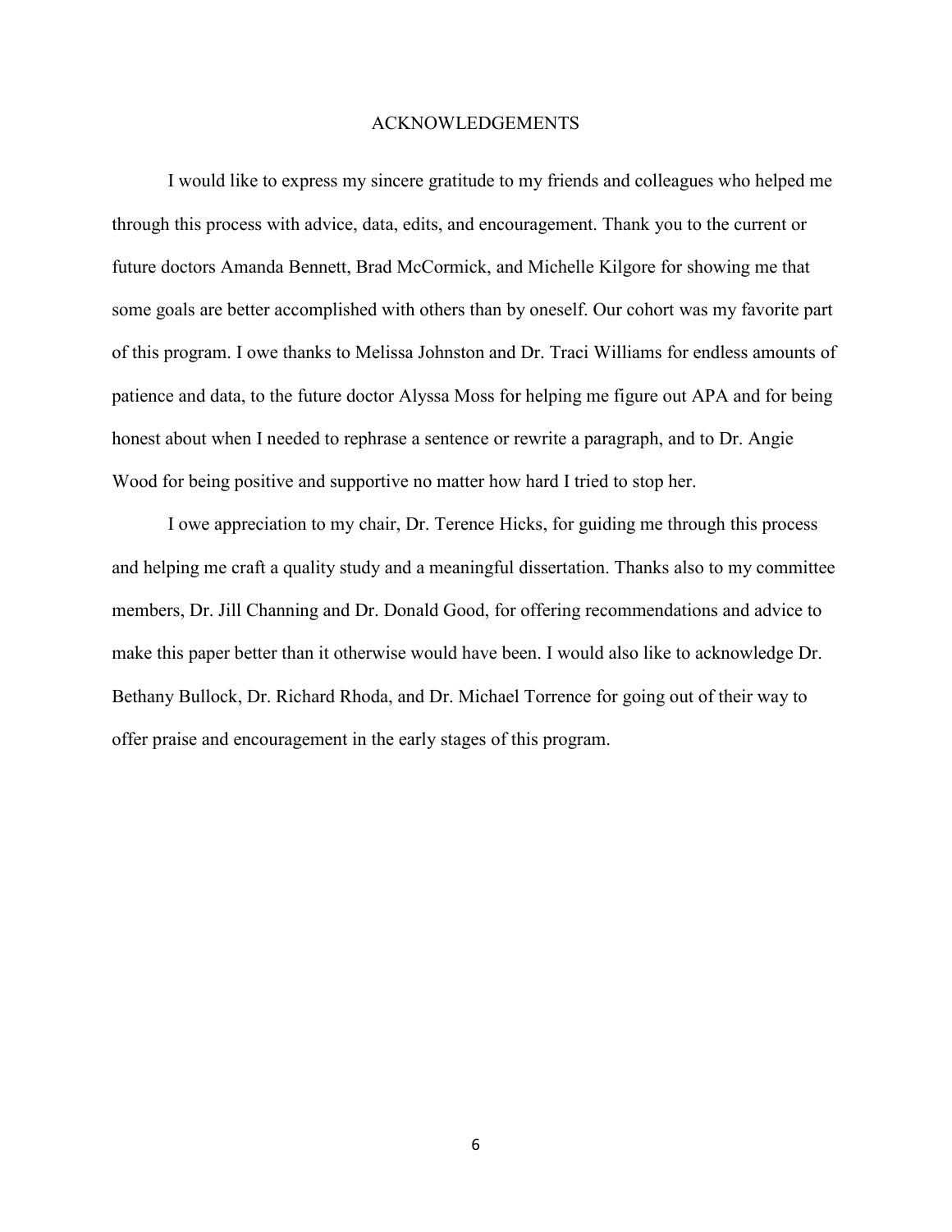# ACKNOWLEDGEMENTS

I would like to express my sincere gratitude to my friends and colleagues who helped me through this process with advice, data, edits, and encouragement. Thank you to the current or future doctors Amanda Bennett, Brad McCormick, and Michelle Kilgore for showing me that some goals are better accomplished with others than by oneself. Our cohort was my favorite part of this program. I owe thanks to Melissa Johnston and Dr. Traci Williams for endless amounts of patience and data, to the future doctor Alyssa Moss for helping me figure out APA and for being honest about when I needed to rephrase a sentence or rewrite a paragraph, and to Dr. Angie Wood for being positive and supportive no matter how hard I tried to stop her.

I owe appreciation to my chair, Dr. Terence Hicks, for guiding me through this process and helping me craft a quality study and a meaningful dissertation. Thanks also to my committee members, Dr. Jill Channing and Dr. Donald Good, for offering recommendations and advice to make this paper better than it otherwise would have been. I would also like to acknowledge Dr. Bethany Bullock, Dr. Richard Rhoda, and Dr. Michael Torrence for going out of their way to offer praise and encouragement in the early stages of this program.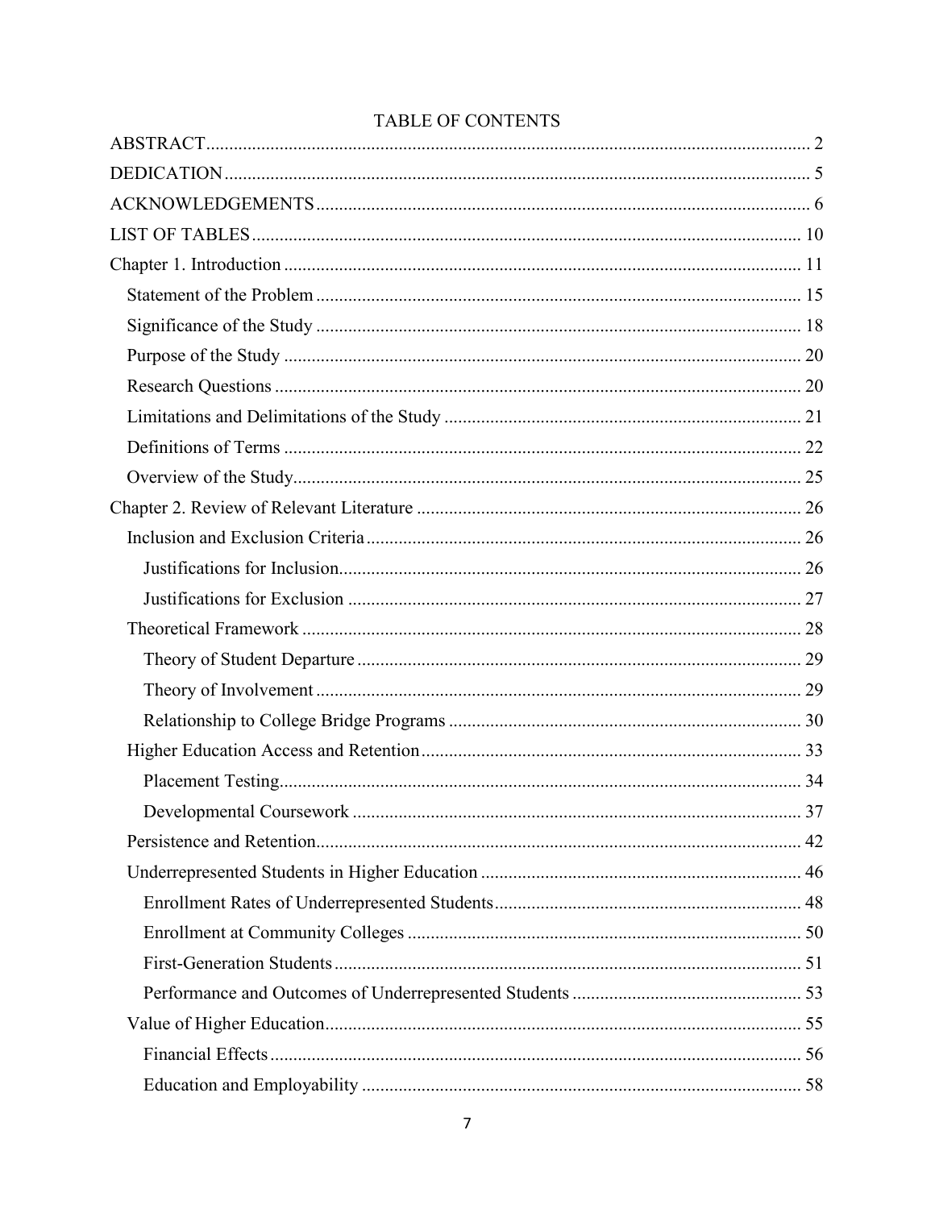# TABLE OF CONTENTS

ABSTRACT ........................................................................................................................ 2

DEDICATION ..................................................................................................................... 5

ACKNOWLEDGEMENTS .................................................................................................. 6

LIST OF TABLES ............................................................................................................. 10

Chapter 1. Introduction ...................................................................................................... 11

- Statement of the Problem ............................................................................................... 15
- Significance of the Study ............................................................................................... 18
- Purpose of the Study ...................................................................................................... 20
- Research Questions ........................................................................................................ 20
- Limitations and Delimitations of the Study ................................................................... 21
- Definitions of Terms ...................................................................................................... 22
- Overview of the Study .................................................................................................... 25

Chapter 2. Review of Relevant Literature .......................................................................... 26

- Inclusion and Exclusion Criteria .................................................................................... 26
  - Justifications for Inclusion ......................................................................................... 26
  - Justifications for Exclusion ........................................................................................ 27
- Theoretical Framework .................................................................................................. 28
  - Theory of Student Departure ...................................................................................... 29
  - Theory of Involvement ............................................................................................... 29
  - Relationship to College Bridge Programs .................................................................. 30
- Higher Education Access and Retention ........................................................................ 33
  - Placement Testing ....................................................................................................... 34
  - Developmental Coursework ....................................................................................... 37
- Persistence and Retention ............................................................................................... 42
- Underrepresented Students in Higher Education ........................................................... 46
  - Enrollment Rates of Underrepresented Students ........................................................ 48
  - Enrollment at Community Colleges ........................................................................... 50
  - First-Generation Students ........................................................................................... 51
  - Performance and Outcomes of Underrepresented Students ........................................ 53
- Value of Higher Education ............................................................................................. 55
  - Financial Effects .......................................................................................................... 56
  - Education and Employability ...................................................................................... 58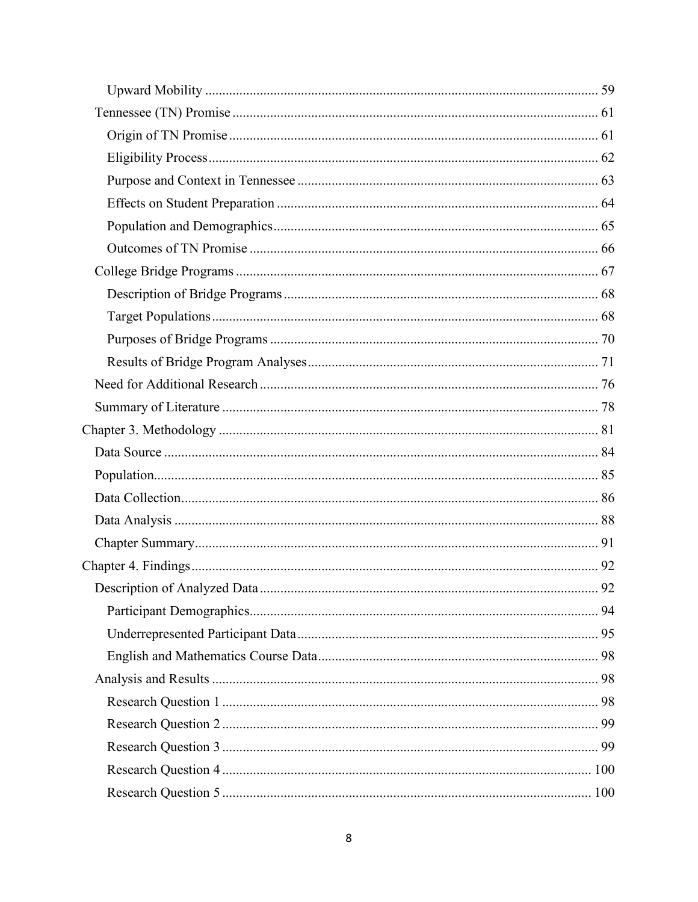Upward Mobility ........................................................................................................ 59

Tennessee (TN) Promise ................................................................................................ 61

Origin of TN Promise ................................................................................................ 61

Eligibility Process ...................................................................................................... 62

Purpose and Context in Tennessee ............................................................................ 63

Effects on Student Preparation .................................................................................. 64

Population and Demographics ................................................................................... 65

Outcomes of TN Promise .......................................................................................... 66

College Bridge Programs ............................................................................................... 67

Description of Bridge Programs ................................................................................ 68

Target Populations ..................................................................................................... 68

Purposes of Bridge Programs .................................................................................... 70

Results of Bridge Program Analyses ......................................................................... 71

Need for Additional Research ........................................................................................ 76

Summary of Literature ................................................................................................... 78

Chapter 3. Methodology ..................................................................................................... 81

Data Source .................................................................................................................... 84

Population ....................................................................................................................... 85

Data Collection ............................................................................................................... 86

Data Analysis ................................................................................................................. 88

Chapter Summary ........................................................................................................... 91

Chapter 4. Findings ............................................................................................................. 92

Description of Analyzed Data ........................................................................................ 92

Participant Demographics ........................................................................................... 94

Underrepresented Participant Data ............................................................................. 95

English and Mathematics Course Data ....................................................................... 98

Analysis and Results ...................................................................................................... 98

Research Question 1 ................................................................................................... 98

Research Question 2 ................................................................................................... 99

Research Question 3 ................................................................................................... 99

Research Question 4 ................................................................................................. 100

Research Question 5 ................................................................................................. 100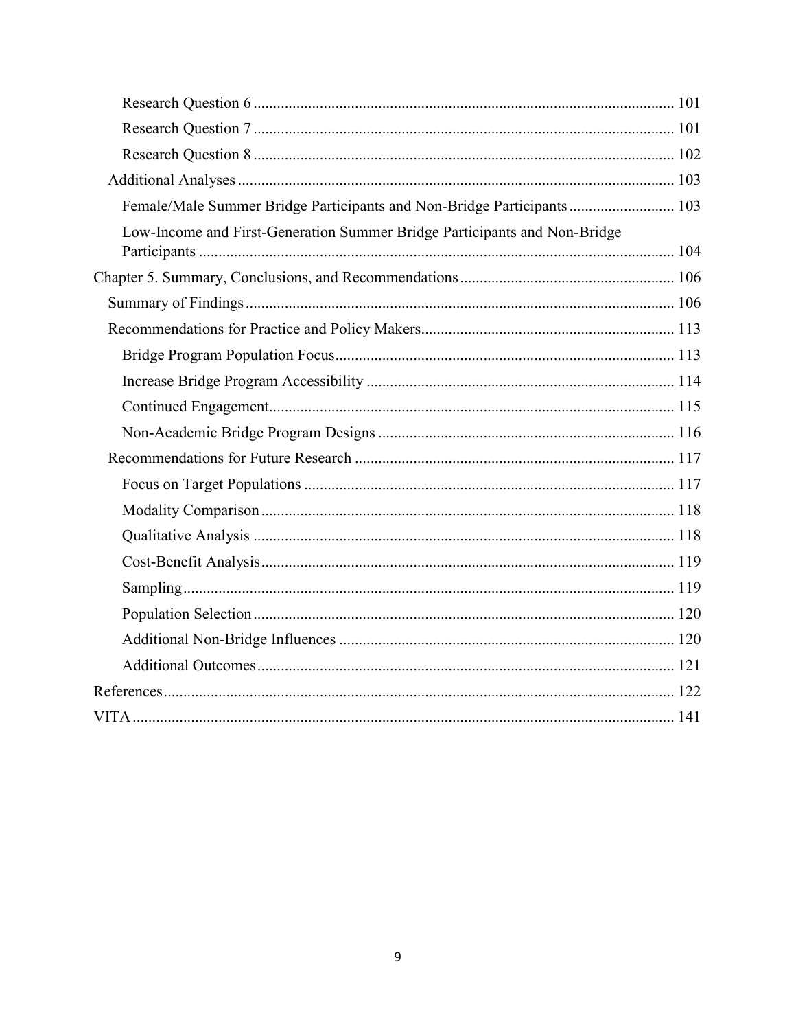Research Question 6 ........................................................................................................ 101

Research Question 7 ........................................................................................................ 101

Research Question 8 ........................................................................................................ 102

Additional Analyses ............................................................................................................ 103

Female/Male Summer Bridge Participants and Non-Bridge Participants ........................... 103

Low-Income and First-Generation Summer Bridge Participants and Non-Bridge Participants ........................................................................................................................ 104

Chapter 5. Summary, Conclusions, and Recommendations ...................................................... 106

Summary of Findings ............................................................................................................ 106

Recommendations for Practice and Policy Makers ................................................................ 113

Bridge Program Population Focus ...................................................................................... 113

Increase Bridge Program Accessibility .............................................................................. 114

Continued Engagement ....................................................................................................... 115

Non-Academic Bridge Program Designs ........................................................................... 116

Recommendations for Future Research .................................................................................. 117

Focus on Target Populations .............................................................................................. 117

Modality Comparison ......................................................................................................... 118

Qualitative Analysis ........................................................................................................... 118

Cost-Benefit Analysis ......................................................................................................... 119

Sampling ............................................................................................................................. 119

Population Selection ........................................................................................................... 120

Additional Non-Bridge Influences ..................................................................................... 120

Additional Outcomes .......................................................................................................... 121

References ................................................................................................................................... 122

VITA ........................................................................................................................................... 141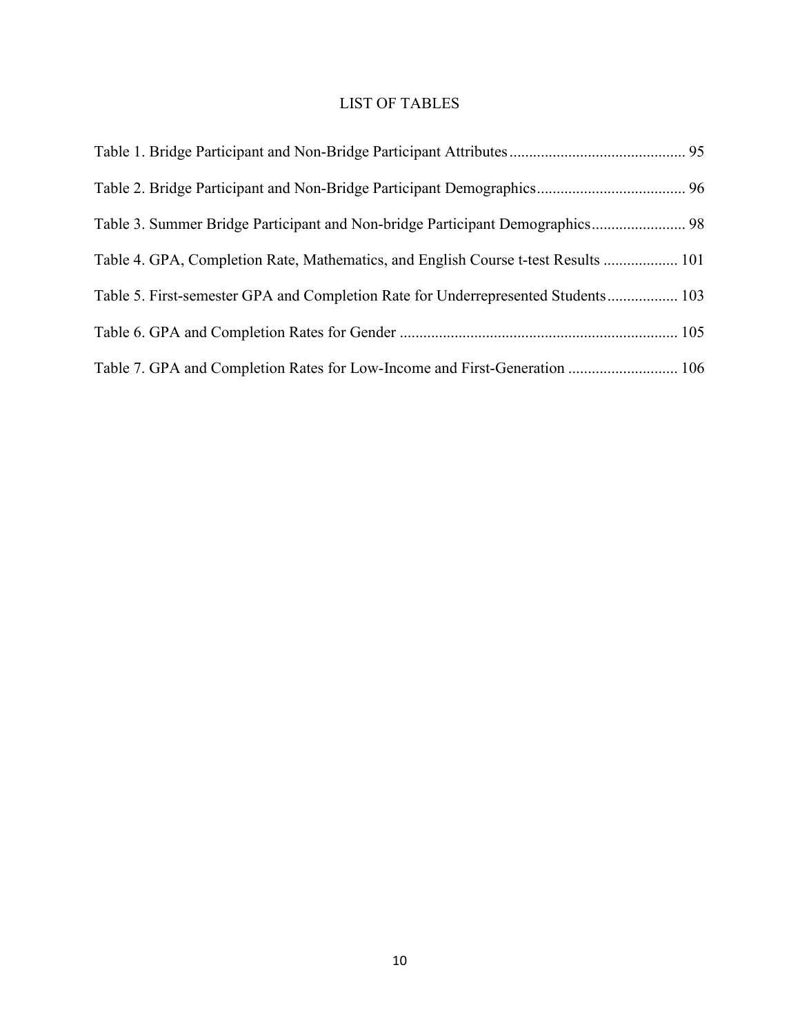# LIST OF TABLES

Table 1. Bridge Participant and Non-Bridge Participant Attributes ............................................ 95

Table 2. Bridge Participant and Non-Bridge Participant Demographics ..................................... 96

Table 3. Summer Bridge Participant and Non-bridge Participant Demographics ........................ 98

Table 4. GPA, Completion Rate, Mathematics, and English Course t-test Results ................... 101

Table 5. First-semester GPA and Completion Rate for Underrepresented Students .................. 103

Table 6. GPA and Completion Rates for Gender ...................................................................... 105

Table 7. GPA and Completion Rates for Low-Income and First-Generation ............................ 106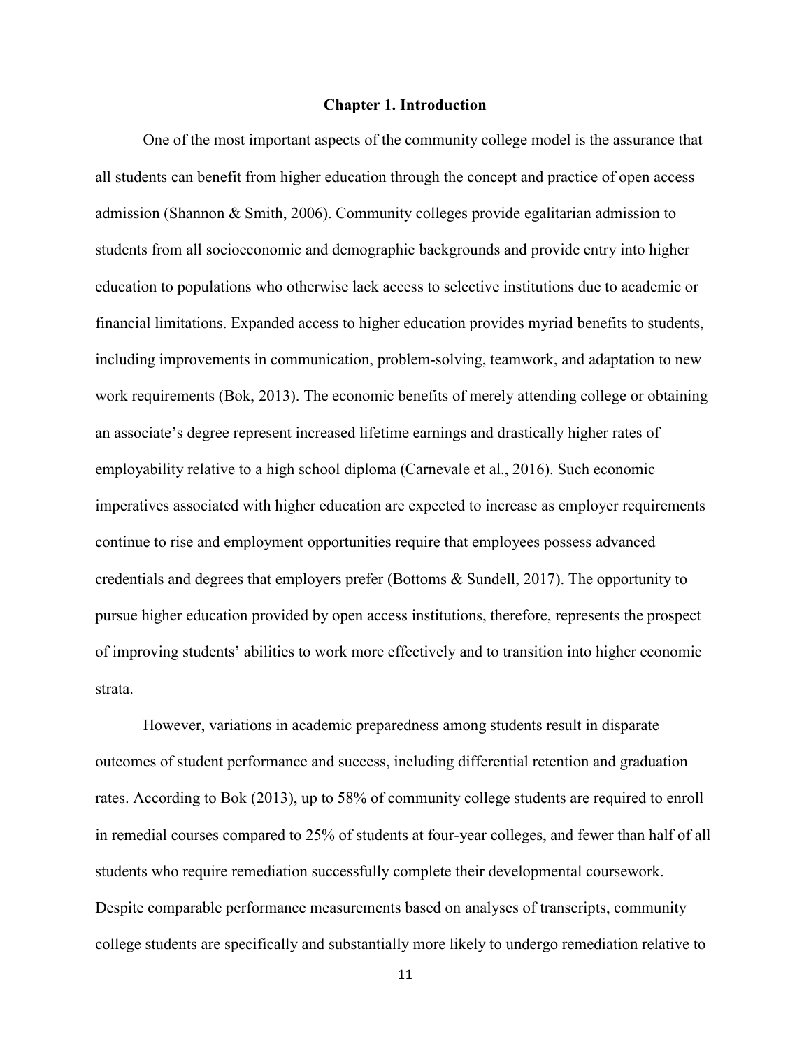# Chapter 1. Introduction

One of the most important aspects of the community college model is the assurance that all students can benefit from higher education through the concept and practice of open access admission (Shannon & Smith, 2006). Community colleges provide egalitarian admission to students from all socioeconomic and demographic backgrounds and provide entry into higher education to populations who otherwise lack access to selective institutions due to academic or financial limitations. Expanded access to higher education provides myriad benefits to students, including improvements in communication, problem-solving, teamwork, and adaptation to new work requirements (Bok, 2013). The economic benefits of merely attending college or obtaining an associate's degree represent increased lifetime earnings and drastically higher rates of employability relative to a high school diploma (Carnevale et al., 2016). Such economic imperatives associated with higher education are expected to increase as employer requirements continue to rise and employment opportunities require that employees possess advanced credentials and degrees that employers prefer (Bottoms & Sundell, 2017). The opportunity to pursue higher education provided by open access institutions, therefore, represents the prospect of improving students' abilities to work more effectively and to transition into higher economic strata.

However, variations in academic preparedness among students result in disparate outcomes of student performance and success, including differential retention and graduation rates. According to Bok (2013), up to 58% of community college students are required to enroll in remedial courses compared to 25% of students at four-year colleges, and fewer than half of all students who require remediation successfully complete their developmental coursework. Despite comparable performance measurements based on analyses of transcripts, community college students are specifically and substantially more likely to undergo remediation relative to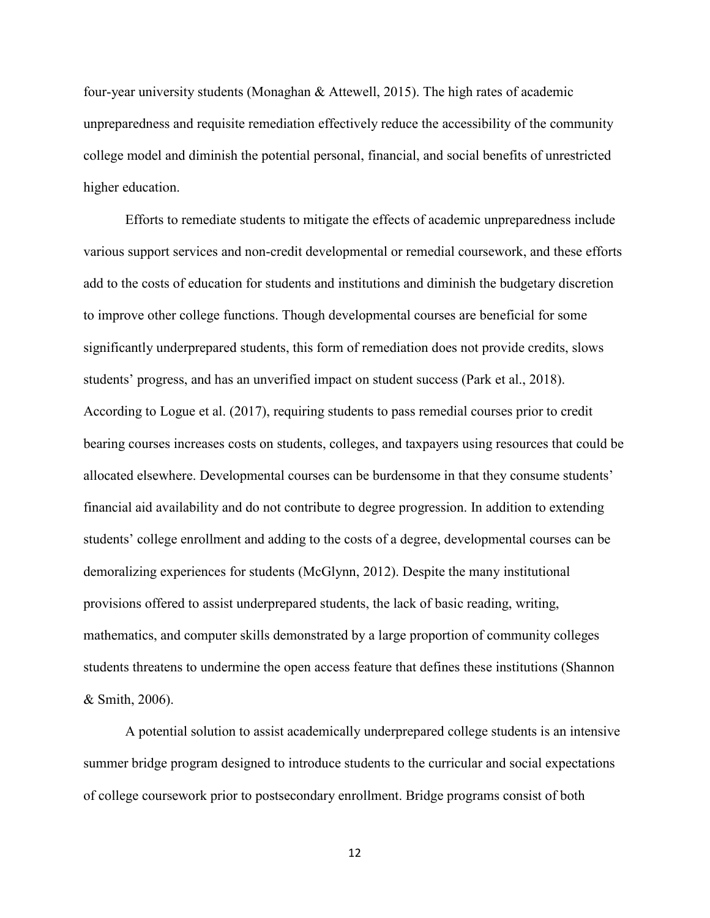four-year university students (Monaghan & Attewell, 2015). The high rates of academic unpreparedness and requisite remediation effectively reduce the accessibility of the community college model and diminish the potential personal, financial, and social benefits of unrestricted higher education.

Efforts to remediate students to mitigate the effects of academic unpreparedness include various support services and non-credit developmental or remedial coursework, and these efforts add to the costs of education for students and institutions and diminish the budgetary discretion to improve other college functions. Though developmental courses are beneficial for some significantly underprepared students, this form of remediation does not provide credits, slows students' progress, and has an unverified impact on student success (Park et al., 2018). According to Logue et al. (2017), requiring students to pass remedial courses prior to credit bearing courses increases costs on students, colleges, and taxpayers using resources that could be allocated elsewhere. Developmental courses can be burdensome in that they consume students' financial aid availability and do not contribute to degree progression. In addition to extending students' college enrollment and adding to the costs of a degree, developmental courses can be demoralizing experiences for students (McGlynn, 2012). Despite the many institutional provisions offered to assist underprepared students, the lack of basic reading, writing, mathematics, and computer skills demonstrated by a large proportion of community colleges students threatens to undermine the open access feature that defines these institutions (Shannon & Smith, 2006).

A potential solution to assist academically underprepared college students is an intensive summer bridge program designed to introduce students to the curricular and social expectations of college coursework prior to postsecondary enrollment. Bridge programs consist of both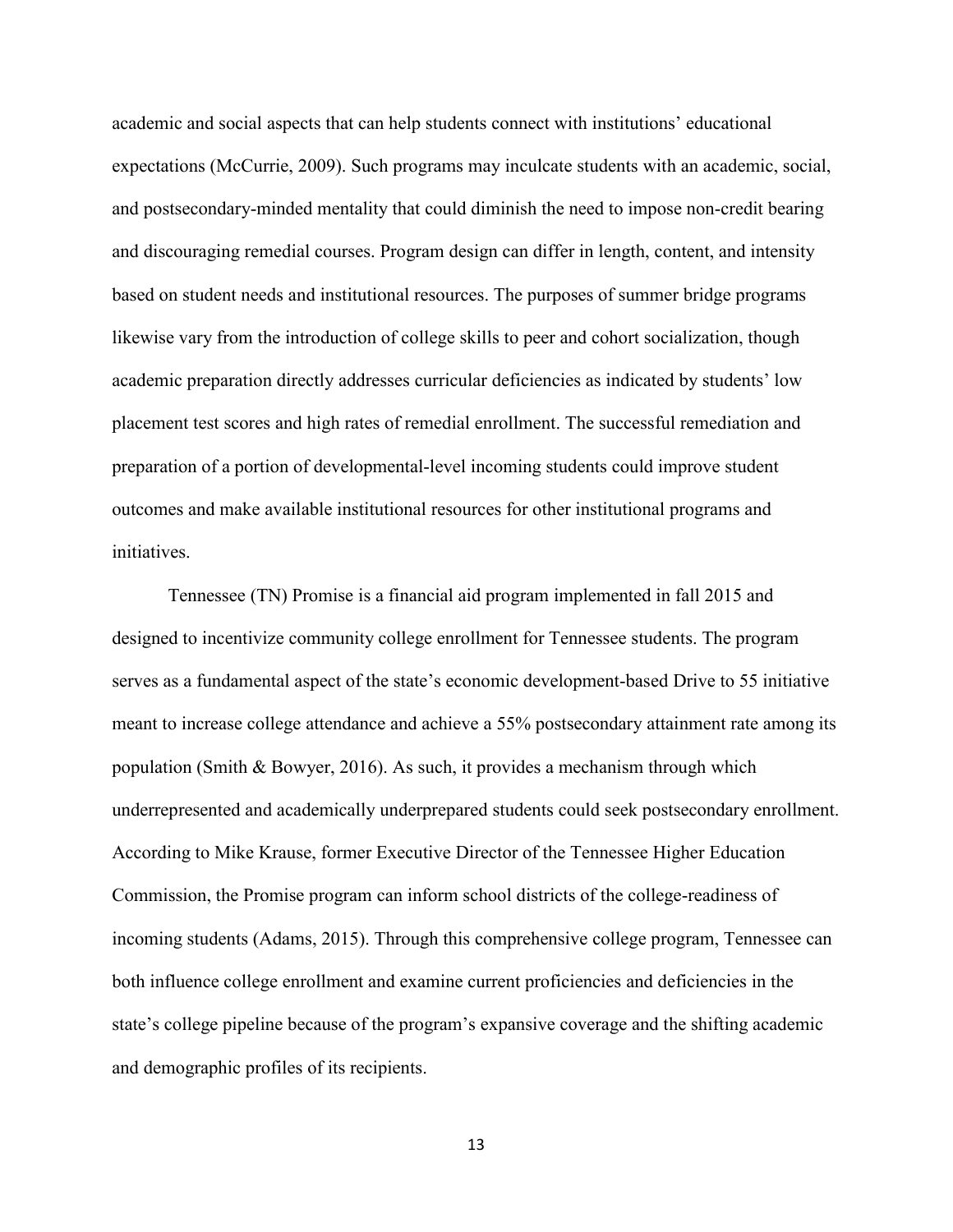academic and social aspects that can help students connect with institutions' educational expectations (McCurrie, 2009). Such programs may inculcate students with an academic, social, and postsecondary-minded mentality that could diminish the need to impose non-credit bearing and discouraging remedial courses. Program design can differ in length, content, and intensity based on student needs and institutional resources. The purposes of summer bridge programs likewise vary from the introduction of college skills to peer and cohort socialization, though academic preparation directly addresses curricular deficiencies as indicated by students' low placement test scores and high rates of remedial enrollment. The successful remediation and preparation of a portion of developmental-level incoming students could improve student outcomes and make available institutional resources for other institutional programs and initiatives.

Tennessee (TN) Promise is a financial aid program implemented in fall 2015 and designed to incentivize community college enrollment for Tennessee students. The program serves as a fundamental aspect of the state's economic development-based Drive to 55 initiative meant to increase college attendance and achieve a 55% postsecondary attainment rate among its population (Smith & Bowyer, 2016). As such, it provides a mechanism through which underrepresented and academically underprepared students could seek postsecondary enrollment. According to Mike Krause, former Executive Director of the Tennessee Higher Education Commission, the Promise program can inform school districts of the college-readiness of incoming students (Adams, 2015). Through this comprehensive college program, Tennessee can both influence college enrollment and examine current proficiencies and deficiencies in the state's college pipeline because of the program's expansive coverage and the shifting academic and demographic profiles of its recipients.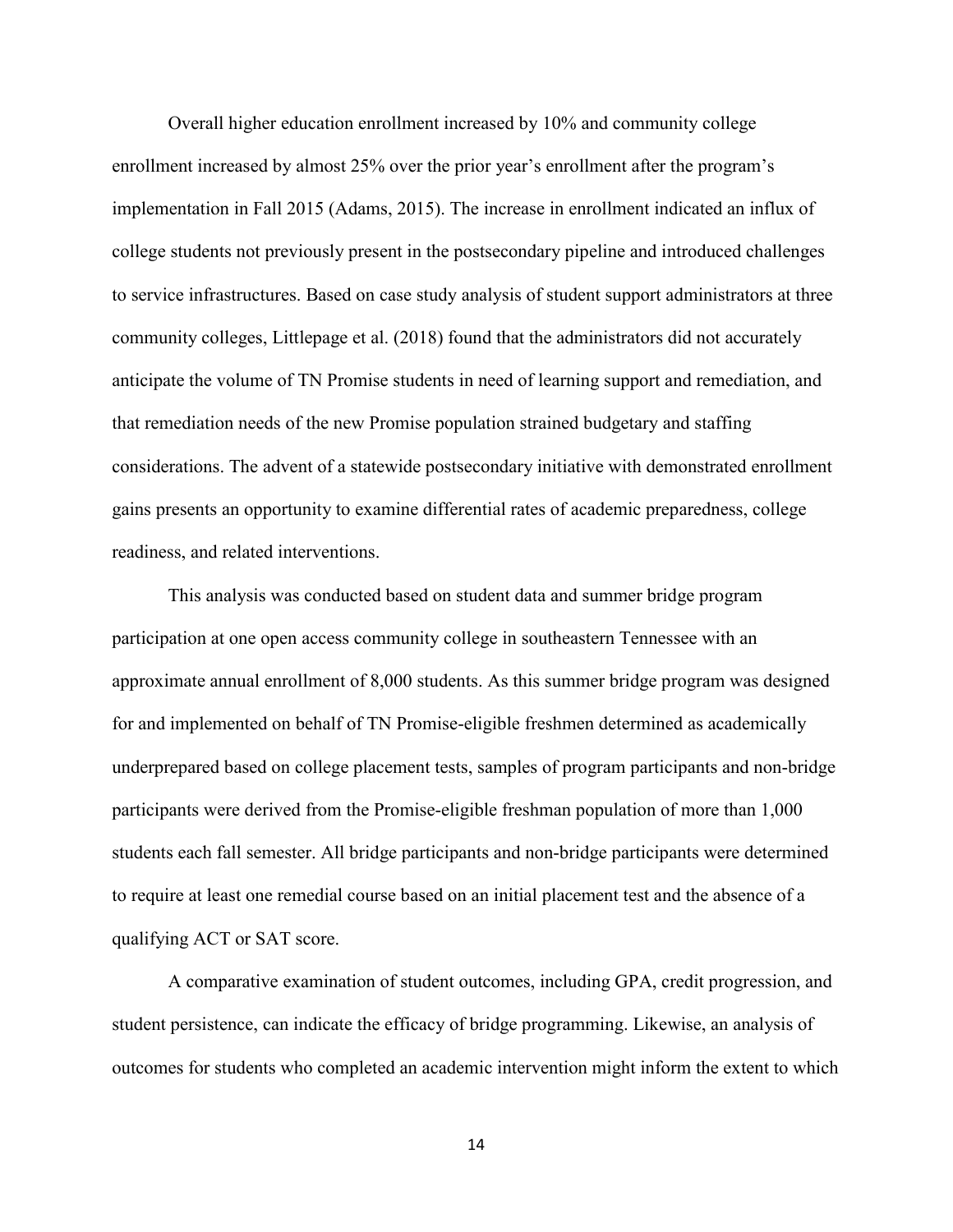Overall higher education enrollment increased by 10% and community college enrollment increased by almost 25% over the prior year's enrollment after the program's implementation in Fall 2015 (Adams, 2015). The increase in enrollment indicated an influx of college students not previously present in the postsecondary pipeline and introduced challenges to service infrastructures. Based on case study analysis of student support administrators at three community colleges, Littlepage et al. (2018) found that the administrators did not accurately anticipate the volume of TN Promise students in need of learning support and remediation, and that remediation needs of the new Promise population strained budgetary and staffing considerations. The advent of a statewide postsecondary initiative with demonstrated enrollment gains presents an opportunity to examine differential rates of academic preparedness, college readiness, and related interventions.

This analysis was conducted based on student data and summer bridge program participation at one open access community college in southeastern Tennessee with an approximate annual enrollment of 8,000 students. As this summer bridge program was designed for and implemented on behalf of TN Promise-eligible freshmen determined as academically underprepared based on college placement tests, samples of program participants and non-bridge participants were derived from the Promise-eligible freshman population of more than 1,000 students each fall semester. All bridge participants and non-bridge participants were determined to require at least one remedial course based on an initial placement test and the absence of a qualifying ACT or SAT score.

A comparative examination of student outcomes, including GPA, credit progression, and student persistence, can indicate the efficacy of bridge programming. Likewise, an analysis of outcomes for students who completed an academic intervention might inform the extent to which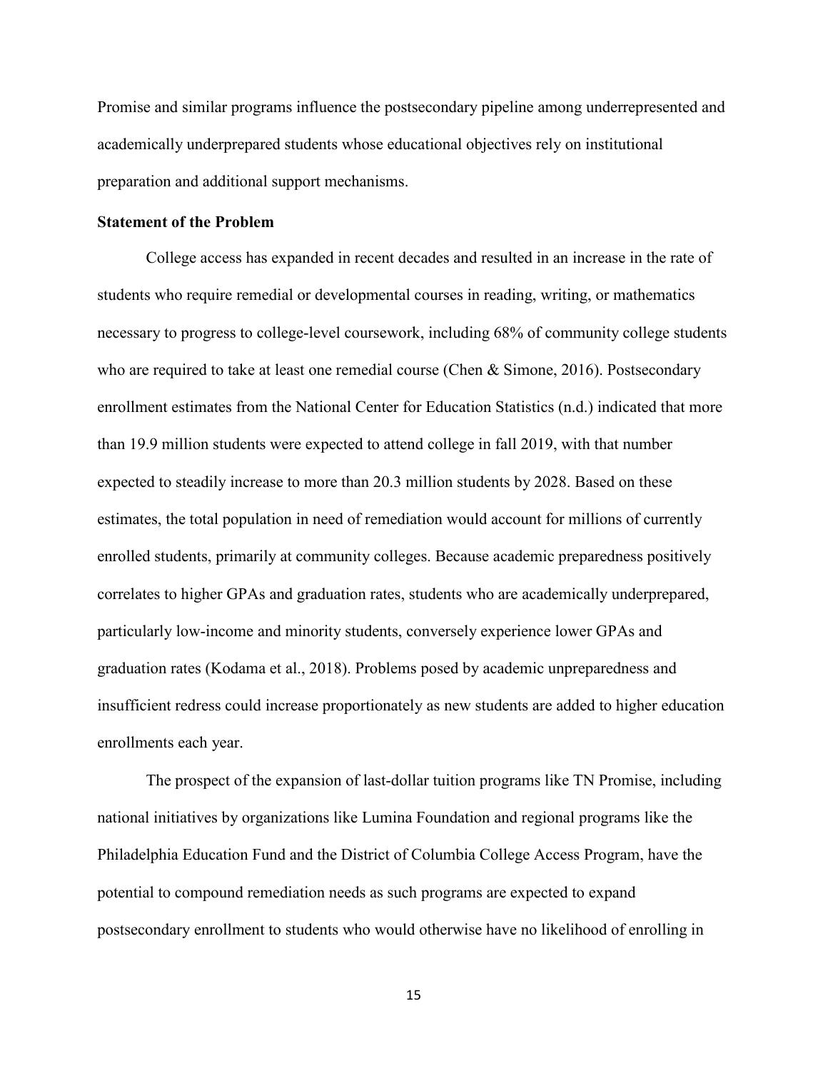Promise and similar programs influence the postsecondary pipeline among underrepresented and academically underprepared students whose educational objectives rely on institutional preparation and additional support mechanisms.

### Statement of the Problem

College access has expanded in recent decades and resulted in an increase in the rate of students who require remedial or developmental courses in reading, writing, or mathematics necessary to progress to college-level coursework, including 68% of community college students who are required to take at least one remedial course (Chen & Simone, 2016). Postsecondary enrollment estimates from the National Center for Education Statistics (n.d.) indicated that more than 19.9 million students were expected to attend college in fall 2019, with that number expected to steadily increase to more than 20.3 million students by 2028. Based on these estimates, the total population in need of remediation would account for millions of currently enrolled students, primarily at community colleges. Because academic preparedness positively correlates to higher GPAs and graduation rates, students who are academically underprepared, particularly low-income and minority students, conversely experience lower GPAs and graduation rates (Kodama et al., 2018). Problems posed by academic unpreparedness and insufficient redress could increase proportionately as new students are added to higher education enrollments each year.

The prospect of the expansion of last-dollar tuition programs like TN Promise, including national initiatives by organizations like Lumina Foundation and regional programs like the Philadelphia Education Fund and the District of Columbia College Access Program, have the potential to compound remediation needs as such programs are expected to expand postsecondary enrollment to students who would otherwise have no likelihood of enrolling in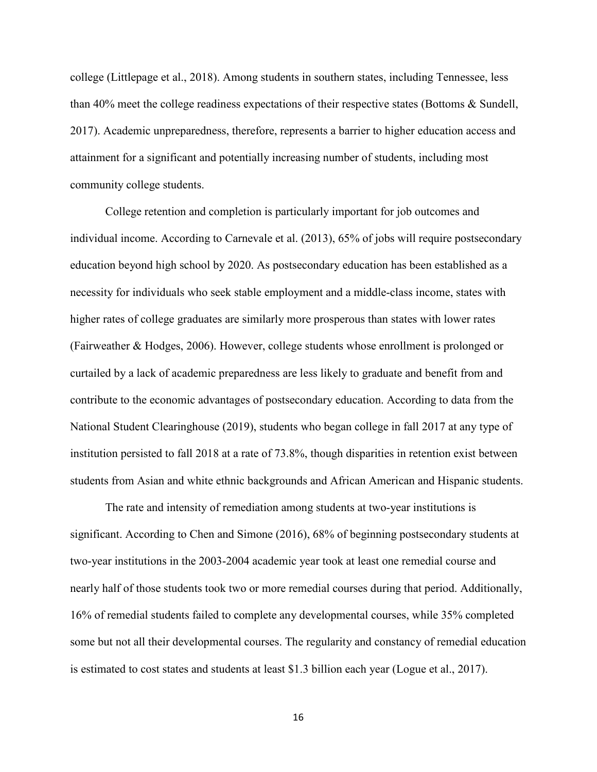college (Littlepage et al., 2018). Among students in southern states, including Tennessee, less than 40% meet the college readiness expectations of their respective states (Bottoms & Sundell, 2017). Academic unpreparedness, therefore, represents a barrier to higher education access and attainment for a significant and potentially increasing number of students, including most community college students.

College retention and completion is particularly important for job outcomes and individual income. According to Carnevale et al. (2013), 65% of jobs will require postsecondary education beyond high school by 2020. As postsecondary education has been established as a necessity for individuals who seek stable employment and a middle-class income, states with higher rates of college graduates are similarly more prosperous than states with lower rates (Fairweather & Hodges, 2006). However, college students whose enrollment is prolonged or curtailed by a lack of academic preparedness are less likely to graduate and benefit from and contribute to the economic advantages of postsecondary education. According to data from the National Student Clearinghouse (2019), students who began college in fall 2017 at any type of institution persisted to fall 2018 at a rate of 73.8%, though disparities in retention exist between students from Asian and white ethnic backgrounds and African American and Hispanic students.

The rate and intensity of remediation among students at two-year institutions is significant. According to Chen and Simone (2016), 68% of beginning postsecondary students at two-year institutions in the 2003-2004 academic year took at least one remedial course and nearly half of those students took two or more remedial courses during that period. Additionally, 16% of remedial students failed to complete any developmental courses, while 35% completed some but not all their developmental courses. The regularity and constancy of remedial education is estimated to cost states and students at least $1.3 billion each year (Logue et al., 2017).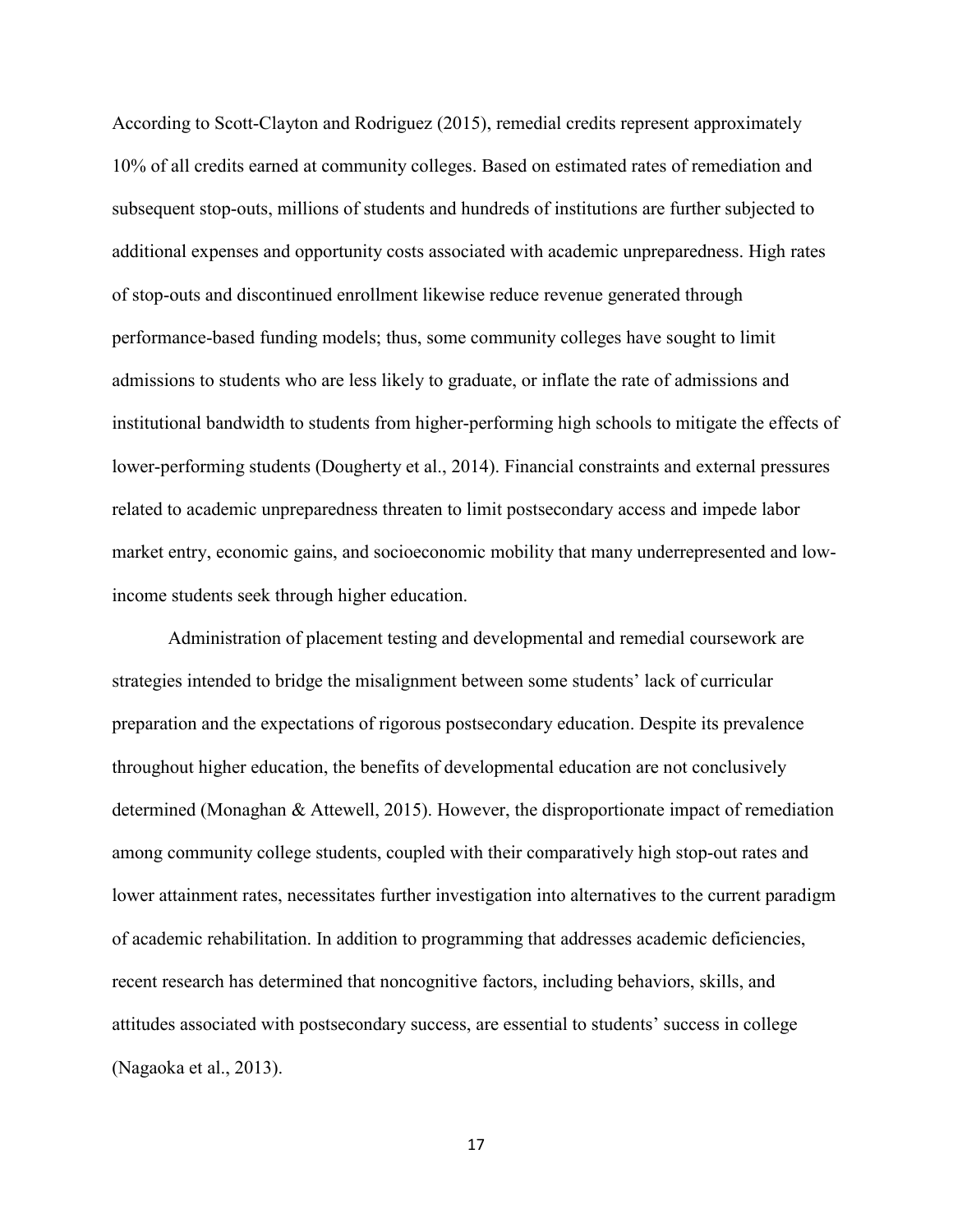According to Scott-Clayton and Rodriguez (2015), remedial credits represent approximately 10% of all credits earned at community colleges. Based on estimated rates of remediation and subsequent stop-outs, millions of students and hundreds of institutions are further subjected to additional expenses and opportunity costs associated with academic unpreparedness. High rates of stop-outs and discontinued enrollment likewise reduce revenue generated through performance-based funding models; thus, some community colleges have sought to limit admissions to students who are less likely to graduate, or inflate the rate of admissions and institutional bandwidth to students from higher-performing high schools to mitigate the effects of lower-performing students (Dougherty et al., 2014). Financial constraints and external pressures related to academic unpreparedness threaten to limit postsecondary access and impede labor market entry, economic gains, and socioeconomic mobility that many underrepresented and low-income students seek through higher education.

Administration of placement testing and developmental and remedial coursework are strategies intended to bridge the misalignment between some students' lack of curricular preparation and the expectations of rigorous postsecondary education. Despite its prevalence throughout higher education, the benefits of developmental education are not conclusively determined (Monaghan & Attewell, 2015). However, the disproportionate impact of remediation among community college students, coupled with their comparatively high stop-out rates and lower attainment rates, necessitates further investigation into alternatives to the current paradigm of academic rehabilitation. In addition to programming that addresses academic deficiencies, recent research has determined that noncognitive factors, including behaviors, skills, and attitudes associated with postsecondary success, are essential to students' success in college (Nagaoka et al., 2013).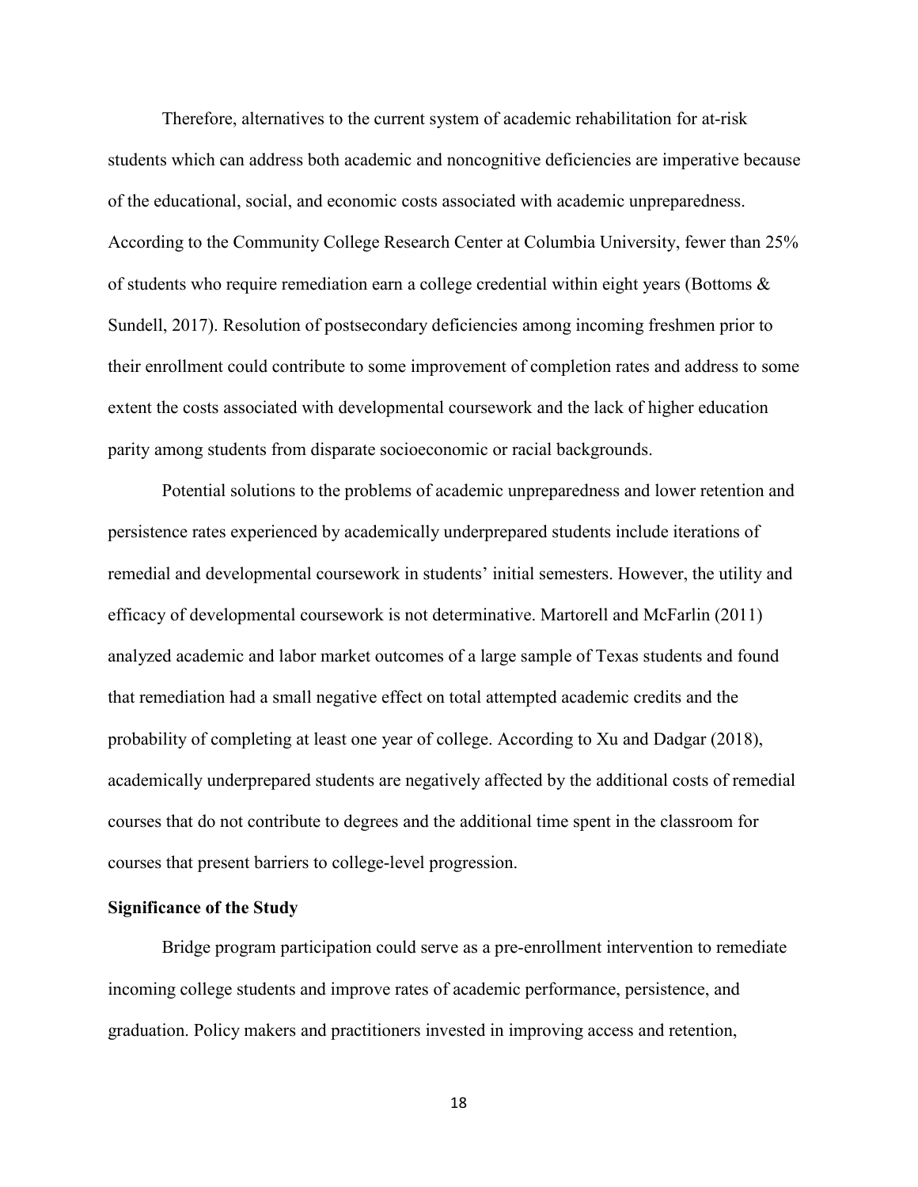Therefore, alternatives to the current system of academic rehabilitation for at-risk students which can address both academic and noncognitive deficiencies are imperative because of the educational, social, and economic costs associated with academic unpreparedness. According to the Community College Research Center at Columbia University, fewer than 25% of students who require remediation earn a college credential within eight years (Bottoms & Sundell, 2017). Resolution of postsecondary deficiencies among incoming freshmen prior to their enrollment could contribute to some improvement of completion rates and address to some extent the costs associated with developmental coursework and the lack of higher education parity among students from disparate socioeconomic or racial backgrounds.

Potential solutions to the problems of academic unpreparedness and lower retention and persistence rates experienced by academically underprepared students include iterations of remedial and developmental coursework in students' initial semesters. However, the utility and efficacy of developmental coursework is not determinative. Martorell and McFarlin (2011) analyzed academic and labor market outcomes of a large sample of Texas students and found that remediation had a small negative effect on total attempted academic credits and the probability of completing at least one year of college. According to Xu and Dadgar (2018), academically underprepared students are negatively affected by the additional costs of remedial courses that do not contribute to degrees and the additional time spent in the classroom for courses that present barriers to college-level progression.

**Significance of the Study**

Bridge program participation could serve as a pre-enrollment intervention to remediate incoming college students and improve rates of academic performance, persistence, and graduation. Policy makers and practitioners invested in improving access and retention,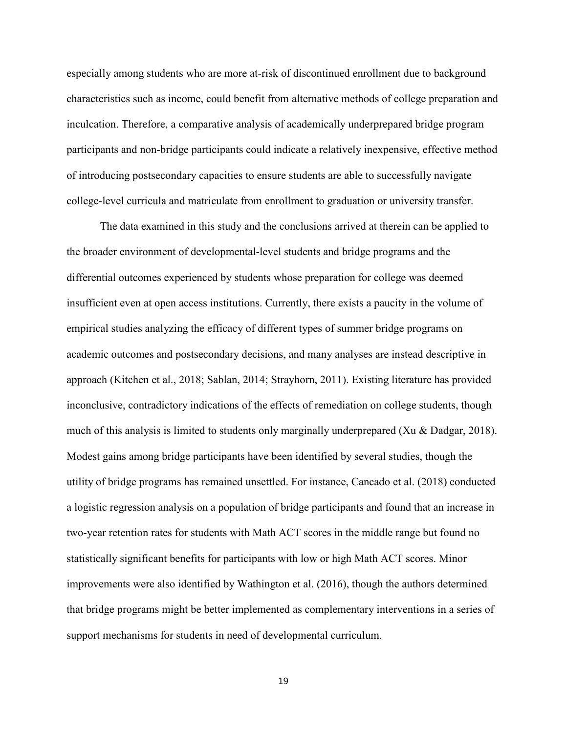especially among students who are more at-risk of discontinued enrollment due to background characteristics such as income, could benefit from alternative methods of college preparation and inculcation. Therefore, a comparative analysis of academically underprepared bridge program participants and non-bridge participants could indicate a relatively inexpensive, effective method of introducing postsecondary capacities to ensure students are able to successfully navigate college-level curricula and matriculate from enrollment to graduation or university transfer.

The data examined in this study and the conclusions arrived at therein can be applied to the broader environment of developmental-level students and bridge programs and the differential outcomes experienced by students whose preparation for college was deemed insufficient even at open access institutions. Currently, there exists a paucity in the volume of empirical studies analyzing the efficacy of different types of summer bridge programs on academic outcomes and postsecondary decisions, and many analyses are instead descriptive in approach (Kitchen et al., 2018; Sablan, 2014; Strayhorn, 2011). Existing literature has provided inconclusive, contradictory indications of the effects of remediation on college students, though much of this analysis is limited to students only marginally underprepared (Xu & Dadgar, 2018). Modest gains among bridge participants have been identified by several studies, though the utility of bridge programs has remained unsettled. For instance, Cancado et al. (2018) conducted a logistic regression analysis on a population of bridge participants and found that an increase in two-year retention rates for students with Math ACT scores in the middle range but found no statistically significant benefits for participants with low or high Math ACT scores. Minor improvements were also identified by Wathington et al. (2016), though the authors determined that bridge programs might be better implemented as complementary interventions in a series of support mechanisms for students in need of developmental curriculum.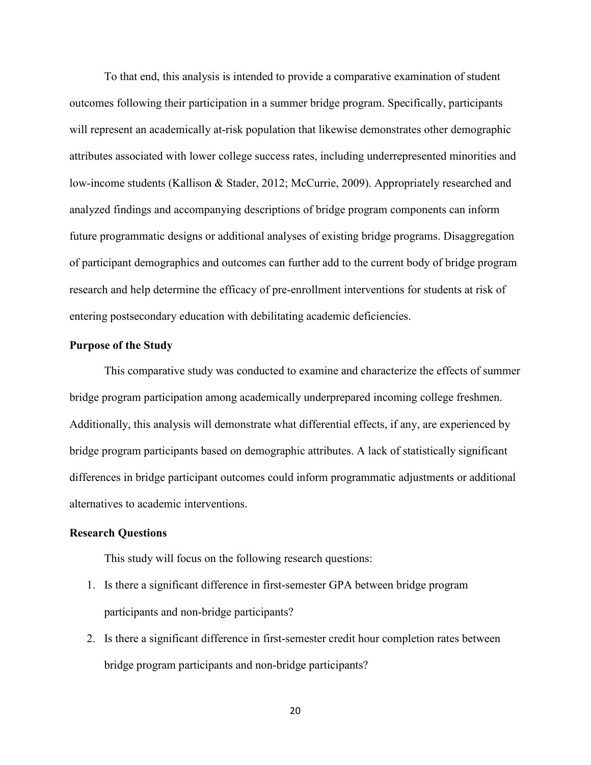To that end, this analysis is intended to provide a comparative examination of student outcomes following their participation in a summer bridge program. Specifically, participants will represent an academically at-risk population that likewise demonstrates other demographic attributes associated with lower college success rates, including underrepresented minorities and low-income students (Kallison & Stader, 2012; McCurrie, 2009). Appropriately researched and analyzed findings and accompanying descriptions of bridge program components can inform future programmatic designs or additional analyses of existing bridge programs. Disaggregation of participant demographics and outcomes can further add to the current body of bridge program research and help determine the efficacy of pre-enrollment interventions for students at risk of entering postsecondary education with debilitating academic deficiencies.

## Purpose of the Study

This comparative study was conducted to examine and characterize the effects of summer bridge program participation among academically underprepared incoming college freshmen. Additionally, this analysis will demonstrate what differential effects, if any, are experienced by bridge program participants based on demographic attributes. A lack of statistically significant differences in bridge participant outcomes could inform programmatic adjustments or additional alternatives to academic interventions.

## Research Questions

This study will focus on the following research questions:

1. Is there a significant difference in first-semester GPA between bridge program participants and non-bridge participants?
2. Is there a significant difference in first-semester credit hour completion rates between bridge program participants and non-bridge participants?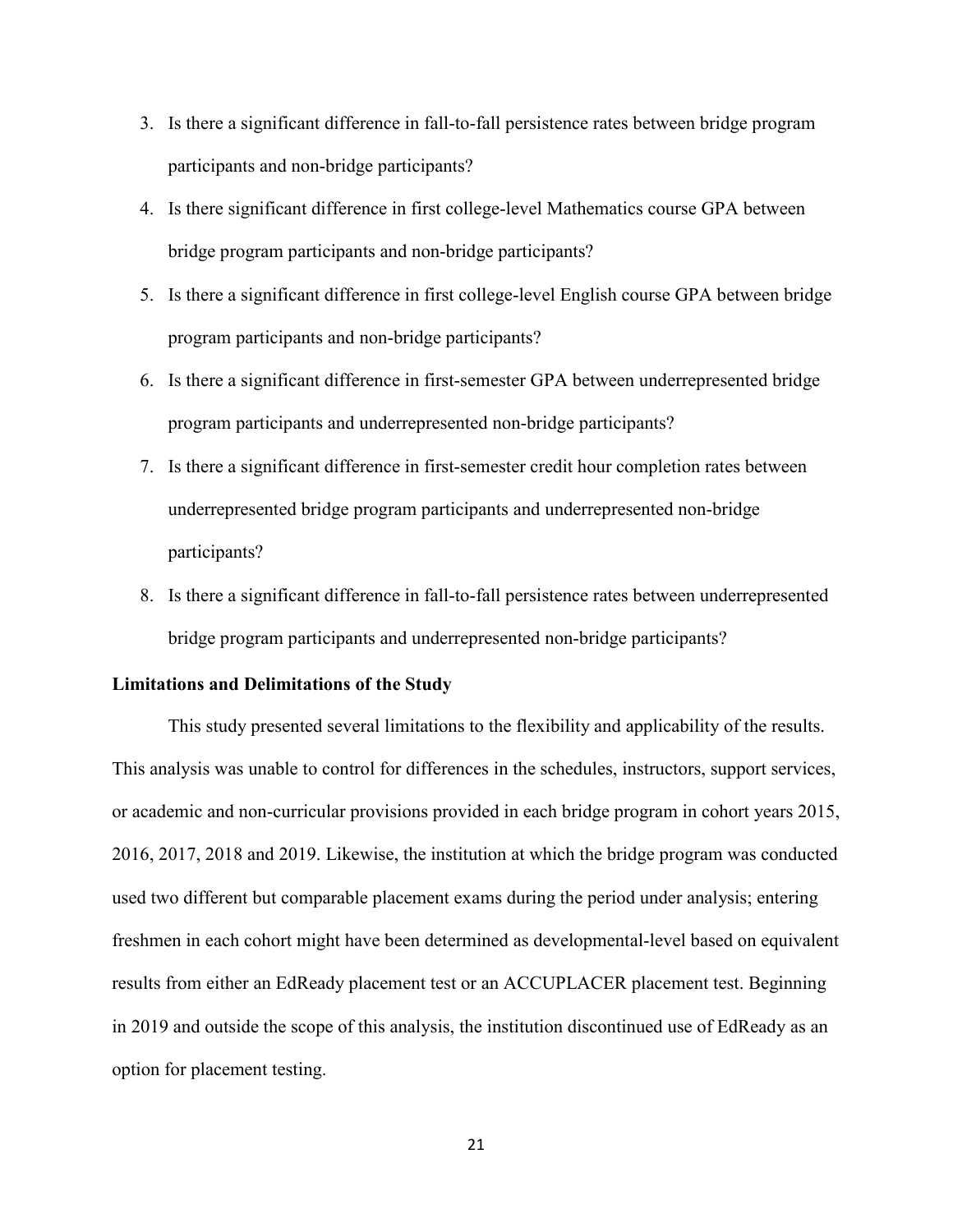3. Is there a significant difference in fall-to-fall persistence rates between bridge program participants and non-bridge participants?
4. Is there significant difference in first college-level Mathematics course GPA between bridge program participants and non-bridge participants?
5. Is there a significant difference in first college-level English course GPA between bridge program participants and non-bridge participants?
6. Is there a significant difference in first-semester GPA between underrepresented bridge program participants and underrepresented non-bridge participants?
7. Is there a significant difference in first-semester credit hour completion rates between underrepresented bridge program participants and underrepresented non-bridge participants?
8. Is there a significant difference in fall-to-fall persistence rates between underrepresented bridge program participants and underrepresented non-bridge participants?

**Limitations and Delimitations of the Study**

This study presented several limitations to the flexibility and applicability of the results. This analysis was unable to control for differences in the schedules, instructors, support services, or academic and non-curricular provisions provided in each bridge program in cohort years 2015, 2016, 2017, 2018 and 2019. Likewise, the institution at which the bridge program was conducted used two different but comparable placement exams during the period under analysis; entering freshmen in each cohort might have been determined as developmental-level based on equivalent results from either an EdReady placement test or an ACCUPLACER placement test. Beginning in 2019 and outside the scope of this analysis, the institution discontinued use of EdReady as an option for placement testing.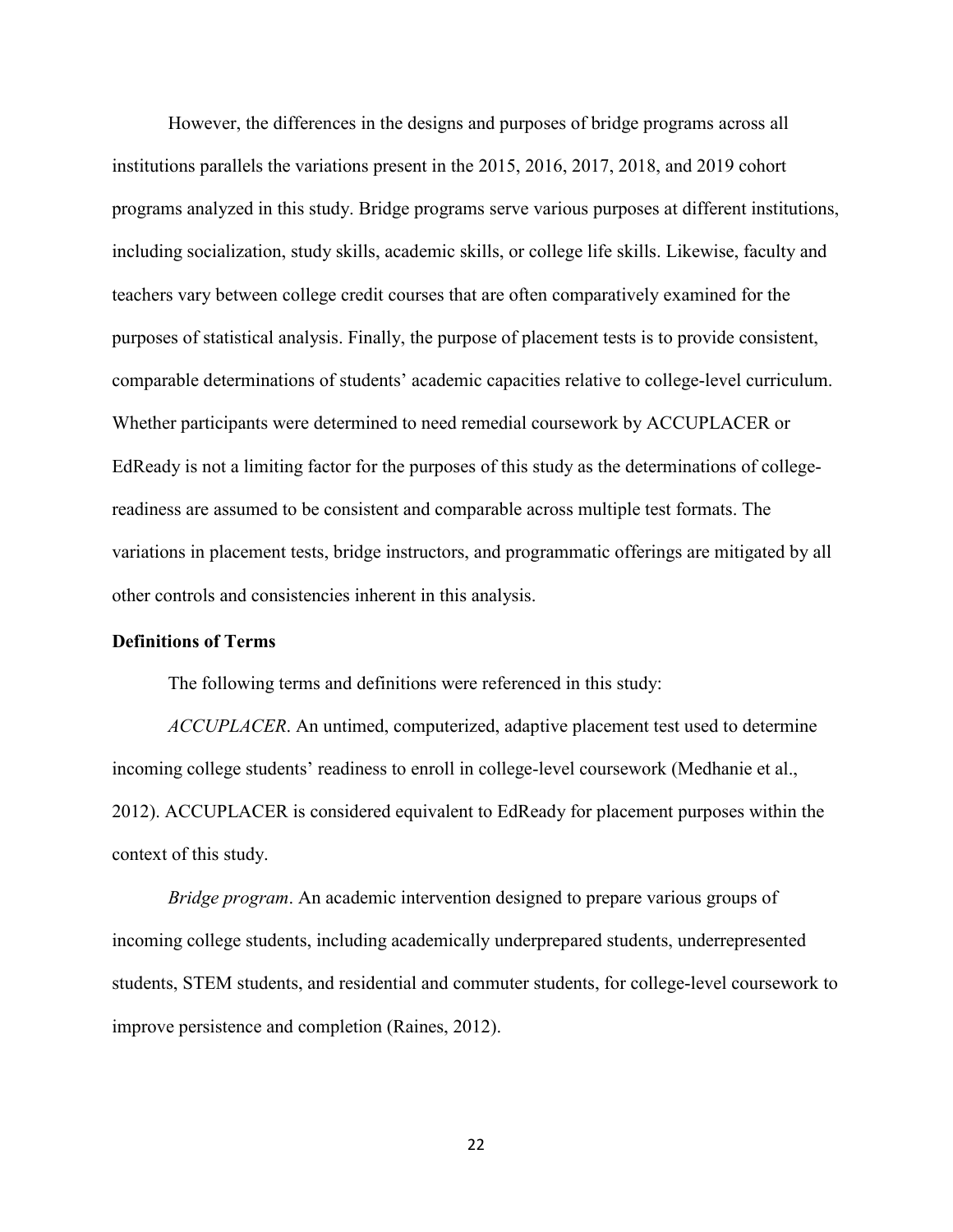However, the differences in the designs and purposes of bridge programs across all institutions parallels the variations present in the 2015, 2016, 2017, 2018, and 2019 cohort programs analyzed in this study. Bridge programs serve various purposes at different institutions, including socialization, study skills, academic skills, or college life skills. Likewise, faculty and teachers vary between college credit courses that are often comparatively examined for the purposes of statistical analysis. Finally, the purpose of placement tests is to provide consistent, comparable determinations of students' academic capacities relative to college-level curriculum. Whether participants were determined to need remedial coursework by ACCUPLACER or EdReady is not a limiting factor for the purposes of this study as the determinations of college-readiness are assumed to be consistent and comparable across multiple test formats. The variations in placement tests, bridge instructors, and programmatic offerings are mitigated by all other controls and consistencies inherent in this analysis.

**Definitions of Terms**

The following terms and definitions were referenced in this study:

*ACCUPLACER*. An untimed, computerized, adaptive placement test used to determine incoming college students' readiness to enroll in college-level coursework (Medhanie et al., 2012). ACCUPLACER is considered equivalent to EdReady for placement purposes within the context of this study.

*Bridge program*. An academic intervention designed to prepare various groups of incoming college students, including academically underprepared students, underrepresented students, STEM students, and residential and commuter students, for college-level coursework to improve persistence and completion (Raines, 2012).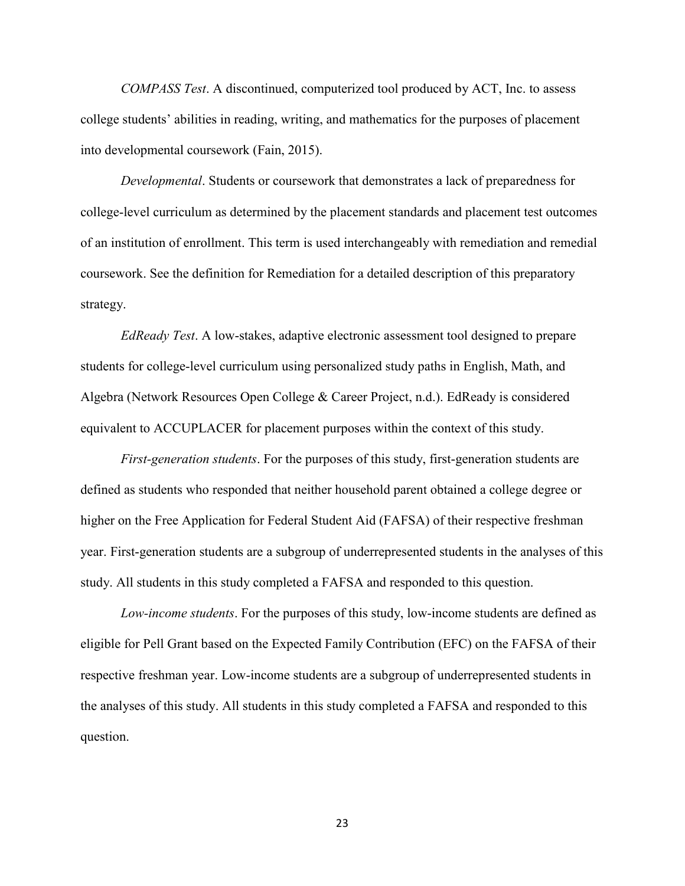*COMPASS Test*. A discontinued, computerized tool produced by ACT, Inc. to assess college students' abilities in reading, writing, and mathematics for the purposes of placement into developmental coursework (Fain, 2015).

*Developmental*. Students or coursework that demonstrates a lack of preparedness for college-level curriculum as determined by the placement standards and placement test outcomes of an institution of enrollment. This term is used interchangeably with remediation and remedial coursework. See the definition for Remediation for a detailed description of this preparatory strategy.

*EdReady Test*. A low-stakes, adaptive electronic assessment tool designed to prepare students for college-level curriculum using personalized study paths in English, Math, and Algebra (Network Resources Open College & Career Project, n.d.). EdReady is considered equivalent to ACCUPLACER for placement purposes within the context of this study.

*First-generation students*. For the purposes of this study, first-generation students are defined as students who responded that neither household parent obtained a college degree or higher on the Free Application for Federal Student Aid (FAFSA) of their respective freshman year. First-generation students are a subgroup of underrepresented students in the analyses of this study. All students in this study completed a FAFSA and responded to this question.

*Low-income students*. For the purposes of this study, low-income students are defined as eligible for Pell Grant based on the Expected Family Contribution (EFC) on the FAFSA of their respective freshman year. Low-income students are a subgroup of underrepresented students in the analyses of this study. All students in this study completed a FAFSA and responded to this question.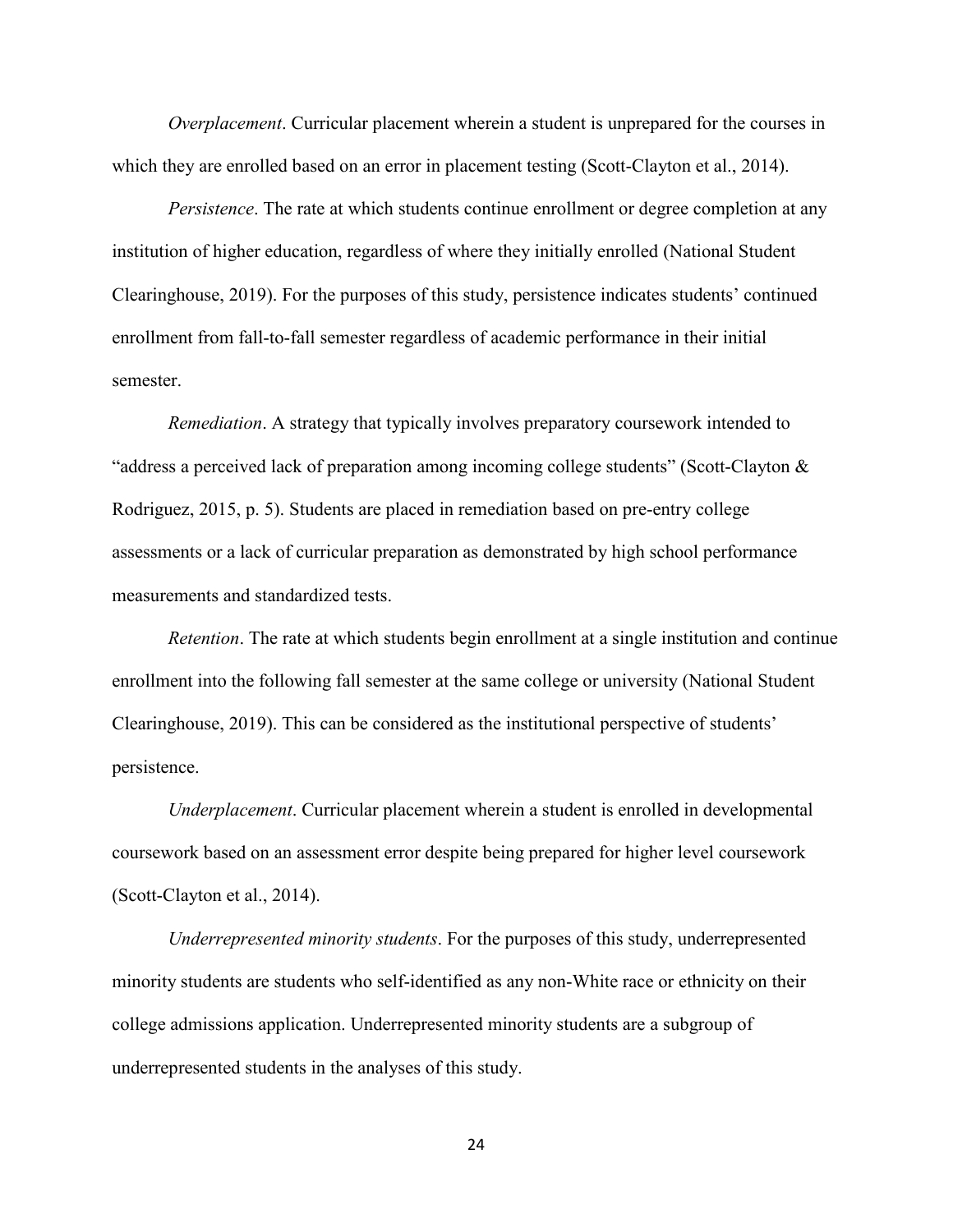*Overplacement*. Curricular placement wherein a student is unprepared for the courses in which they are enrolled based on an error in placement testing (Scott-Clayton et al., 2014).

*Persistence*. The rate at which students continue enrollment or degree completion at any institution of higher education, regardless of where they initially enrolled (National Student Clearinghouse, 2019). For the purposes of this study, persistence indicates students' continued enrollment from fall-to-fall semester regardless of academic performance in their initial semester.

*Remediation*. A strategy that typically involves preparatory coursework intended to "address a perceived lack of preparation among incoming college students" (Scott-Clayton & Rodriguez, 2015, p. 5). Students are placed in remediation based on pre-entry college assessments or a lack of curricular preparation as demonstrated by high school performance measurements and standardized tests.

*Retention*. The rate at which students begin enrollment at a single institution and continue enrollment into the following fall semester at the same college or university (National Student Clearinghouse, 2019). This can be considered as the institutional perspective of students' persistence.

*Underplacement*. Curricular placement wherein a student is enrolled in developmental coursework based on an assessment error despite being prepared for higher level coursework (Scott-Clayton et al., 2014).

*Underrepresented minority students*. For the purposes of this study, underrepresented minority students are students who self-identified as any non-White race or ethnicity on their college admissions application. Underrepresented minority students are a subgroup of underrepresented students in the analyses of this study.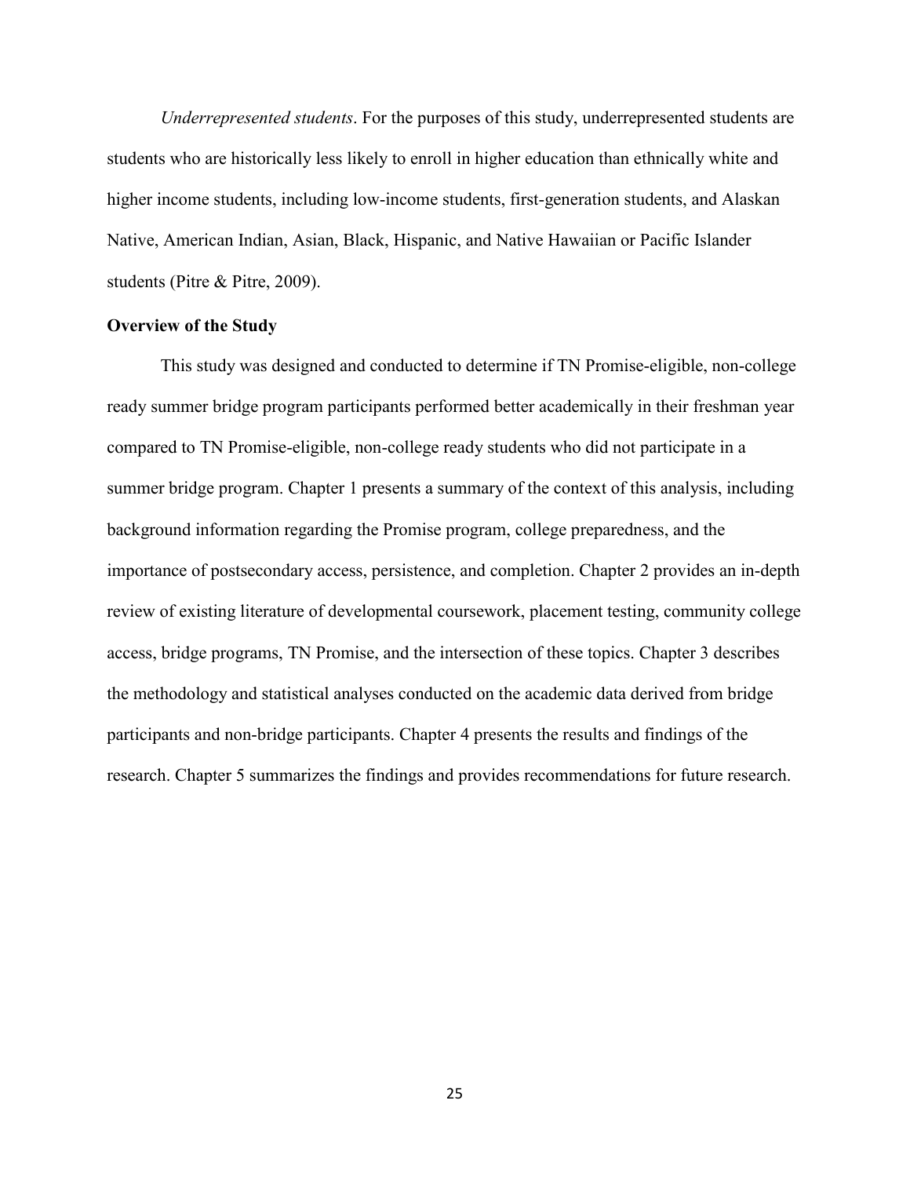*Underrepresented students*. For the purposes of this study, underrepresented students are students who are historically less likely to enroll in higher education than ethnically white and higher income students, including low-income students, first-generation students, and Alaskan Native, American Indian, Asian, Black, Hispanic, and Native Hawaiian or Pacific Islander students (Pitre & Pitre, 2009).

**Overview of the Study**

This study was designed and conducted to determine if TN Promise-eligible, non-college ready summer bridge program participants performed better academically in their freshman year compared to TN Promise-eligible, non-college ready students who did not participate in a summer bridge program. Chapter 1 presents a summary of the context of this analysis, including background information regarding the Promise program, college preparedness, and the importance of postsecondary access, persistence, and completion. Chapter 2 provides an in-depth review of existing literature of developmental coursework, placement testing, community college access, bridge programs, TN Promise, and the intersection of these topics. Chapter 3 describes the methodology and statistical analyses conducted on the academic data derived from bridge participants and non-bridge participants. Chapter 4 presents the results and findings of the research. Chapter 5 summarizes the findings and provides recommendations for future research.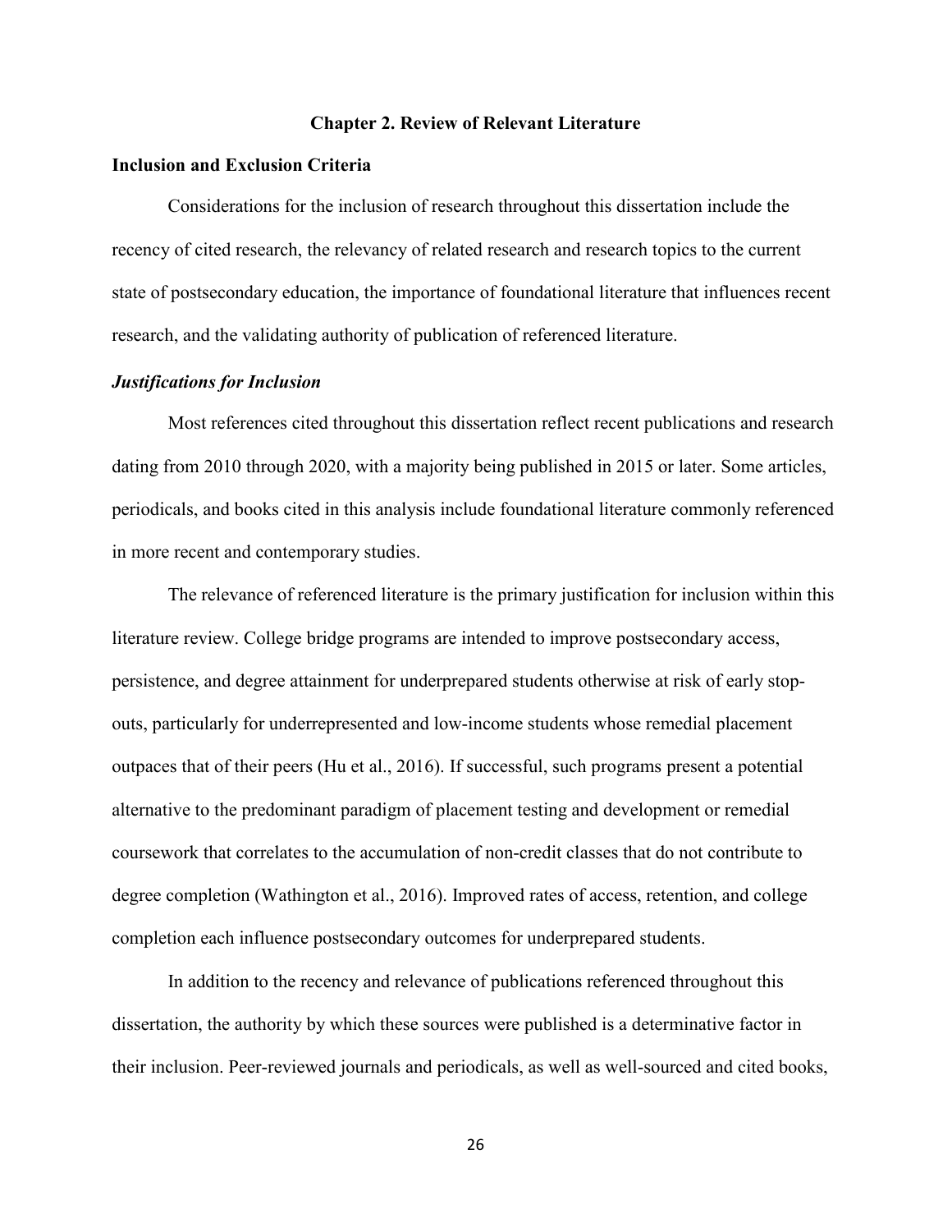# Chapter 2. Review of Relevant Literature

## Inclusion and Exclusion Criteria

Considerations for the inclusion of research throughout this dissertation include the recency of cited research, the relevancy of related research and research topics to the current state of postsecondary education, the importance of foundational literature that influences recent research, and the validating authority of publication of referenced literature.

### *Justifications for Inclusion*

Most references cited throughout this dissertation reflect recent publications and research dating from 2010 through 2020, with a majority being published in 2015 or later. Some articles, periodicals, and books cited in this analysis include foundational literature commonly referenced in more recent and contemporary studies.

The relevance of referenced literature is the primary justification for inclusion within this literature review. College bridge programs are intended to improve postsecondary access, persistence, and degree attainment for underprepared students otherwise at risk of early stop-outs, particularly for underrepresented and low-income students whose remedial placement outpaces that of their peers (Hu et al., 2016). If successful, such programs present a potential alternative to the predominant paradigm of placement testing and development or remedial coursework that correlates to the accumulation of non-credit classes that do not contribute to degree completion (Wathington et al., 2016). Improved rates of access, retention, and college completion each influence postsecondary outcomes for underprepared students.

In addition to the recency and relevance of publications referenced throughout this dissertation, the authority by which these sources were published is a determinative factor in their inclusion. Peer-reviewed journals and periodicals, as well as well-sourced and cited books,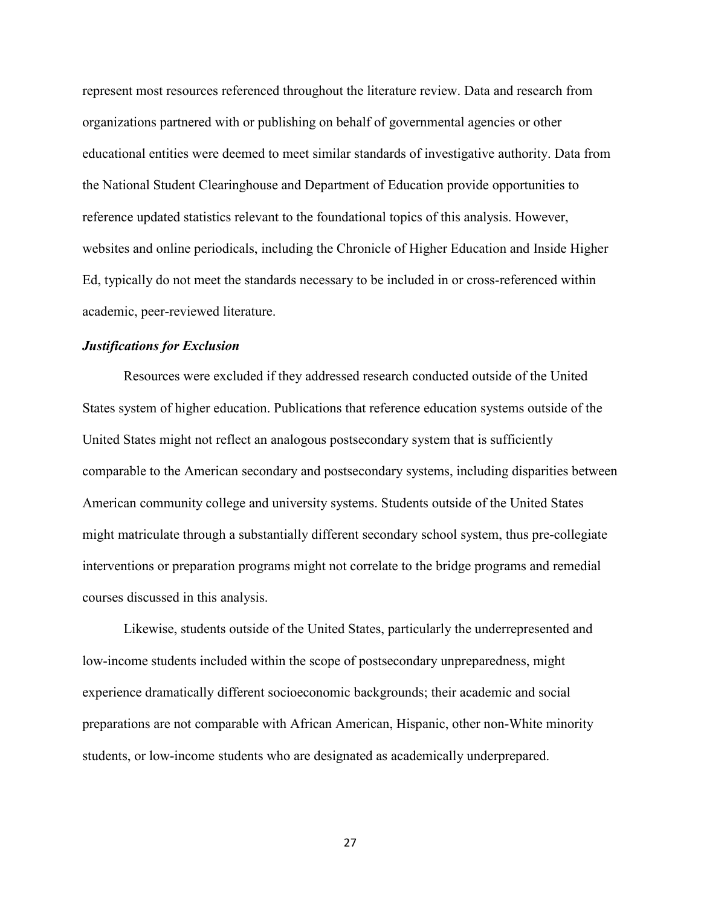represent most resources referenced throughout the literature review. Data and research from organizations partnered with or publishing on behalf of governmental agencies or other educational entities were deemed to meet similar standards of investigative authority. Data from the National Student Clearinghouse and Department of Education provide opportunities to reference updated statistics relevant to the foundational topics of this analysis. However, websites and online periodicals, including the Chronicle of Higher Education and Inside Higher Ed, typically do not meet the standards necessary to be included in or cross-referenced within academic, peer-reviewed literature.

### ***Justifications for Exclusion***

Resources were excluded if they addressed research conducted outside of the United States system of higher education. Publications that reference education systems outside of the United States might not reflect an analogous postsecondary system that is sufficiently comparable to the American secondary and postsecondary systems, including disparities between American community college and university systems. Students outside of the United States might matriculate through a substantially different secondary school system, thus pre-collegiate interventions or preparation programs might not correlate to the bridge programs and remedial courses discussed in this analysis.

Likewise, students outside of the United States, particularly the underrepresented and low-income students included within the scope of postsecondary unpreparedness, might experience dramatically different socioeconomic backgrounds; their academic and social preparations are not comparable with African American, Hispanic, other non-White minority students, or low-income students who are designated as academically underprepared.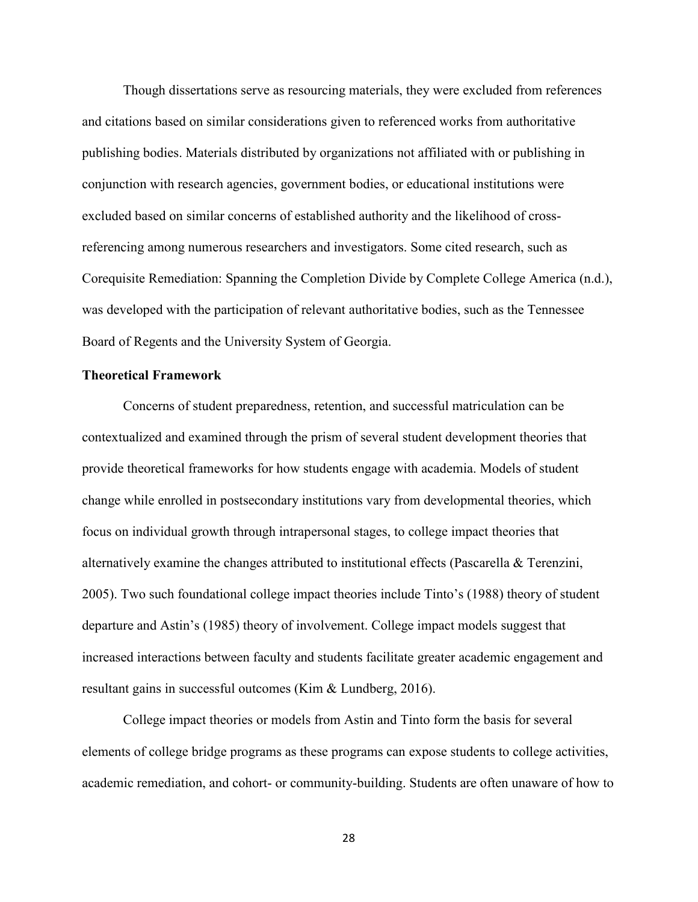Though dissertations serve as resourcing materials, they were excluded from references and citations based on similar considerations given to referenced works from authoritative publishing bodies. Materials distributed by organizations not affiliated with or publishing in conjunction with research agencies, government bodies, or educational institutions were excluded based on similar concerns of established authority and the likelihood of cross-referencing among numerous researchers and investigators. Some cited research, such as Corequisite Remediation: Spanning the Completion Divide by Complete College America (n.d.), was developed with the participation of relevant authoritative bodies, such as the Tennessee Board of Regents and the University System of Georgia.

**Theoretical Framework**

Concerns of student preparedness, retention, and successful matriculation can be contextualized and examined through the prism of several student development theories that provide theoretical frameworks for how students engage with academia. Models of student change while enrolled in postsecondary institutions vary from developmental theories, which focus on individual growth through intrapersonal stages, to college impact theories that alternatively examine the changes attributed to institutional effects (Pascarella & Terenzini, 2005). Two such foundational college impact theories include Tinto's (1988) theory of student departure and Astin's (1985) theory of involvement. College impact models suggest that increased interactions between faculty and students facilitate greater academic engagement and resultant gains in successful outcomes (Kim & Lundberg, 2016).

College impact theories or models from Astin and Tinto form the basis for several elements of college bridge programs as these programs can expose students to college activities, academic remediation, and cohort- or community-building. Students are often unaware of how to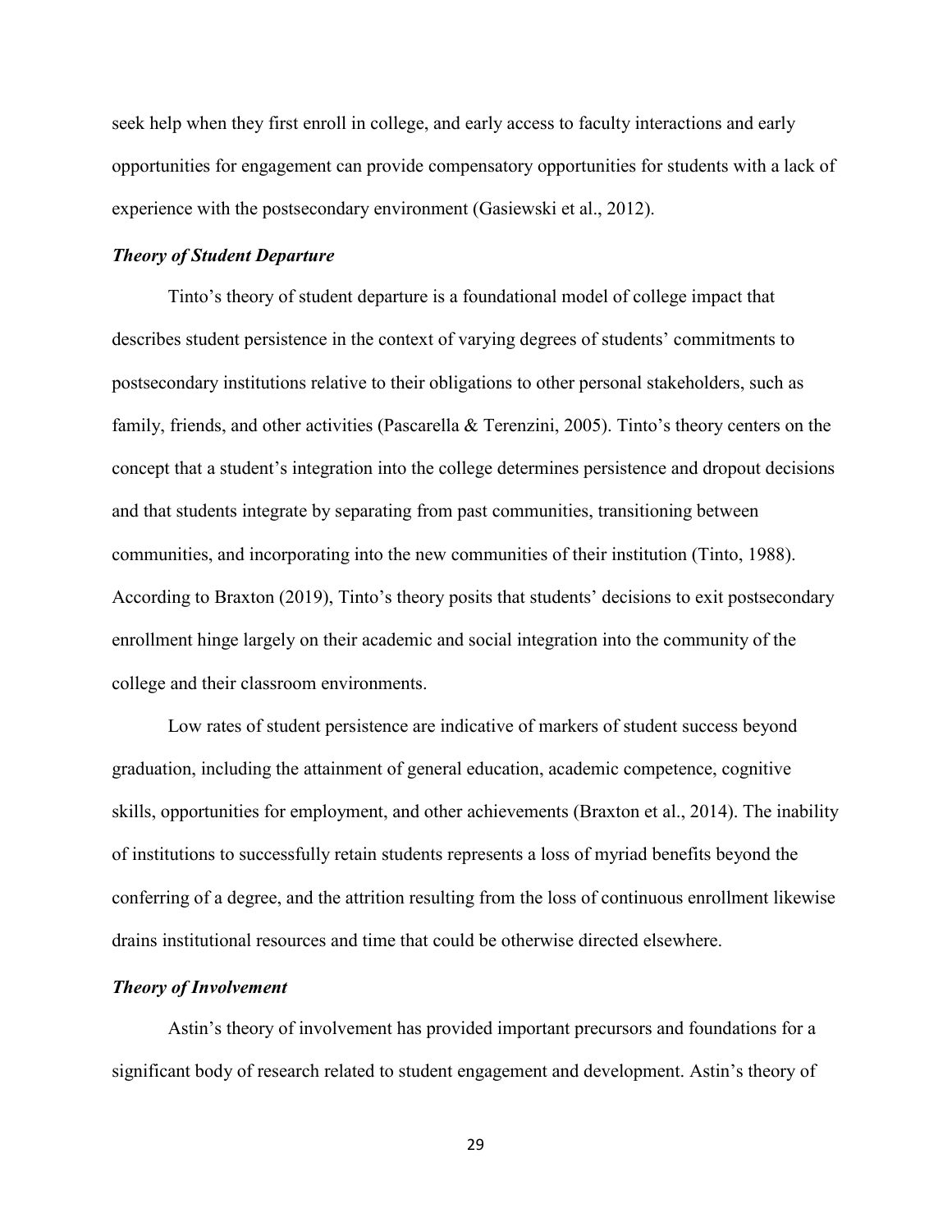seek help when they first enroll in college, and early access to faculty interactions and early opportunities for engagement can provide compensatory opportunities for students with a lack of experience with the postsecondary environment (Gasiewski et al., 2012).

### *Theory of Student Departure*

Tinto's theory of student departure is a foundational model of college impact that describes student persistence in the context of varying degrees of students' commitments to postsecondary institutions relative to their obligations to other personal stakeholders, such as family, friends, and other activities (Pascarella & Terenzini, 2005). Tinto's theory centers on the concept that a student's integration into the college determines persistence and dropout decisions and that students integrate by separating from past communities, transitioning between communities, and incorporating into the new communities of their institution (Tinto, 1988). According to Braxton (2019), Tinto's theory posits that students' decisions to exit postsecondary enrollment hinge largely on their academic and social integration into the community of the college and their classroom environments.

Low rates of student persistence are indicative of markers of student success beyond graduation, including the attainment of general education, academic competence, cognitive skills, opportunities for employment, and other achievements (Braxton et al., 2014). The inability of institutions to successfully retain students represents a loss of myriad benefits beyond the conferring of a degree, and the attrition resulting from the loss of continuous enrollment likewise drains institutional resources and time that could be otherwise directed elsewhere.

### *Theory of Involvement*

Astin's theory of involvement has provided important precursors and foundations for a significant body of research related to student engagement and development. Astin's theory of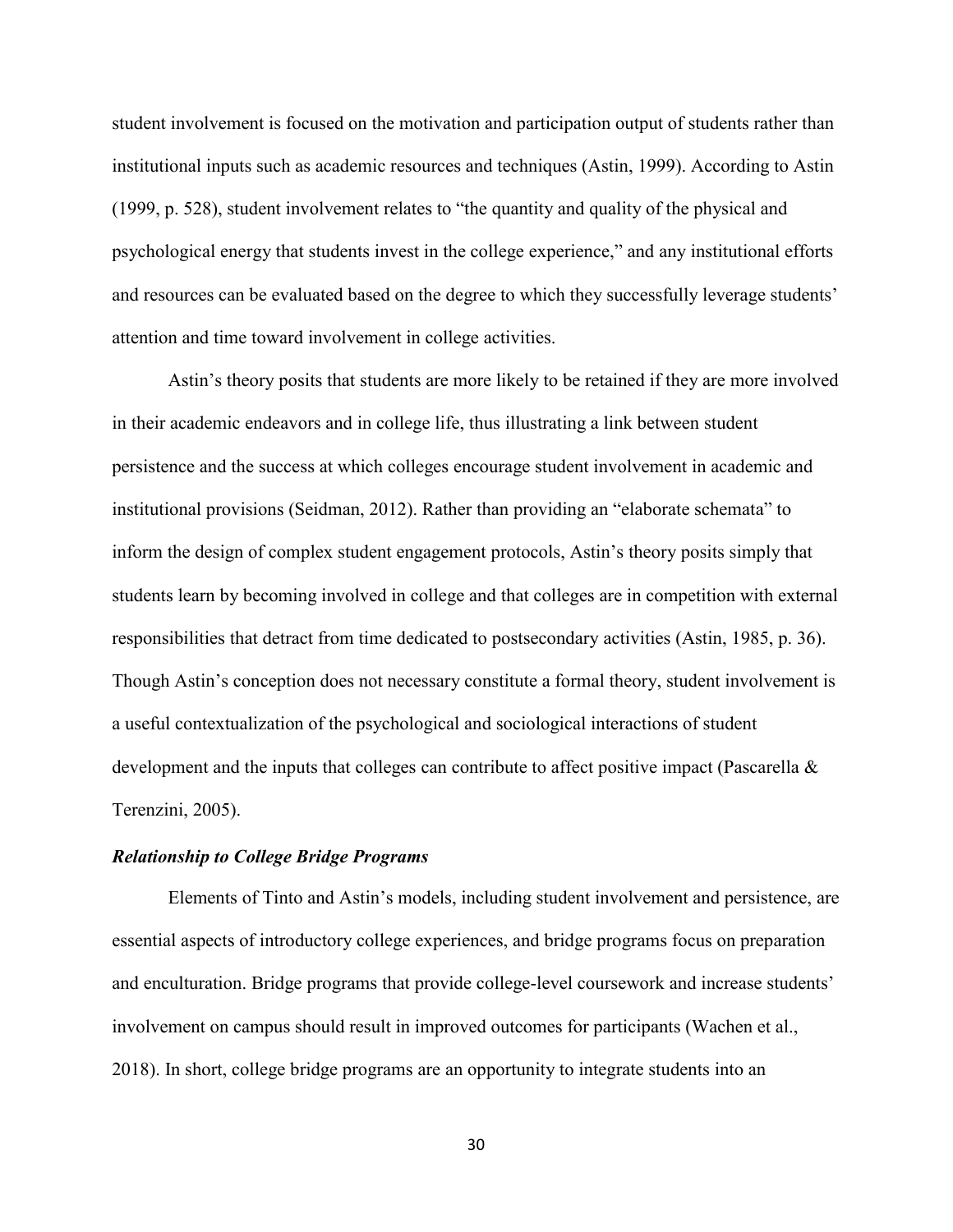student involvement is focused on the motivation and participation output of students rather than institutional inputs such as academic resources and techniques (Astin, 1999). According to Astin (1999, p. 528), student involvement relates to "the quantity and quality of the physical and psychological energy that students invest in the college experience," and any institutional efforts and resources can be evaluated based on the degree to which they successfully leverage students' attention and time toward involvement in college activities.

Astin's theory posits that students are more likely to be retained if they are more involved in their academic endeavors and in college life, thus illustrating a link between student persistence and the success at which colleges encourage student involvement in academic and institutional provisions (Seidman, 2012). Rather than providing an "elaborate schemata" to inform the design of complex student engagement protocols, Astin's theory posits simply that students learn by becoming involved in college and that colleges are in competition with external responsibilities that detract from time dedicated to postsecondary activities (Astin, 1985, p. 36). Though Astin's conception does not necessary constitute a formal theory, student involvement is a useful contextualization of the psychological and sociological interactions of student development and the inputs that colleges can contribute to affect positive impact (Pascarella & Terenzini, 2005).

### ***Relationship to College Bridge Programs***

Elements of Tinto and Astin's models, including student involvement and persistence, are essential aspects of introductory college experiences, and bridge programs focus on preparation and enculturation. Bridge programs that provide college-level coursework and increase students' involvement on campus should result in improved outcomes for participants (Wachen et al., 2018). In short, college bridge programs are an opportunity to integrate students into an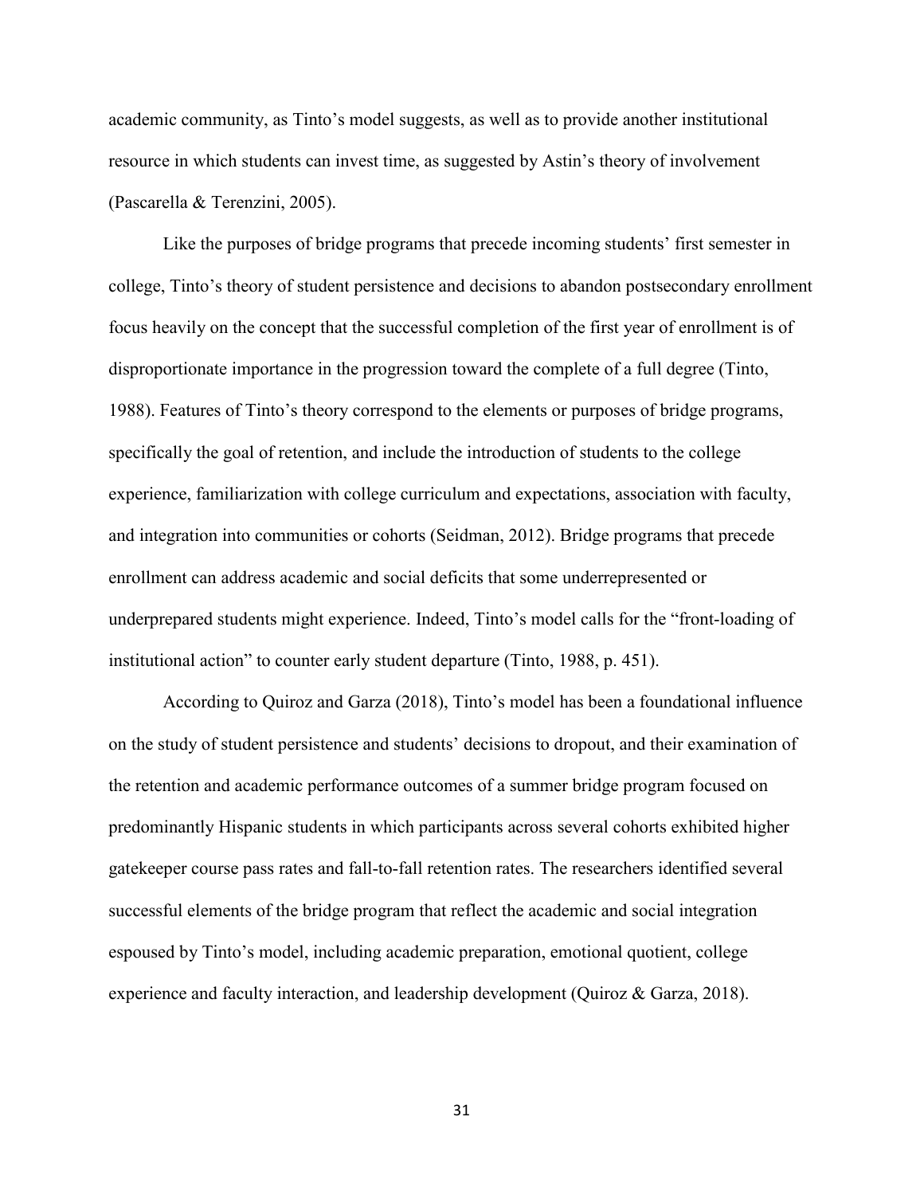academic community, as Tinto's model suggests, as well as to provide another institutional resource in which students can invest time, as suggested by Astin's theory of involvement (Pascarella & Terenzini, 2005).

Like the purposes of bridge programs that precede incoming students' first semester in college, Tinto's theory of student persistence and decisions to abandon postsecondary enrollment focus heavily on the concept that the successful completion of the first year of enrollment is of disproportionate importance in the progression toward the complete of a full degree (Tinto, 1988). Features of Tinto's theory correspond to the elements or purposes of bridge programs, specifically the goal of retention, and include the introduction of students to the college experience, familiarization with college curriculum and expectations, association with faculty, and integration into communities or cohorts (Seidman, 2012). Bridge programs that precede enrollment can address academic and social deficits that some underrepresented or underprepared students might experience. Indeed, Tinto's model calls for the "front-loading of institutional action" to counter early student departure (Tinto, 1988, p. 451).

According to Quiroz and Garza (2018), Tinto's model has been a foundational influence on the study of student persistence and students' decisions to dropout, and their examination of the retention and academic performance outcomes of a summer bridge program focused on predominantly Hispanic students in which participants across several cohorts exhibited higher gatekeeper course pass rates and fall-to-fall retention rates. The researchers identified several successful elements of the bridge program that reflect the academic and social integration espoused by Tinto's model, including academic preparation, emotional quotient, college experience and faculty interaction, and leadership development (Quiroz & Garza, 2018).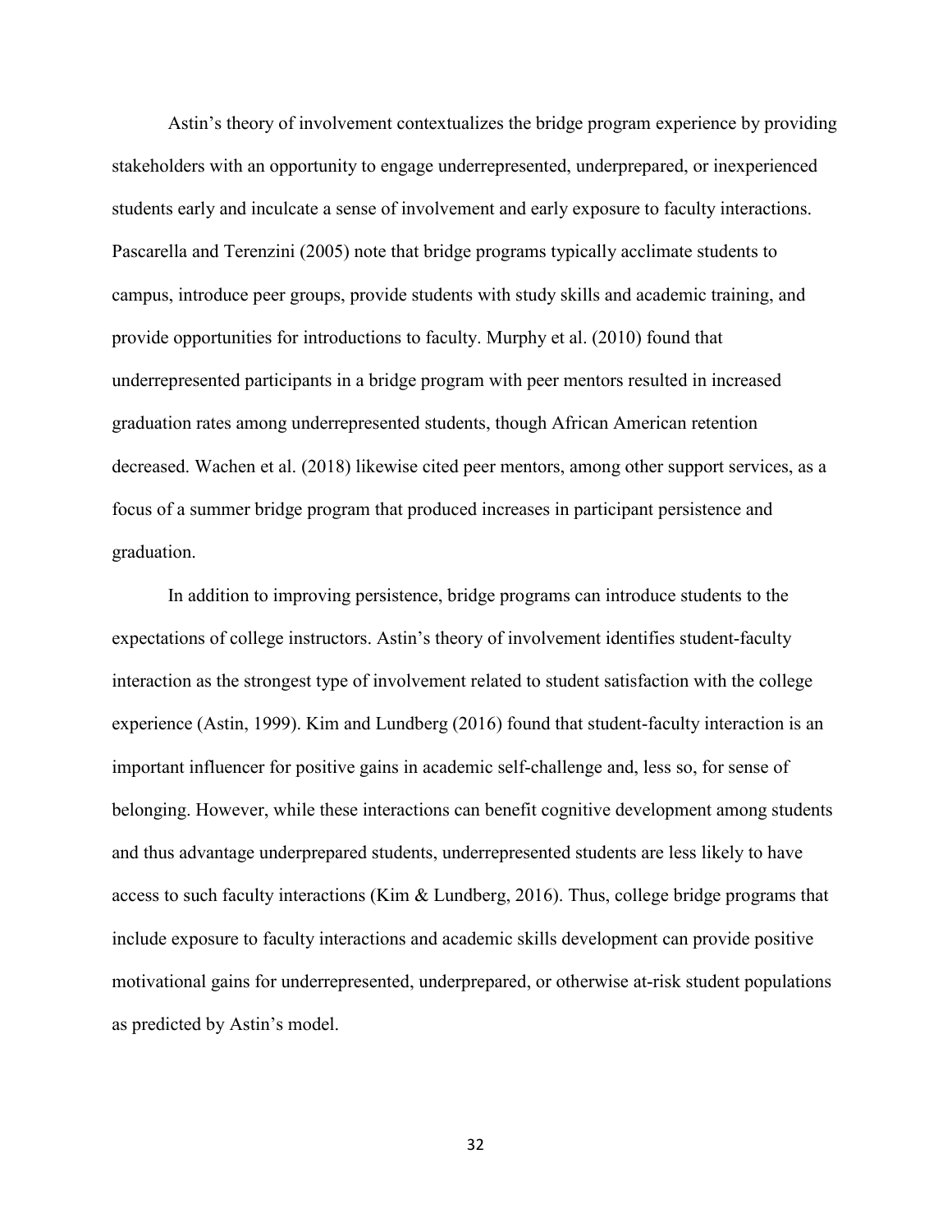Astin's theory of involvement contextualizes the bridge program experience by providing stakeholders with an opportunity to engage underrepresented, underprepared, or inexperienced students early and inculcate a sense of involvement and early exposure to faculty interactions. Pascarella and Terenzini (2005) note that bridge programs typically acclimate students to campus, introduce peer groups, provide students with study skills and academic training, and provide opportunities for introductions to faculty. Murphy et al. (2010) found that underrepresented participants in a bridge program with peer mentors resulted in increased graduation rates among underrepresented students, though African American retention decreased. Wachen et al. (2018) likewise cited peer mentors, among other support services, as a focus of a summer bridge program that produced increases in participant persistence and graduation.

In addition to improving persistence, bridge programs can introduce students to the expectations of college instructors. Astin's theory of involvement identifies student-faculty interaction as the strongest type of involvement related to student satisfaction with the college experience (Astin, 1999). Kim and Lundberg (2016) found that student-faculty interaction is an important influencer for positive gains in academic self-challenge and, less so, for sense of belonging. However, while these interactions can benefit cognitive development among students and thus advantage underprepared students, underrepresented students are less likely to have access to such faculty interactions (Kim & Lundberg, 2016). Thus, college bridge programs that include exposure to faculty interactions and academic skills development can provide positive motivational gains for underrepresented, underprepared, or otherwise at-risk student populations as predicted by Astin's model.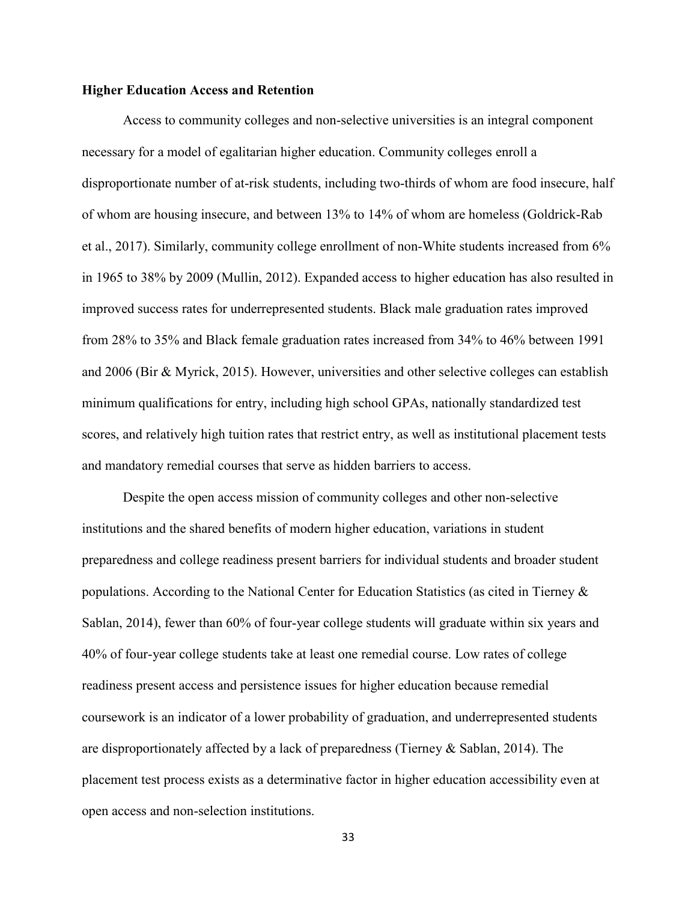**Higher Education Access and Retention**

Access to community colleges and non-selective universities is an integral component necessary for a model of egalitarian higher education. Community colleges enroll a disproportionate number of at-risk students, including two-thirds of whom are food insecure, half of whom are housing insecure, and between 13% to 14% of whom are homeless (Goldrick-Rab et al., 2017). Similarly, community college enrollment of non-White students increased from 6% in 1965 to 38% by 2009 (Mullin, 2012). Expanded access to higher education has also resulted in improved success rates for underrepresented students. Black male graduation rates improved from 28% to 35% and Black female graduation rates increased from 34% to 46% between 1991 and 2006 (Bir & Myrick, 2015). However, universities and other selective colleges can establish minimum qualifications for entry, including high school GPAs, nationally standardized test scores, and relatively high tuition rates that restrict entry, as well as institutional placement tests and mandatory remedial courses that serve as hidden barriers to access.

Despite the open access mission of community colleges and other non-selective institutions and the shared benefits of modern higher education, variations in student preparedness and college readiness present barriers for individual students and broader student populations. According to the National Center for Education Statistics (as cited in Tierney & Sablan, 2014), fewer than 60% of four-year college students will graduate within six years and 40% of four-year college students take at least one remedial course. Low rates of college readiness present access and persistence issues for higher education because remedial coursework is an indicator of a lower probability of graduation, and underrepresented students are disproportionately affected by a lack of preparedness (Tierney & Sablan, 2014). The placement test process exists as a determinative factor in higher education accessibility even at open access and non-selection institutions.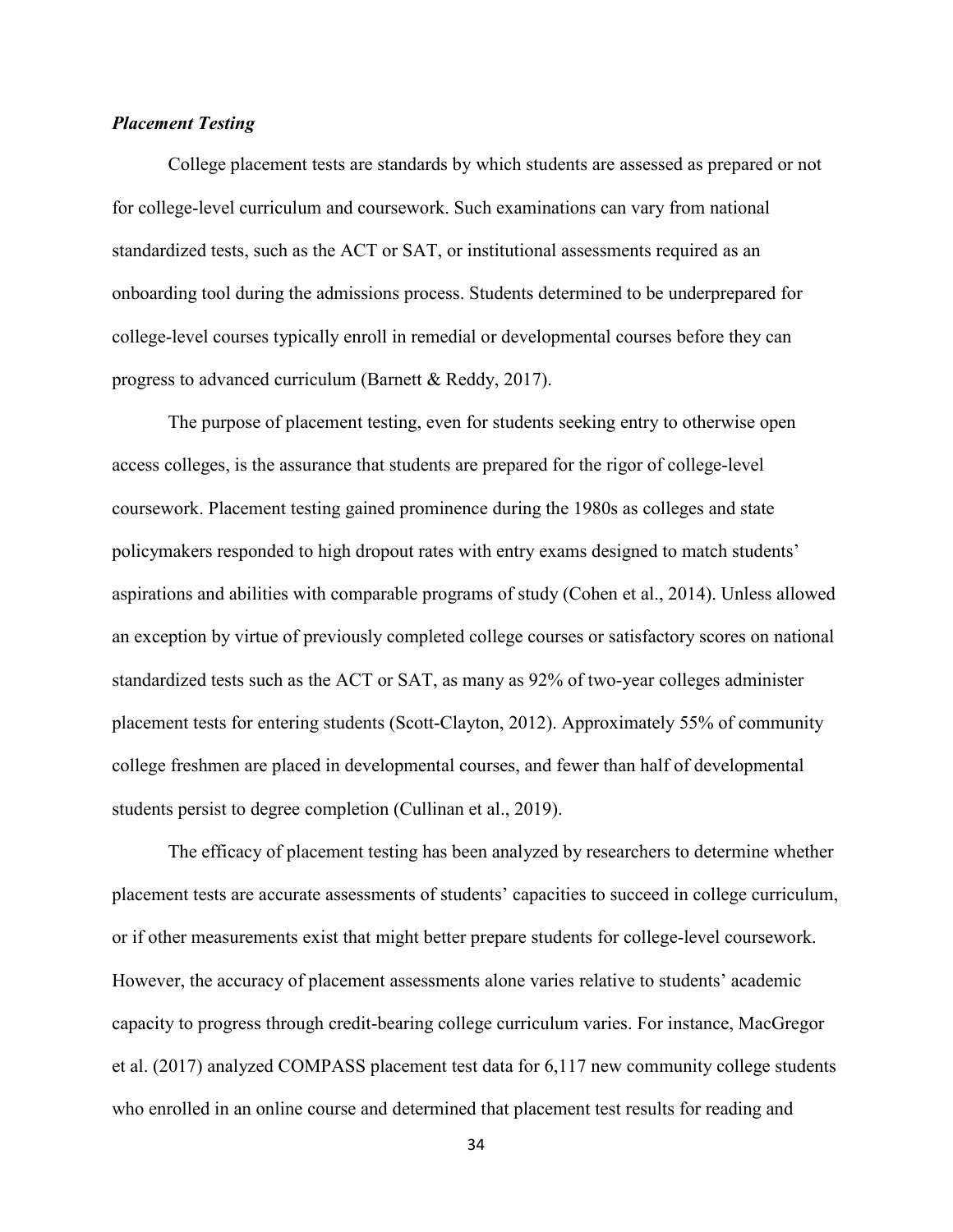### ***Placement Testing***

College placement tests are standards by which students are assessed as prepared or not for college-level curriculum and coursework. Such examinations can vary from national standardized tests, such as the ACT or SAT, or institutional assessments required as an onboarding tool during the admissions process. Students determined to be underprepared for college-level courses typically enroll in remedial or developmental courses before they can progress to advanced curriculum (Barnett & Reddy, 2017).

The purpose of placement testing, even for students seeking entry to otherwise open access colleges, is the assurance that students are prepared for the rigor of college-level coursework. Placement testing gained prominence during the 1980s as colleges and state policymakers responded to high dropout rates with entry exams designed to match students' aspirations and abilities with comparable programs of study (Cohen et al., 2014). Unless allowed an exception by virtue of previously completed college courses or satisfactory scores on national standardized tests such as the ACT or SAT, as many as 92% of two-year colleges administer placement tests for entering students (Scott-Clayton, 2012). Approximately 55% of community college freshmen are placed in developmental courses, and fewer than half of developmental students persist to degree completion (Cullinan et al., 2019).

The efficacy of placement testing has been analyzed by researchers to determine whether placement tests are accurate assessments of students' capacities to succeed in college curriculum, or if other measurements exist that might better prepare students for college-level coursework. However, the accuracy of placement assessments alone varies relative to students' academic capacity to progress through credit-bearing college curriculum varies. For instance, MacGregor et al. (2017) analyzed COMPASS placement test data for 6,117 new community college students who enrolled in an online course and determined that placement test results for reading and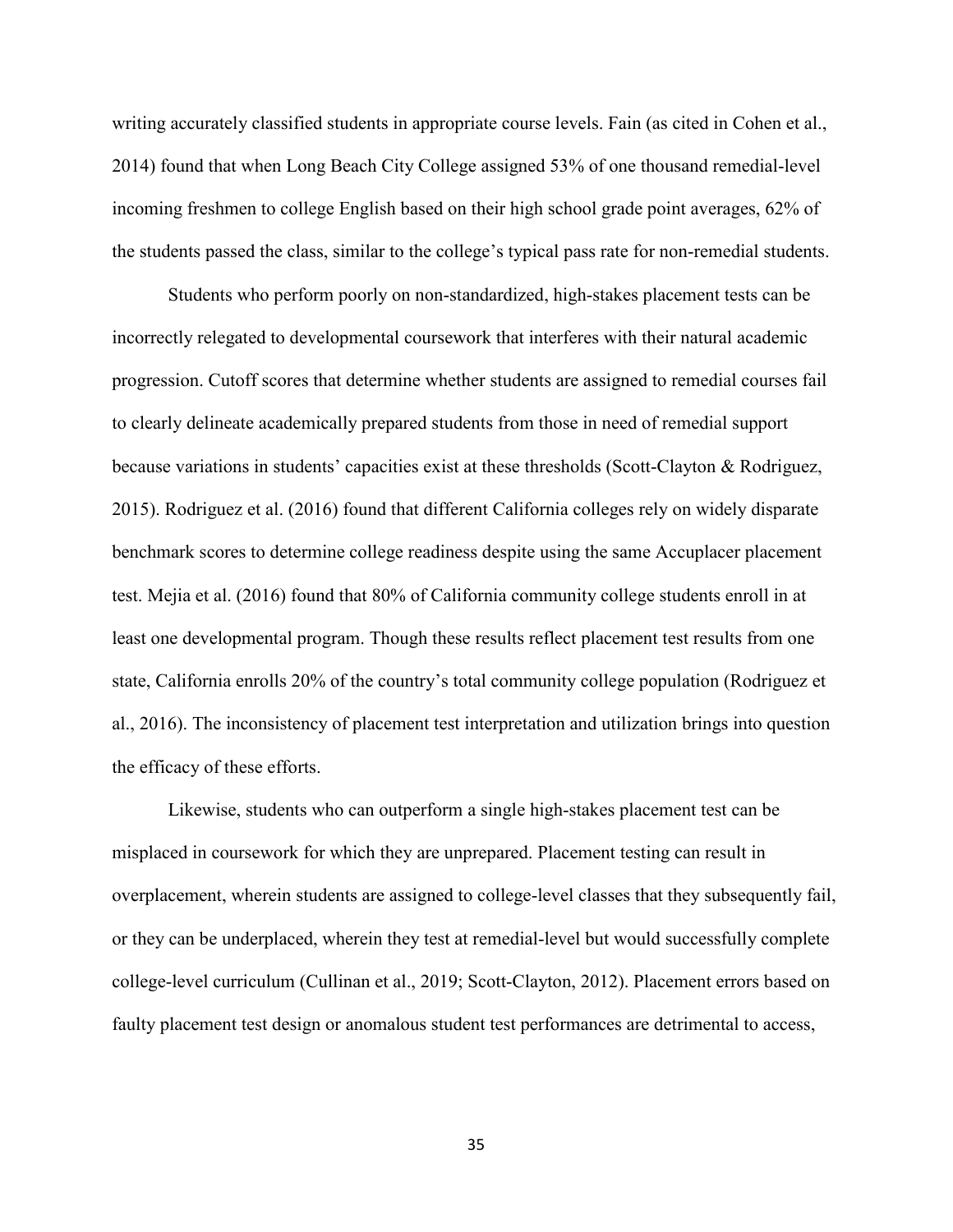writing accurately classified students in appropriate course levels. Fain (as cited in Cohen et al., 2014) found that when Long Beach City College assigned 53% of one thousand remedial-level incoming freshmen to college English based on their high school grade point averages, 62% of the students passed the class, similar to the college's typical pass rate for non-remedial students.

Students who perform poorly on non-standardized, high-stakes placement tests can be incorrectly relegated to developmental coursework that interferes with their natural academic progression. Cutoff scores that determine whether students are assigned to remedial courses fail to clearly delineate academically prepared students from those in need of remedial support because variations in students' capacities exist at these thresholds (Scott-Clayton & Rodriguez, 2015). Rodriguez et al. (2016) found that different California colleges rely on widely disparate benchmark scores to determine college readiness despite using the same Accuplacer placement test. Mejia et al. (2016) found that 80% of California community college students enroll in at least one developmental program. Though these results reflect placement test results from one state, California enrolls 20% of the country's total community college population (Rodriguez et al., 2016). The inconsistency of placement test interpretation and utilization brings into question the efficacy of these efforts.

Likewise, students who can outperform a single high-stakes placement test can be misplaced in coursework for which they are unprepared. Placement testing can result in overplacement, wherein students are assigned to college-level classes that they subsequently fail, or they can be underplaced, wherein they test at remedial-level but would successfully complete college-level curriculum (Cullinan et al., 2019; Scott-Clayton, 2012). Placement errors based on faulty placement test design or anomalous student test performances are detrimental to access,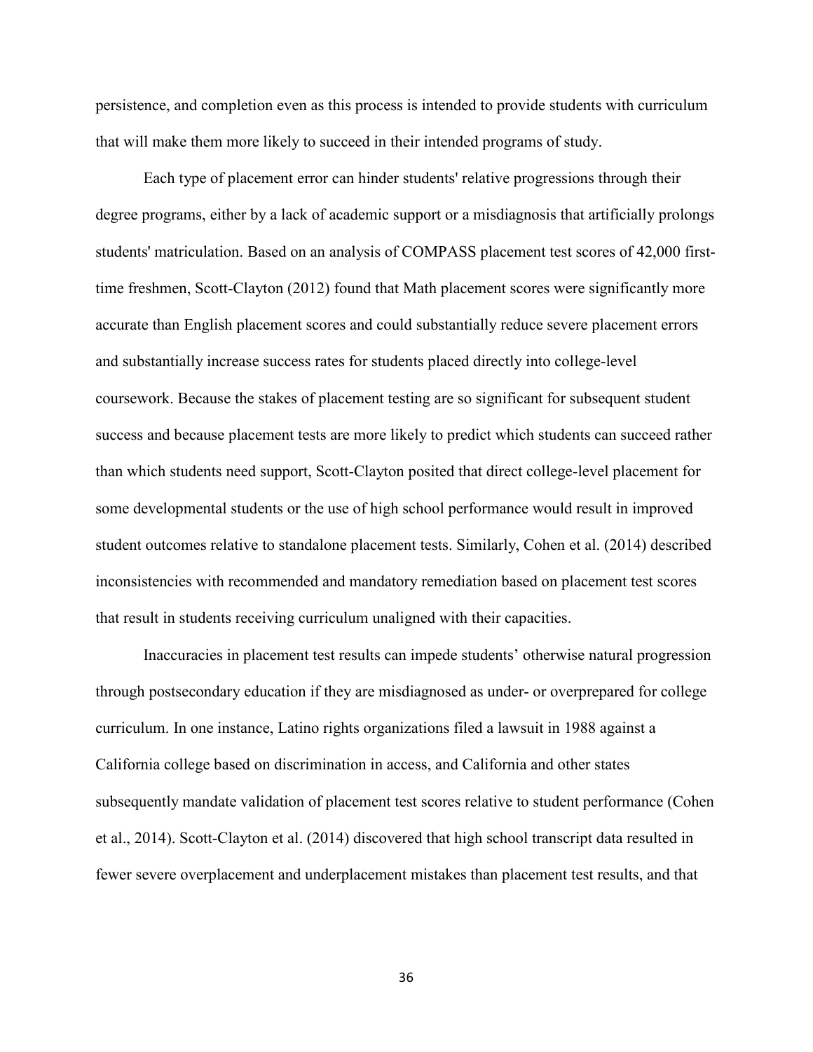persistence, and completion even as this process is intended to provide students with curriculum that will make them more likely to succeed in their intended programs of study.

Each type of placement error can hinder students' relative progressions through their degree programs, either by a lack of academic support or a misdiagnosis that artificially prolongs students' matriculation. Based on an analysis of COMPASS placement test scores of 42,000 first-time freshmen, Scott-Clayton (2012) found that Math placement scores were significantly more accurate than English placement scores and could substantially reduce severe placement errors and substantially increase success rates for students placed directly into college-level coursework. Because the stakes of placement testing are so significant for subsequent student success and because placement tests are more likely to predict which students can succeed rather than which students need support, Scott-Clayton posited that direct college-level placement for some developmental students or the use of high school performance would result in improved student outcomes relative to standalone placement tests. Similarly, Cohen et al. (2014) described inconsistencies with recommended and mandatory remediation based on placement test scores that result in students receiving curriculum unaligned with their capacities.

Inaccuracies in placement test results can impede students' otherwise natural progression through postsecondary education if they are misdiagnosed as under- or overprepared for college curriculum. In one instance, Latino rights organizations filed a lawsuit in 1988 against a California college based on discrimination in access, and California and other states subsequently mandate validation of placement test scores relative to student performance (Cohen et al., 2014). Scott-Clayton et al. (2014) discovered that high school transcript data resulted in fewer severe overplacement and underplacement mistakes than placement test results, and that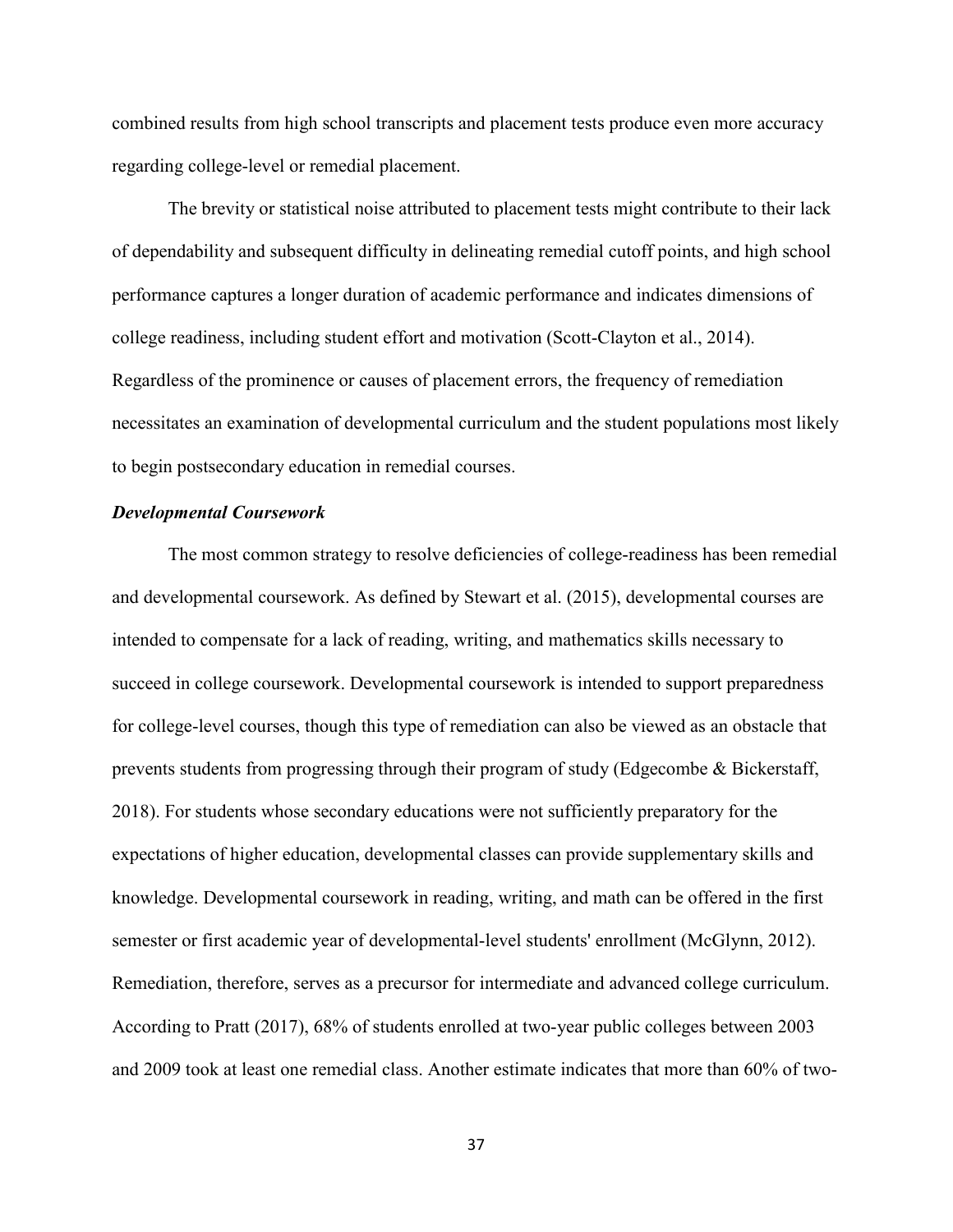combined results from high school transcripts and placement tests produce even more accuracy regarding college-level or remedial placement.

The brevity or statistical noise attributed to placement tests might contribute to their lack of dependability and subsequent difficulty in delineating remedial cutoff points, and high school performance captures a longer duration of academic performance and indicates dimensions of college readiness, including student effort and motivation (Scott-Clayton et al., 2014). Regardless of the prominence or causes of placement errors, the frequency of remediation necessitates an examination of developmental curriculum and the student populations most likely to begin postsecondary education in remedial courses.

### ***Developmental Coursework***

The most common strategy to resolve deficiencies of college-readiness has been remedial and developmental coursework. As defined by Stewart et al. (2015), developmental courses are intended to compensate for a lack of reading, writing, and mathematics skills necessary to succeed in college coursework. Developmental coursework is intended to support preparedness for college-level courses, though this type of remediation can also be viewed as an obstacle that prevents students from progressing through their program of study (Edgecombe & Bickerstaff, 2018). For students whose secondary educations were not sufficiently preparatory for the expectations of higher education, developmental classes can provide supplementary skills and knowledge. Developmental coursework in reading, writing, and math can be offered in the first semester or first academic year of developmental-level students' enrollment (McGlynn, 2012). Remediation, therefore, serves as a precursor for intermediate and advanced college curriculum. According to Pratt (2017), 68% of students enrolled at two-year public colleges between 2003 and 2009 took at least one remedial class. Another estimate indicates that more than 60% of two-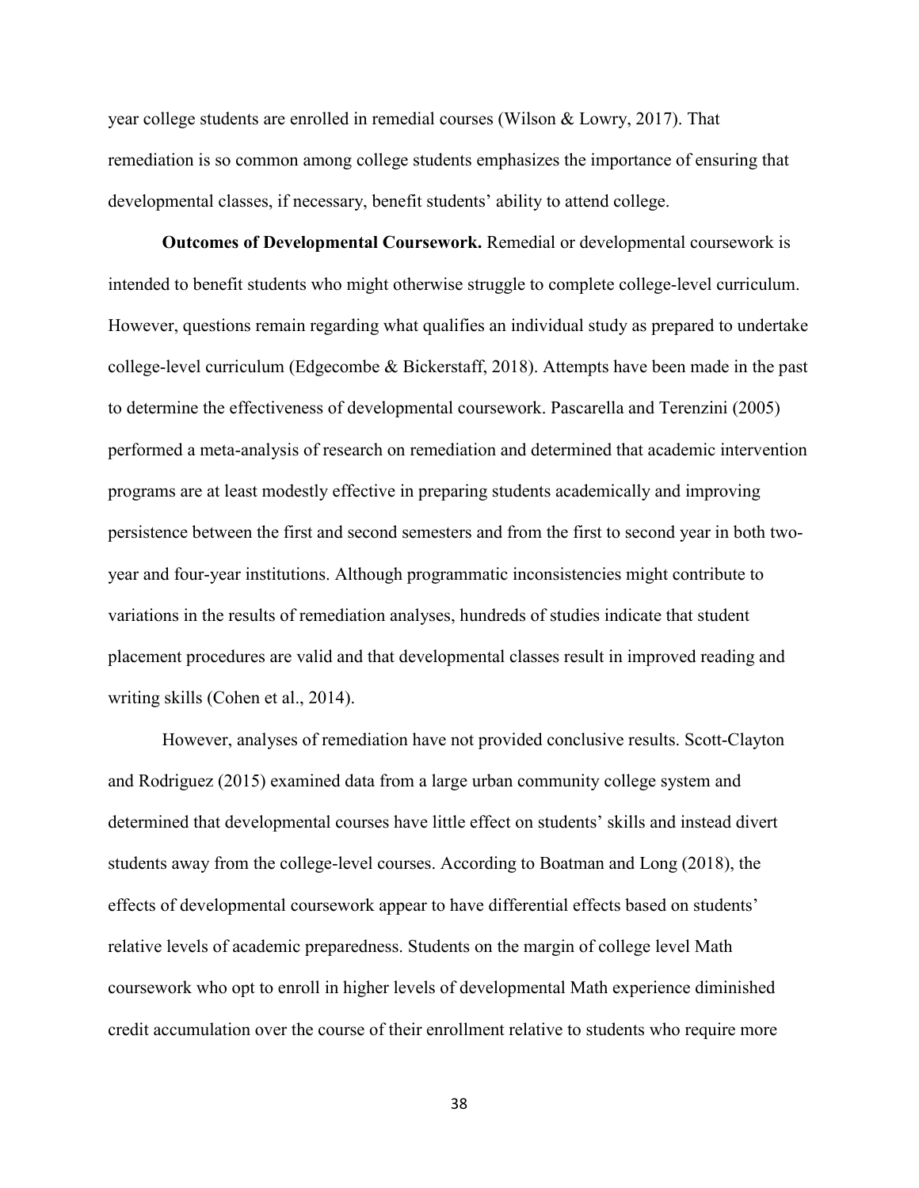year college students are enrolled in remedial courses (Wilson & Lowry, 2017). That remediation is so common among college students emphasizes the importance of ensuring that developmental classes, if necessary, benefit students' ability to attend college.

**Outcomes of Developmental Coursework.** Remedial or developmental coursework is intended to benefit students who might otherwise struggle to complete college-level curriculum. However, questions remain regarding what qualifies an individual study as prepared to undertake college-level curriculum (Edgecombe & Bickerstaff, 2018). Attempts have been made in the past to determine the effectiveness of developmental coursework. Pascarella and Terenzini (2005) performed a meta-analysis of research on remediation and determined that academic intervention programs are at least modestly effective in preparing students academically and improving persistence between the first and second semesters and from the first to second year in both two-year and four-year institutions. Although programmatic inconsistencies might contribute to variations in the results of remediation analyses, hundreds of studies indicate that student placement procedures are valid and that developmental classes result in improved reading and writing skills (Cohen et al., 2014).

However, analyses of remediation have not provided conclusive results. Scott-Clayton and Rodriguez (2015) examined data from a large urban community college system and determined that developmental courses have little effect on students' skills and instead divert students away from the college-level courses. According to Boatman and Long (2018), the effects of developmental coursework appear to have differential effects based on students' relative levels of academic preparedness. Students on the margin of college level Math coursework who opt to enroll in higher levels of developmental Math experience diminished credit accumulation over the course of their enrollment relative to students who require more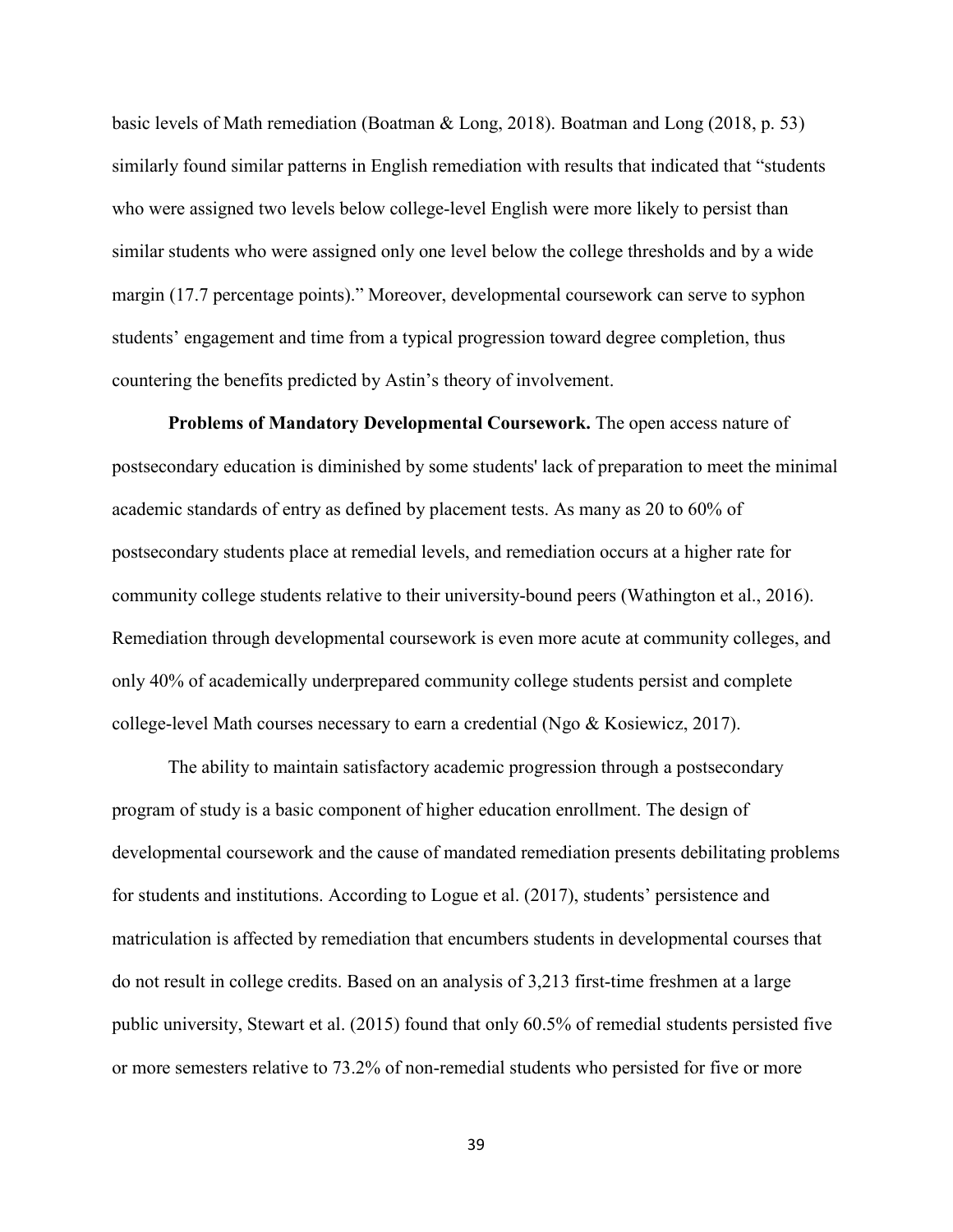basic levels of Math remediation (Boatman & Long, 2018). Boatman and Long (2018, p. 53) similarly found similar patterns in English remediation with results that indicated that "students who were assigned two levels below college-level English were more likely to persist than similar students who were assigned only one level below the college thresholds and by a wide margin (17.7 percentage points)." Moreover, developmental coursework can serve to syphon students' engagement and time from a typical progression toward degree completion, thus countering the benefits predicted by Astin's theory of involvement.

**Problems of Mandatory Developmental Coursework.** The open access nature of postsecondary education is diminished by some students' lack of preparation to meet the minimal academic standards of entry as defined by placement tests. As many as 20 to 60% of postsecondary students place at remedial levels, and remediation occurs at a higher rate for community college students relative to their university-bound peers (Wathington et al., 2016). Remediation through developmental coursework is even more acute at community colleges, and only 40% of academically underprepared community college students persist and complete college-level Math courses necessary to earn a credential (Ngo & Kosiewicz, 2017).

The ability to maintain satisfactory academic progression through a postsecondary program of study is a basic component of higher education enrollment. The design of developmental coursework and the cause of mandated remediation presents debilitating problems for students and institutions. According to Logue et al. (2017), students' persistence and matriculation is affected by remediation that encumbers students in developmental courses that do not result in college credits. Based on an analysis of 3,213 first-time freshmen at a large public university, Stewart et al. (2015) found that only 60.5% of remedial students persisted five or more semesters relative to 73.2% of non-remedial students who persisted for five or more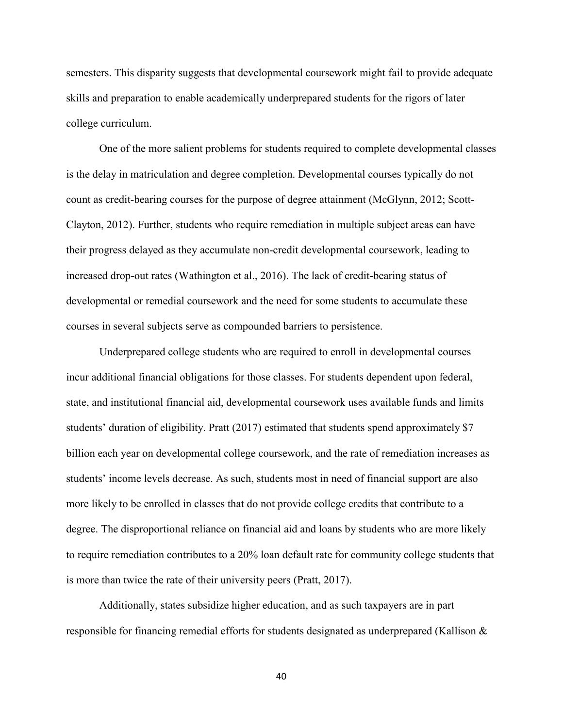semesters. This disparity suggests that developmental coursework might fail to provide adequate skills and preparation to enable academically underprepared students for the rigors of later college curriculum.

One of the more salient problems for students required to complete developmental classes is the delay in matriculation and degree completion. Developmental courses typically do not count as credit-bearing courses for the purpose of degree attainment (McGlynn, 2012; Scott-Clayton, 2012). Further, students who require remediation in multiple subject areas can have their progress delayed as they accumulate non-credit developmental coursework, leading to increased drop-out rates (Wathington et al., 2016). The lack of credit-bearing status of developmental or remedial coursework and the need for some students to accumulate these courses in several subjects serve as compounded barriers to persistence.

Underprepared college students who are required to enroll in developmental courses incur additional financial obligations for those classes. For students dependent upon federal, state, and institutional financial aid, developmental coursework uses available funds and limits students' duration of eligibility. Pratt (2017) estimated that students spend approximately $7 billion each year on developmental college coursework, and the rate of remediation increases as students' income levels decrease. As such, students most in need of financial support are also more likely to be enrolled in classes that do not provide college credits that contribute to a degree. The disproportional reliance on financial aid and loans by students who are more likely to require remediation contributes to a 20% loan default rate for community college students that is more than twice the rate of their university peers (Pratt, 2017).

Additionally, states subsidize higher education, and as such taxpayers are in part responsible for financing remedial efforts for students designated as underprepared (Kallison &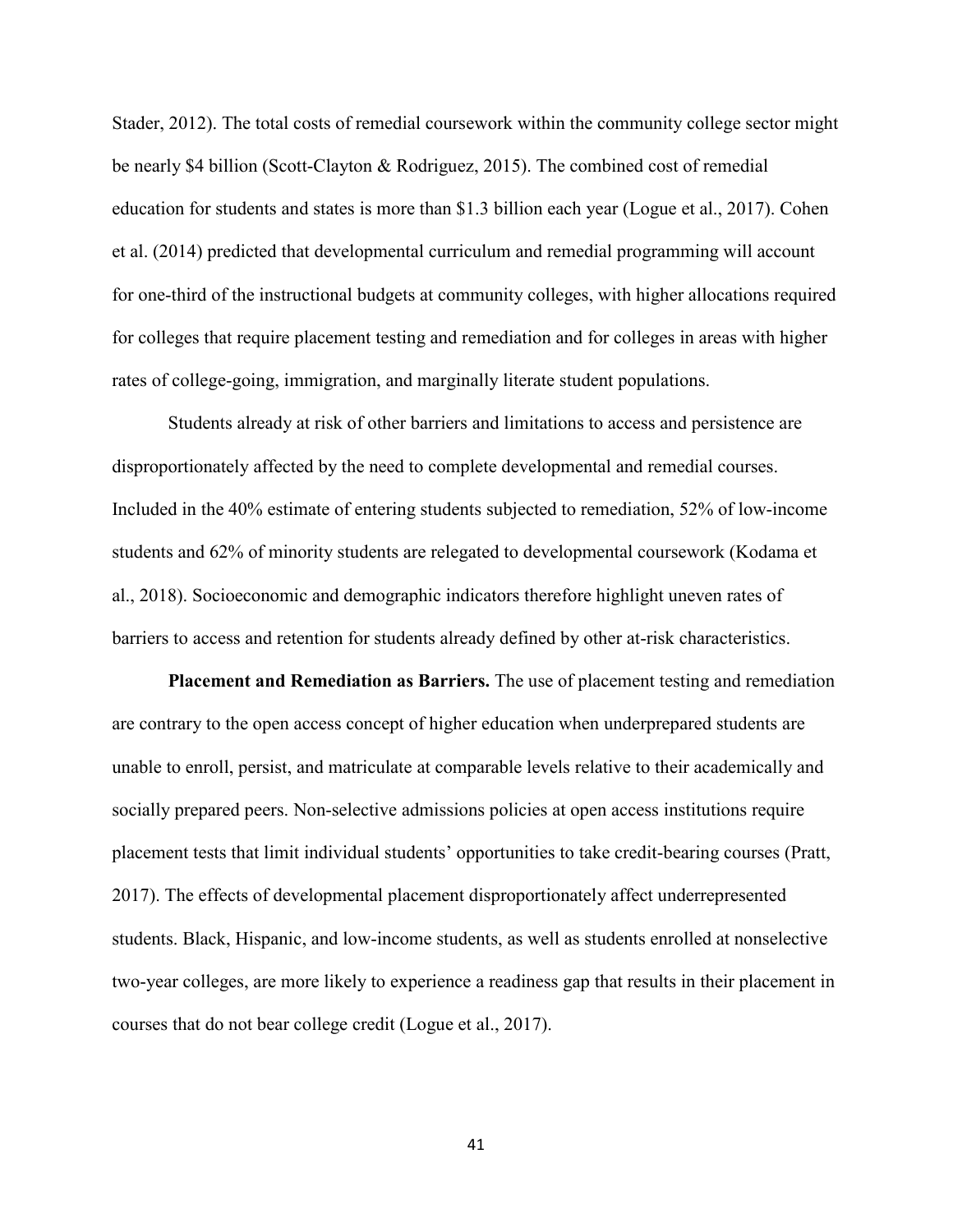Stader, 2012). The total costs of remedial coursework within the community college sector might be nearly $4 billion (Scott-Clayton & Rodriguez, 2015). The combined cost of remedial education for students and states is more than $1.3 billion each year (Logue et al., 2017). Cohen et al. (2014) predicted that developmental curriculum and remedial programming will account for one-third of the instructional budgets at community colleges, with higher allocations required for colleges that require placement testing and remediation and for colleges in areas with higher rates of college-going, immigration, and marginally literate student populations.

Students already at risk of other barriers and limitations to access and persistence are disproportionately affected by the need to complete developmental and remedial courses. Included in the 40% estimate of entering students subjected to remediation, 52% of low-income students and 62% of minority students are relegated to developmental coursework (Kodama et al., 2018). Socioeconomic and demographic indicators therefore highlight uneven rates of barriers to access and retention for students already defined by other at-risk characteristics.

**Placement and Remediation as Barriers.** The use of placement testing and remediation are contrary to the open access concept of higher education when underprepared students are unable to enroll, persist, and matriculate at comparable levels relative to their academically and socially prepared peers. Non-selective admissions policies at open access institutions require placement tests that limit individual students' opportunities to take credit-bearing courses (Pratt, 2017). The effects of developmental placement disproportionately affect underrepresented students. Black, Hispanic, and low-income students, as well as students enrolled at nonselective two-year colleges, are more likely to experience a readiness gap that results in their placement in courses that do not bear college credit (Logue et al., 2017).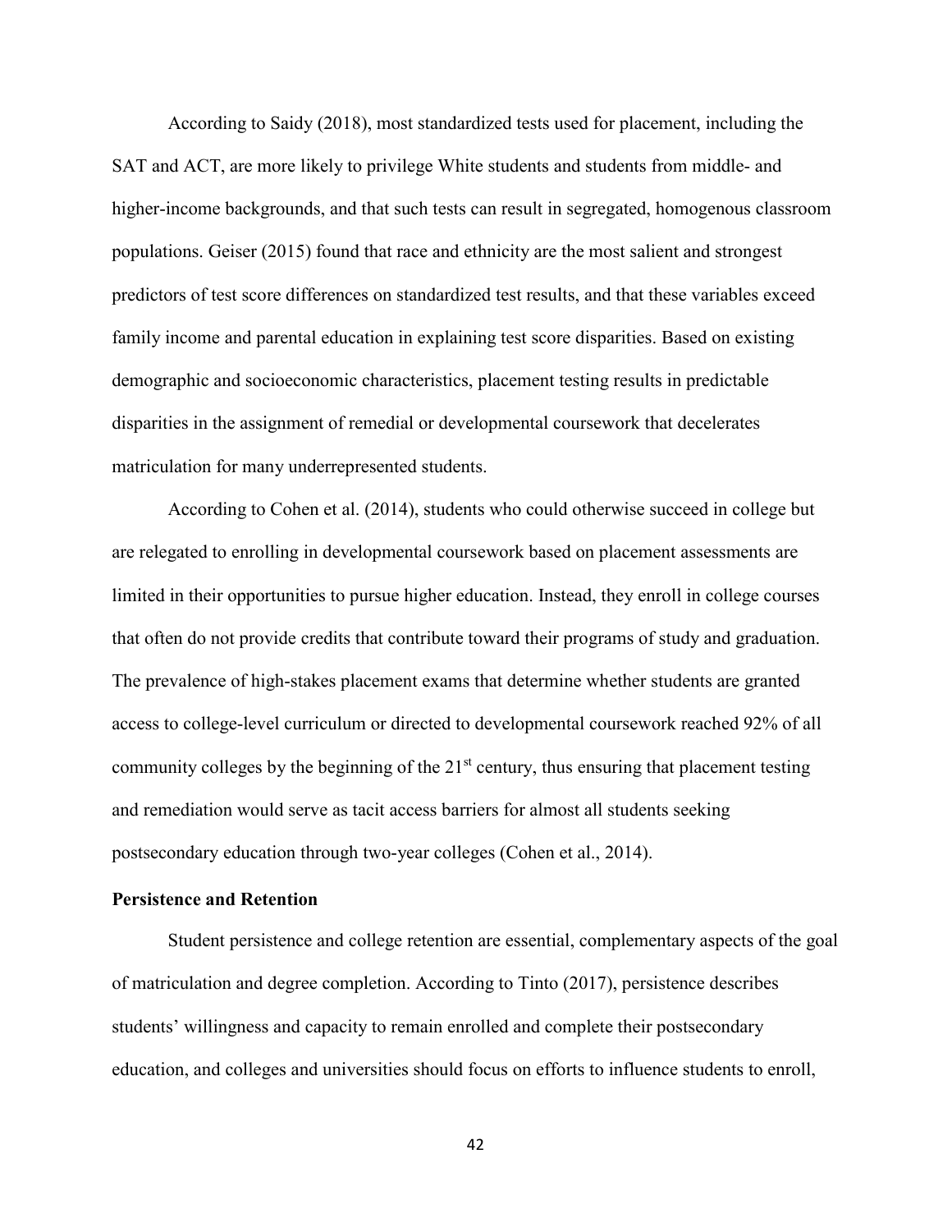According to Saidy (2018), most standardized tests used for placement, including the SAT and ACT, are more likely to privilege White students and students from middle- and higher-income backgrounds, and that such tests can result in segregated, homogenous classroom populations. Geiser (2015) found that race and ethnicity are the most salient and strongest predictors of test score differences on standardized test results, and that these variables exceed family income and parental education in explaining test score disparities. Based on existing demographic and socioeconomic characteristics, placement testing results in predictable disparities in the assignment of remedial or developmental coursework that decelerates matriculation for many underrepresented students.

According to Cohen et al. (2014), students who could otherwise succeed in college but are relegated to enrolling in developmental coursework based on placement assessments are limited in their opportunities to pursue higher education. Instead, they enroll in college courses that often do not provide credits that contribute toward their programs of study and graduation. The prevalence of high-stakes placement exams that determine whether students are granted access to college-level curriculum or directed to developmental coursework reached 92% of all community colleges by the beginning of the 21st century, thus ensuring that placement testing and remediation would serve as tacit access barriers for almost all students seeking postsecondary education through two-year colleges (Cohen et al., 2014).

**Persistence and Retention**

Student persistence and college retention are essential, complementary aspects of the goal of matriculation and degree completion. According to Tinto (2017), persistence describes students' willingness and capacity to remain enrolled and complete their postsecondary education, and colleges and universities should focus on efforts to influence students to enroll,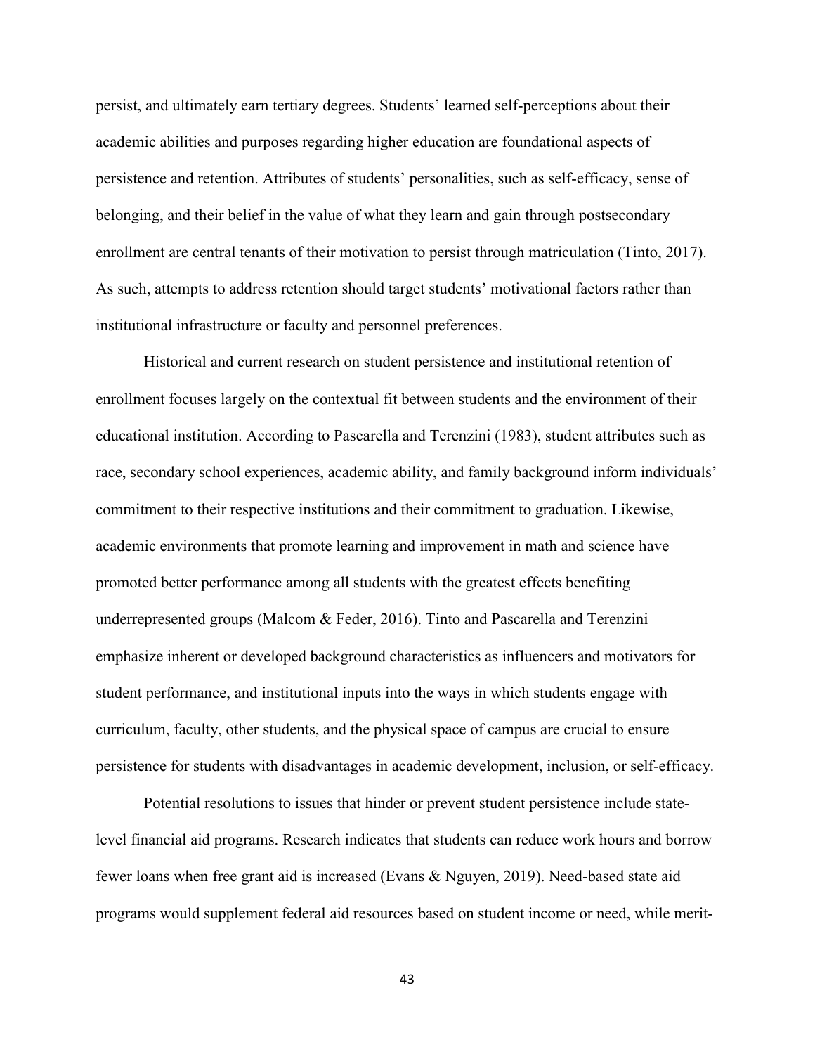persist, and ultimately earn tertiary degrees. Students' learned self-perceptions about their academic abilities and purposes regarding higher education are foundational aspects of persistence and retention. Attributes of students' personalities, such as self-efficacy, sense of belonging, and their belief in the value of what they learn and gain through postsecondary enrollment are central tenants of their motivation to persist through matriculation (Tinto, 2017). As such, attempts to address retention should target students' motivational factors rather than institutional infrastructure or faculty and personnel preferences.

Historical and current research on student persistence and institutional retention of enrollment focuses largely on the contextual fit between students and the environment of their educational institution. According to Pascarella and Terenzini (1983), student attributes such as race, secondary school experiences, academic ability, and family background inform individuals' commitment to their respective institutions and their commitment to graduation. Likewise, academic environments that promote learning and improvement in math and science have promoted better performance among all students with the greatest effects benefiting underrepresented groups (Malcom & Feder, 2016). Tinto and Pascarella and Terenzini emphasize inherent or developed background characteristics as influencers and motivators for student performance, and institutional inputs into the ways in which students engage with curriculum, faculty, other students, and the physical space of campus are crucial to ensure persistence for students with disadvantages in academic development, inclusion, or self-efficacy.

Potential resolutions to issues that hinder or prevent student persistence include state-level financial aid programs. Research indicates that students can reduce work hours and borrow fewer loans when free grant aid is increased (Evans & Nguyen, 2019). Need-based state aid programs would supplement federal aid resources based on student income or need, while merit-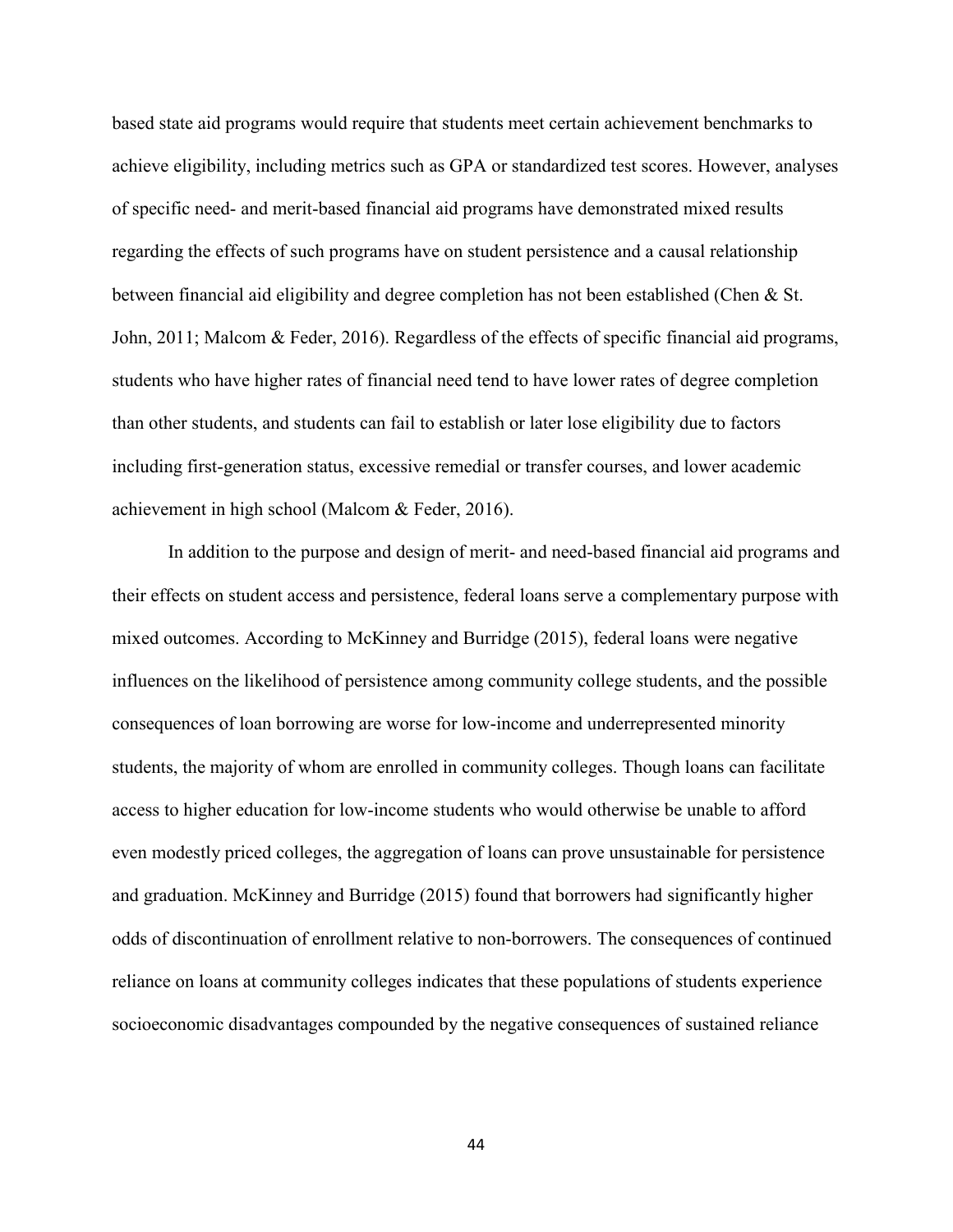based state aid programs would require that students meet certain achievement benchmarks to achieve eligibility, including metrics such as GPA or standardized test scores. However, analyses of specific need- and merit-based financial aid programs have demonstrated mixed results regarding the effects of such programs have on student persistence and a causal relationship between financial aid eligibility and degree completion has not been established (Chen & St. John, 2011; Malcom & Feder, 2016). Regardless of the effects of specific financial aid programs, students who have higher rates of financial need tend to have lower rates of degree completion than other students, and students can fail to establish or later lose eligibility due to factors including first-generation status, excessive remedial or transfer courses, and lower academic achievement in high school (Malcom & Feder, 2016).

In addition to the purpose and design of merit- and need-based financial aid programs and their effects on student access and persistence, federal loans serve a complementary purpose with mixed outcomes. According to McKinney and Burridge (2015), federal loans were negative influences on the likelihood of persistence among community college students, and the possible consequences of loan borrowing are worse for low-income and underrepresented minority students, the majority of whom are enrolled in community colleges. Though loans can facilitate access to higher education for low-income students who would otherwise be unable to afford even modestly priced colleges, the aggregation of loans can prove unsustainable for persistence and graduation. McKinney and Burridge (2015) found that borrowers had significantly higher odds of discontinuation of enrollment relative to non-borrowers. The consequences of continued reliance on loans at community colleges indicates that these populations of students experience socioeconomic disadvantages compounded by the negative consequences of sustained reliance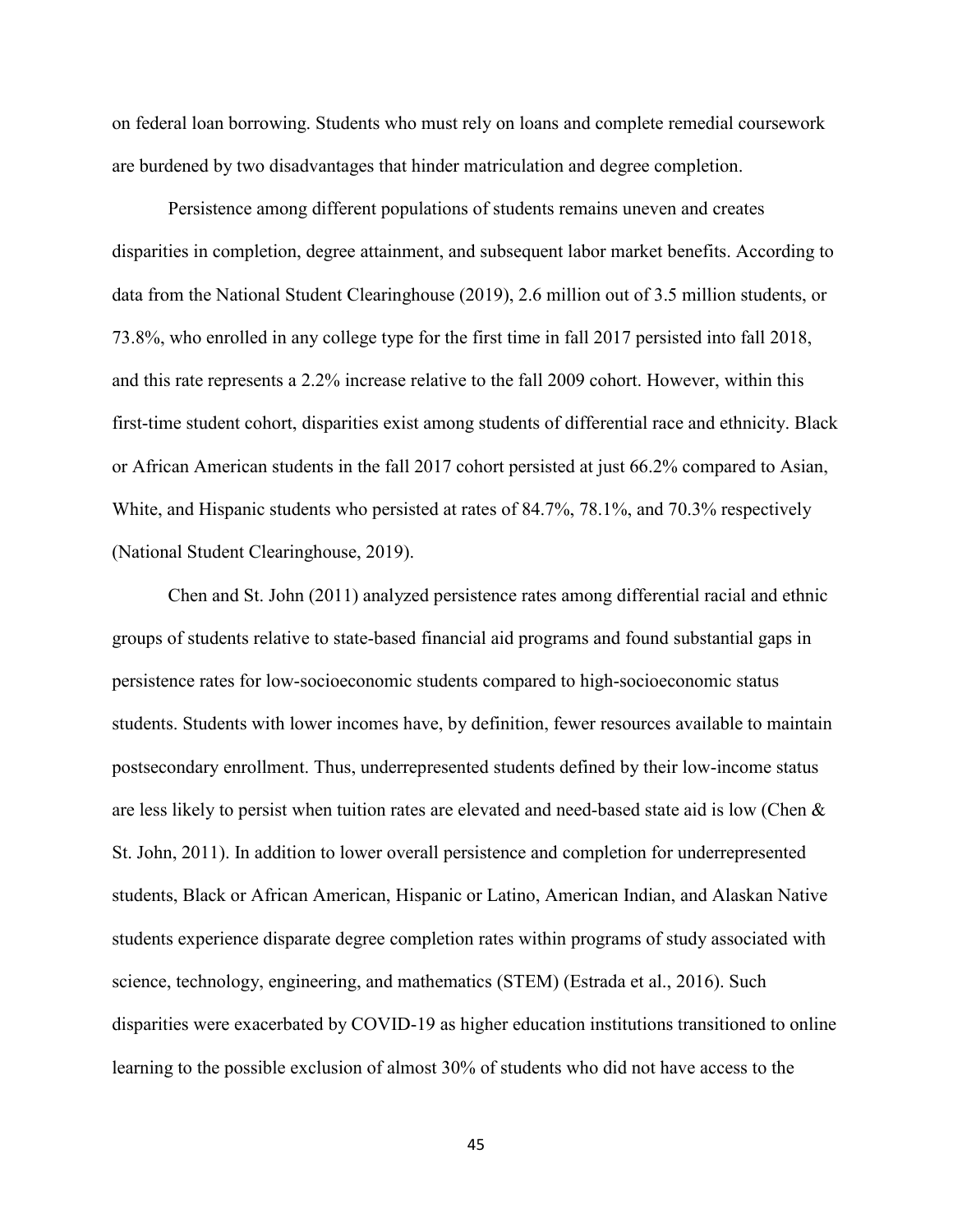on federal loan borrowing. Students who must rely on loans and complete remedial coursework are burdened by two disadvantages that hinder matriculation and degree completion.

Persistence among different populations of students remains uneven and creates disparities in completion, degree attainment, and subsequent labor market benefits. According to data from the National Student Clearinghouse (2019), 2.6 million out of 3.5 million students, or 73.8%, who enrolled in any college type for the first time in fall 2017 persisted into fall 2018, and this rate represents a 2.2% increase relative to the fall 2009 cohort. However, within this first-time student cohort, disparities exist among students of differential race and ethnicity. Black or African American students in the fall 2017 cohort persisted at just 66.2% compared to Asian, White, and Hispanic students who persisted at rates of 84.7%, 78.1%, and 70.3% respectively (National Student Clearinghouse, 2019).

Chen and St. John (2011) analyzed persistence rates among differential racial and ethnic groups of students relative to state-based financial aid programs and found substantial gaps in persistence rates for low-socioeconomic students compared to high-socioeconomic status students. Students with lower incomes have, by definition, fewer resources available to maintain postsecondary enrollment. Thus, underrepresented students defined by their low-income status are less likely to persist when tuition rates are elevated and need-based state aid is low (Chen & St. John, 2011). In addition to lower overall persistence and completion for underrepresented students, Black or African American, Hispanic or Latino, American Indian, and Alaskan Native students experience disparate degree completion rates within programs of study associated with science, technology, engineering, and mathematics (STEM) (Estrada et al., 2016). Such disparities were exacerbated by COVID-19 as higher education institutions transitioned to online learning to the possible exclusion of almost 30% of students who did not have access to the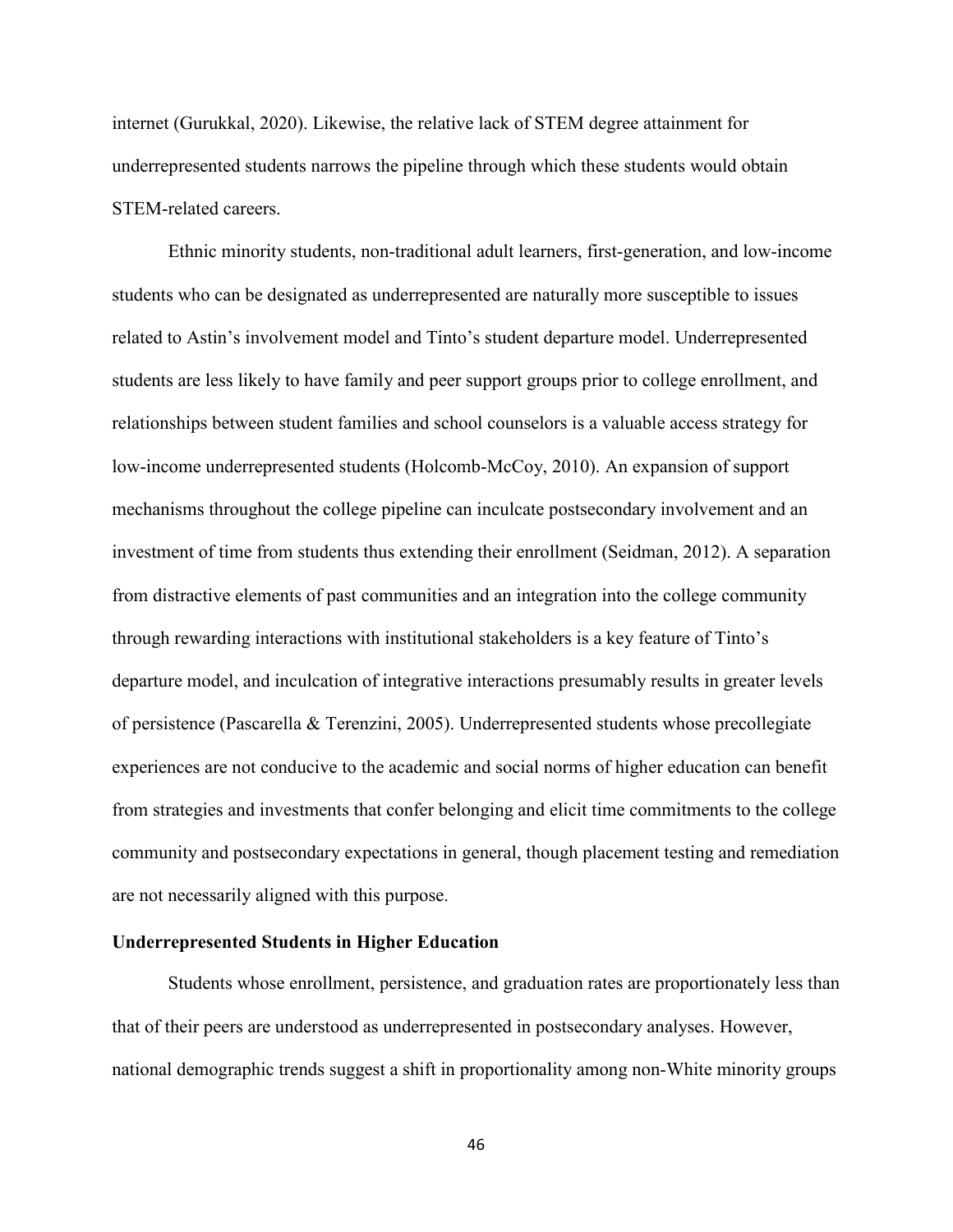internet (Gurukkal, 2020). Likewise, the relative lack of STEM degree attainment for underrepresented students narrows the pipeline through which these students would obtain STEM-related careers.

Ethnic minority students, non-traditional adult learners, first-generation, and low-income students who can be designated as underrepresented are naturally more susceptible to issues related to Astin's involvement model and Tinto's student departure model. Underrepresented students are less likely to have family and peer support groups prior to college enrollment, and relationships between student families and school counselors is a valuable access strategy for low-income underrepresented students (Holcomb-McCoy, 2010). An expansion of support mechanisms throughout the college pipeline can inculcate postsecondary involvement and an investment of time from students thus extending their enrollment (Seidman, 2012). A separation from distractive elements of past communities and an integration into the college community through rewarding interactions with institutional stakeholders is a key feature of Tinto's departure model, and inculcation of integrative interactions presumably results in greater levels of persistence (Pascarella & Terenzini, 2005). Underrepresented students whose precollegiate experiences are not conducive to the academic and social norms of higher education can benefit from strategies and investments that confer belonging and elicit time commitments to the college community and postsecondary expectations in general, though placement testing and remediation are not necessarily aligned with this purpose.

**Underrepresented Students in Higher Education**

Students whose enrollment, persistence, and graduation rates are proportionately less than that of their peers are understood as underrepresented in postsecondary analyses. However, national demographic trends suggest a shift in proportionality among non-White minority groups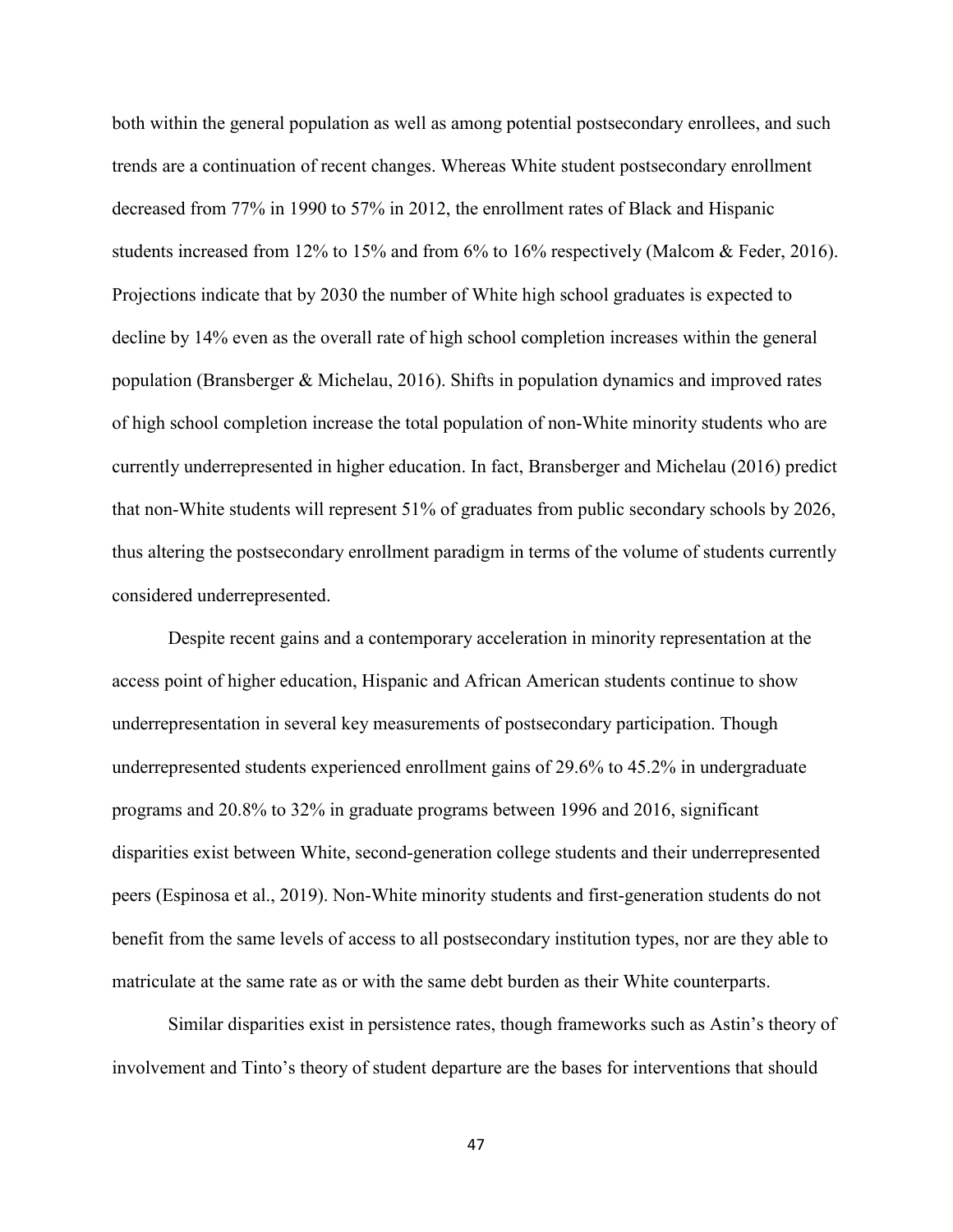both within the general population as well as among potential postsecondary enrollees, and such trends are a continuation of recent changes. Whereas White student postsecondary enrollment decreased from 77% in 1990 to 57% in 2012, the enrollment rates of Black and Hispanic students increased from 12% to 15% and from 6% to 16% respectively (Malcom & Feder, 2016). Projections indicate that by 2030 the number of White high school graduates is expected to decline by 14% even as the overall rate of high school completion increases within the general population (Bransberger & Michelau, 2016). Shifts in population dynamics and improved rates of high school completion increase the total population of non-White minority students who are currently underrepresented in higher education. In fact, Bransberger and Michelau (2016) predict that non-White students will represent 51% of graduates from public secondary schools by 2026, thus altering the postsecondary enrollment paradigm in terms of the volume of students currently considered underrepresented.

Despite recent gains and a contemporary acceleration in minority representation at the access point of higher education, Hispanic and African American students continue to show underrepresentation in several key measurements of postsecondary participation. Though underrepresented students experienced enrollment gains of 29.6% to 45.2% in undergraduate programs and 20.8% to 32% in graduate programs between 1996 and 2016, significant disparities exist between White, second-generation college students and their underrepresented peers (Espinosa et al., 2019). Non-White minority students and first-generation students do not benefit from the same levels of access to all postsecondary institution types, nor are they able to matriculate at the same rate as or with the same debt burden as their White counterparts.

Similar disparities exist in persistence rates, though frameworks such as Astin's theory of involvement and Tinto's theory of student departure are the bases for interventions that should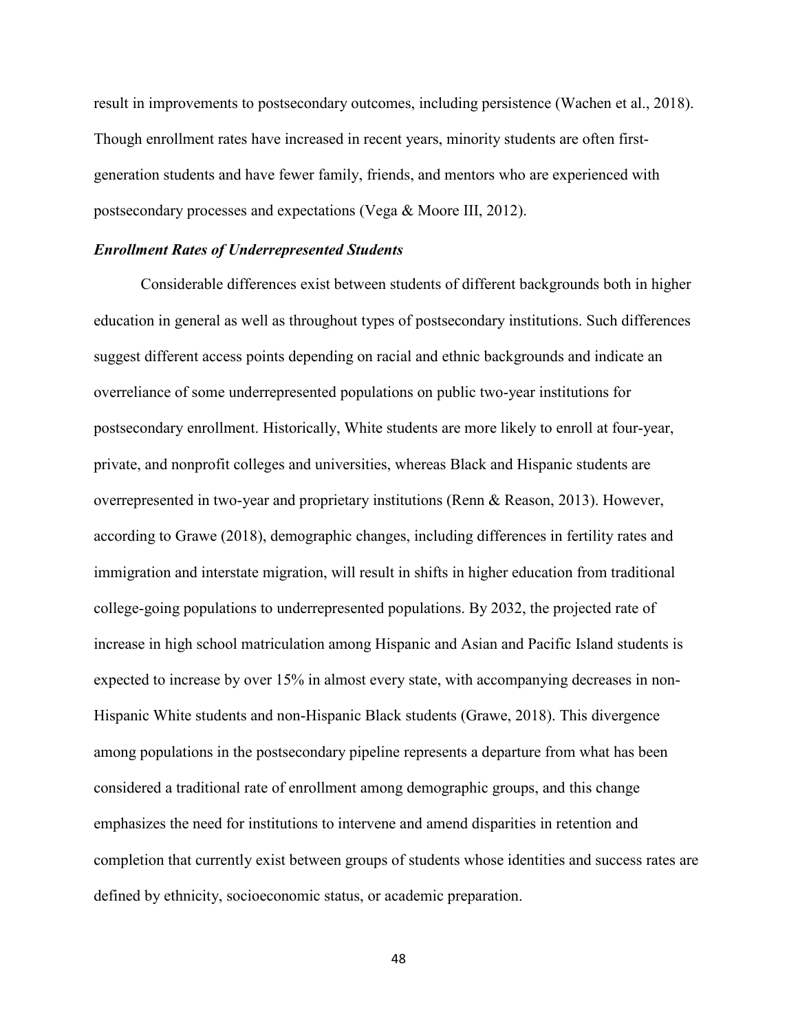result in improvements to postsecondary outcomes, including persistence (Wachen et al., 2018). Though enrollment rates have increased in recent years, minority students are often first-generation students and have fewer family, friends, and mentors who are experienced with postsecondary processes and expectations (Vega & Moore III, 2012).

### *Enrollment Rates of Underrepresented Students*

Considerable differences exist between students of different backgrounds both in higher education in general as well as throughout types of postsecondary institutions. Such differences suggest different access points depending on racial and ethnic backgrounds and indicate an overreliance of some underrepresented populations on public two-year institutions for postsecondary enrollment. Historically, White students are more likely to enroll at four-year, private, and nonprofit colleges and universities, whereas Black and Hispanic students are overrepresented in two-year and proprietary institutions (Renn & Reason, 2013). However, according to Grawe (2018), demographic changes, including differences in fertility rates and immigration and interstate migration, will result in shifts in higher education from traditional college-going populations to underrepresented populations. By 2032, the projected rate of increase in high school matriculation among Hispanic and Asian and Pacific Island students is expected to increase by over 15% in almost every state, with accompanying decreases in non-Hispanic White students and non-Hispanic Black students (Grawe, 2018). This divergence among populations in the postsecondary pipeline represents a departure from what has been considered a traditional rate of enrollment among demographic groups, and this change emphasizes the need for institutions to intervene and amend disparities in retention and completion that currently exist between groups of students whose identities and success rates are defined by ethnicity, socioeconomic status, or academic preparation.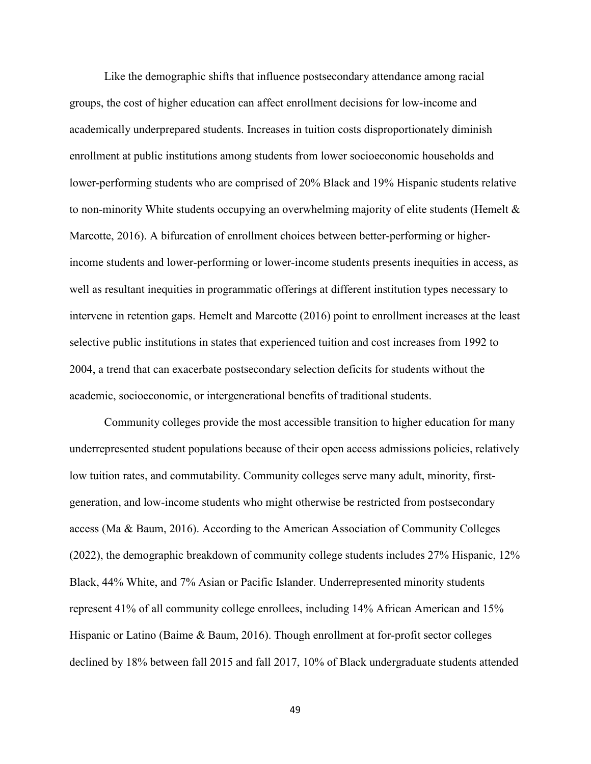Like the demographic shifts that influence postsecondary attendance among racial groups, the cost of higher education can affect enrollment decisions for low-income and academically underprepared students. Increases in tuition costs disproportionately diminish enrollment at public institutions among students from lower socioeconomic households and lower-performing students who are comprised of 20% Black and 19% Hispanic students relative to non-minority White students occupying an overwhelming majority of elite students (Hemelt & Marcotte, 2016). A bifurcation of enrollment choices between better-performing or higher-income students and lower-performing or lower-income students presents inequities in access, as well as resultant inequities in programmatic offerings at different institution types necessary to intervene in retention gaps. Hemelt and Marcotte (2016) point to enrollment increases at the least selective public institutions in states that experienced tuition and cost increases from 1992 to 2004, a trend that can exacerbate postsecondary selection deficits for students without the academic, socioeconomic, or intergenerational benefits of traditional students.

Community colleges provide the most accessible transition to higher education for many underrepresented student populations because of their open access admissions policies, relatively low tuition rates, and commutability. Community colleges serve many adult, minority, first-generation, and low-income students who might otherwise be restricted from postsecondary access (Ma & Baum, 2016). According to the American Association of Community Colleges (2022), the demographic breakdown of community college students includes 27% Hispanic, 12% Black, 44% White, and 7% Asian or Pacific Islander. Underrepresented minority students represent 41% of all community college enrollees, including 14% African American and 15% Hispanic or Latino (Baime & Baum, 2016). Though enrollment at for-profit sector colleges declined by 18% between fall 2015 and fall 2017, 10% of Black undergraduate students attended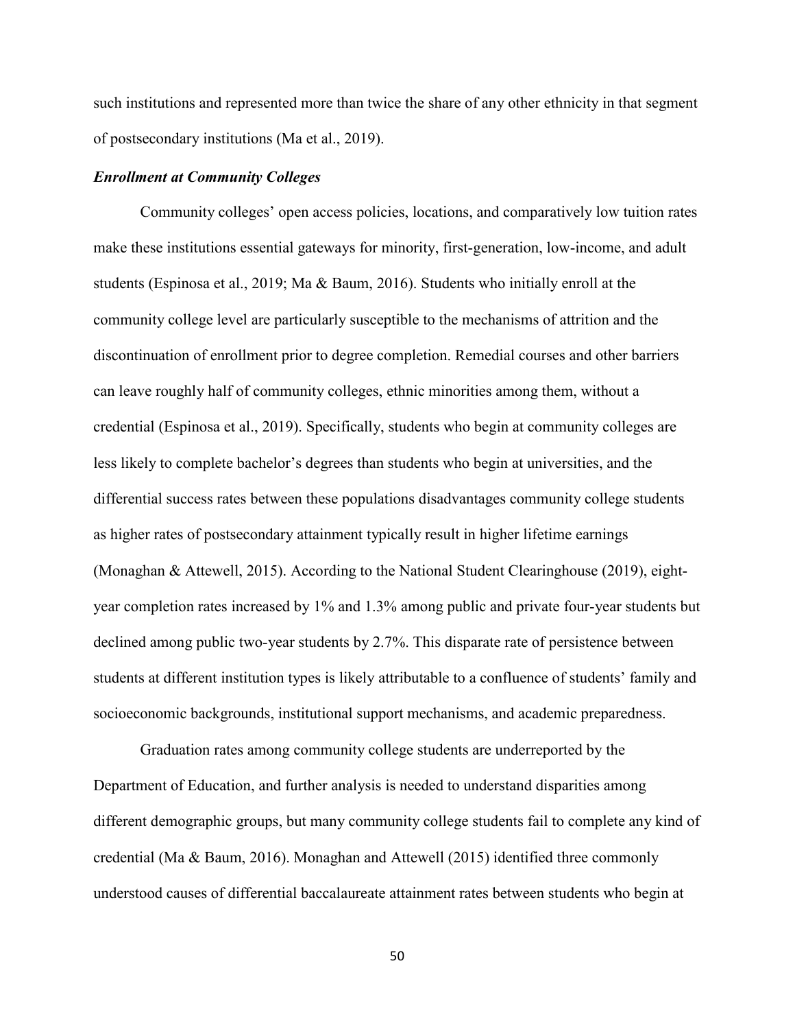such institutions and represented more than twice the share of any other ethnicity in that segment of postsecondary institutions (Ma et al., 2019).

### *Enrollment at Community Colleges*

Community colleges' open access policies, locations, and comparatively low tuition rates make these institutions essential gateways for minority, first-generation, low-income, and adult students (Espinosa et al., 2019; Ma & Baum, 2016). Students who initially enroll at the community college level are particularly susceptible to the mechanisms of attrition and the discontinuation of enrollment prior to degree completion. Remedial courses and other barriers can leave roughly half of community colleges, ethnic minorities among them, without a credential (Espinosa et al., 2019). Specifically, students who begin at community colleges are less likely to complete bachelor's degrees than students who begin at universities, and the differential success rates between these populations disadvantages community college students as higher rates of postsecondary attainment typically result in higher lifetime earnings (Monaghan & Attewell, 2015). According to the National Student Clearinghouse (2019), eight-year completion rates increased by 1% and 1.3% among public and private four-year students but declined among public two-year students by 2.7%. This disparate rate of persistence between students at different institution types is likely attributable to a confluence of students' family and socioeconomic backgrounds, institutional support mechanisms, and academic preparedness.

Graduation rates among community college students are underreported by the Department of Education, and further analysis is needed to understand disparities among different demographic groups, but many community college students fail to complete any kind of credential (Ma & Baum, 2016). Monaghan and Attewell (2015) identified three commonly understood causes of differential baccalaureate attainment rates between students who begin at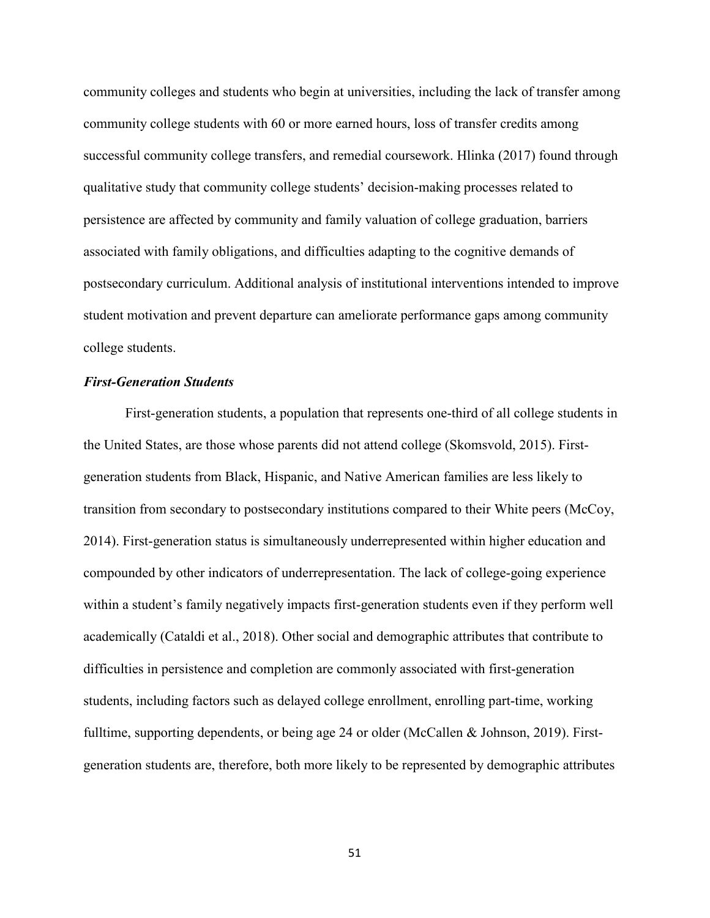community colleges and students who begin at universities, including the lack of transfer among community college students with 60 or more earned hours, loss of transfer credits among successful community college transfers, and remedial coursework. Hlinka (2017) found through qualitative study that community college students' decision-making processes related to persistence are affected by community and family valuation of college graduation, barriers associated with family obligations, and difficulties adapting to the cognitive demands of postsecondary curriculum. Additional analysis of institutional interventions intended to improve student motivation and prevent departure can ameliorate performance gaps among community college students.

### *First-Generation Students*

First-generation students, a population that represents one-third of all college students in the United States, are those whose parents did not attend college (Skomsvold, 2015). First-generation students from Black, Hispanic, and Native American families are less likely to transition from secondary to postsecondary institutions compared to their White peers (McCoy, 2014). First-generation status is simultaneously underrepresented within higher education and compounded by other indicators of underrepresentation. The lack of college-going experience within a student's family negatively impacts first-generation students even if they perform well academically (Cataldi et al., 2018). Other social and demographic attributes that contribute to difficulties in persistence and completion are commonly associated with first-generation students, including factors such as delayed college enrollment, enrolling part-time, working fulltime, supporting dependents, or being age 24 or older (McCallen & Johnson, 2019). First-generation students are, therefore, both more likely to be represented by demographic attributes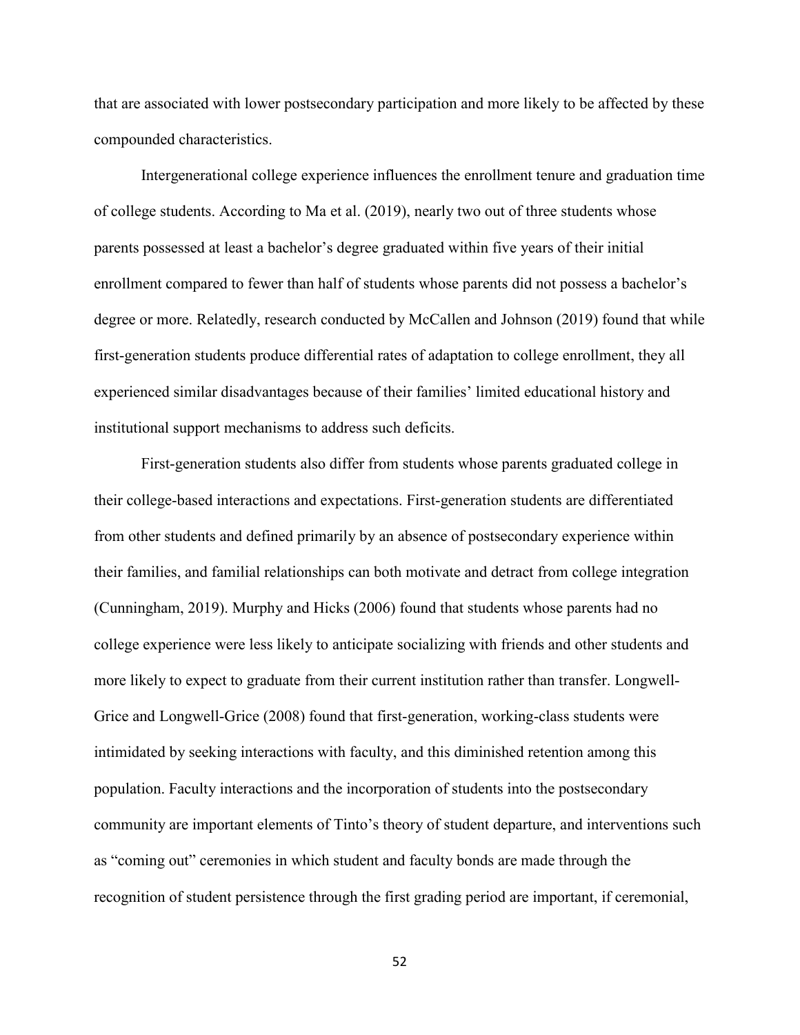that are associated with lower postsecondary participation and more likely to be affected by these compounded characteristics.

Intergenerational college experience influences the enrollment tenure and graduation time of college students. According to Ma et al. (2019), nearly two out of three students whose parents possessed at least a bachelor's degree graduated within five years of their initial enrollment compared to fewer than half of students whose parents did not possess a bachelor's degree or more. Relatedly, research conducted by McCallen and Johnson (2019) found that while first-generation students produce differential rates of adaptation to college enrollment, they all experienced similar disadvantages because of their families' limited educational history and institutional support mechanisms to address such deficits.

First-generation students also differ from students whose parents graduated college in their college-based interactions and expectations. First-generation students are differentiated from other students and defined primarily by an absence of postsecondary experience within their families, and familial relationships can both motivate and detract from college integration (Cunningham, 2019). Murphy and Hicks (2006) found that students whose parents had no college experience were less likely to anticipate socializing with friends and other students and more likely to expect to graduate from their current institution rather than transfer. Longwell-Grice and Longwell-Grice (2008) found that first-generation, working-class students were intimidated by seeking interactions with faculty, and this diminished retention among this population. Faculty interactions and the incorporation of students into the postsecondary community are important elements of Tinto's theory of student departure, and interventions such as "coming out" ceremonies in which student and faculty bonds are made through the recognition of student persistence through the first grading period are important, if ceremonial,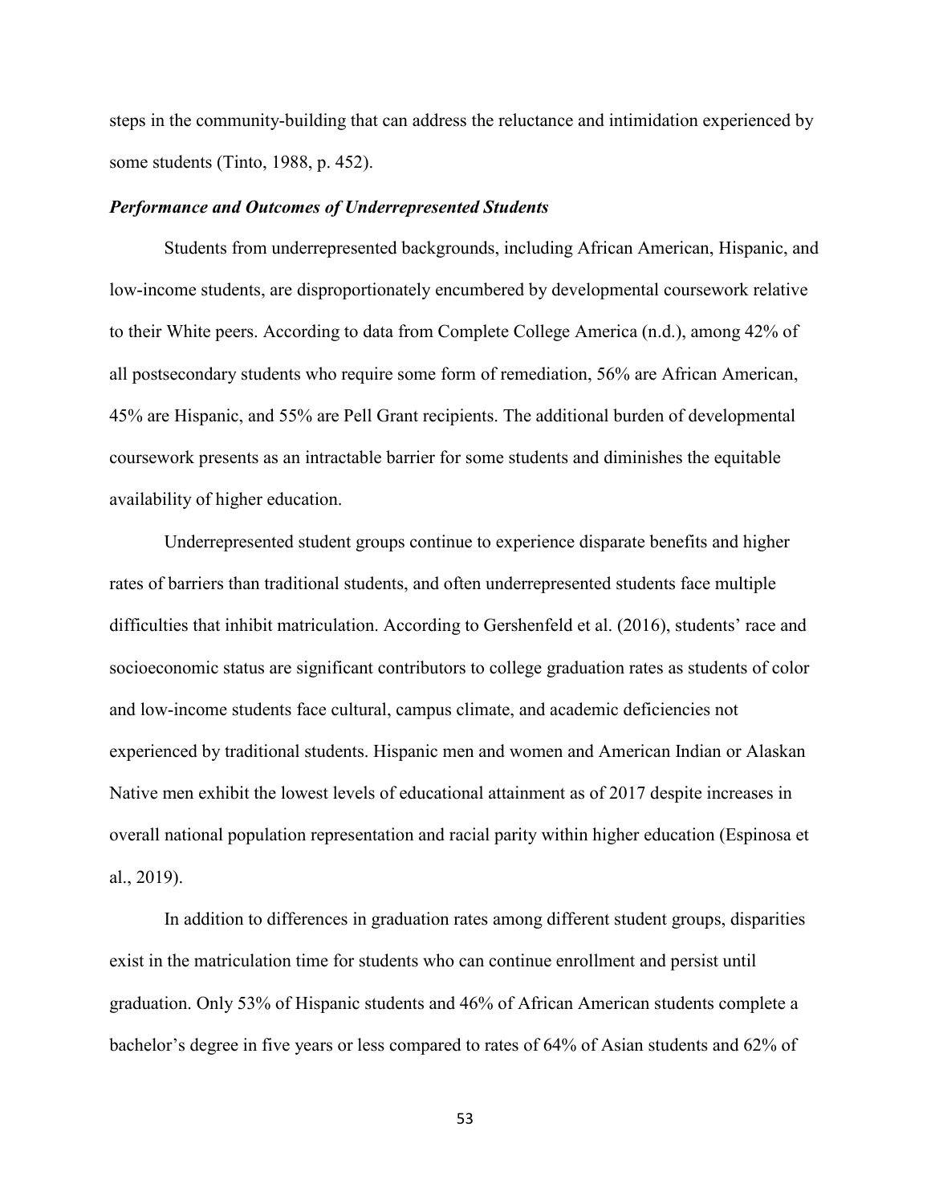steps in the community-building that can address the reluctance and intimidation experienced by some students (Tinto, 1988, p. 452).

***Performance and Outcomes of Underrepresented Students***

Students from underrepresented backgrounds, including African American, Hispanic, and low-income students, are disproportionately encumbered by developmental coursework relative to their White peers. According to data from Complete College America (n.d.), among 42% of all postsecondary students who require some form of remediation, 56% are African American, 45% are Hispanic, and 55% are Pell Grant recipients. The additional burden of developmental coursework presents as an intractable barrier for some students and diminishes the equitable availability of higher education.

Underrepresented student groups continue to experience disparate benefits and higher rates of barriers than traditional students, and often underrepresented students face multiple difficulties that inhibit matriculation. According to Gershenfeld et al. (2016), students' race and socioeconomic status are significant contributors to college graduation rates as students of color and low-income students face cultural, campus climate, and academic deficiencies not experienced by traditional students. Hispanic men and women and American Indian or Alaskan Native men exhibit the lowest levels of educational attainment as of 2017 despite increases in overall national population representation and racial parity within higher education (Espinosa et al., 2019).

In addition to differences in graduation rates among different student groups, disparities exist in the matriculation time for students who can continue enrollment and persist until graduation. Only 53% of Hispanic students and 46% of African American students complete a bachelor's degree in five years or less compared to rates of 64% of Asian students and 62% of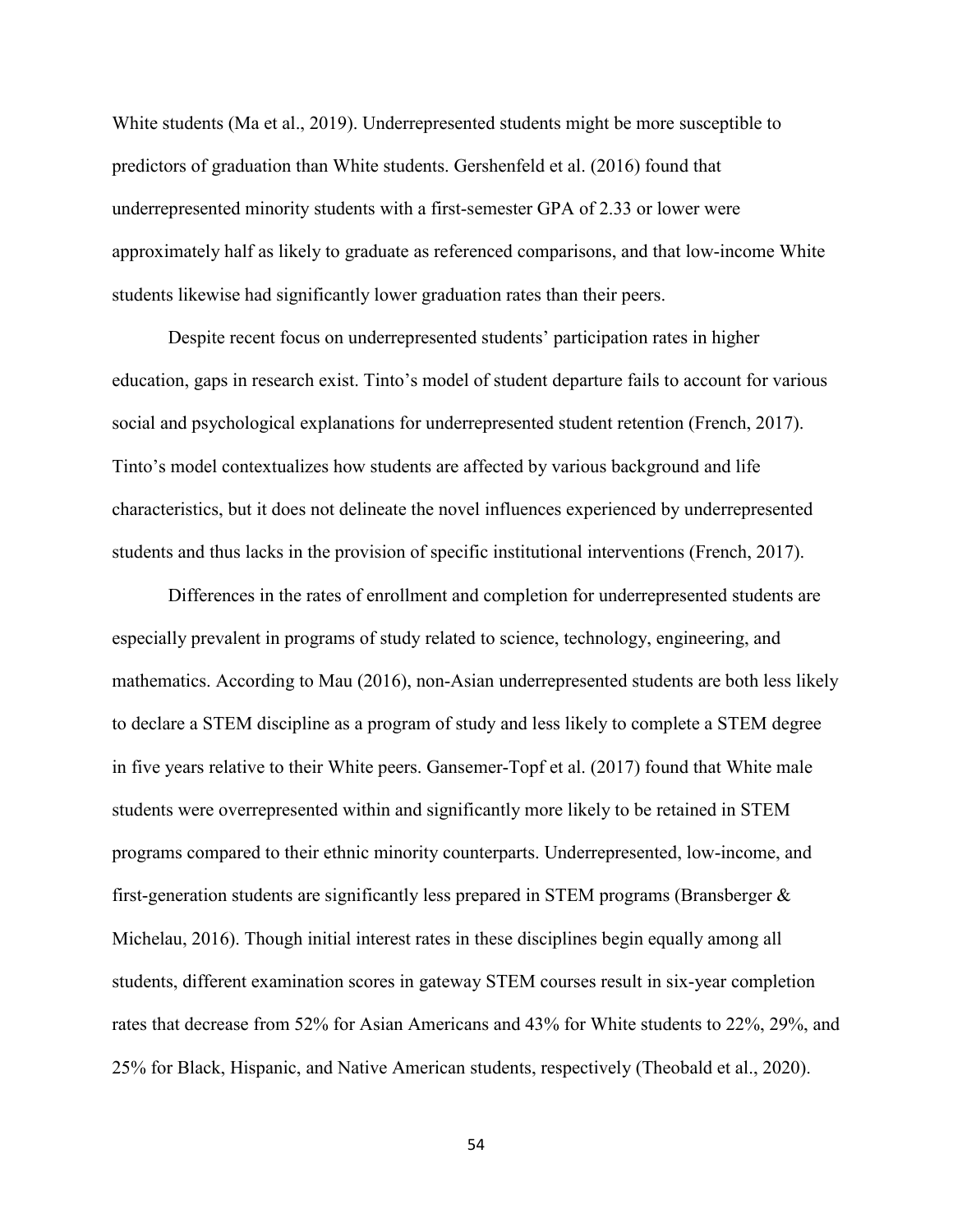White students (Ma et al., 2019). Underrepresented students might be more susceptible to predictors of graduation than White students. Gershenfeld et al. (2016) found that underrepresented minority students with a first-semester GPA of 2.33 or lower were approximately half as likely to graduate as referenced comparisons, and that low-income White students likewise had significantly lower graduation rates than their peers.

Despite recent focus on underrepresented students' participation rates in higher education, gaps in research exist. Tinto's model of student departure fails to account for various social and psychological explanations for underrepresented student retention (French, 2017). Tinto's model contextualizes how students are affected by various background and life characteristics, but it does not delineate the novel influences experienced by underrepresented students and thus lacks in the provision of specific institutional interventions (French, 2017).

Differences in the rates of enrollment and completion for underrepresented students are especially prevalent in programs of study related to science, technology, engineering, and mathematics. According to Mau (2016), non-Asian underrepresented students are both less likely to declare a STEM discipline as a program of study and less likely to complete a STEM degree in five years relative to their White peers. Gansemer-Topf et al. (2017) found that White male students were overrepresented within and significantly more likely to be retained in STEM programs compared to their ethnic minority counterparts. Underrepresented, low-income, and first-generation students are significantly less prepared in STEM programs (Bransberger & Michelau, 2016). Though initial interest rates in these disciplines begin equally among all students, different examination scores in gateway STEM courses result in six-year completion rates that decrease from 52% for Asian Americans and 43% for White students to 22%, 29%, and 25% for Black, Hispanic, and Native American students, respectively (Theobald et al., 2020).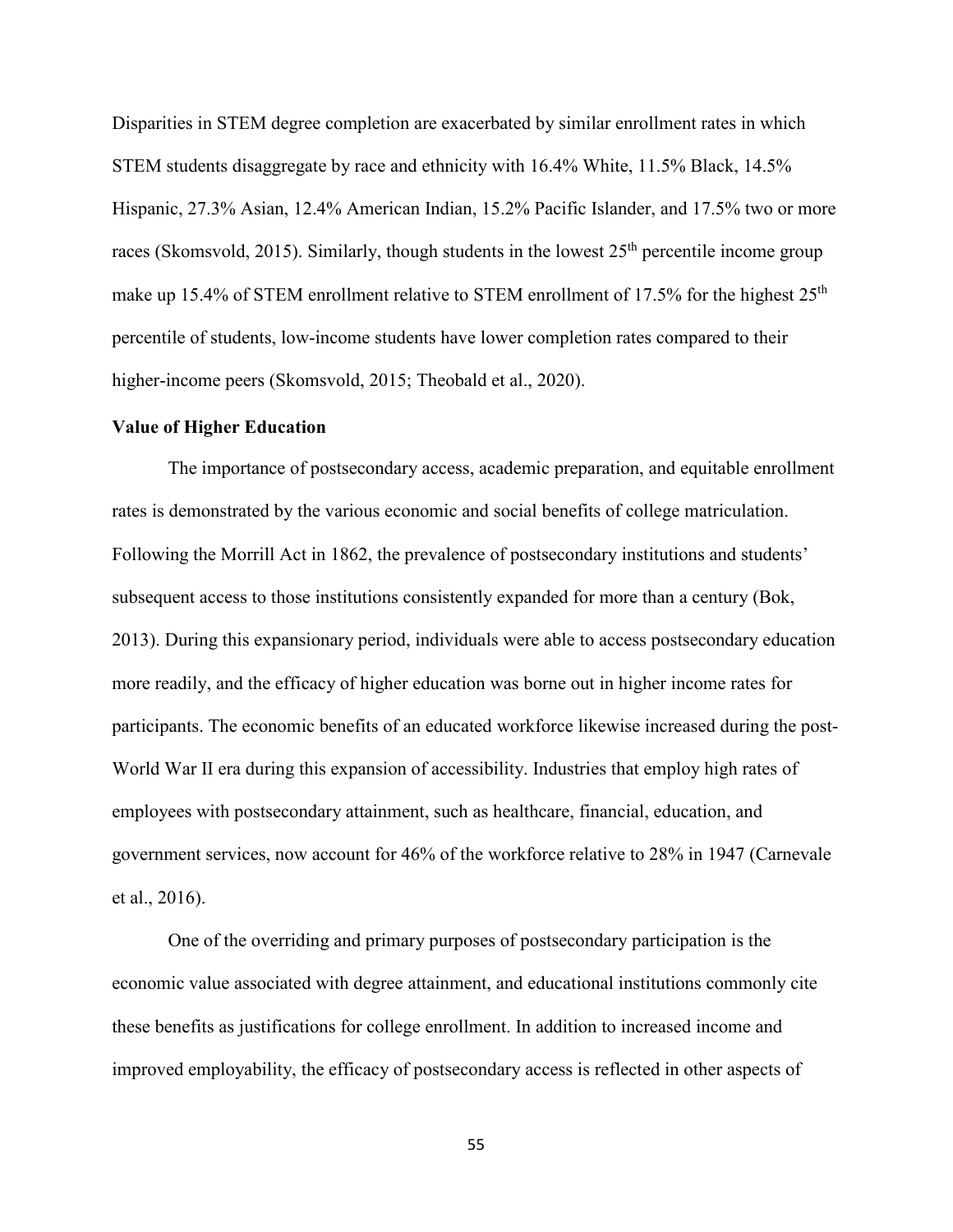Disparities in STEM degree completion are exacerbated by similar enrollment rates in which STEM students disaggregate by race and ethnicity with 16.4% White, 11.5% Black, 14.5% Hispanic, 27.3% Asian, 12.4% American Indian, 15.2% Pacific Islander, and 17.5% two or more races (Skomsvold, 2015). Similarly, though students in the lowest 25th percentile income group make up 15.4% of STEM enrollment relative to STEM enrollment of 17.5% for the highest 25th percentile of students, low-income students have lower completion rates compared to their higher-income peers (Skomsvold, 2015; Theobald et al., 2020).

**Value of Higher Education**

The importance of postsecondary access, academic preparation, and equitable enrollment rates is demonstrated by the various economic and social benefits of college matriculation. Following the Morrill Act in 1862, the prevalence of postsecondary institutions and students' subsequent access to those institutions consistently expanded for more than a century (Bok, 2013). During this expansionary period, individuals were able to access postsecondary education more readily, and the efficacy of higher education was borne out in higher income rates for participants. The economic benefits of an educated workforce likewise increased during the post-World War II era during this expansion of accessibility. Industries that employ high rates of employees with postsecondary attainment, such as healthcare, financial, education, and government services, now account for 46% of the workforce relative to 28% in 1947 (Carnevale et al., 2016).

One of the overriding and primary purposes of postsecondary participation is the economic value associated with degree attainment, and educational institutions commonly cite these benefits as justifications for college enrollment. In addition to increased income and improved employability, the efficacy of postsecondary access is reflected in other aspects of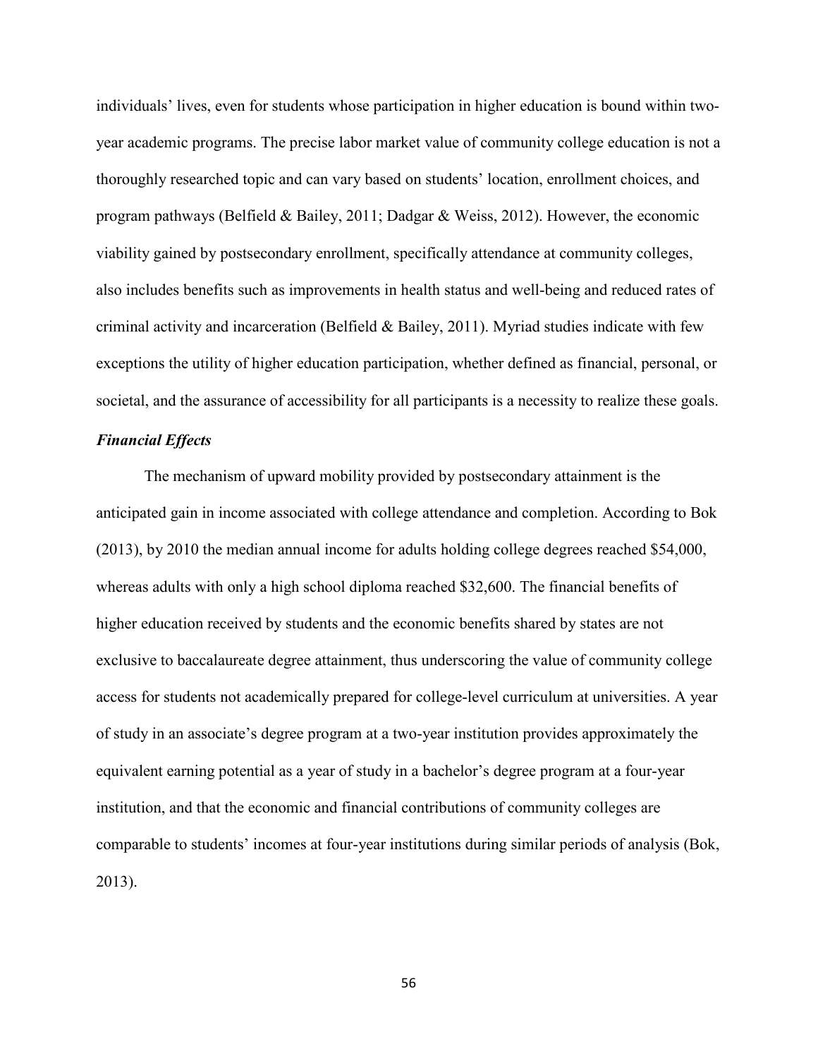individuals' lives, even for students whose participation in higher education is bound within two-year academic programs. The precise labor market value of community college education is not a thoroughly researched topic and can vary based on students' location, enrollment choices, and program pathways (Belfield & Bailey, 2011; Dadgar & Weiss, 2012). However, the economic viability gained by postsecondary enrollment, specifically attendance at community colleges, also includes benefits such as improvements in health status and well-being and reduced rates of criminal activity and incarceration (Belfield & Bailey, 2011). Myriad studies indicate with few exceptions the utility of higher education participation, whether defined as financial, personal, or societal, and the assurance of accessibility for all participants is a necessity to realize these goals.

### *Financial Effects*

The mechanism of upward mobility provided by postsecondary attainment is the anticipated gain in income associated with college attendance and completion. According to Bok (2013), by 2010 the median annual income for adults holding college degrees reached $54,000, whereas adults with only a high school diploma reached $32,600. The financial benefits of higher education received by students and the economic benefits shared by states are not exclusive to baccalaureate degree attainment, thus underscoring the value of community college access for students not academically prepared for college-level curriculum at universities. A year of study in an associate's degree program at a two-year institution provides approximately the equivalent earning potential as a year of study in a bachelor's degree program at a four-year institution, and that the economic and financial contributions of community colleges are comparable to students' incomes at four-year institutions during similar periods of analysis (Bok, 2013).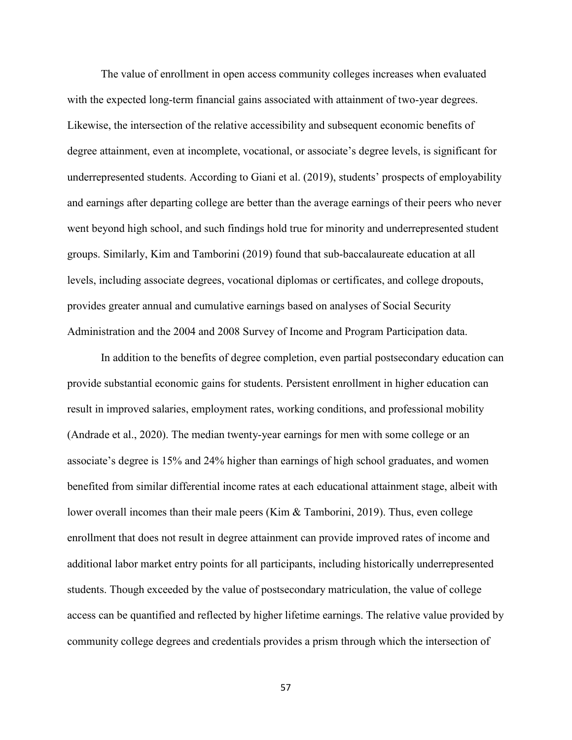The value of enrollment in open access community colleges increases when evaluated with the expected long-term financial gains associated with attainment of two-year degrees. Likewise, the intersection of the relative accessibility and subsequent economic benefits of degree attainment, even at incomplete, vocational, or associate's degree levels, is significant for underrepresented students. According to Giani et al. (2019), students' prospects of employability and earnings after departing college are better than the average earnings of their peers who never went beyond high school, and such findings hold true for minority and underrepresented student groups. Similarly, Kim and Tamborini (2019) found that sub-baccalaureate education at all levels, including associate degrees, vocational diplomas or certificates, and college dropouts, provides greater annual and cumulative earnings based on analyses of Social Security Administration and the 2004 and 2008 Survey of Income and Program Participation data.

In addition to the benefits of degree completion, even partial postsecondary education can provide substantial economic gains for students. Persistent enrollment in higher education can result in improved salaries, employment rates, working conditions, and professional mobility (Andrade et al., 2020). The median twenty-year earnings for men with some college or an associate's degree is 15% and 24% higher than earnings of high school graduates, and women benefited from similar differential income rates at each educational attainment stage, albeit with lower overall incomes than their male peers (Kim & Tamborini, 2019). Thus, even college enrollment that does not result in degree attainment can provide improved rates of income and additional labor market entry points for all participants, including historically underrepresented students. Though exceeded by the value of postsecondary matriculation, the value of college access can be quantified and reflected by higher lifetime earnings. The relative value provided by community college degrees and credentials provides a prism through which the intersection of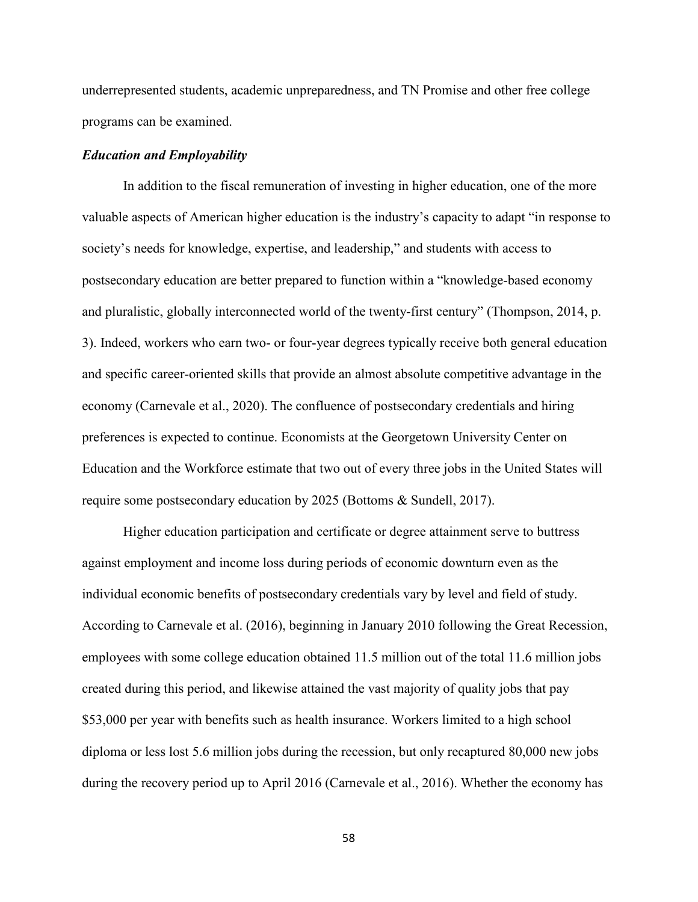underrepresented students, academic unpreparedness, and TN Promise and other free college programs can be examined.

### *Education and Employability*

In addition to the fiscal remuneration of investing in higher education, one of the more valuable aspects of American higher education is the industry's capacity to adapt "in response to society's needs for knowledge, expertise, and leadership," and students with access to postsecondary education are better prepared to function within a "knowledge-based economy and pluralistic, globally interconnected world of the twenty-first century" (Thompson, 2014, p. 3). Indeed, workers who earn two- or four-year degrees typically receive both general education and specific career-oriented skills that provide an almost absolute competitive advantage in the economy (Carnevale et al., 2020). The confluence of postsecondary credentials and hiring preferences is expected to continue. Economists at the Georgetown University Center on Education and the Workforce estimate that two out of every three jobs in the United States will require some postsecondary education by 2025 (Bottoms & Sundell, 2017).

Higher education participation and certificate or degree attainment serve to buttress against employment and income loss during periods of economic downturn even as the individual economic benefits of postsecondary credentials vary by level and field of study. According to Carnevale et al. (2016), beginning in January 2010 following the Great Recession, employees with some college education obtained 11.5 million out of the total 11.6 million jobs created during this period, and likewise attained the vast majority of quality jobs that pay $53,000 per year with benefits such as health insurance. Workers limited to a high school diploma or less lost 5.6 million jobs during the recession, but only recaptured 80,000 new jobs during the recovery period up to April 2016 (Carnevale et al., 2016). Whether the economy has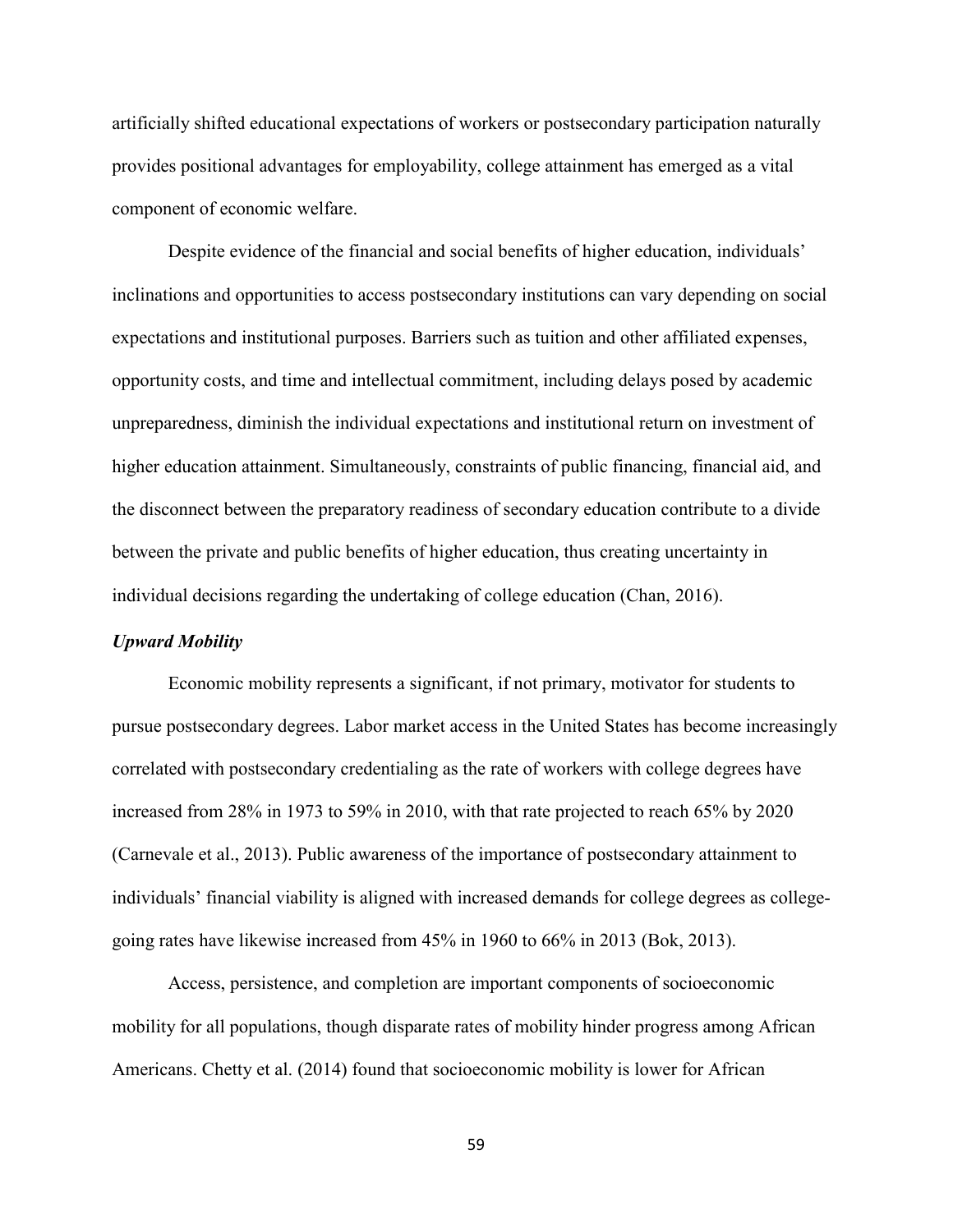artificially shifted educational expectations of workers or postsecondary participation naturally provides positional advantages for employability, college attainment has emerged as a vital component of economic welfare.

Despite evidence of the financial and social benefits of higher education, individuals' inclinations and opportunities to access postsecondary institutions can vary depending on social expectations and institutional purposes. Barriers such as tuition and other affiliated expenses, opportunity costs, and time and intellectual commitment, including delays posed by academic unpreparedness, diminish the individual expectations and institutional return on investment of higher education attainment. Simultaneously, constraints of public financing, financial aid, and the disconnect between the preparatory readiness of secondary education contribute to a divide between the private and public benefits of higher education, thus creating uncertainty in individual decisions regarding the undertaking of college education (Chan, 2016).

### *Upward Mobility*

Economic mobility represents a significant, if not primary, motivator for students to pursue postsecondary degrees. Labor market access in the United States has become increasingly correlated with postsecondary credentialing as the rate of workers with college degrees have increased from 28% in 1973 to 59% in 2010, with that rate projected to reach 65% by 2020 (Carnevale et al., 2013). Public awareness of the importance of postsecondary attainment to individuals' financial viability is aligned with increased demands for college degrees as college-going rates have likewise increased from 45% in 1960 to 66% in 2013 (Bok, 2013).

Access, persistence, and completion are important components of socioeconomic mobility for all populations, though disparate rates of mobility hinder progress among African Americans. Chetty et al. (2014) found that socioeconomic mobility is lower for African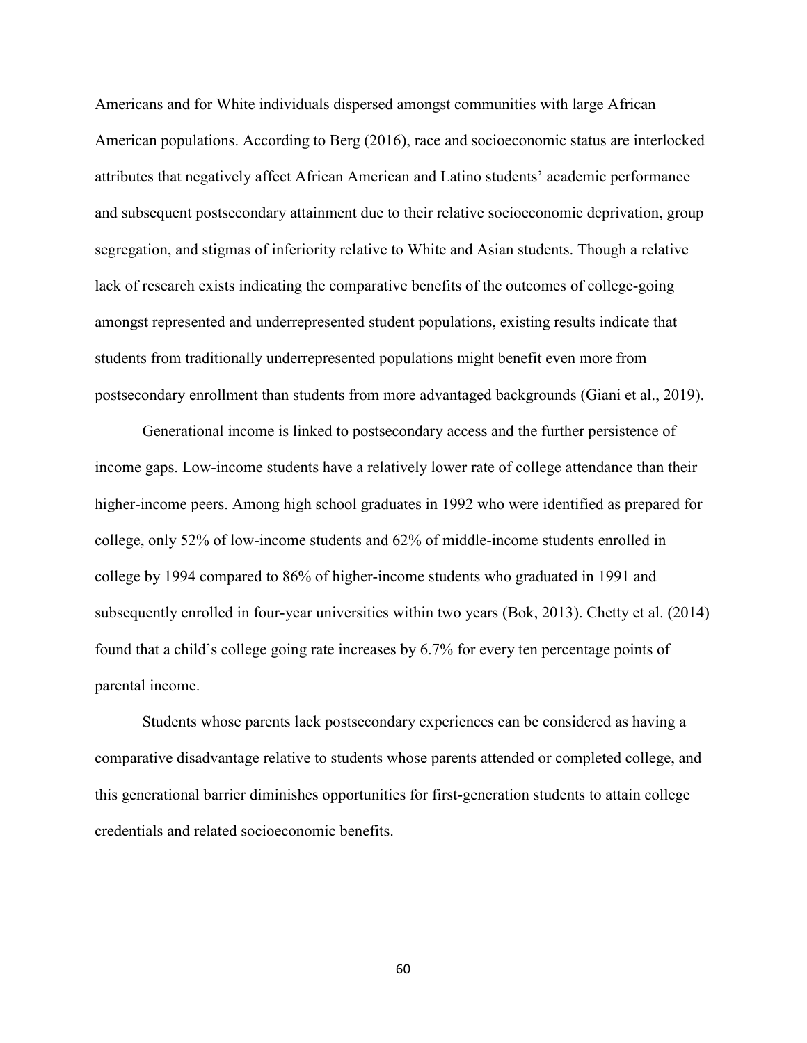Americans and for White individuals dispersed amongst communities with large African American populations. According to Berg (2016), race and socioeconomic status are interlocked attributes that negatively affect African American and Latino students' academic performance and subsequent postsecondary attainment due to their relative socioeconomic deprivation, group segregation, and stigmas of inferiority relative to White and Asian students. Though a relative lack of research exists indicating the comparative benefits of the outcomes of college-going amongst represented and underrepresented student populations, existing results indicate that students from traditionally underrepresented populations might benefit even more from postsecondary enrollment than students from more advantaged backgrounds (Giani et al., 2019).

Generational income is linked to postsecondary access and the further persistence of income gaps. Low-income students have a relatively lower rate of college attendance than their higher-income peers. Among high school graduates in 1992 who were identified as prepared for college, only 52% of low-income students and 62% of middle-income students enrolled in college by 1994 compared to 86% of higher-income students who graduated in 1991 and subsequently enrolled in four-year universities within two years (Bok, 2013). Chetty et al. (2014) found that a child's college going rate increases by 6.7% for every ten percentage points of parental income.

Students whose parents lack postsecondary experiences can be considered as having a comparative disadvantage relative to students whose parents attended or completed college, and this generational barrier diminishes opportunities for first-generation students to attain college credentials and related socioeconomic benefits.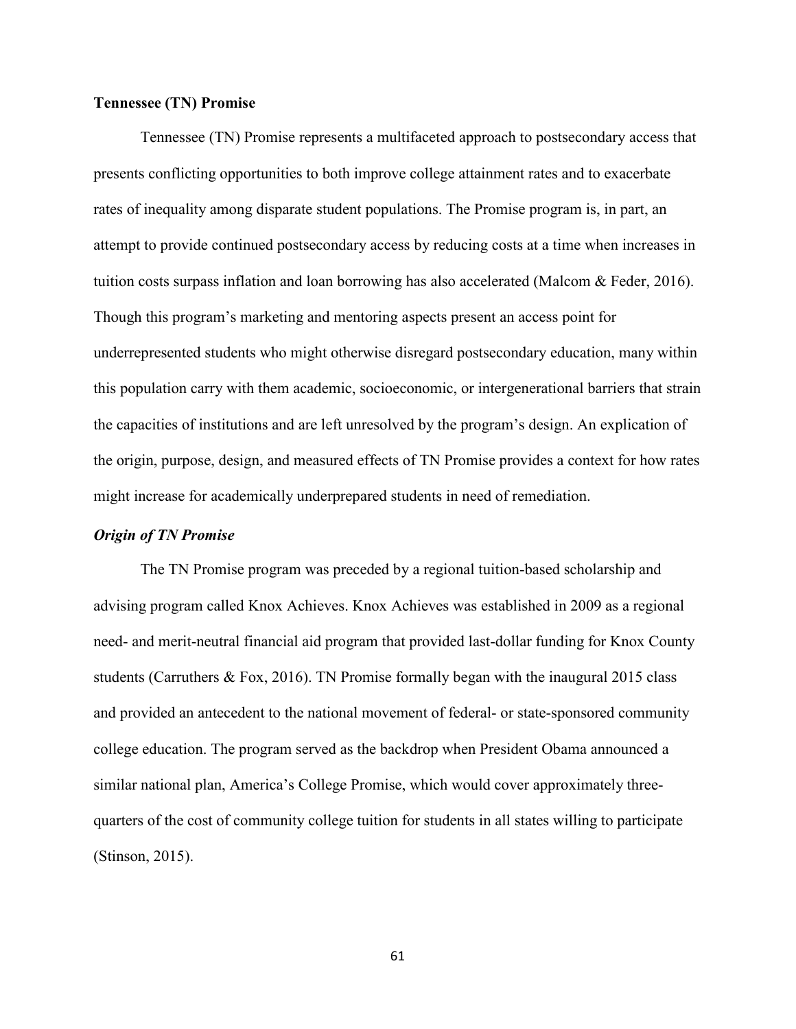## Tennessee (TN) Promise

Tennessee (TN) Promise represents a multifaceted approach to postsecondary access that presents conflicting opportunities to both improve college attainment rates and to exacerbate rates of inequality among disparate student populations. The Promise program is, in part, an attempt to provide continued postsecondary access by reducing costs at a time when increases in tuition costs surpass inflation and loan borrowing has also accelerated (Malcom & Feder, 2016). Though this program's marketing and mentoring aspects present an access point for underrepresented students who might otherwise disregard postsecondary education, many within this population carry with them academic, socioeconomic, or intergenerational barriers that strain the capacities of institutions and are left unresolved by the program's design. An explication of the origin, purpose, design, and measured effects of TN Promise provides a context for how rates might increase for academically underprepared students in need of remediation.

### *Origin of TN Promise*

The TN Promise program was preceded by a regional tuition-based scholarship and advising program called Knox Achieves. Knox Achieves was established in 2009 as a regional need- and merit-neutral financial aid program that provided last-dollar funding for Knox County students (Carruthers & Fox, 2016). TN Promise formally began with the inaugural 2015 class and provided an antecedent to the national movement of federal- or state-sponsored community college education. The program served as the backdrop when President Obama announced a similar national plan, America's College Promise, which would cover approximately three-quarters of the cost of community college tuition for students in all states willing to participate (Stinson, 2015).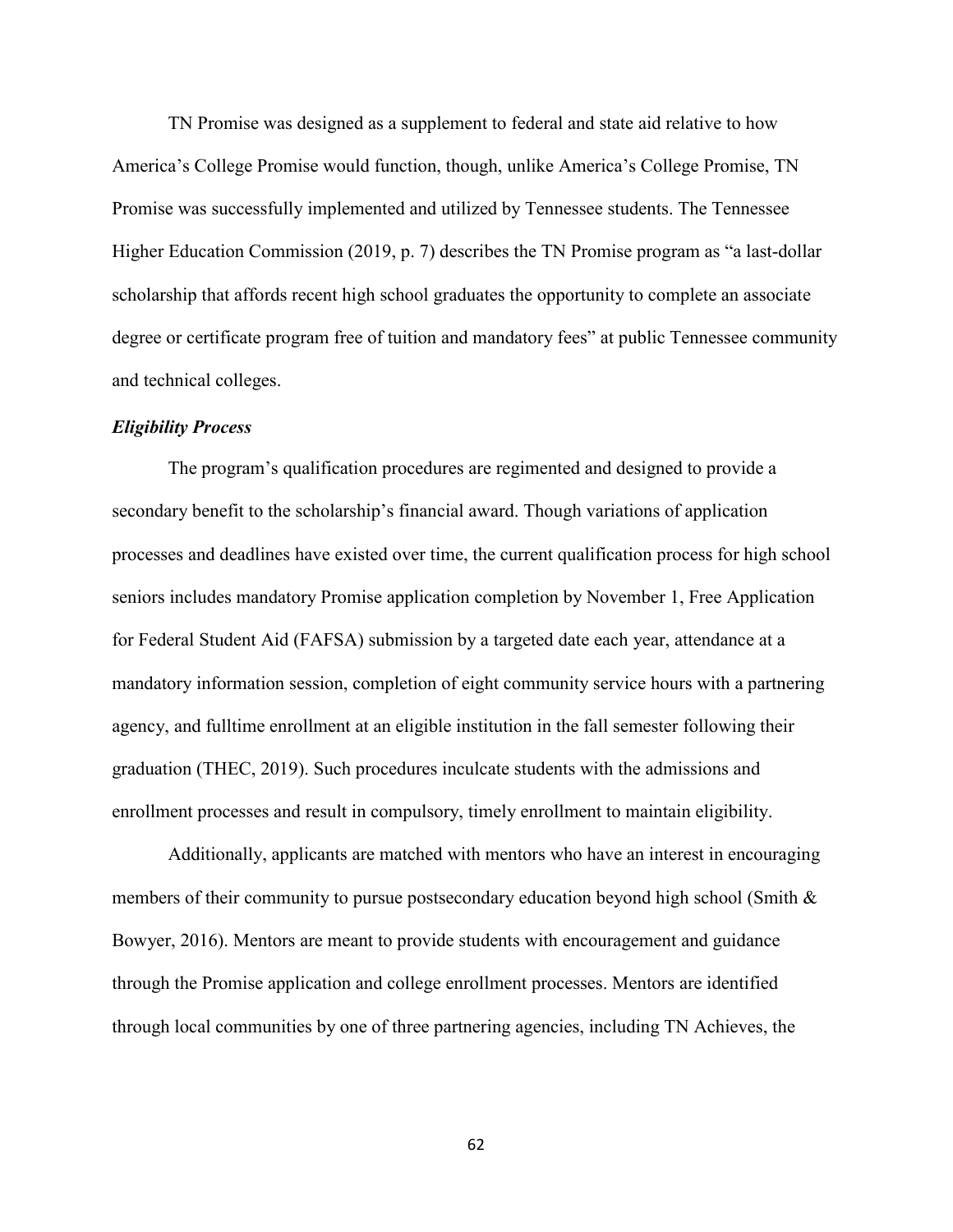TN Promise was designed as a supplement to federal and state aid relative to how America's College Promise would function, though, unlike America's College Promise, TN Promise was successfully implemented and utilized by Tennessee students. The Tennessee Higher Education Commission (2019, p. 7) describes the TN Promise program as "a last-dollar scholarship that affords recent high school graduates the opportunity to complete an associate degree or certificate program free of tuition and mandatory fees" at public Tennessee community and technical colleges.

### *Eligibility Process*

The program's qualification procedures are regimented and designed to provide a secondary benefit to the scholarship's financial award. Though variations of application processes and deadlines have existed over time, the current qualification process for high school seniors includes mandatory Promise application completion by November 1, Free Application for Federal Student Aid (FAFSA) submission by a targeted date each year, attendance at a mandatory information session, completion of eight community service hours with a partnering agency, and fulltime enrollment at an eligible institution in the fall semester following their graduation (THEC, 2019). Such procedures inculcate students with the admissions and enrollment processes and result in compulsory, timely enrollment to maintain eligibility.

Additionally, applicants are matched with mentors who have an interest in encouraging members of their community to pursue postsecondary education beyond high school (Smith & Bowyer, 2016). Mentors are meant to provide students with encouragement and guidance through the Promise application and college enrollment processes. Mentors are identified through local communities by one of three partnering agencies, including TN Achieves, the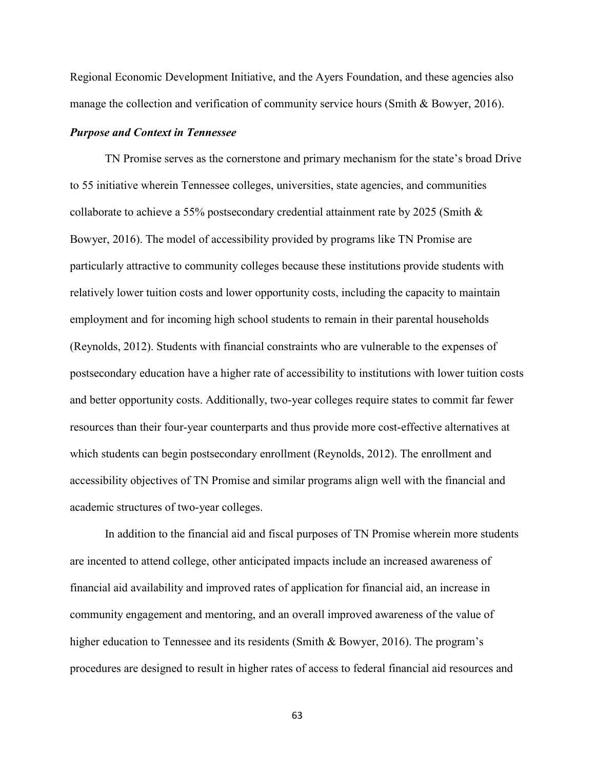Regional Economic Development Initiative, and the Ayers Foundation, and these agencies also manage the collection and verification of community service hours (Smith & Bowyer, 2016).

### *Purpose and Context in Tennessee*

TN Promise serves as the cornerstone and primary mechanism for the state's broad Drive to 55 initiative wherein Tennessee colleges, universities, state agencies, and communities collaborate to achieve a 55% postsecondary credential attainment rate by 2025 (Smith & Bowyer, 2016). The model of accessibility provided by programs like TN Promise are particularly attractive to community colleges because these institutions provide students with relatively lower tuition costs and lower opportunity costs, including the capacity to maintain employment and for incoming high school students to remain in their parental households (Reynolds, 2012). Students with financial constraints who are vulnerable to the expenses of postsecondary education have a higher rate of accessibility to institutions with lower tuition costs and better opportunity costs. Additionally, two-year colleges require states to commit far fewer resources than their four-year counterparts and thus provide more cost-effective alternatives at which students can begin postsecondary enrollment (Reynolds, 2012). The enrollment and accessibility objectives of TN Promise and similar programs align well with the financial and academic structures of two-year colleges.

In addition to the financial aid and fiscal purposes of TN Promise wherein more students are incented to attend college, other anticipated impacts include an increased awareness of financial aid availability and improved rates of application for financial aid, an increase in community engagement and mentoring, and an overall improved awareness of the value of higher education to Tennessee and its residents (Smith & Bowyer, 2016). The program's procedures are designed to result in higher rates of access to federal financial aid resources and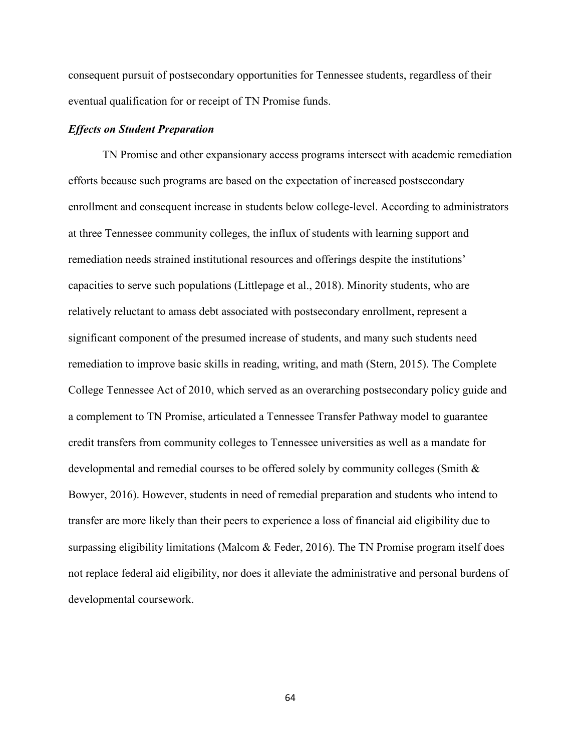consequent pursuit of postsecondary opportunities for Tennessee students, regardless of their eventual qualification for or receipt of TN Promise funds.

### *Effects on Student Preparation*

TN Promise and other expansionary access programs intersect with academic remediation efforts because such programs are based on the expectation of increased postsecondary enrollment and consequent increase in students below college-level. According to administrators at three Tennessee community colleges, the influx of students with learning support and remediation needs strained institutional resources and offerings despite the institutions' capacities to serve such populations (Littlepage et al., 2018). Minority students, who are relatively reluctant to amass debt associated with postsecondary enrollment, represent a significant component of the presumed increase of students, and many such students need remediation to improve basic skills in reading, writing, and math (Stern, 2015). The Complete College Tennessee Act of 2010, which served as an overarching postsecondary policy guide and a complement to TN Promise, articulated a Tennessee Transfer Pathway model to guarantee credit transfers from community colleges to Tennessee universities as well as a mandate for developmental and remedial courses to be offered solely by community colleges (Smith & Bowyer, 2016). However, students in need of remedial preparation and students who intend to transfer are more likely than their peers to experience a loss of financial aid eligibility due to surpassing eligibility limitations (Malcom & Feder, 2016). The TN Promise program itself does not replace federal aid eligibility, nor does it alleviate the administrative and personal burdens of developmental coursework.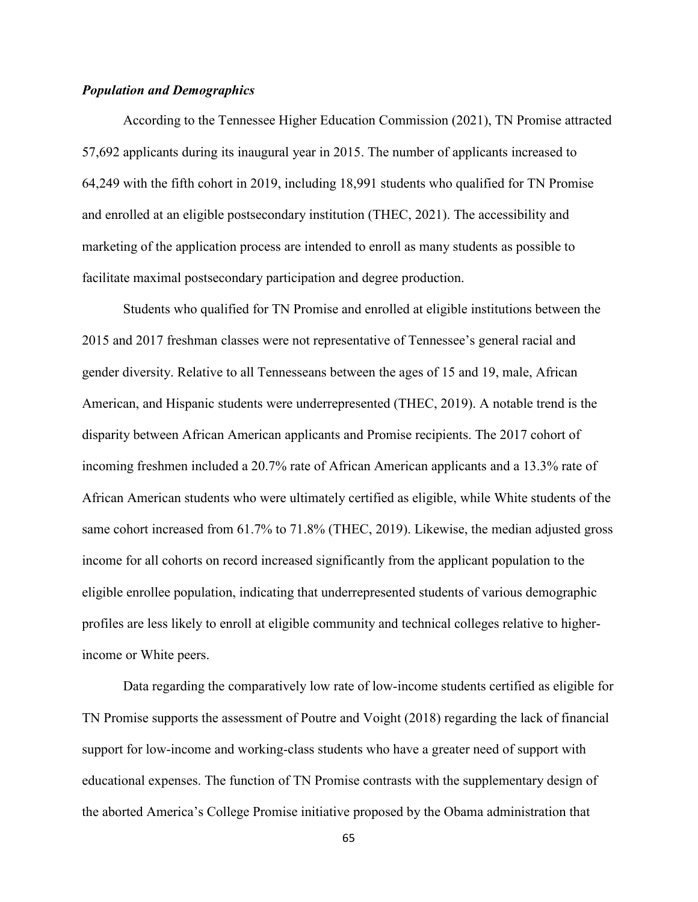### *Population and Demographics*

According to the Tennessee Higher Education Commission (2021), TN Promise attracted 57,692 applicants during its inaugural year in 2015. The number of applicants increased to 64,249 with the fifth cohort in 2019, including 18,991 students who qualified for TN Promise and enrolled at an eligible postsecondary institution (THEC, 2021). The accessibility and marketing of the application process are intended to enroll as many students as possible to facilitate maximal postsecondary participation and degree production.

Students who qualified for TN Promise and enrolled at eligible institutions between the 2015 and 2017 freshman classes were not representative of Tennessee's general racial and gender diversity. Relative to all Tennesseans between the ages of 15 and 19, male, African American, and Hispanic students were underrepresented (THEC, 2019). A notable trend is the disparity between African American applicants and Promise recipients. The 2017 cohort of incoming freshmen included a 20.7% rate of African American applicants and a 13.3% rate of African American students who were ultimately certified as eligible, while White students of the same cohort increased from 61.7% to 71.8% (THEC, 2019). Likewise, the median adjusted gross income for all cohorts on record increased significantly from the applicant population to the eligible enrollee population, indicating that underrepresented students of various demographic profiles are less likely to enroll at eligible community and technical colleges relative to higher-income or White peers.

Data regarding the comparatively low rate of low-income students certified as eligible for TN Promise supports the assessment of Poutre and Voight (2018) regarding the lack of financial support for low-income and working-class students who have a greater need of support with educational expenses. The function of TN Promise contrasts with the supplementary design of the aborted America's College Promise initiative proposed by the Obama administration that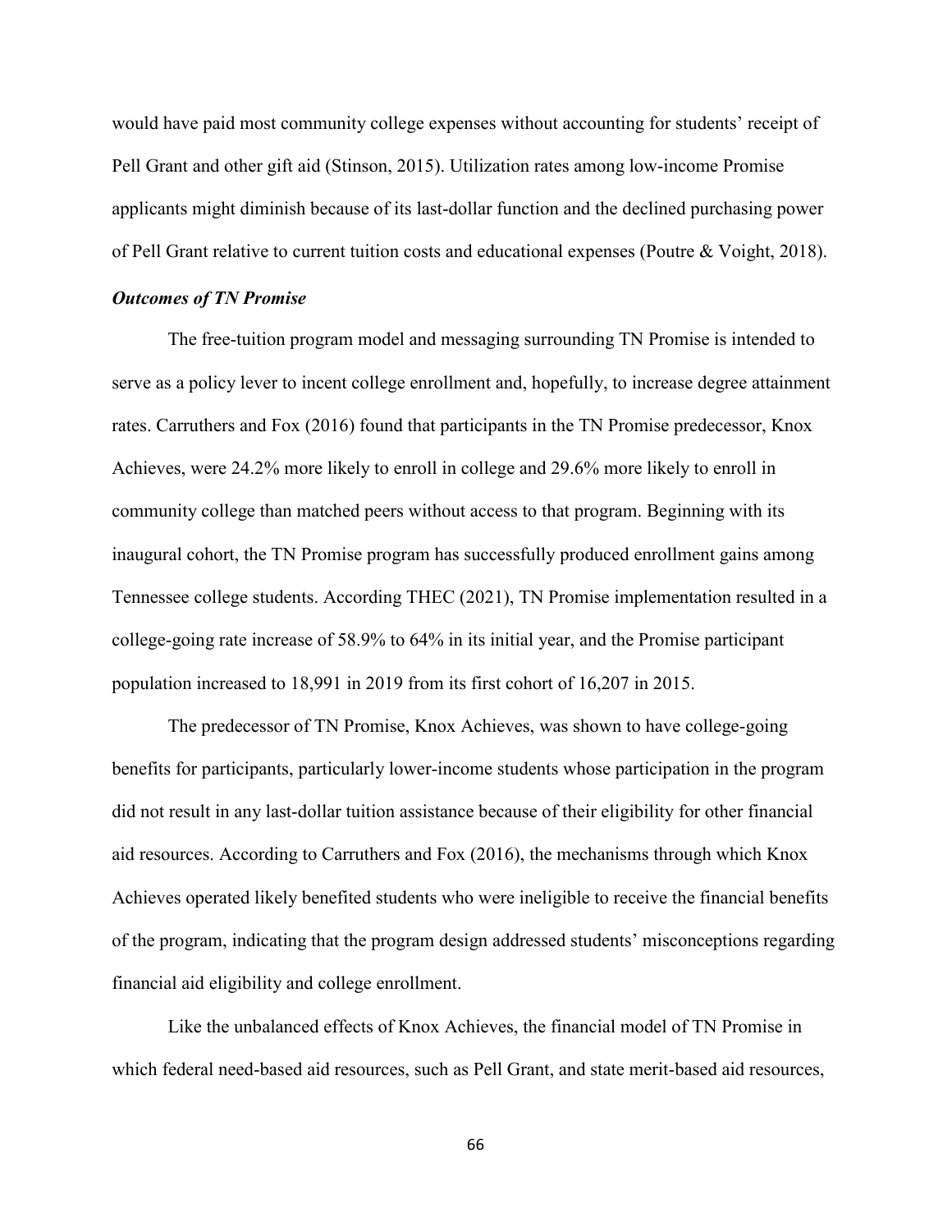would have paid most community college expenses without accounting for students' receipt of Pell Grant and other gift aid (Stinson, 2015). Utilization rates among low-income Promise applicants might diminish because of its last-dollar function and the declined purchasing power of Pell Grant relative to current tuition costs and educational expenses (Poutre & Voight, 2018).

***Outcomes of TN Promise***

The free-tuition program model and messaging surrounding TN Promise is intended to serve as a policy lever to incent college enrollment and, hopefully, to increase degree attainment rates. Carruthers and Fox (2016) found that participants in the TN Promise predecessor, Knox Achieves, were 24.2% more likely to enroll in college and 29.6% more likely to enroll in community college than matched peers without access to that program. Beginning with its inaugural cohort, the TN Promise program has successfully produced enrollment gains among Tennessee college students. According THEC (2021), TN Promise implementation resulted in a college-going rate increase of 58.9% to 64% in its initial year, and the Promise participant population increased to 18,991 in 2019 from its first cohort of 16,207 in 2015.

The predecessor of TN Promise, Knox Achieves, was shown to have college-going benefits for participants, particularly lower-income students whose participation in the program did not result in any last-dollar tuition assistance because of their eligibility for other financial aid resources. According to Carruthers and Fox (2016), the mechanisms through which Knox Achieves operated likely benefited students who were ineligible to receive the financial benefits of the program, indicating that the program design addressed students' misconceptions regarding financial aid eligibility and college enrollment.

Like the unbalanced effects of Knox Achieves, the financial model of TN Promise in which federal need-based aid resources, such as Pell Grant, and state merit-based aid resources,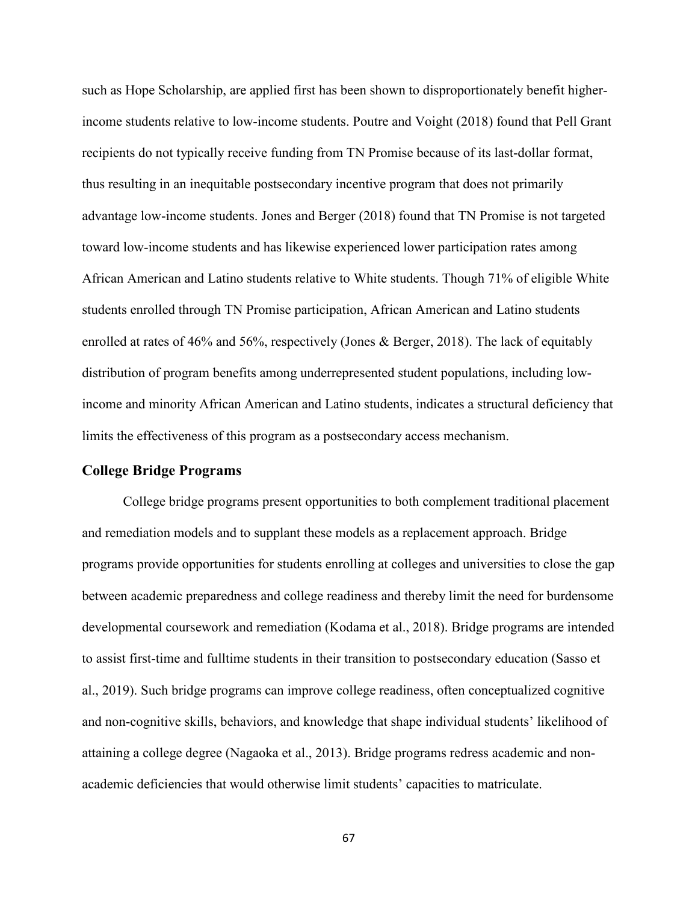such as Hope Scholarship, are applied first has been shown to disproportionately benefit higher-income students relative to low-income students. Poutre and Voight (2018) found that Pell Grant recipients do not typically receive funding from TN Promise because of its last-dollar format, thus resulting in an inequitable postsecondary incentive program that does not primarily advantage low-income students. Jones and Berger (2018) found that TN Promise is not targeted toward low-income students and has likewise experienced lower participation rates among African American and Latino students relative to White students. Though 71% of eligible White students enrolled through TN Promise participation, African American and Latino students enrolled at rates of 46% and 56%, respectively (Jones & Berger, 2018). The lack of equitably distribution of program benefits among underrepresented student populations, including low-income and minority African American and Latino students, indicates a structural deficiency that limits the effectiveness of this program as a postsecondary access mechanism.

## College Bridge Programs

College bridge programs present opportunities to both complement traditional placement and remediation models and to supplant these models as a replacement approach. Bridge programs provide opportunities for students enrolling at colleges and universities to close the gap between academic preparedness and college readiness and thereby limit the need for burdensome developmental coursework and remediation (Kodama et al., 2018). Bridge programs are intended to assist first-time and fulltime students in their transition to postsecondary education (Sasso et al., 2019). Such bridge programs can improve college readiness, often conceptualized cognitive and non-cognitive skills, behaviors, and knowledge that shape individual students' likelihood of attaining a college degree (Nagaoka et al., 2013). Bridge programs redress academic and non-academic deficiencies that would otherwise limit students' capacities to matriculate.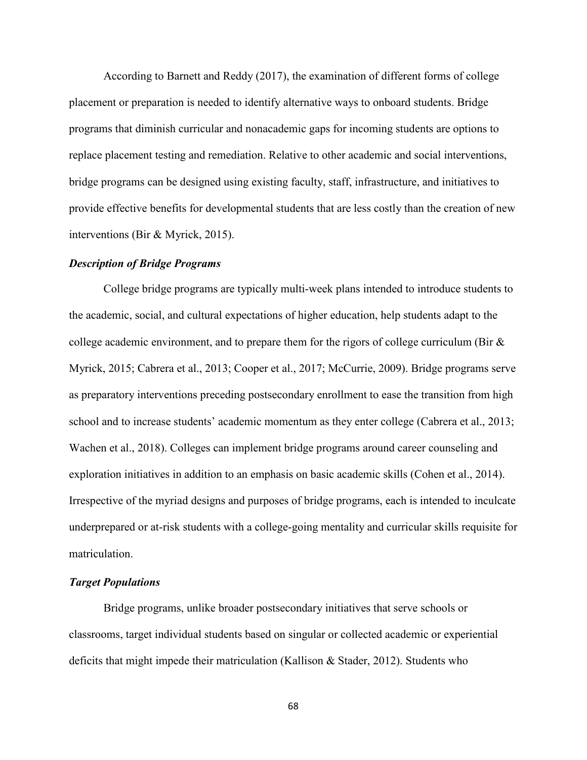According to Barnett and Reddy (2017), the examination of different forms of college placement or preparation is needed to identify alternative ways to onboard students. Bridge programs that diminish curricular and nonacademic gaps for incoming students are options to replace placement testing and remediation. Relative to other academic and social interventions, bridge programs can be designed using existing faculty, staff, infrastructure, and initiatives to provide effective benefits for developmental students that are less costly than the creation of new interventions (Bir & Myrick, 2015).

### *Description of Bridge Programs*

College bridge programs are typically multi-week plans intended to introduce students to the academic, social, and cultural expectations of higher education, help students adapt to the college academic environment, and to prepare them for the rigors of college curriculum (Bir & Myrick, 2015; Cabrera et al., 2013; Cooper et al., 2017; McCurrie, 2009). Bridge programs serve as preparatory interventions preceding postsecondary enrollment to ease the transition from high school and to increase students' academic momentum as they enter college (Cabrera et al., 2013; Wachen et al., 2018). Colleges can implement bridge programs around career counseling and exploration initiatives in addition to an emphasis on basic academic skills (Cohen et al., 2014). Irrespective of the myriad designs and purposes of bridge programs, each is intended to inculcate underprepared or at-risk students with a college-going mentality and curricular skills requisite for matriculation.

### *Target Populations*

Bridge programs, unlike broader postsecondary initiatives that serve schools or classrooms, target individual students based on singular or collected academic or experiential deficits that might impede their matriculation (Kallison & Stader, 2012). Students who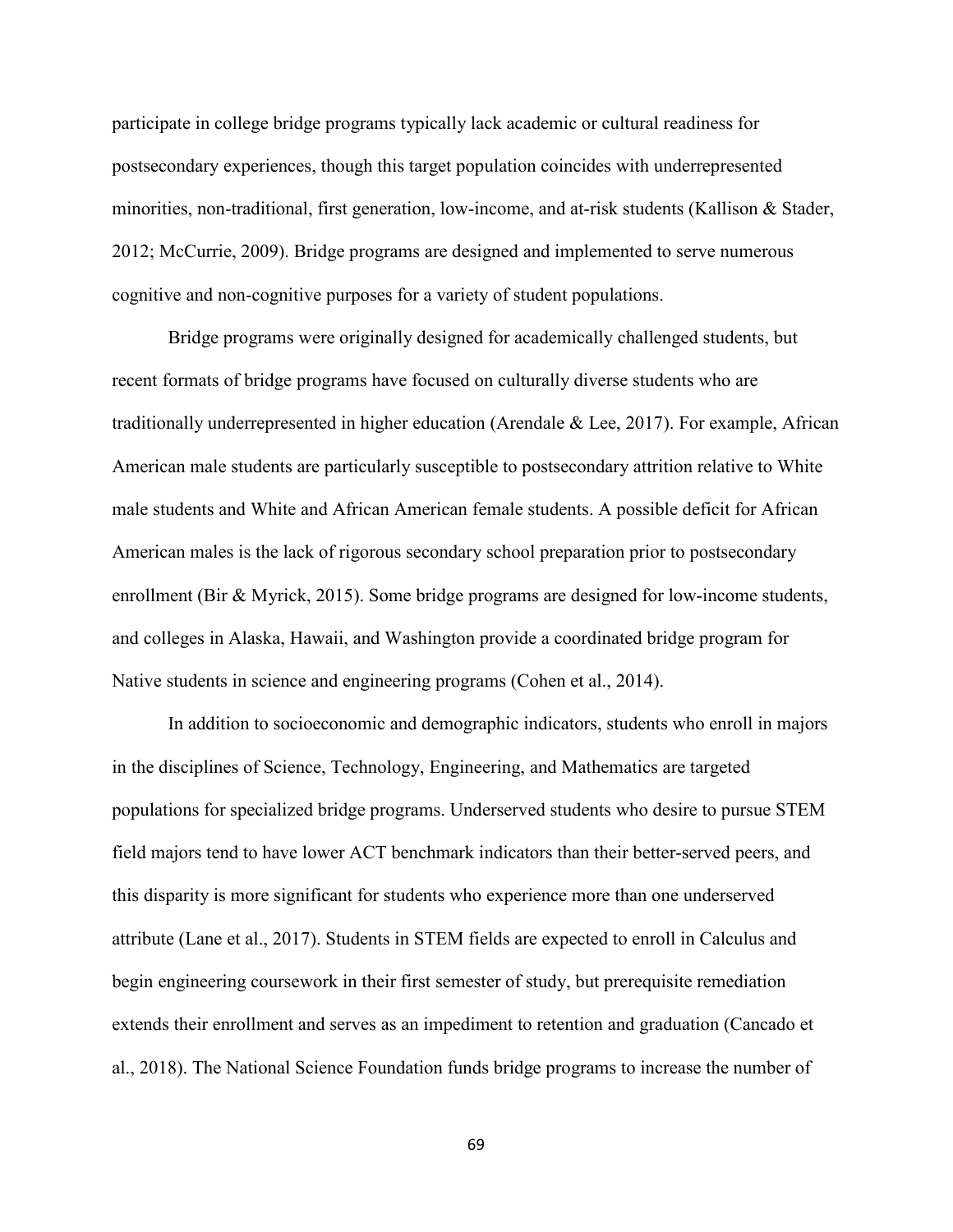participate in college bridge programs typically lack academic or cultural readiness for postsecondary experiences, though this target population coincides with underrepresented minorities, non-traditional, first generation, low-income, and at-risk students (Kallison & Stader, 2012; McCurrie, 2009). Bridge programs are designed and implemented to serve numerous cognitive and non-cognitive purposes for a variety of student populations.

Bridge programs were originally designed for academically challenged students, but recent formats of bridge programs have focused on culturally diverse students who are traditionally underrepresented in higher education (Arendale & Lee, 2017). For example, African American male students are particularly susceptible to postsecondary attrition relative to White male students and White and African American female students. A possible deficit for African American males is the lack of rigorous secondary school preparation prior to postsecondary enrollment (Bir & Myrick, 2015). Some bridge programs are designed for low-income students, and colleges in Alaska, Hawaii, and Washington provide a coordinated bridge program for Native students in science and engineering programs (Cohen et al., 2014).

In addition to socioeconomic and demographic indicators, students who enroll in majors in the disciplines of Science, Technology, Engineering, and Mathematics are targeted populations for specialized bridge programs. Underserved students who desire to pursue STEM field majors tend to have lower ACT benchmark indicators than their better-served peers, and this disparity is more significant for students who experience more than one underserved attribute (Lane et al., 2017). Students in STEM fields are expected to enroll in Calculus and begin engineering coursework in their first semester of study, but prerequisite remediation extends their enrollment and serves as an impediment to retention and graduation (Cancado et al., 2018). The National Science Foundation funds bridge programs to increase the number of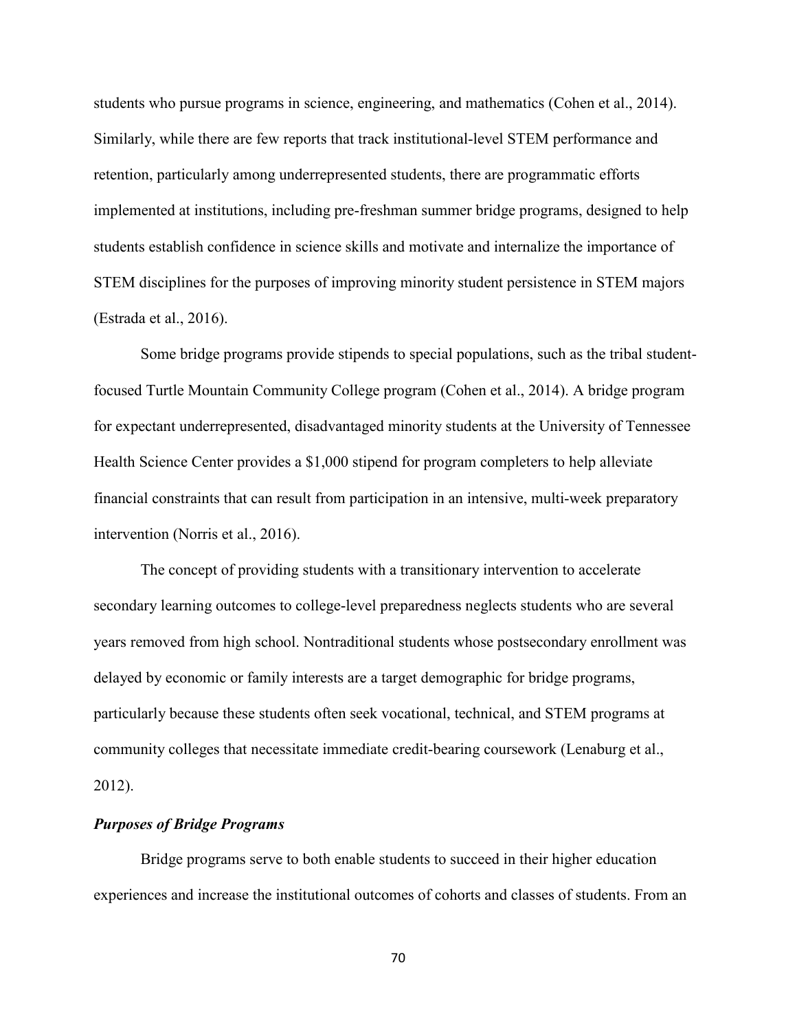students who pursue programs in science, engineering, and mathematics (Cohen et al., 2014). Similarly, while there are few reports that track institutional-level STEM performance and retention, particularly among underrepresented students, there are programmatic efforts implemented at institutions, including pre-freshman summer bridge programs, designed to help students establish confidence in science skills and motivate and internalize the importance of STEM disciplines for the purposes of improving minority student persistence in STEM majors (Estrada et al., 2016).

Some bridge programs provide stipends to special populations, such as the tribal student-focused Turtle Mountain Community College program (Cohen et al., 2014). A bridge program for expectant underrepresented, disadvantaged minority students at the University of Tennessee Health Science Center provides a $1,000 stipend for program completers to help alleviate financial constraints that can result from participation in an intensive, multi-week preparatory intervention (Norris et al., 2016).

The concept of providing students with a transitionary intervention to accelerate secondary learning outcomes to college-level preparedness neglects students who are several years removed from high school. Nontraditional students whose postsecondary enrollment was delayed by economic or family interests are a target demographic for bridge programs, particularly because these students often seek vocational, technical, and STEM programs at community colleges that necessitate immediate credit-bearing coursework (Lenaburg et al., 2012).

### *Purposes of Bridge Programs*

Bridge programs serve to both enable students to succeed in their higher education experiences and increase the institutional outcomes of cohorts and classes of students. From an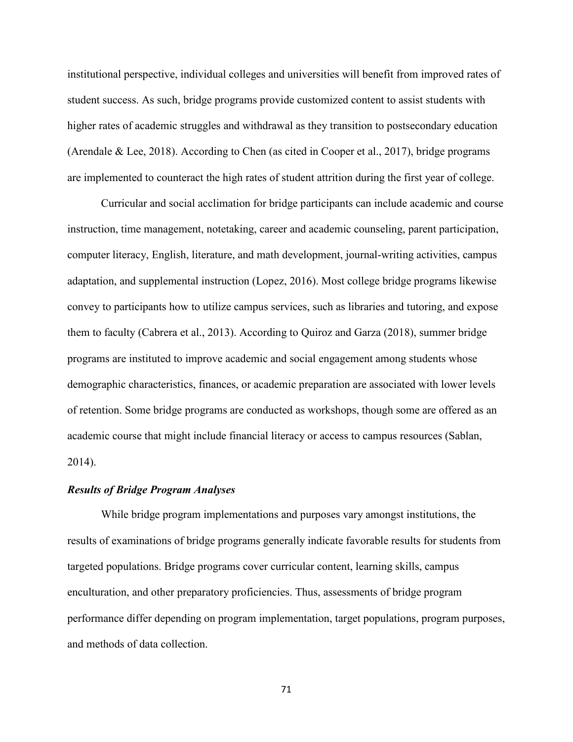institutional perspective, individual colleges and universities will benefit from improved rates of student success. As such, bridge programs provide customized content to assist students with higher rates of academic struggles and withdrawal as they transition to postsecondary education (Arendale & Lee, 2018). According to Chen (as cited in Cooper et al., 2017), bridge programs are implemented to counteract the high rates of student attrition during the first year of college.

Curricular and social acclimation for bridge participants can include academic and course instruction, time management, notetaking, career and academic counseling, parent participation, computer literacy, English, literature, and math development, journal-writing activities, campus adaptation, and supplemental instruction (Lopez, 2016). Most college bridge programs likewise convey to participants how to utilize campus services, such as libraries and tutoring, and expose them to faculty (Cabrera et al., 2013). According to Quiroz and Garza (2018), summer bridge programs are instituted to improve academic and social engagement among students whose demographic characteristics, finances, or academic preparation are associated with lower levels of retention. Some bridge programs are conducted as workshops, though some are offered as an academic course that might include financial literacy or access to campus resources (Sablan, 2014).

### *Results of Bridge Program Analyses*

While bridge program implementations and purposes vary amongst institutions, the results of examinations of bridge programs generally indicate favorable results for students from targeted populations. Bridge programs cover curricular content, learning skills, campus enculturation, and other preparatory proficiencies. Thus, assessments of bridge program performance differ depending on program implementation, target populations, program purposes, and methods of data collection.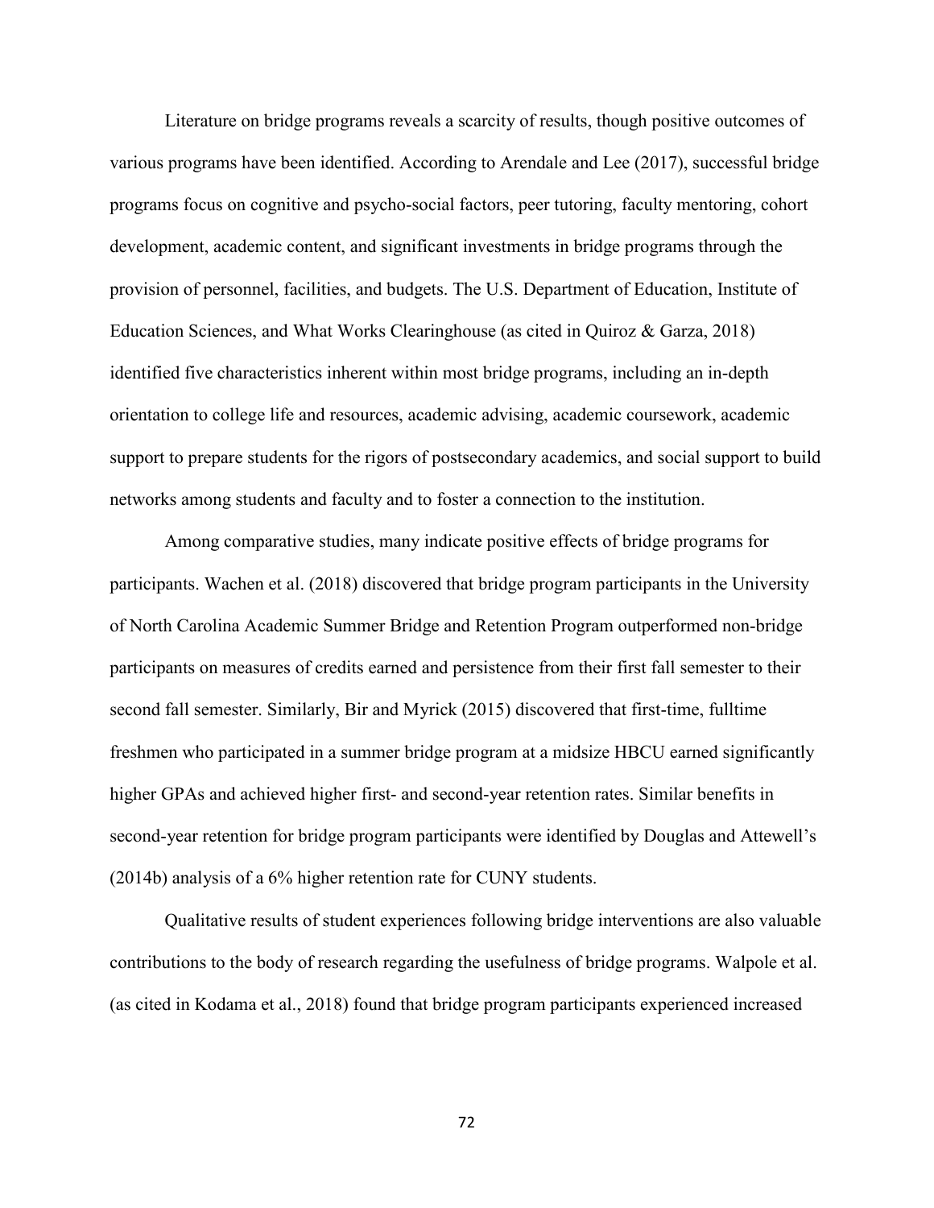Literature on bridge programs reveals a scarcity of results, though positive outcomes of various programs have been identified. According to Arendale and Lee (2017), successful bridge programs focus on cognitive and psycho-social factors, peer tutoring, faculty mentoring, cohort development, academic content, and significant investments in bridge programs through the provision of personnel, facilities, and budgets. The U.S. Department of Education, Institute of Education Sciences, and What Works Clearinghouse (as cited in Quiroz & Garza, 2018) identified five characteristics inherent within most bridge programs, including an in-depth orientation to college life and resources, academic advising, academic coursework, academic support to prepare students for the rigors of postsecondary academics, and social support to build networks among students and faculty and to foster a connection to the institution.

Among comparative studies, many indicate positive effects of bridge programs for participants. Wachen et al. (2018) discovered that bridge program participants in the University of North Carolina Academic Summer Bridge and Retention Program outperformed non-bridge participants on measures of credits earned and persistence from their first fall semester to their second fall semester. Similarly, Bir and Myrick (2015) discovered that first-time, fulltime freshmen who participated in a summer bridge program at a midsize HBCU earned significantly higher GPAs and achieved higher first- and second-year retention rates. Similar benefits in second-year retention for bridge program participants were identified by Douglas and Attewell's (2014b) analysis of a 6% higher retention rate for CUNY students.

Qualitative results of student experiences following bridge interventions are also valuable contributions to the body of research regarding the usefulness of bridge programs. Walpole et al. (as cited in Kodama et al., 2018) found that bridge program participants experienced increased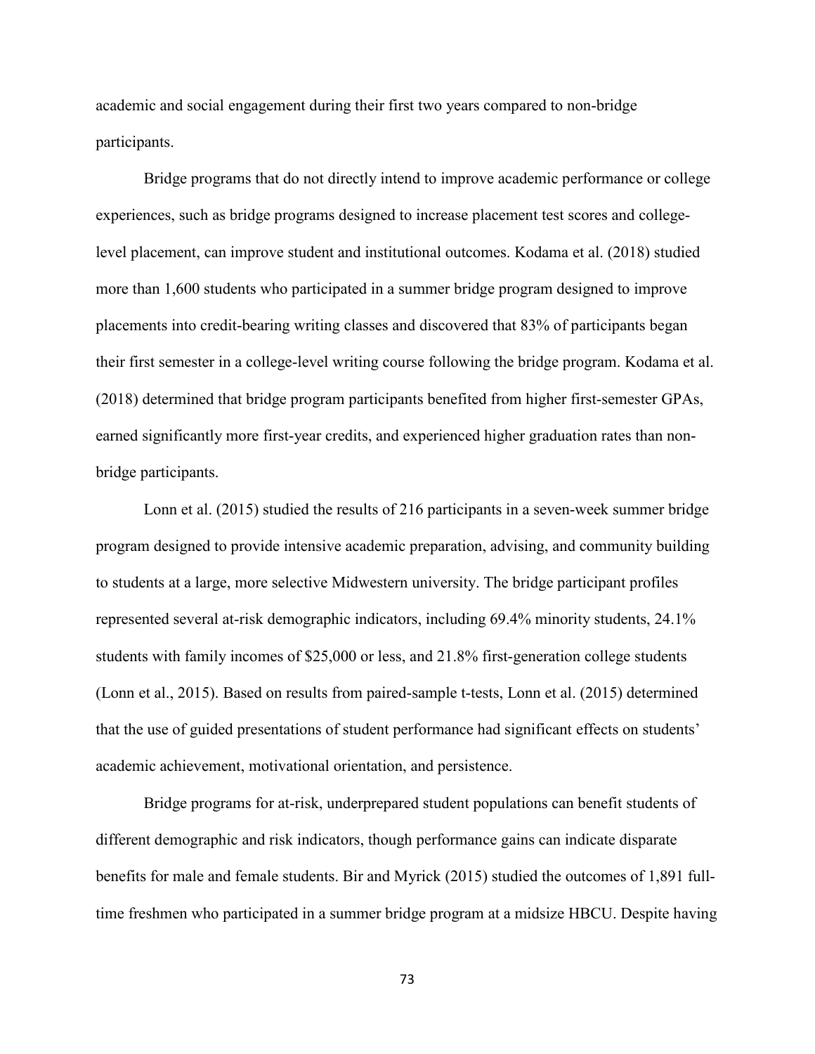academic and social engagement during their first two years compared to non-bridge participants.

Bridge programs that do not directly intend to improve academic performance or college experiences, such as bridge programs designed to increase placement test scores and college-level placement, can improve student and institutional outcomes. Kodama et al. (2018) studied more than 1,600 students who participated in a summer bridge program designed to improve placements into credit-bearing writing classes and discovered that 83% of participants began their first semester in a college-level writing course following the bridge program. Kodama et al. (2018) determined that bridge program participants benefited from higher first-semester GPAs, earned significantly more first-year credits, and experienced higher graduation rates than non-bridge participants.

Lonn et al. (2015) studied the results of 216 participants in a seven-week summer bridge program designed to provide intensive academic preparation, advising, and community building to students at a large, more selective Midwestern university. The bridge participant profiles represented several at-risk demographic indicators, including 69.4% minority students, 24.1% students with family incomes of $25,000 or less, and 21.8% first-generation college students (Lonn et al., 2015). Based on results from paired-sample t-tests, Lonn et al. (2015) determined that the use of guided presentations of student performance had significant effects on students' academic achievement, motivational orientation, and persistence.

Bridge programs for at-risk, underprepared student populations can benefit students of different demographic and risk indicators, though performance gains can indicate disparate benefits for male and female students. Bir and Myrick (2015) studied the outcomes of 1,891 full-time freshmen who participated in a summer bridge program at a midsize HBCU. Despite having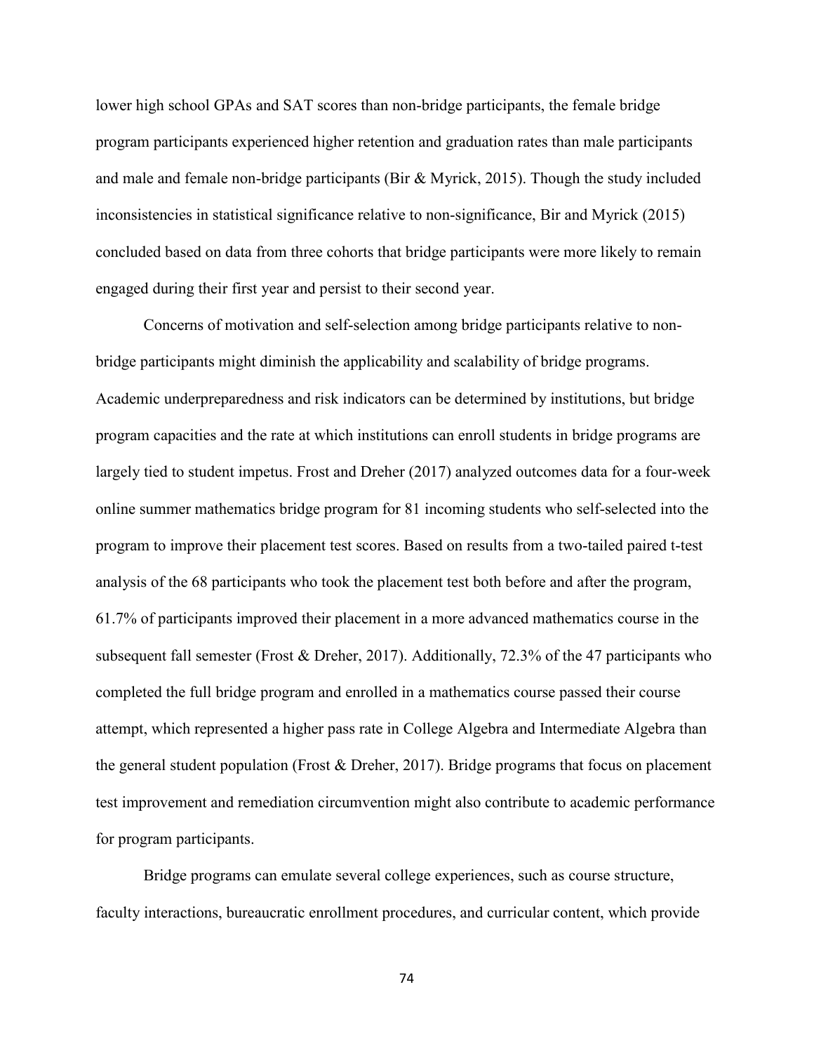lower high school GPAs and SAT scores than non-bridge participants, the female bridge program participants experienced higher retention and graduation rates than male participants and male and female non-bridge participants (Bir & Myrick, 2015). Though the study included inconsistencies in statistical significance relative to non-significance, Bir and Myrick (2015) concluded based on data from three cohorts that bridge participants were more likely to remain engaged during their first year and persist to their second year.

Concerns of motivation and self-selection among bridge participants relative to non-bridge participants might diminish the applicability and scalability of bridge programs. Academic underpreparedness and risk indicators can be determined by institutions, but bridge program capacities and the rate at which institutions can enroll students in bridge programs are largely tied to student impetus. Frost and Dreher (2017) analyzed outcomes data for a four-week online summer mathematics bridge program for 81 incoming students who self-selected into the program to improve their placement test scores. Based on results from a two-tailed paired t-test analysis of the 68 participants who took the placement test both before and after the program, 61.7% of participants improved their placement in a more advanced mathematics course in the subsequent fall semester (Frost & Dreher, 2017). Additionally, 72.3% of the 47 participants who completed the full bridge program and enrolled in a mathematics course passed their course attempt, which represented a higher pass rate in College Algebra and Intermediate Algebra than the general student population (Frost & Dreher, 2017). Bridge programs that focus on placement test improvement and remediation circumvention might also contribute to academic performance for program participants.

Bridge programs can emulate several college experiences, such as course structure, faculty interactions, bureaucratic enrollment procedures, and curricular content, which provide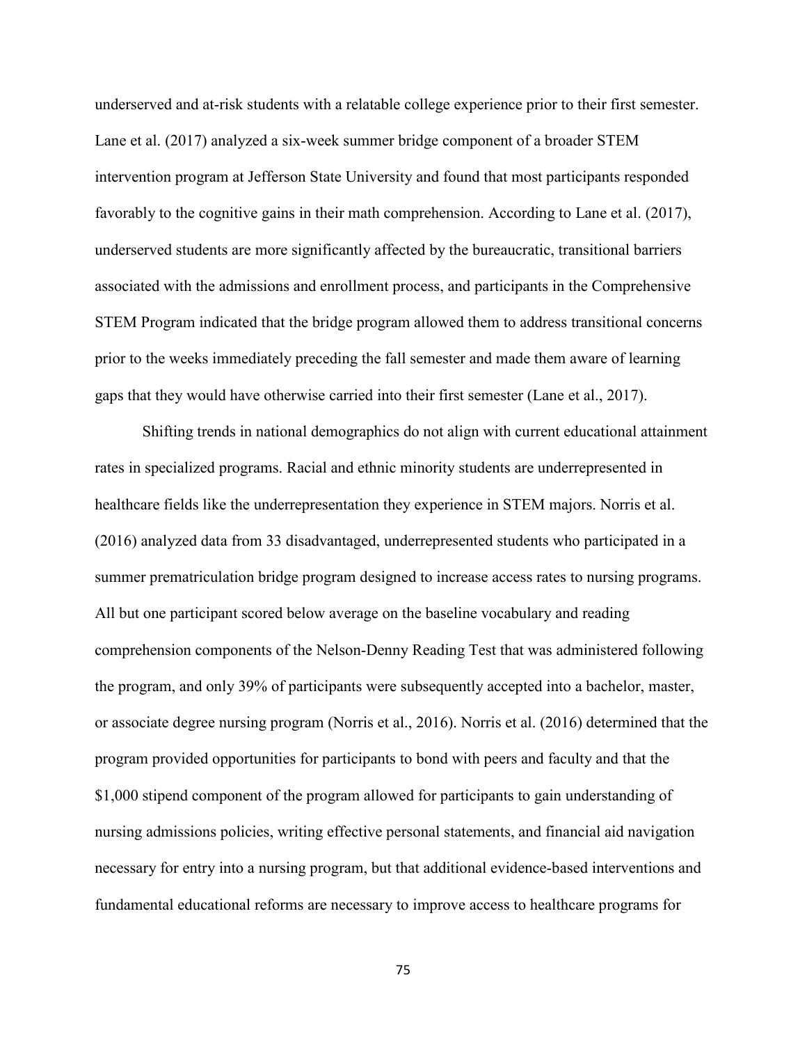underserved and at-risk students with a relatable college experience prior to their first semester. Lane et al. (2017) analyzed a six-week summer bridge component of a broader STEM intervention program at Jefferson State University and found that most participants responded favorably to the cognitive gains in their math comprehension. According to Lane et al. (2017), underserved students are more significantly affected by the bureaucratic, transitional barriers associated with the admissions and enrollment process, and participants in the Comprehensive STEM Program indicated that the bridge program allowed them to address transitional concerns prior to the weeks immediately preceding the fall semester and made them aware of learning gaps that they would have otherwise carried into their first semester (Lane et al., 2017).

Shifting trends in national demographics do not align with current educational attainment rates in specialized programs. Racial and ethnic minority students are underrepresented in healthcare fields like the underrepresentation they experience in STEM majors. Norris et al. (2016) analyzed data from 33 disadvantaged, underrepresented students who participated in a summer prematriculation bridge program designed to increase access rates to nursing programs. All but one participant scored below average on the baseline vocabulary and reading comprehension components of the Nelson-Denny Reading Test that was administered following the program, and only 39% of participants were subsequently accepted into a bachelor, master, or associate degree nursing program (Norris et al., 2016). Norris et al. (2016) determined that the program provided opportunities for participants to bond with peers and faculty and that the $1,000 stipend component of the program allowed for participants to gain understanding of nursing admissions policies, writing effective personal statements, and financial aid navigation necessary for entry into a nursing program, but that additional evidence-based interventions and fundamental educational reforms are necessary to improve access to healthcare programs for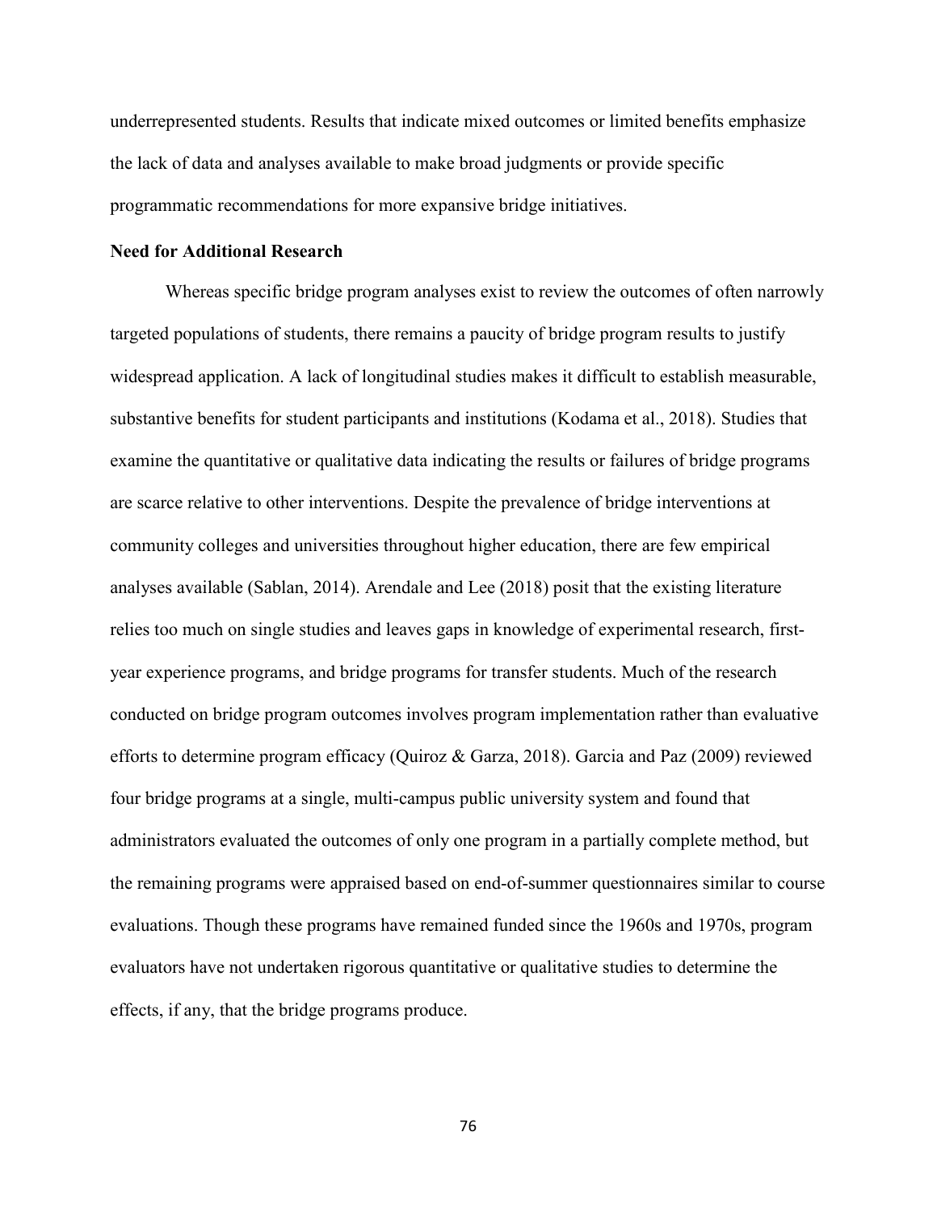underrepresented students. Results that indicate mixed outcomes or limited benefits emphasize the lack of data and analyses available to make broad judgments or provide specific programmatic recommendations for more expansive bridge initiatives.

**Need for Additional Research**

Whereas specific bridge program analyses exist to review the outcomes of often narrowly targeted populations of students, there remains a paucity of bridge program results to justify widespread application. A lack of longitudinal studies makes it difficult to establish measurable, substantive benefits for student participants and institutions (Kodama et al., 2018). Studies that examine the quantitative or qualitative data indicating the results or failures of bridge programs are scarce relative to other interventions. Despite the prevalence of bridge interventions at community colleges and universities throughout higher education, there are few empirical analyses available (Sablan, 2014). Arendale and Lee (2018) posit that the existing literature relies too much on single studies and leaves gaps in knowledge of experimental research, first-year experience programs, and bridge programs for transfer students. Much of the research conducted on bridge program outcomes involves program implementation rather than evaluative efforts to determine program efficacy (Quiroz & Garza, 2018). Garcia and Paz (2009) reviewed four bridge programs at a single, multi-campus public university system and found that administrators evaluated the outcomes of only one program in a partially complete method, but the remaining programs were appraised based on end-of-summer questionnaires similar to course evaluations. Though these programs have remained funded since the 1960s and 1970s, program evaluators have not undertaken rigorous quantitative or qualitative studies to determine the effects, if any, that the bridge programs produce.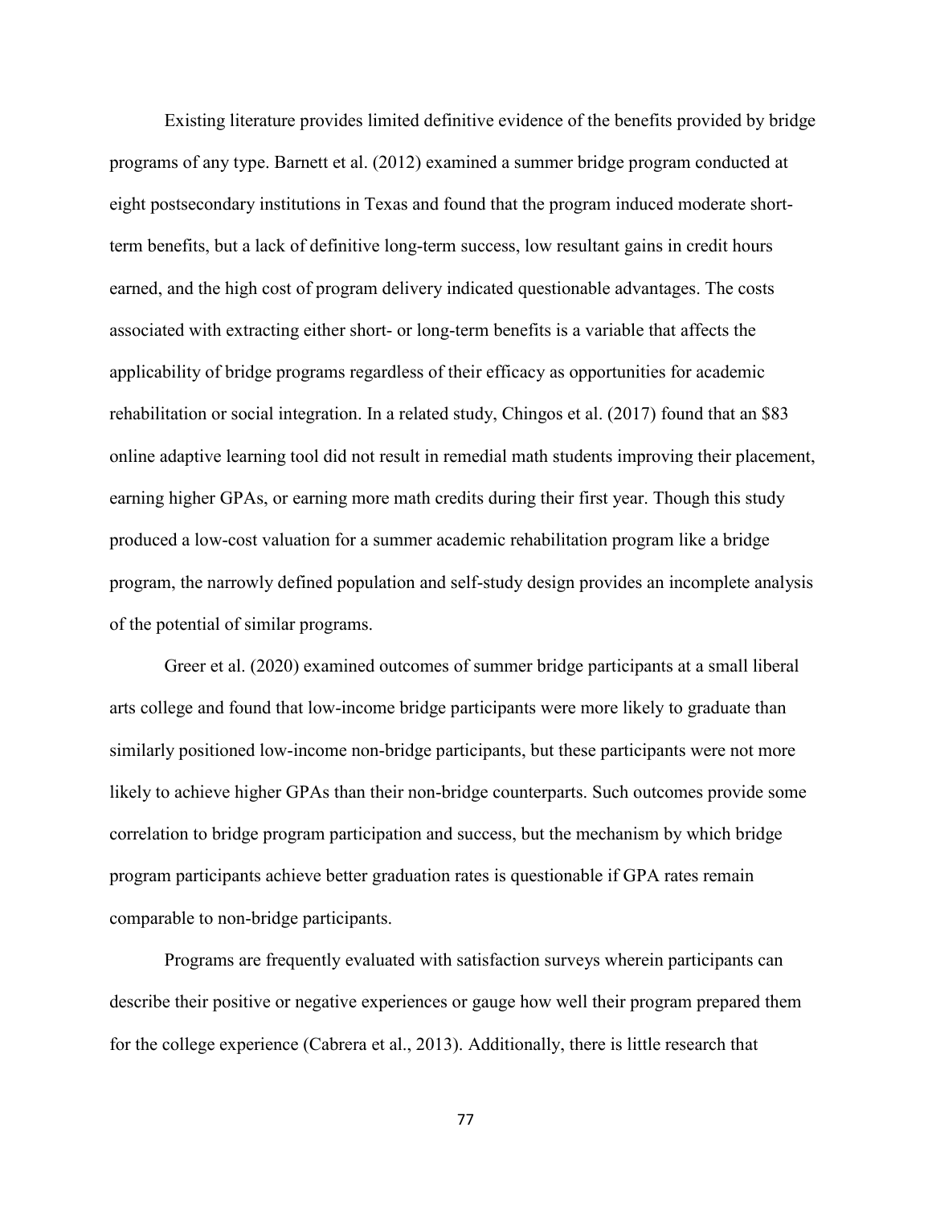Existing literature provides limited definitive evidence of the benefits provided by bridge programs of any type. Barnett et al. (2012) examined a summer bridge program conducted at eight postsecondary institutions in Texas and found that the program induced moderate short-term benefits, but a lack of definitive long-term success, low resultant gains in credit hours earned, and the high cost of program delivery indicated questionable advantages. The costs associated with extracting either short- or long-term benefits is a variable that affects the applicability of bridge programs regardless of their efficacy as opportunities for academic rehabilitation or social integration. In a related study, Chingos et al. (2017) found that an $83 online adaptive learning tool did not result in remedial math students improving their placement, earning higher GPAs, or earning more math credits during their first year. Though this study produced a low-cost valuation for a summer academic rehabilitation program like a bridge program, the narrowly defined population and self-study design provides an incomplete analysis of the potential of similar programs.

Greer et al. (2020) examined outcomes of summer bridge participants at a small liberal arts college and found that low-income bridge participants were more likely to graduate than similarly positioned low-income non-bridge participants, but these participants were not more likely to achieve higher GPAs than their non-bridge counterparts. Such outcomes provide some correlation to bridge program participation and success, but the mechanism by which bridge program participants achieve better graduation rates is questionable if GPA rates remain comparable to non-bridge participants.

Programs are frequently evaluated with satisfaction surveys wherein participants can describe their positive or negative experiences or gauge how well their program prepared them for the college experience (Cabrera et al., 2013). Additionally, there is little research that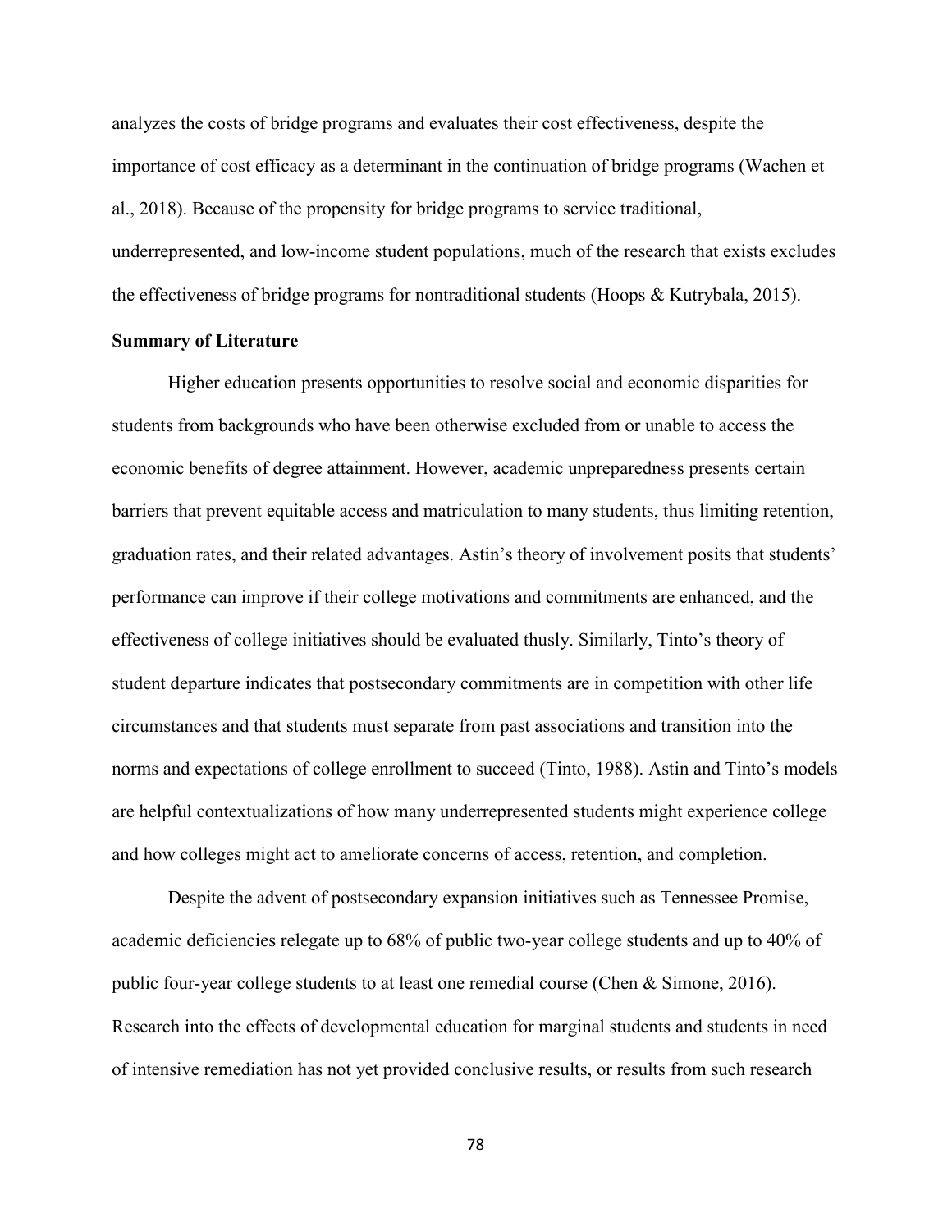analyzes the costs of bridge programs and evaluates their cost effectiveness, despite the importance of cost efficacy as a determinant in the continuation of bridge programs (Wachen et al., 2018). Because of the propensity for bridge programs to service traditional, underrepresented, and low-income student populations, much of the research that exists excludes the effectiveness of bridge programs for nontraditional students (Hoops & Kutrybala, 2015).

**Summary of Literature**

Higher education presents opportunities to resolve social and economic disparities for students from backgrounds who have been otherwise excluded from or unable to access the economic benefits of degree attainment. However, academic unpreparedness presents certain barriers that prevent equitable access and matriculation to many students, thus limiting retention, graduation rates, and their related advantages. Astin's theory of involvement posits that students' performance can improve if their college motivations and commitments are enhanced, and the effectiveness of college initiatives should be evaluated thusly. Similarly, Tinto's theory of student departure indicates that postsecondary commitments are in competition with other life circumstances and that students must separate from past associations and transition into the norms and expectations of college enrollment to succeed (Tinto, 1988). Astin and Tinto's models are helpful contextualizations of how many underrepresented students might experience college and how colleges might act to ameliorate concerns of access, retention, and completion.

Despite the advent of postsecondary expansion initiatives such as Tennessee Promise, academic deficiencies relegate up to 68% of public two-year college students and up to 40% of public four-year college students to at least one remedial course (Chen & Simone, 2016). Research into the effects of developmental education for marginal students and students in need of intensive remediation has not yet provided conclusive results, or results from such research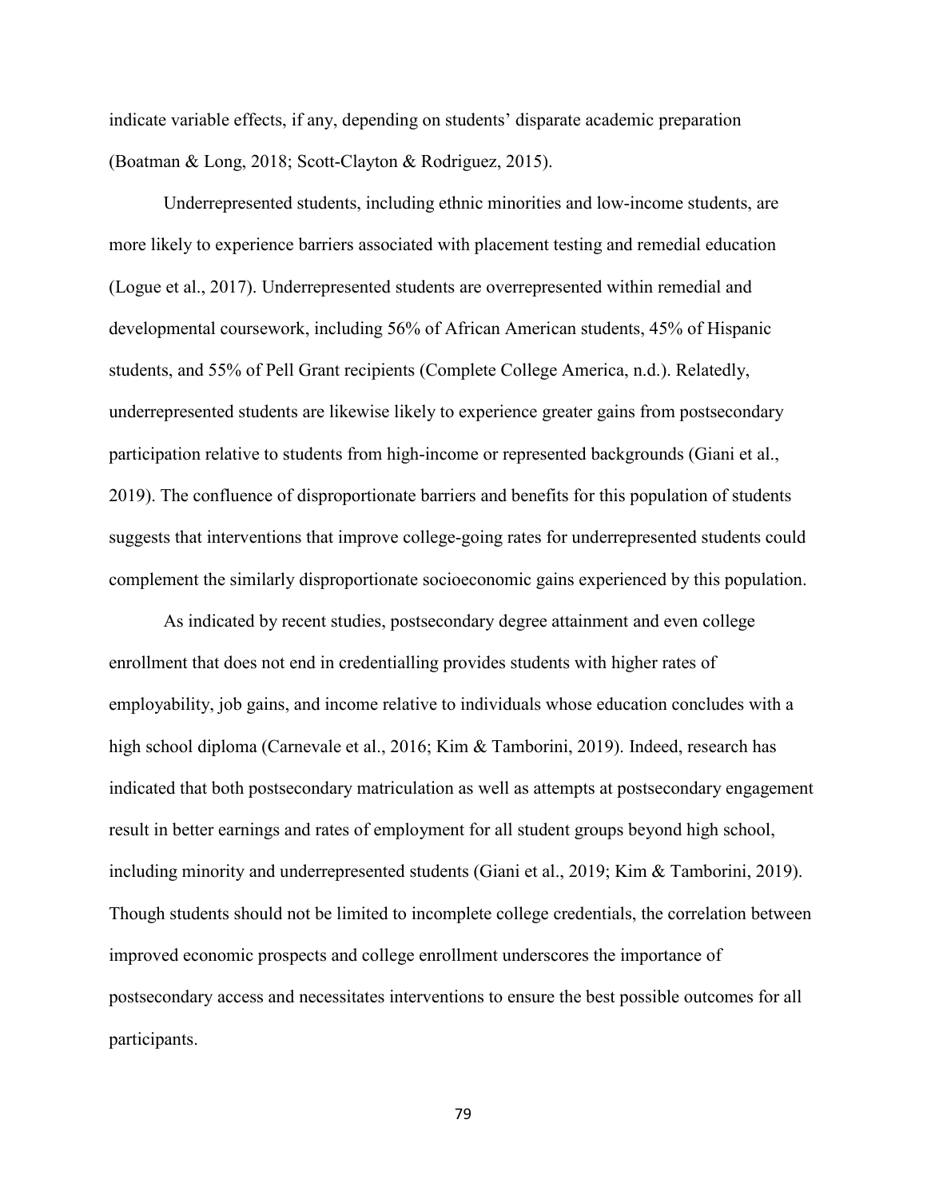indicate variable effects, if any, depending on students' disparate academic preparation (Boatman & Long, 2018; Scott-Clayton & Rodriguez, 2015).

Underrepresented students, including ethnic minorities and low-income students, are more likely to experience barriers associated with placement testing and remedial education (Logue et al., 2017). Underrepresented students are overrepresented within remedial and developmental coursework, including 56% of African American students, 45% of Hispanic students, and 55% of Pell Grant recipients (Complete College America, n.d.). Relatedly, underrepresented students are likewise likely to experience greater gains from postsecondary participation relative to students from high-income or represented backgrounds (Giani et al., 2019). The confluence of disproportionate barriers and benefits for this population of students suggests that interventions that improve college-going rates for underrepresented students could complement the similarly disproportionate socioeconomic gains experienced by this population.

As indicated by recent studies, postsecondary degree attainment and even college enrollment that does not end in credentialling provides students with higher rates of employability, job gains, and income relative to individuals whose education concludes with a high school diploma (Carnevale et al., 2016; Kim & Tamborini, 2019). Indeed, research has indicated that both postsecondary matriculation as well as attempts at postsecondary engagement result in better earnings and rates of employment for all student groups beyond high school, including minority and underrepresented students (Giani et al., 2019; Kim & Tamborini, 2019). Though students should not be limited to incomplete college credentials, the correlation between improved economic prospects and college enrollment underscores the importance of postsecondary access and necessitates interventions to ensure the best possible outcomes for all participants.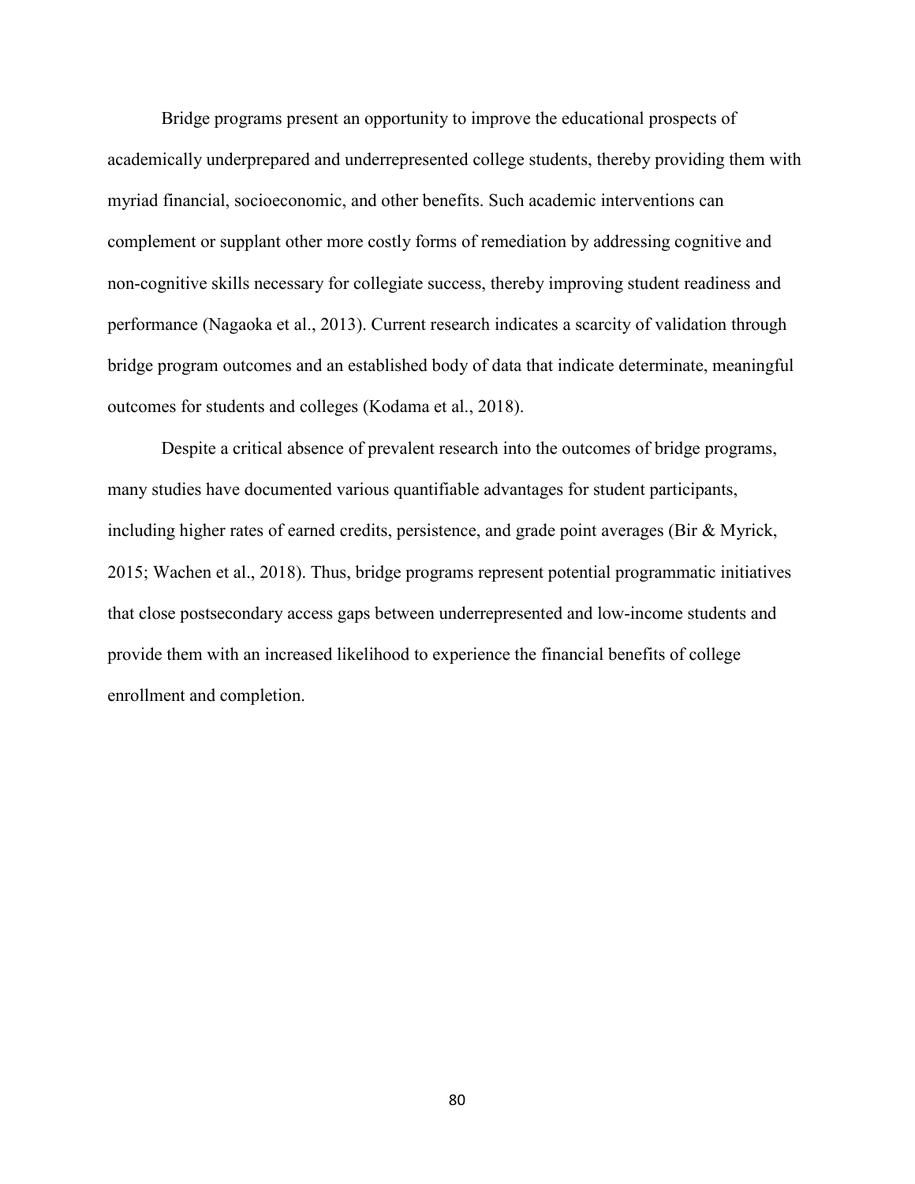Bridge programs present an opportunity to improve the educational prospects of academically underprepared and underrepresented college students, thereby providing them with myriad financial, socioeconomic, and other benefits. Such academic interventions can complement or supplant other more costly forms of remediation by addressing cognitive and non-cognitive skills necessary for collegiate success, thereby improving student readiness and performance (Nagaoka et al., 2013). Current research indicates a scarcity of validation through bridge program outcomes and an established body of data that indicate determinate, meaningful outcomes for students and colleges (Kodama et al., 2018).

Despite a critical absence of prevalent research into the outcomes of bridge programs, many studies have documented various quantifiable advantages for student participants, including higher rates of earned credits, persistence, and grade point averages (Bir & Myrick, 2015; Wachen et al., 2018). Thus, bridge programs represent potential programmatic initiatives that close postsecondary access gaps between underrepresented and low-income students and provide them with an increased likelihood to experience the financial benefits of college enrollment and completion.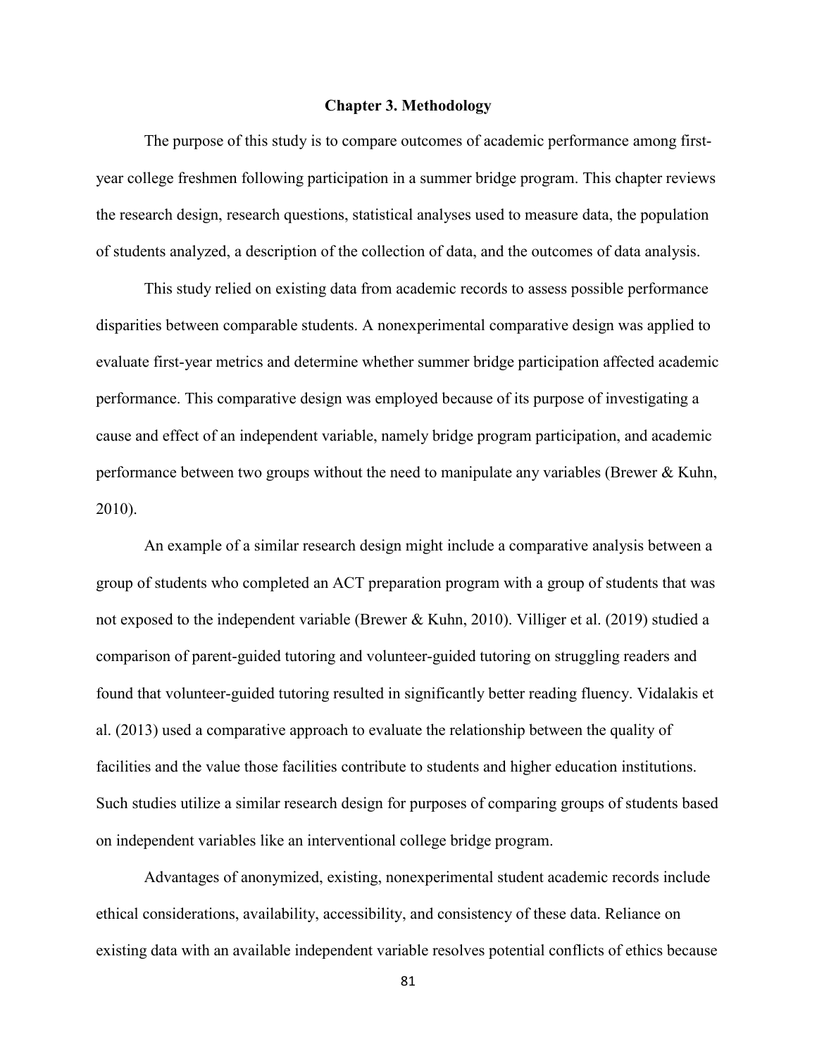# Chapter 3. Methodology

The purpose of this study is to compare outcomes of academic performance among first-year college freshmen following participation in a summer bridge program. This chapter reviews the research design, research questions, statistical analyses used to measure data, the population of students analyzed, a description of the collection of data, and the outcomes of data analysis.

This study relied on existing data from academic records to assess possible performance disparities between comparable students. A nonexperimental comparative design was applied to evaluate first-year metrics and determine whether summer bridge participation affected academic performance. This comparative design was employed because of its purpose of investigating a cause and effect of an independent variable, namely bridge program participation, and academic performance between two groups without the need to manipulate any variables (Brewer & Kuhn, 2010).

An example of a similar research design might include a comparative analysis between a group of students who completed an ACT preparation program with a group of students that was not exposed to the independent variable (Brewer & Kuhn, 2010). Villiger et al. (2019) studied a comparison of parent-guided tutoring and volunteer-guided tutoring on struggling readers and found that volunteer-guided tutoring resulted in significantly better reading fluency. Vidalakis et al. (2013) used a comparative approach to evaluate the relationship between the quality of facilities and the value those facilities contribute to students and higher education institutions. Such studies utilize a similar research design for purposes of comparing groups of students based on independent variables like an interventional college bridge program.

Advantages of anonymized, existing, nonexperimental student academic records include ethical considerations, availability, accessibility, and consistency of these data. Reliance on existing data with an available independent variable resolves potential conflicts of ethics because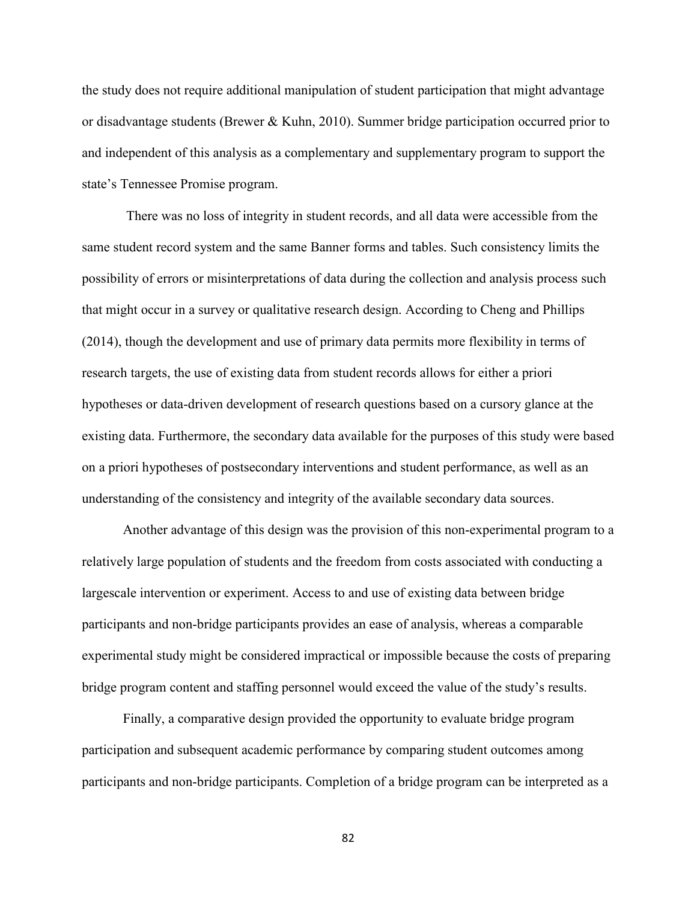the study does not require additional manipulation of student participation that might advantage or disadvantage students (Brewer & Kuhn, 2010). Summer bridge participation occurred prior to and independent of this analysis as a complementary and supplementary program to support the state's Tennessee Promise program.

There was no loss of integrity in student records, and all data were accessible from the same student record system and the same Banner forms and tables. Such consistency limits the possibility of errors or misinterpretations of data during the collection and analysis process such that might occur in a survey or qualitative research design. According to Cheng and Phillips (2014), though the development and use of primary data permits more flexibility in terms of research targets, the use of existing data from student records allows for either a priori hypotheses or data-driven development of research questions based on a cursory glance at the existing data. Furthermore, the secondary data available for the purposes of this study were based on a priori hypotheses of postsecondary interventions and student performance, as well as an understanding of the consistency and integrity of the available secondary data sources.

Another advantage of this design was the provision of this non-experimental program to a relatively large population of students and the freedom from costs associated with conducting a largescale intervention or experiment. Access to and use of existing data between bridge participants and non-bridge participants provides an ease of analysis, whereas a comparable experimental study might be considered impractical or impossible because the costs of preparing bridge program content and staffing personnel would exceed the value of the study's results.

Finally, a comparative design provided the opportunity to evaluate bridge program participation and subsequent academic performance by comparing student outcomes among participants and non-bridge participants. Completion of a bridge program can be interpreted as a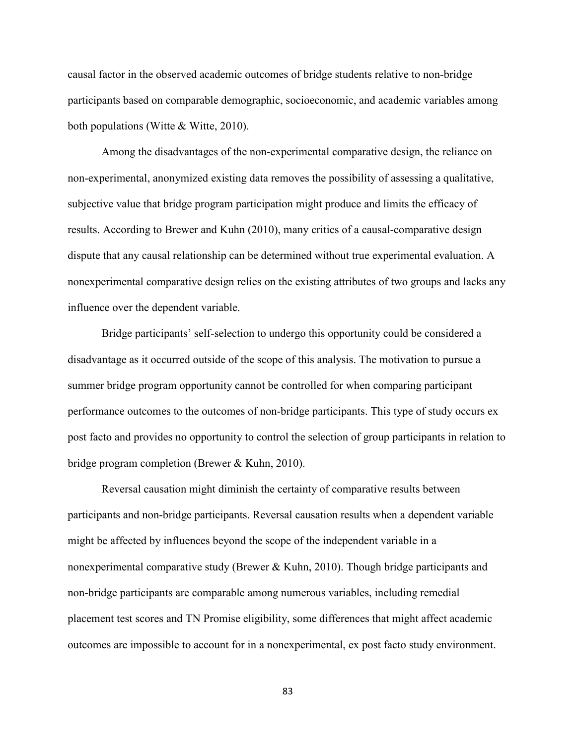causal factor in the observed academic outcomes of bridge students relative to non-bridge participants based on comparable demographic, socioeconomic, and academic variables among both populations (Witte & Witte, 2010).

Among the disadvantages of the non-experimental comparative design, the reliance on non-experimental, anonymized existing data removes the possibility of assessing a qualitative, subjective value that bridge program participation might produce and limits the efficacy of results. According to Brewer and Kuhn (2010), many critics of a causal-comparative design dispute that any causal relationship can be determined without true experimental evaluation. A nonexperimental comparative design relies on the existing attributes of two groups and lacks any influence over the dependent variable.

Bridge participants' self-selection to undergo this opportunity could be considered a disadvantage as it occurred outside of the scope of this analysis. The motivation to pursue a summer bridge program opportunity cannot be controlled for when comparing participant performance outcomes to the outcomes of non-bridge participants. This type of study occurs ex post facto and provides no opportunity to control the selection of group participants in relation to bridge program completion (Brewer & Kuhn, 2010).

Reversal causation might diminish the certainty of comparative results between participants and non-bridge participants. Reversal causation results when a dependent variable might be affected by influences beyond the scope of the independent variable in a nonexperimental comparative study (Brewer & Kuhn, 2010). Though bridge participants and non-bridge participants are comparable among numerous variables, including remedial placement test scores and TN Promise eligibility, some differences that might affect academic outcomes are impossible to account for in a nonexperimental, ex post facto study environment.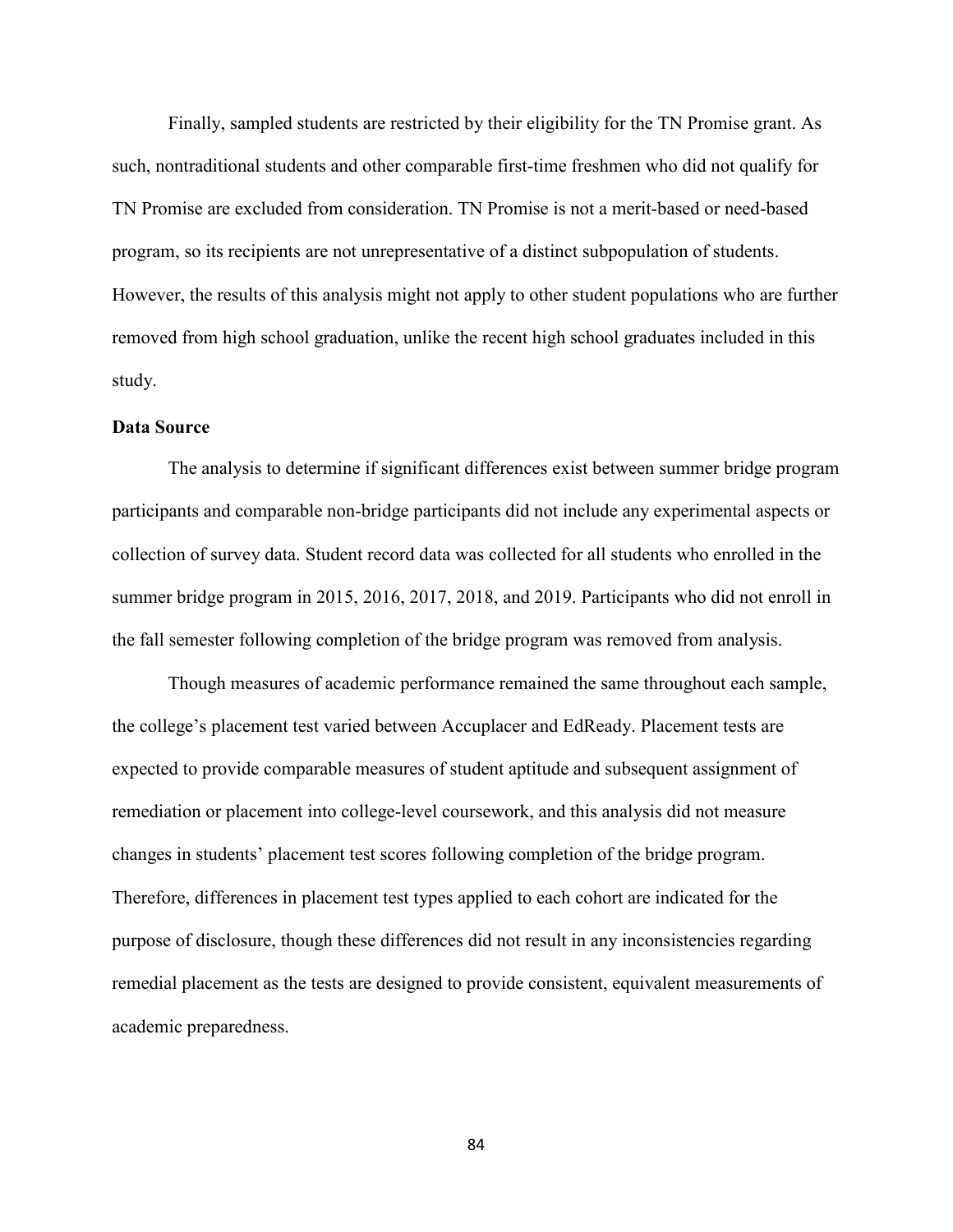Finally, sampled students are restricted by their eligibility for the TN Promise grant. As such, nontraditional students and other comparable first-time freshmen who did not qualify for TN Promise are excluded from consideration. TN Promise is not a merit-based or need-based program, so its recipients are not unrepresentative of a distinct subpopulation of students. However, the results of this analysis might not apply to other student populations who are further removed from high school graduation, unlike the recent high school graduates included in this study.

**Data Source**

The analysis to determine if significant differences exist between summer bridge program participants and comparable non-bridge participants did not include any experimental aspects or collection of survey data. Student record data was collected for all students who enrolled in the summer bridge program in 2015, 2016, 2017, 2018, and 2019. Participants who did not enroll in the fall semester following completion of the bridge program was removed from analysis.

Though measures of academic performance remained the same throughout each sample, the college's placement test varied between Accuplacer and EdReady. Placement tests are expected to provide comparable measures of student aptitude and subsequent assignment of remediation or placement into college-level coursework, and this analysis did not measure changes in students' placement test scores following completion of the bridge program. Therefore, differences in placement test types applied to each cohort are indicated for the purpose of disclosure, though these differences did not result in any inconsistencies regarding remedial placement as the tests are designed to provide consistent, equivalent measurements of academic preparedness.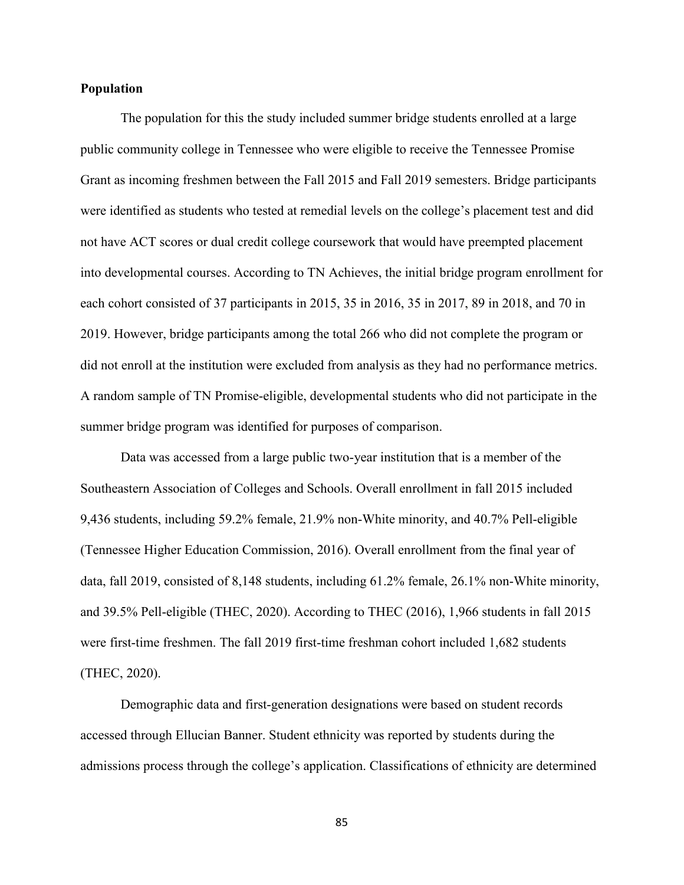**Population**

The population for this the study included summer bridge students enrolled at a large public community college in Tennessee who were eligible to receive the Tennessee Promise Grant as incoming freshmen between the Fall 2015 and Fall 2019 semesters. Bridge participants were identified as students who tested at remedial levels on the college's placement test and did not have ACT scores or dual credit college coursework that would have preempted placement into developmental courses. According to TN Achieves, the initial bridge program enrollment for each cohort consisted of 37 participants in 2015, 35 in 2016, 35 in 2017, 89 in 2018, and 70 in 2019. However, bridge participants among the total 266 who did not complete the program or did not enroll at the institution were excluded from analysis as they had no performance metrics. A random sample of TN Promise-eligible, developmental students who did not participate in the summer bridge program was identified for purposes of comparison.

Data was accessed from a large public two-year institution that is a member of the Southeastern Association of Colleges and Schools. Overall enrollment in fall 2015 included 9,436 students, including 59.2% female, 21.9% non-White minority, and 40.7% Pell-eligible (Tennessee Higher Education Commission, 2016). Overall enrollment from the final year of data, fall 2019, consisted of 8,148 students, including 61.2% female, 26.1% non-White minority, and 39.5% Pell-eligible (THEC, 2020). According to THEC (2016), 1,966 students in fall 2015 were first-time freshmen. The fall 2019 first-time freshman cohort included 1,682 students (THEC, 2020).

Demographic data and first-generation designations were based on student records accessed through Ellucian Banner. Student ethnicity was reported by students during the admissions process through the college's application. Classifications of ethnicity are determined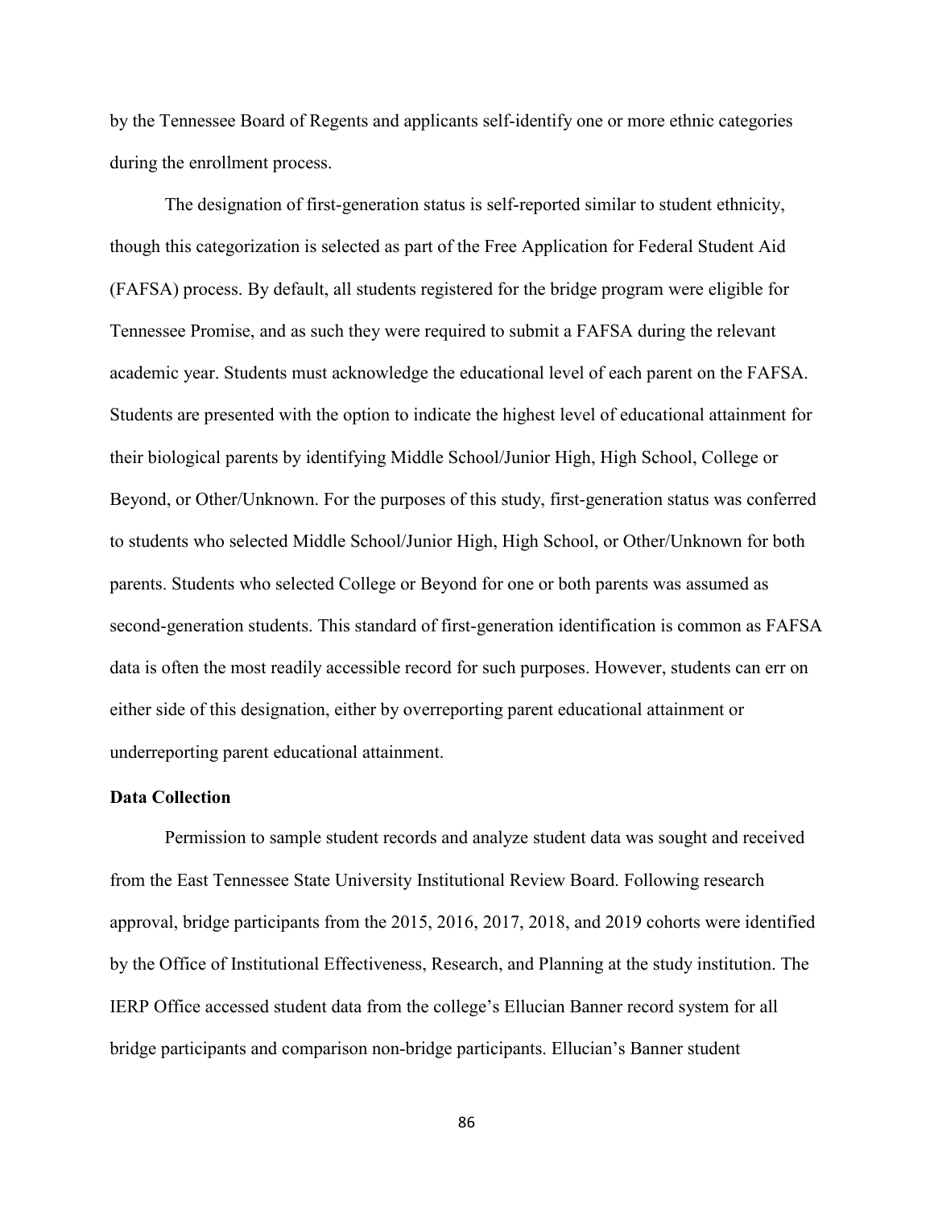by the Tennessee Board of Regents and applicants self-identify one or more ethnic categories during the enrollment process.

The designation of first-generation status is self-reported similar to student ethnicity, though this categorization is selected as part of the Free Application for Federal Student Aid (FAFSA) process. By default, all students registered for the bridge program were eligible for Tennessee Promise, and as such they were required to submit a FAFSA during the relevant academic year. Students must acknowledge the educational level of each parent on the FAFSA. Students are presented with the option to indicate the highest level of educational attainment for their biological parents by identifying Middle School/Junior High, High School, College or Beyond, or Other/Unknown. For the purposes of this study, first-generation status was conferred to students who selected Middle School/Junior High, High School, or Other/Unknown for both parents. Students who selected College or Beyond for one or both parents was assumed as second-generation students. This standard of first-generation identification is common as FAFSA data is often the most readily accessible record for such purposes. However, students can err on either side of this designation, either by overreporting parent educational attainment or underreporting parent educational attainment.

**Data Collection**

Permission to sample student records and analyze student data was sought and received from the East Tennessee State University Institutional Review Board. Following research approval, bridge participants from the 2015, 2016, 2017, 2018, and 2019 cohorts were identified by the Office of Institutional Effectiveness, Research, and Planning at the study institution. The IERP Office accessed student data from the college's Ellucian Banner record system for all bridge participants and comparison non-bridge participants. Ellucian's Banner student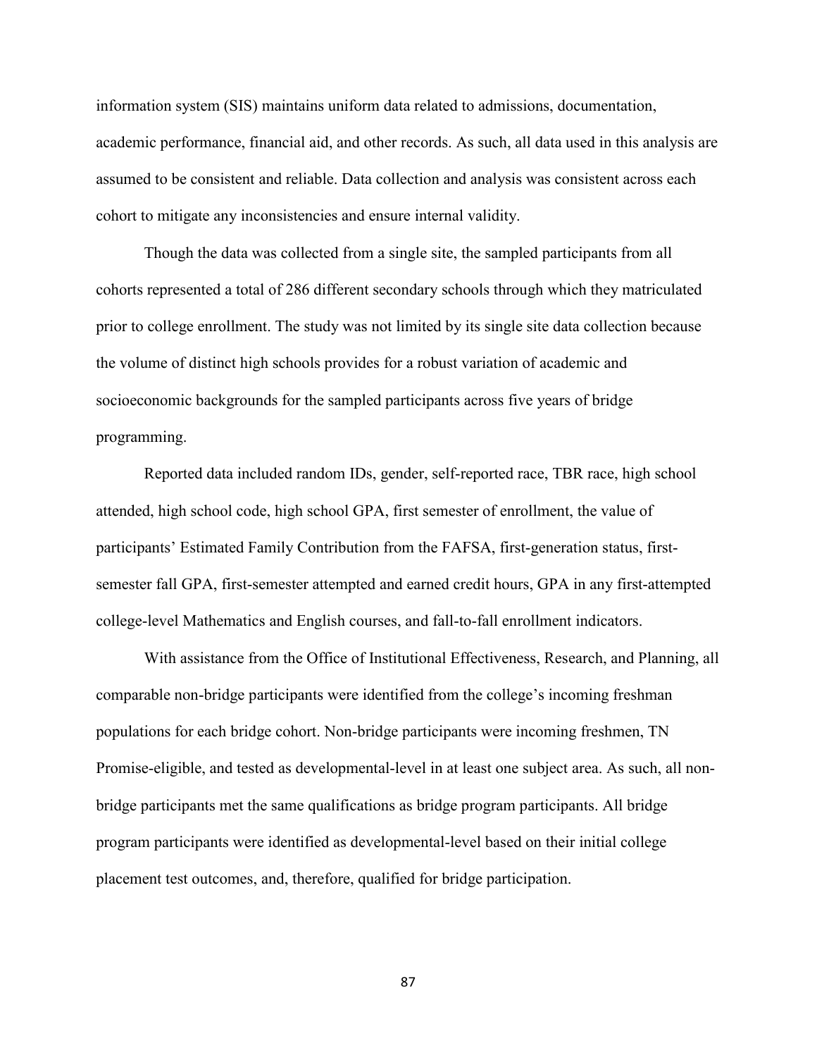information system (SIS) maintains uniform data related to admissions, documentation, academic performance, financial aid, and other records. As such, all data used in this analysis are assumed to be consistent and reliable. Data collection and analysis was consistent across each cohort to mitigate any inconsistencies and ensure internal validity.

Though the data was collected from a single site, the sampled participants from all cohorts represented a total of 286 different secondary schools through which they matriculated prior to college enrollment. The study was not limited by its single site data collection because the volume of distinct high schools provides for a robust variation of academic and socioeconomic backgrounds for the sampled participants across five years of bridge programming.

Reported data included random IDs, gender, self-reported race, TBR race, high school attended, high school code, high school GPA, first semester of enrollment, the value of participants' Estimated Family Contribution from the FAFSA, first-generation status, first-semester fall GPA, first-semester attempted and earned credit hours, GPA in any first-attempted college-level Mathematics and English courses, and fall-to-fall enrollment indicators.

With assistance from the Office of Institutional Effectiveness, Research, and Planning, all comparable non-bridge participants were identified from the college's incoming freshman populations for each bridge cohort. Non-bridge participants were incoming freshmen, TN Promise-eligible, and tested as developmental-level in at least one subject area. As such, all non-bridge participants met the same qualifications as bridge program participants. All bridge program participants were identified as developmental-level based on their initial college placement test outcomes, and, therefore, qualified for bridge participation.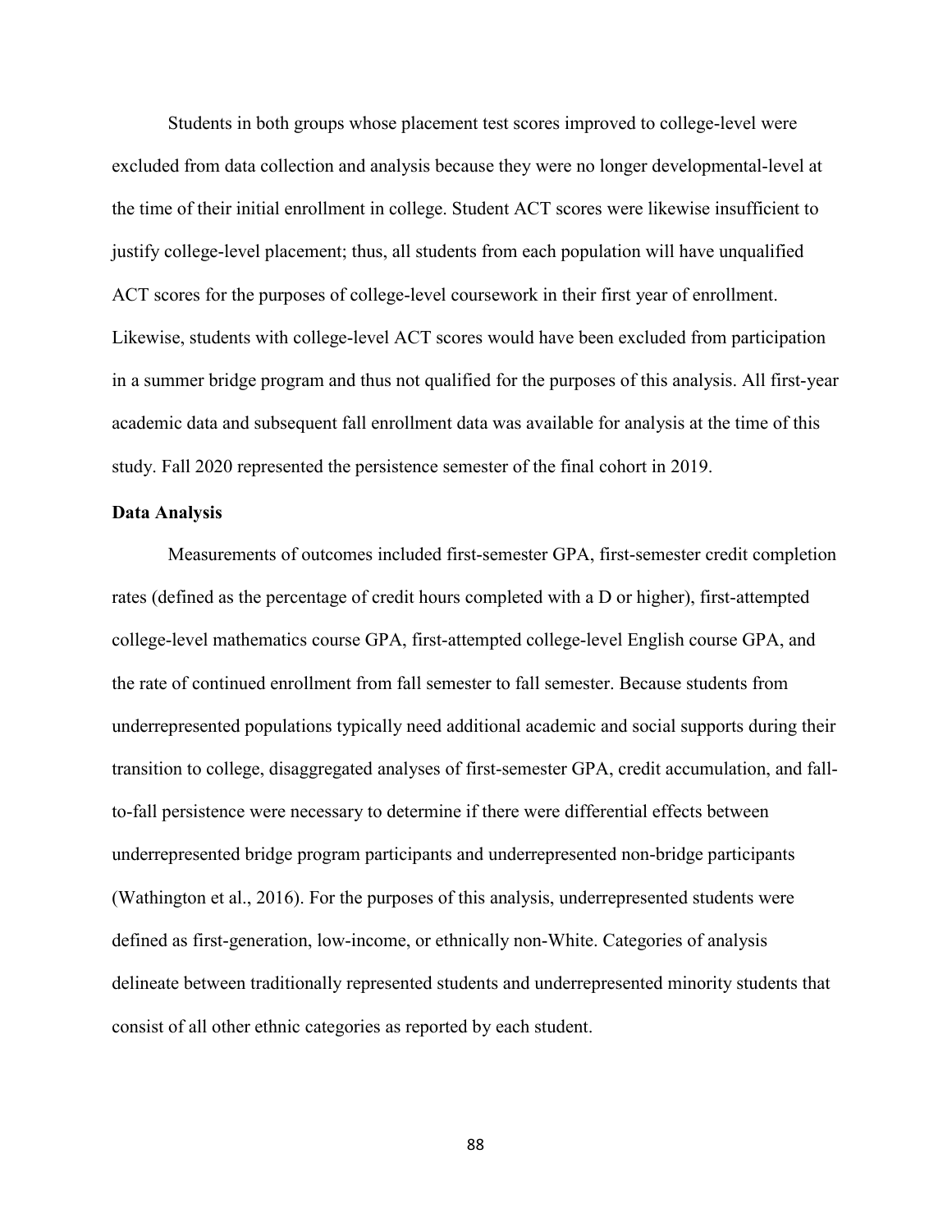Students in both groups whose placement test scores improved to college-level were excluded from data collection and analysis because they were no longer developmental-level at the time of their initial enrollment in college. Student ACT scores were likewise insufficient to justify college-level placement; thus, all students from each population will have unqualified ACT scores for the purposes of college-level coursework in their first year of enrollment. Likewise, students with college-level ACT scores would have been excluded from participation in a summer bridge program and thus not qualified for the purposes of this analysis. All first-year academic data and subsequent fall enrollment data was available for analysis at the time of this study. Fall 2020 represented the persistence semester of the final cohort in 2019.

**Data Analysis**

Measurements of outcomes included first-semester GPA, first-semester credit completion rates (defined as the percentage of credit hours completed with a D or higher), first-attempted college-level mathematics course GPA, first-attempted college-level English course GPA, and the rate of continued enrollment from fall semester to fall semester. Because students from underrepresented populations typically need additional academic and social supports during their transition to college, disaggregated analyses of first-semester GPA, credit accumulation, and fall-to-fall persistence were necessary to determine if there were differential effects between underrepresented bridge program participants and underrepresented non-bridge participants (Wathington et al., 2016). For the purposes of this analysis, underrepresented students were defined as first-generation, low-income, or ethnically non-White. Categories of analysis delineate between traditionally represented students and underrepresented minority students that consist of all other ethnic categories as reported by each student.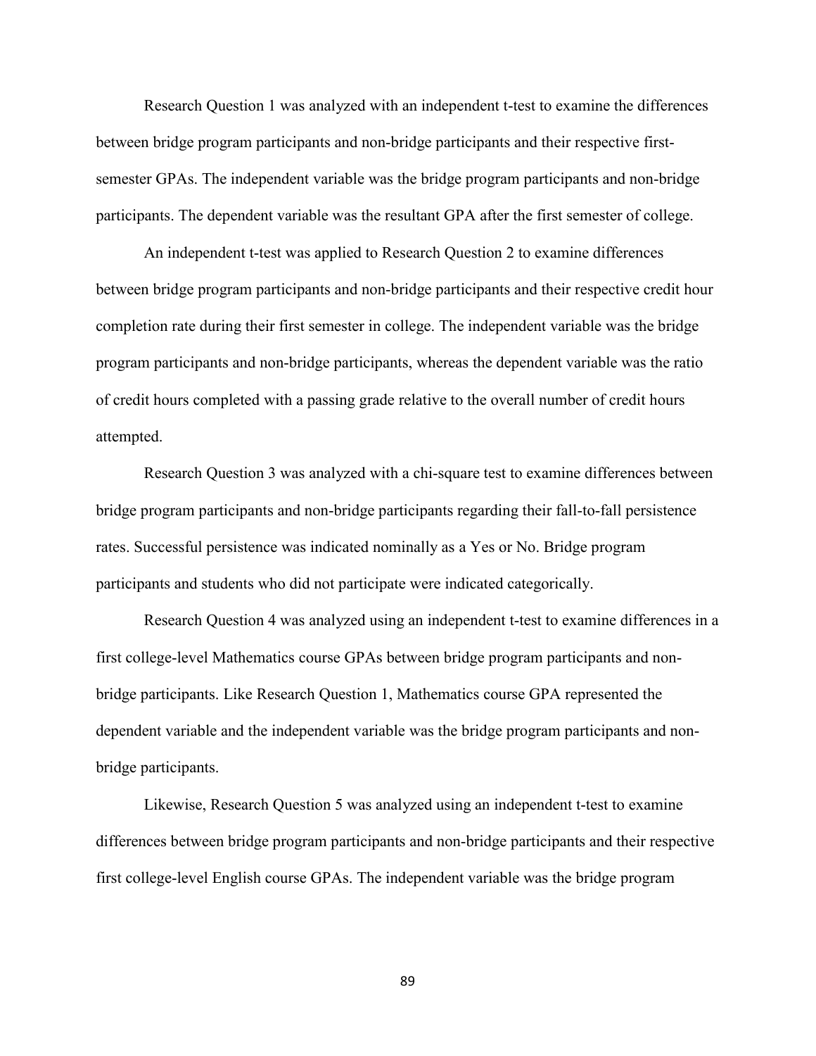Research Question 1 was analyzed with an independent t-test to examine the differences between bridge program participants and non-bridge participants and their respective first-semester GPAs. The independent variable was the bridge program participants and non-bridge participants. The dependent variable was the resultant GPA after the first semester of college.

An independent t-test was applied to Research Question 2 to examine differences between bridge program participants and non-bridge participants and their respective credit hour completion rate during their first semester in college. The independent variable was the bridge program participants and non-bridge participants, whereas the dependent variable was the ratio of credit hours completed with a passing grade relative to the overall number of credit hours attempted.

Research Question 3 was analyzed with a chi-square test to examine differences between bridge program participants and non-bridge participants regarding their fall-to-fall persistence rates. Successful persistence was indicated nominally as a Yes or No. Bridge program participants and students who did not participate were indicated categorically.

Research Question 4 was analyzed using an independent t-test to examine differences in a first college-level Mathematics course GPAs between bridge program participants and non-bridge participants. Like Research Question 1, Mathematics course GPA represented the dependent variable and the independent variable was the bridge program participants and non-bridge participants.

Likewise, Research Question 5 was analyzed using an independent t-test to examine differences between bridge program participants and non-bridge participants and their respective first college-level English course GPAs. The independent variable was the bridge program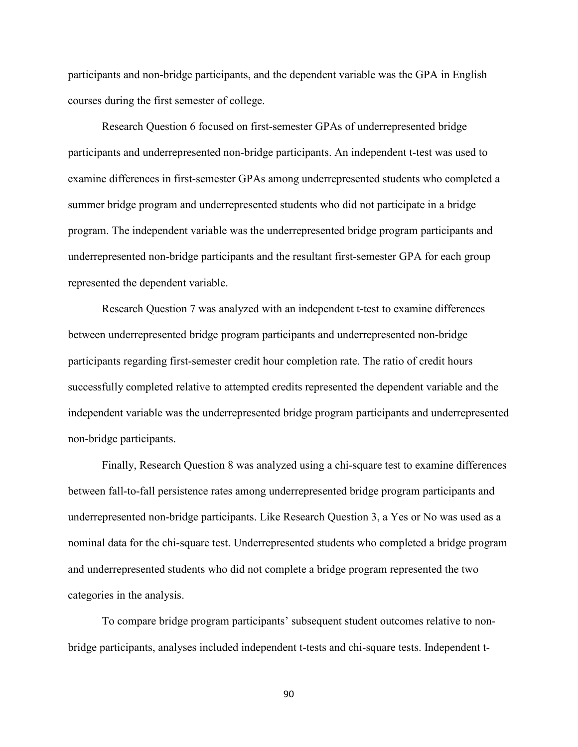participants and non-bridge participants, and the dependent variable was the GPA in English courses during the first semester of college.

Research Question 6 focused on first-semester GPAs of underrepresented bridge participants and underrepresented non-bridge participants. An independent t-test was used to examine differences in first-semester GPAs among underrepresented students who completed a summer bridge program and underrepresented students who did not participate in a bridge program. The independent variable was the underrepresented bridge program participants and underrepresented non-bridge participants and the resultant first-semester GPA for each group represented the dependent variable.

Research Question 7 was analyzed with an independent t-test to examine differences between underrepresented bridge program participants and underrepresented non-bridge participants regarding first-semester credit hour completion rate. The ratio of credit hours successfully completed relative to attempted credits represented the dependent variable and the independent variable was the underrepresented bridge program participants and underrepresented non-bridge participants.

Finally, Research Question 8 was analyzed using a chi-square test to examine differences between fall-to-fall persistence rates among underrepresented bridge program participants and underrepresented non-bridge participants. Like Research Question 3, a Yes or No was used as a nominal data for the chi-square test. Underrepresented students who completed a bridge program and underrepresented students who did not complete a bridge program represented the two categories in the analysis.

To compare bridge program participants' subsequent student outcomes relative to non-bridge participants, analyses included independent t-tests and chi-square tests. Independent t-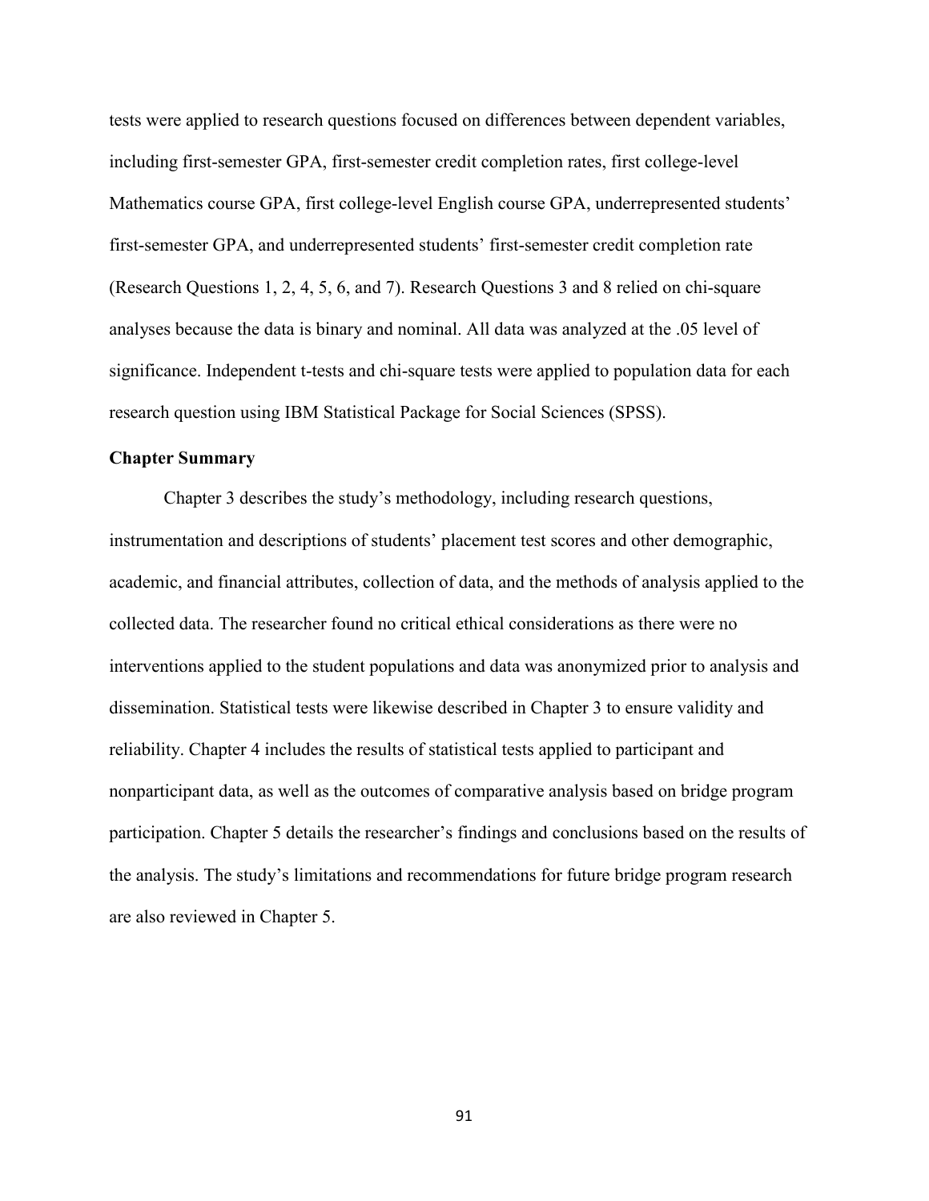tests were applied to research questions focused on differences between dependent variables, including first-semester GPA, first-semester credit completion rates, first college-level Mathematics course GPA, first college-level English course GPA, underrepresented students' first-semester GPA, and underrepresented students' first-semester credit completion rate (Research Questions 1, 2, 4, 5, 6, and 7). Research Questions 3 and 8 relied on chi-square analyses because the data is binary and nominal. All data was analyzed at the .05 level of significance. Independent t-tests and chi-square tests were applied to population data for each research question using IBM Statistical Package for Social Sciences (SPSS).

### Chapter Summary

Chapter 3 describes the study's methodology, including research questions, instrumentation and descriptions of students' placement test scores and other demographic, academic, and financial attributes, collection of data, and the methods of analysis applied to the collected data. The researcher found no critical ethical considerations as there were no interventions applied to the student populations and data was anonymized prior to analysis and dissemination. Statistical tests were likewise described in Chapter 3 to ensure validity and reliability. Chapter 4 includes the results of statistical tests applied to participant and nonparticipant data, as well as the outcomes of comparative analysis based on bridge program participation. Chapter 5 details the researcher's findings and conclusions based on the results of the analysis. The study's limitations and recommendations for future bridge program research are also reviewed in Chapter 5.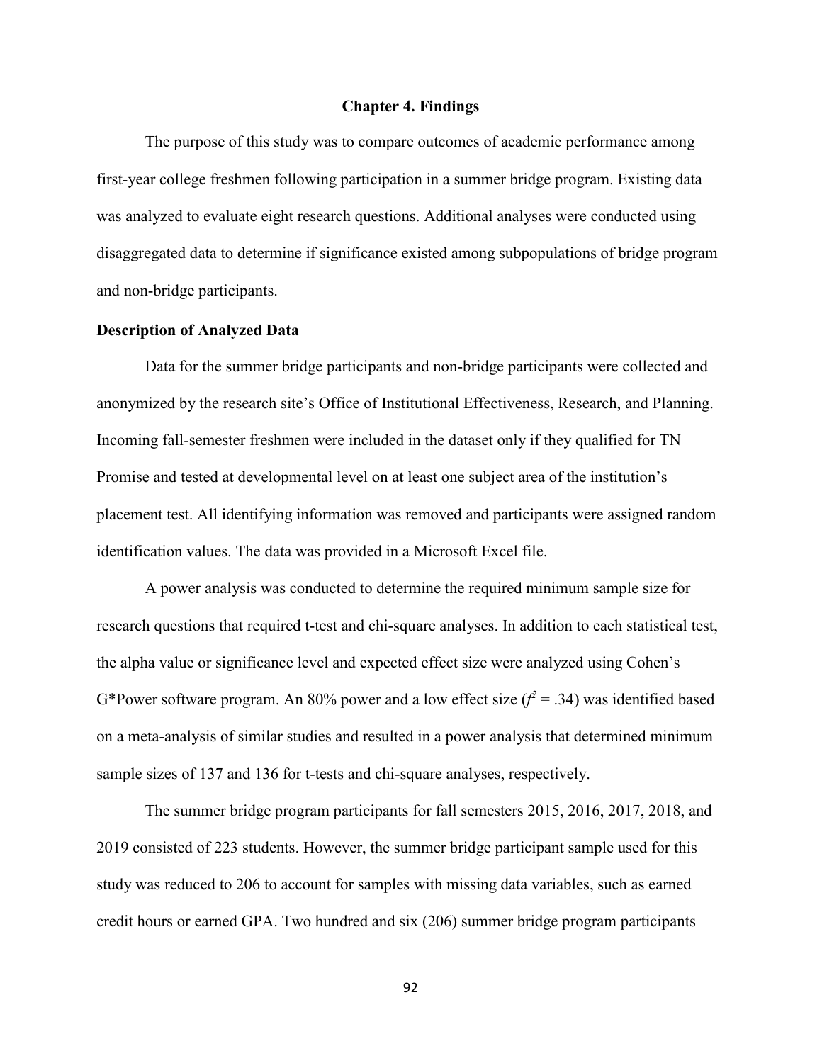# Chapter 4. Findings

The purpose of this study was to compare outcomes of academic performance among first-year college freshmen following participation in a summer bridge program. Existing data was analyzed to evaluate eight research questions. Additional analyses were conducted using disaggregated data to determine if significance existed among subpopulations of bridge program and non-bridge participants.

## Description of Analyzed Data

Data for the summer bridge participants and non-bridge participants were collected and anonymized by the research site's Office of Institutional Effectiveness, Research, and Planning. Incoming fall-semester freshmen were included in the dataset only if they qualified for TN Promise and tested at developmental level on at least one subject area of the institution's placement test. All identifying information was removed and participants were assigned random identification values. The data was provided in a Microsoft Excel file.

A power analysis was conducted to determine the required minimum sample size for research questions that required t-test and chi-square analyses. In addition to each statistical test, the alpha value or significance level and expected effect size were analyzed using Cohen's G*Power software program. An 80% power and a low effect size ($f^2 = .34$) was identified based on a meta-analysis of similar studies and resulted in a power analysis that determined minimum sample sizes of 137 and 136 for t-tests and chi-square analyses, respectively.

The summer bridge program participants for fall semesters 2015, 2016, 2017, 2018, and 2019 consisted of 223 students. However, the summer bridge participant sample used for this study was reduced to 206 to account for samples with missing data variables, such as earned credit hours or earned GPA. Two hundred and six (206) summer bridge program participants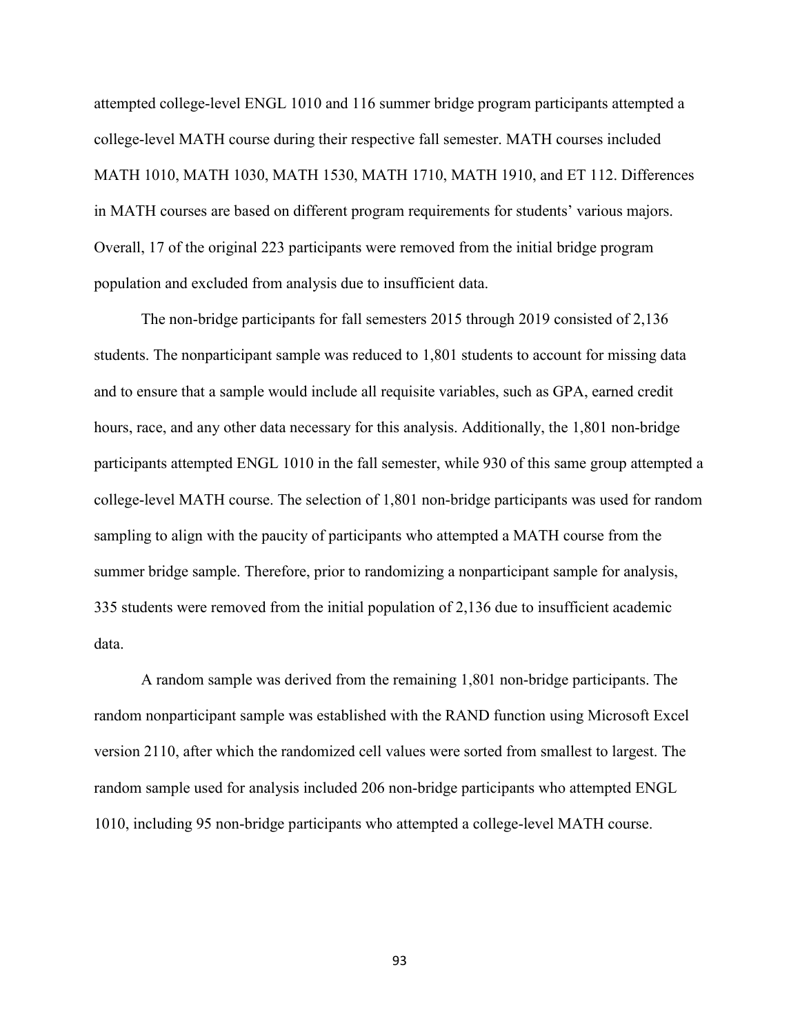attempted college-level ENGL 1010 and 116 summer bridge program participants attempted a college-level MATH course during their respective fall semester. MATH courses included MATH 1010, MATH 1030, MATH 1530, MATH 1710, MATH 1910, and ET 112. Differences in MATH courses are based on different program requirements for students' various majors. Overall, 17 of the original 223 participants were removed from the initial bridge program population and excluded from analysis due to insufficient data.

The non-bridge participants for fall semesters 2015 through 2019 consisted of 2,136 students. The nonparticipant sample was reduced to 1,801 students to account for missing data and to ensure that a sample would include all requisite variables, such as GPA, earned credit hours, race, and any other data necessary for this analysis. Additionally, the 1,801 non-bridge participants attempted ENGL 1010 in the fall semester, while 930 of this same group attempted a college-level MATH course. The selection of 1,801 non-bridge participants was used for random sampling to align with the paucity of participants who attempted a MATH course from the summer bridge sample. Therefore, prior to randomizing a nonparticipant sample for analysis, 335 students were removed from the initial population of 2,136 due to insufficient academic data.

A random sample was derived from the remaining 1,801 non-bridge participants. The random nonparticipant sample was established with the RAND function using Microsoft Excel version 2110, after which the randomized cell values were sorted from smallest to largest. The random sample used for analysis included 206 non-bridge participants who attempted ENGL 1010, including 95 non-bridge participants who attempted a college-level MATH course.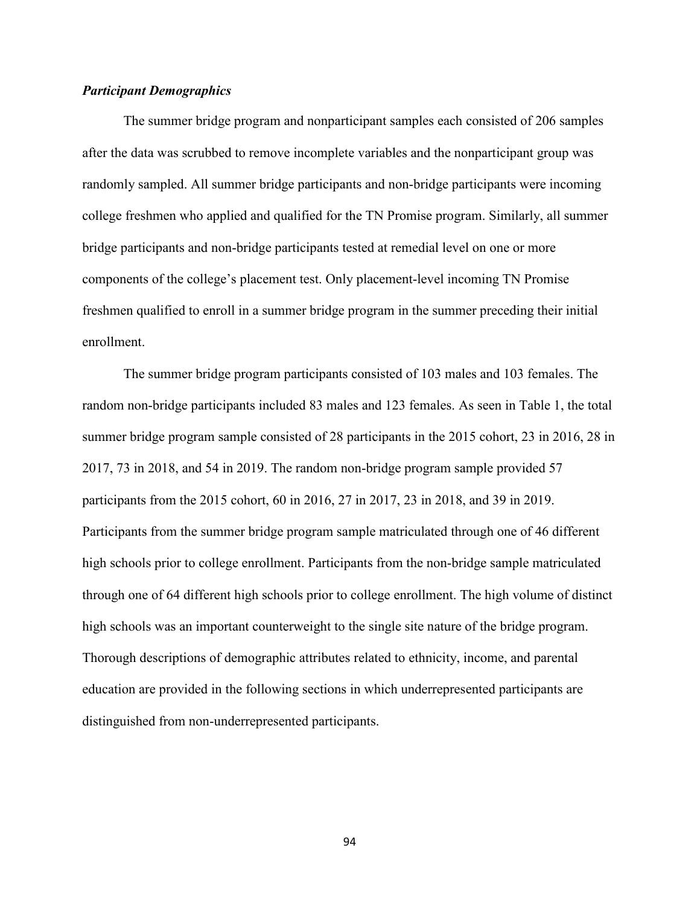### *Participant Demographics*

The summer bridge program and nonparticipant samples each consisted of 206 samples after the data was scrubbed to remove incomplete variables and the nonparticipant group was randomly sampled. All summer bridge participants and non-bridge participants were incoming college freshmen who applied and qualified for the TN Promise program. Similarly, all summer bridge participants and non-bridge participants tested at remedial level on one or more components of the college's placement test. Only placement-level incoming TN Promise freshmen qualified to enroll in a summer bridge program in the summer preceding their initial enrollment.

The summer bridge program participants consisted of 103 males and 103 females. The random non-bridge participants included 83 males and 123 females. As seen in Table 1, the total summer bridge program sample consisted of 28 participants in the 2015 cohort, 23 in 2016, 28 in 2017, 73 in 2018, and 54 in 2019. The random non-bridge program sample provided 57 participants from the 2015 cohort, 60 in 2016, 27 in 2017, 23 in 2018, and 39 in 2019. Participants from the summer bridge program sample matriculated through one of 46 different high schools prior to college enrollment. Participants from the non-bridge sample matriculated through one of 64 different high schools prior to college enrollment. The high volume of distinct high schools was an important counterweight to the single site nature of the bridge program. Thorough descriptions of demographic attributes related to ethnicity, income, and parental education are provided in the following sections in which underrepresented participants are distinguished from non-underrepresented participants.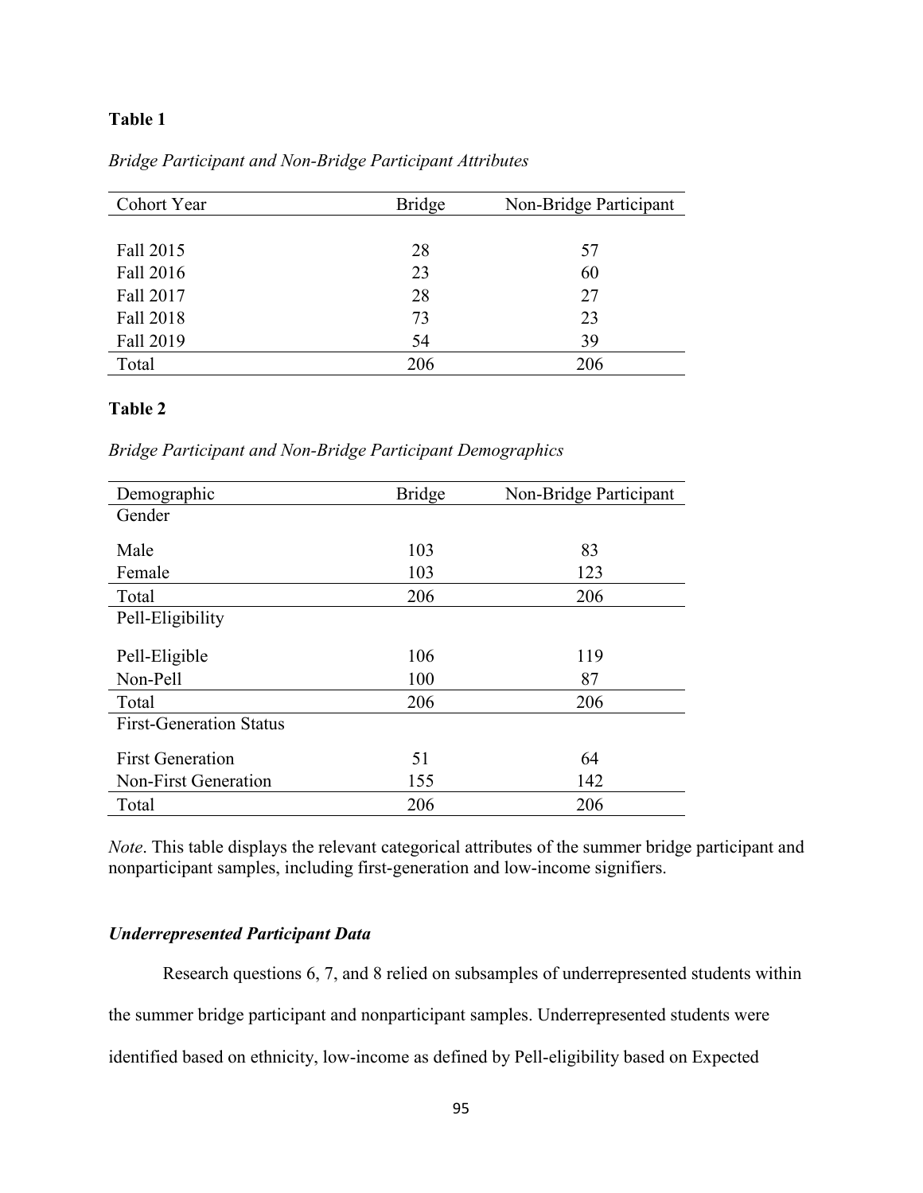**Table 1**

*Bridge Participant and Non-Bridge Participant Attributes*

| Cohort Year | Bridge | Non-Bridge Participant |
|---|---|---|
| Fall 2015 | 28 | 57 |
| Fall 2016 | 23 | 60 |
| Fall 2017 | 28 | 27 |
| Fall 2018 | 73 | 23 |
| Fall 2019 | 54 | 39 |
| Total | 206 | 206 |

**Table 2**

*Bridge Participant and Non-Bridge Participant Demographics*

| Demographic | Bridge | Non-Bridge Participant |
|---|---|---|
| Gender | | |
| Male | 103 | 83 |
| Female | 103 | 123 |
| Total | 206 | 206 |
| Pell-Eligibility | | |
| Pell-Eligible | 106 | 119 |
| Non-Pell | 100 | 87 |
| Total | 206 | 206 |
| First-Generation Status | | |
| First Generation | 51 | 64 |
| Non-First Generation | 155 | 142 |
| Total | 206 | 206 |

*Note*. This table displays the relevant categorical attributes of the summer bridge participant and nonparticipant samples, including first-generation and low-income signifiers.

### *Underrepresented Participant Data*

Research questions 6, 7, and 8 relied on subsamples of underrepresented students within the summer bridge participant and nonparticipant samples. Underrepresented students were identified based on ethnicity, low-income as defined by Pell-eligibility based on Expected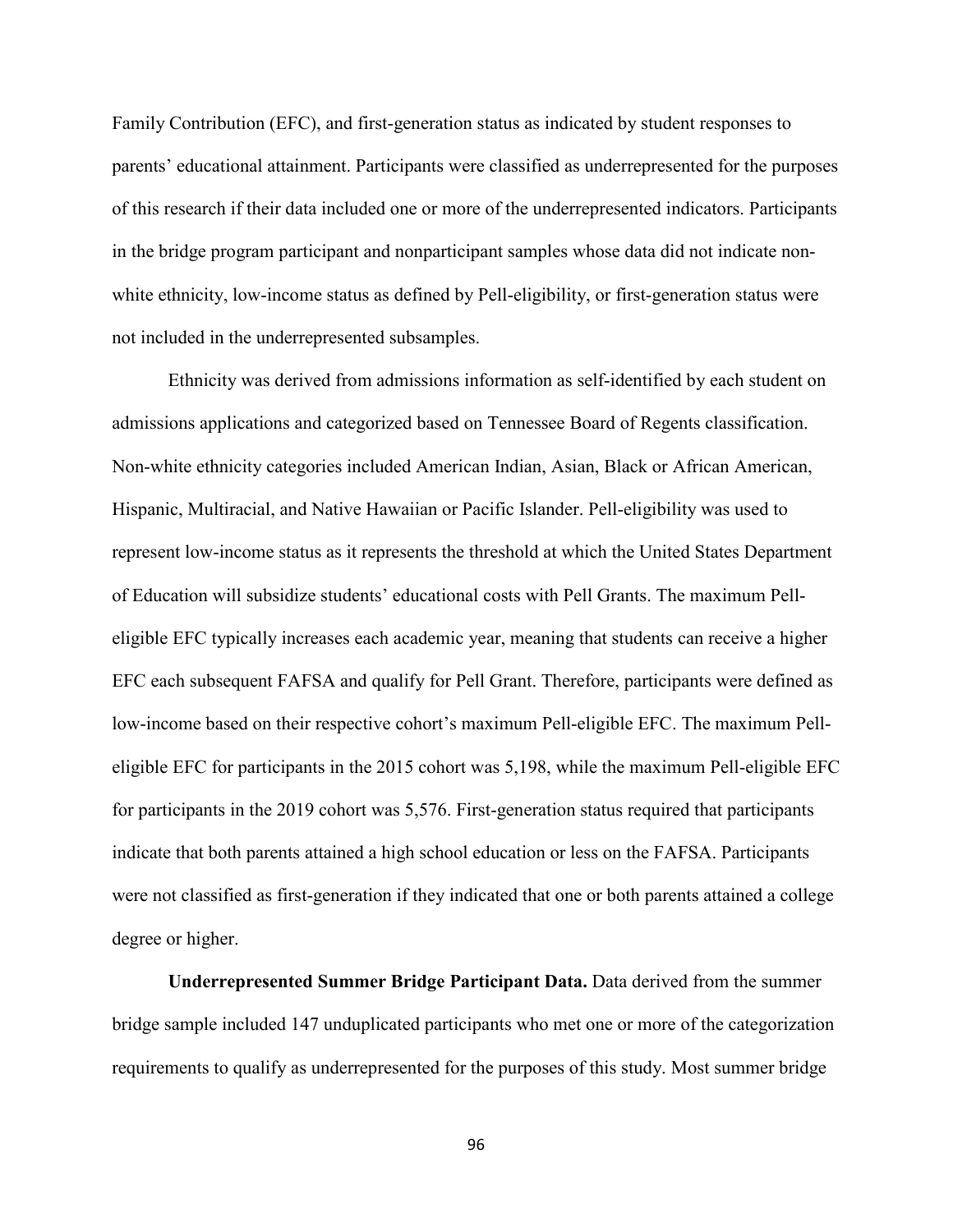Family Contribution (EFC), and first-generation status as indicated by student responses to parents' educational attainment. Participants were classified as underrepresented for the purposes of this research if their data included one or more of the underrepresented indicators. Participants in the bridge program participant and nonparticipant samples whose data did not indicate non-white ethnicity, low-income status as defined by Pell-eligibility, or first-generation status were not included in the underrepresented subsamples.

Ethnicity was derived from admissions information as self-identified by each student on admissions applications and categorized based on Tennessee Board of Regents classification. Non-white ethnicity categories included American Indian, Asian, Black or African American, Hispanic, Multiracial, and Native Hawaiian or Pacific Islander. Pell-eligibility was used to represent low-income status as it represents the threshold at which the United States Department of Education will subsidize students' educational costs with Pell Grants. The maximum Pell-eligible EFC typically increases each academic year, meaning that students can receive a higher EFC each subsequent FAFSA and qualify for Pell Grant. Therefore, participants were defined as low-income based on their respective cohort's maximum Pell-eligible EFC. The maximum Pell-eligible EFC for participants in the 2015 cohort was 5,198, while the maximum Pell-eligible EFC for participants in the 2019 cohort was 5,576. First-generation status required that participants indicate that both parents attained a high school education or less on the FAFSA. Participants were not classified as first-generation if they indicated that one or both parents attained a college degree or higher.

**Underrepresented Summer Bridge Participant Data.** Data derived from the summer bridge sample included 147 unduplicated participants who met one or more of the categorization requirements to qualify as underrepresented for the purposes of this study. Most summer bridge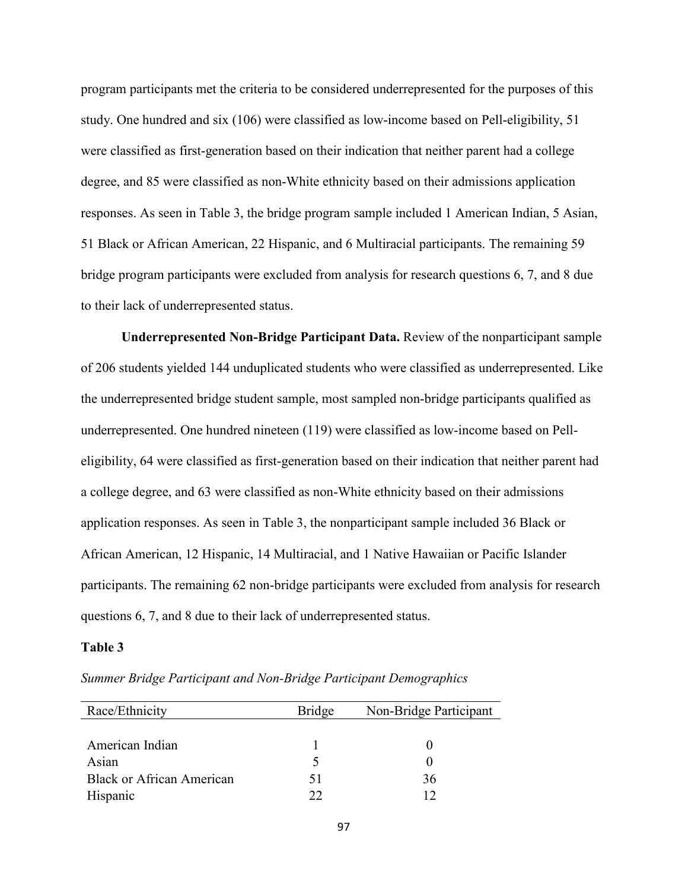program participants met the criteria to be considered underrepresented for the purposes of this study. One hundred and six (106) were classified as low-income based on Pell-eligibility, 51 were classified as first-generation based on their indication that neither parent had a college degree, and 85 were classified as non-White ethnicity based on their admissions application responses. As seen in Table 3, the bridge program sample included 1 American Indian, 5 Asian, 51 Black or African American, 22 Hispanic, and 6 Multiracial participants. The remaining 59 bridge program participants were excluded from analysis for research questions 6, 7, and 8 due to their lack of underrepresented status.

**Underrepresented Non-Bridge Participant Data.** Review of the nonparticipant sample of 206 students yielded 144 unduplicated students who were classified as underrepresented. Like the underrepresented bridge student sample, most sampled non-bridge participants qualified as underrepresented. One hundred nineteen (119) were classified as low-income based on Pell-eligibility, 64 were classified as first-generation based on their indication that neither parent had a college degree, and 63 were classified as non-White ethnicity based on their admissions application responses. As seen in Table 3, the nonparticipant sample included 36 Black or African American, 12 Hispanic, 14 Multiracial, and 1 Native Hawaiian or Pacific Islander participants. The remaining 62 non-bridge participants were excluded from analysis for research questions 6, 7, and 8 due to their lack of underrepresented status.

**Table 3**

*Summer Bridge Participant and Non-Bridge Participant Demographics*

| Race/Ethnicity | Bridge | Non-Bridge Participant |
|---|---|---|
| American Indian | 1 | 0 |
| Asian | 5 | 0 |
| Black or African American | 51 | 36 |
| Hispanic | 22 | 12 |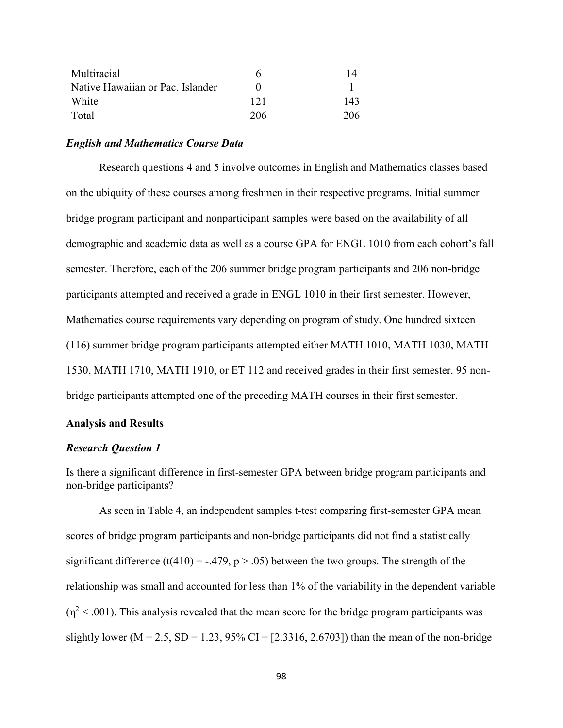| | | |
|---|---|---|
| Multiracial | 6 | 14 |
| Native Hawaiian or Pac. Islander | 0 | 1 |
| White | 121 | 143 |
| Total | 206 | 206 |

***English and Mathematics Course Data***

Research questions 4 and 5 involve outcomes in English and Mathematics classes based on the ubiquity of these courses among freshmen in their respective programs. Initial summer bridge program participant and nonparticipant samples were based on the availability of all demographic and academic data as well as a course GPA for ENGL 1010 from each cohort's fall semester. Therefore, each of the 206 summer bridge program participants and 206 non-bridge participants attempted and received a grade in ENGL 1010 in their first semester. However, Mathematics course requirements vary depending on program of study. One hundred sixteen (116) summer bridge program participants attempted either MATH 1010, MATH 1030, MATH 1530, MATH 1710, MATH 1910, or ET 112 and received grades in their first semester. 95 non-bridge participants attempted one of the preceding MATH courses in their first semester.

**Analysis and Results**

***Research Question 1***

Is there a significant difference in first-semester GPA between bridge program participants and non-bridge participants?

As seen in Table 4, an independent samples t-test comparing first-semester GPA mean scores of bridge program participants and non-bridge participants did not find a statistically significant difference ($t(410) = -.479$, $p > .05$) between the two groups. The strength of the relationship was small and accounted for less than 1% of the variability in the dependent variable ($\eta^2 < .001$). This analysis revealed that the mean score for the bridge program participants was slightly lower ($M = 2.5$, $SD = 1.23$, 95% CI = [2.3316, 2.6703]) than the mean of the non-bridge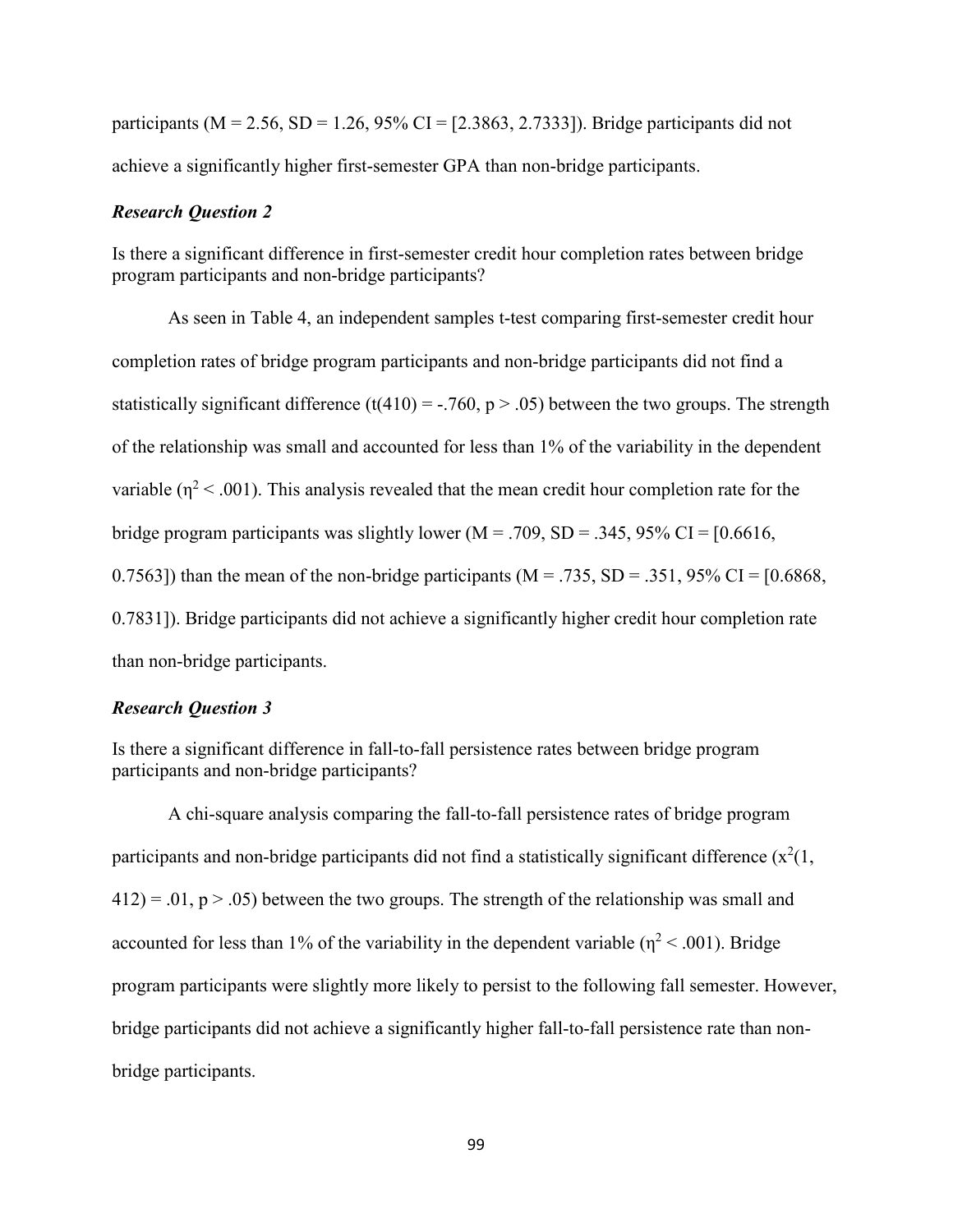participants ($M = 2.56$, $SD = 1.26$, 95% CI = [2.3863, 2.7333]). Bridge participants did not achieve a significantly higher first-semester GPA than non-bridge participants.

### *Research Question 2*

Is there a significant difference in first-semester credit hour completion rates between bridge program participants and non-bridge participants?

As seen in Table 4, an independent samples t-test comparing first-semester credit hour completion rates of bridge program participants and non-bridge participants did not find a statistically significant difference ($t(410) = -.760$, $p > .05$) between the two groups. The strength of the relationship was small and accounted for less than 1% of the variability in the dependent variable ($\eta^2 < .001$). This analysis revealed that the mean credit hour completion rate for the bridge program participants was slightly lower ($M = .709$, $SD = .345$, 95% CI = [0.6616, 0.7563]) than the mean of the non-bridge participants ($M = .735$, $SD = .351$, 95% CI = [0.6868, 0.7831]). Bridge participants did not achieve a significantly higher credit hour completion rate than non-bridge participants.

### *Research Question 3*

Is there a significant difference in fall-to-fall persistence rates between bridge program participants and non-bridge participants?

A chi-square analysis comparing the fall-to-fall persistence rates of bridge program participants and non-bridge participants did not find a statistically significant difference ($x^2(1, 412) = .01$, $p > .05$) between the two groups. The strength of the relationship was small and accounted for less than 1% of the variability in the dependent variable ($\eta^2 < .001$). Bridge program participants were slightly more likely to persist to the following fall semester. However, bridge participants did not achieve a significantly higher fall-to-fall persistence rate than non-bridge participants.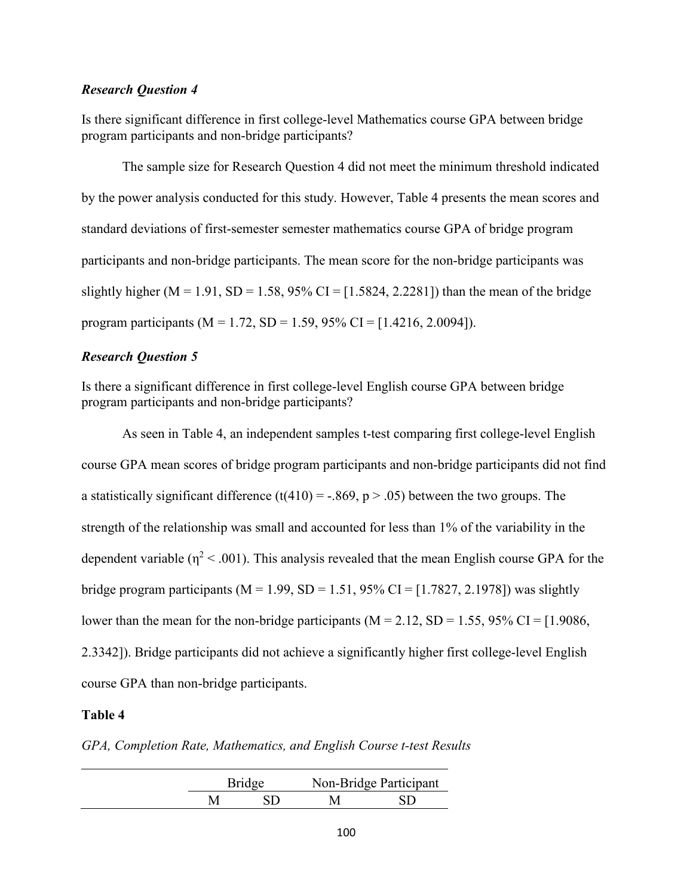### *Research Question 4*

Is there significant difference in first college-level Mathematics course GPA between bridge program participants and non-bridge participants?

The sample size for Research Question 4 did not meet the minimum threshold indicated by the power analysis conducted for this study. However, Table 4 presents the mean scores and standard deviations of first-semester semester mathematics course GPA of bridge program participants and non-bridge participants. The mean score for the non-bridge participants was slightly higher ($M = 1.91$, $SD = 1.58$, 95% CI = [1.5824, 2.2281]) than the mean of the bridge program participants ($M = 1.72$, $SD = 1.59$, 95% CI = [1.4216, 2.0094]).

### *Research Question 5*

Is there a significant difference in first college-level English course GPA between bridge program participants and non-bridge participants?

As seen in Table 4, an independent samples t-test comparing first college-level English course GPA mean scores of bridge program participants and non-bridge participants did not find a statistically significant difference ($t(410) = -.869$, $p > .05$) between the two groups. The strength of the relationship was small and accounted for less than 1% of the variability in the dependent variable ($\eta^2 < .001$). This analysis revealed that the mean English course GPA for the bridge program participants ($M = 1.99$, $SD = 1.51$, 95% CI = [1.7827, 2.1978]) was slightly lower than the mean for the non-bridge participants ($M = 2.12$, $SD = 1.55$, 95% CI = [1.9086, 2.3342]). Bridge participants did not achieve a significantly higher first college-level English course GPA than non-bridge participants.

**Table 4**

*GPA, Completion Rate, Mathematics, and English Course t-test Results*

| | Bridge | | Non-Bridge Participant | |
|---|---|---|---|---|
| | M | SD | M | SD |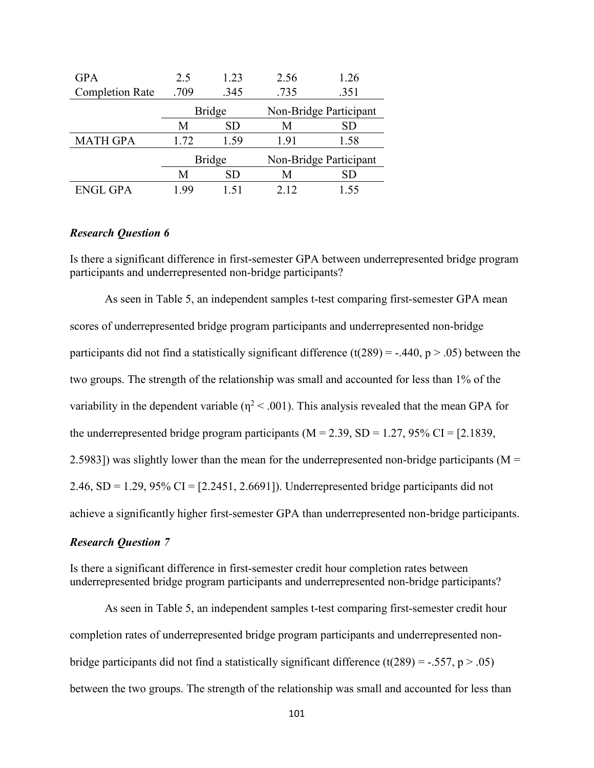| GPA | 2.5 | 1.23 | 2.56 | 1.26 |
|---|---|---|---|---|
| Completion Rate | .709 | .345 | .735 | .351 |
| | Bridge | | Non-Bridge Participant | |
| | M | SD | M | SD |
| MATH GPA | 1.72 | 1.59 | 1.91 | 1.58 |
| | Bridge | | Non-Bridge Participant | |
| | M | SD | M | SD |
| ENGL GPA | 1.99 | 1.51 | 2.12 | 1.55 |

### *Research Question 6*

Is there a significant difference in first-semester GPA between underrepresented bridge program participants and underrepresented non-bridge participants?

As seen in Table 5, an independent samples t-test comparing first-semester GPA mean scores of underrepresented bridge program participants and underrepresented non-bridge participants did not find a statistically significant difference ($t(289) = -.440$, $p > .05$) between the two groups. The strength of the relationship was small and accounted for less than 1% of the variability in the dependent variable ($\eta^2 < .001$). This analysis revealed that the mean GPA for the underrepresented bridge program participants ($M = 2.39$, $SD = 1.27$, 95% CI = [2.1839, 2.5983]) was slightly lower than the mean for the underrepresented non-bridge participants ($M = 2.46$, $SD = 1.29$, 95% CI = [2.2451, 2.6691]). Underrepresented bridge participants did not achieve a significantly higher first-semester GPA than underrepresented non-bridge participants.

### *Research Question 7*

Is there a significant difference in first-semester credit hour completion rates between underrepresented bridge program participants and underrepresented non-bridge participants?

As seen in Table 5, an independent samples t-test comparing first-semester credit hour completion rates of underrepresented bridge program participants and underrepresented non-bridge participants did not find a statistically significant difference ($t(289) = -.557$, $p > .05$) between the two groups. The strength of the relationship was small and accounted for less than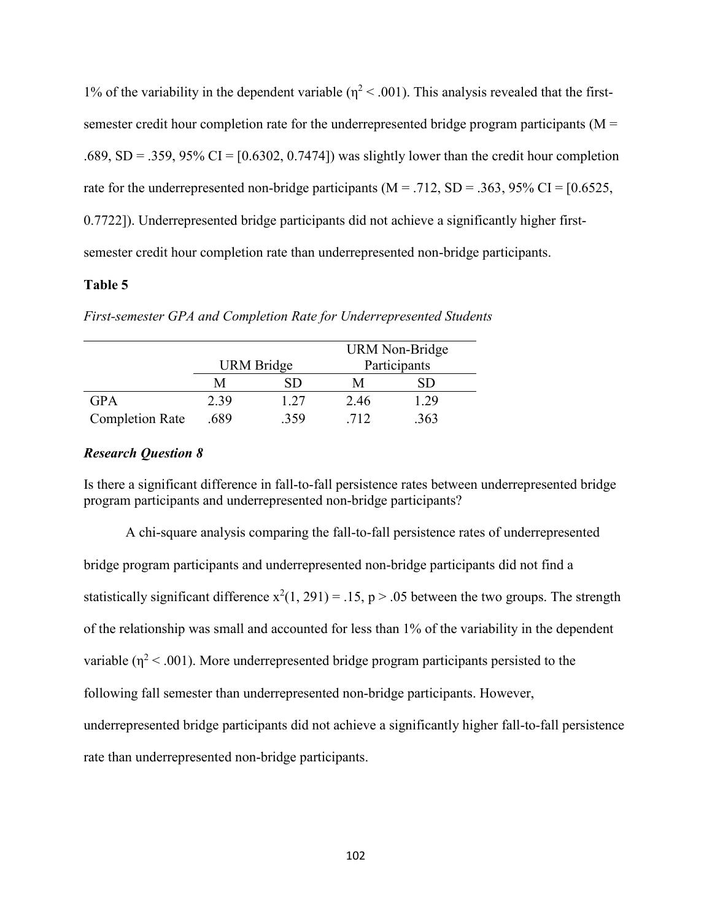1% of the variability in the dependent variable ($\eta^2 < .001$). This analysis revealed that the first-semester credit hour completion rate for the underrepresented bridge program participants (M = .689, SD = .359, 95% CI = [0.6302, 0.7474]) was slightly lower than the credit hour completion rate for the underrepresented non-bridge participants (M = .712, SD = .363, 95% CI = [0.6525, 0.7722]). Underrepresented bridge participants did not achieve a significantly higher first-semester credit hour completion rate than underrepresented non-bridge participants.

**Table 5**

*First-semester GPA and Completion Rate for Underrepresented Students*

| | URM Bridge | | URM Non-Bridge Participants | |
|---|---|---|---|---|
| | M | SD | M | SD |
| GPA | 2.39 | 1.27 | 2.46 | 1.29 |
| Completion Rate | .689 | .359 | .712 | .363 |

### ***Research Question 8***

Is there a significant difference in fall-to-fall persistence rates between underrepresented bridge program participants and underrepresented non-bridge participants?

A chi-square analysis comparing the fall-to-fall persistence rates of underrepresented bridge program participants and underrepresented non-bridge participants did not find a statistically significant difference $x^2(1, 291) = .15$, $p > .05$ between the two groups. The strength of the relationship was small and accounted for less than 1% of the variability in the dependent variable ($\eta^2 < .001$). More underrepresented bridge program participants persisted to the following fall semester than underrepresented non-bridge participants. However, underrepresented bridge participants did not achieve a significantly higher fall-to-fall persistence rate than underrepresented non-bridge participants.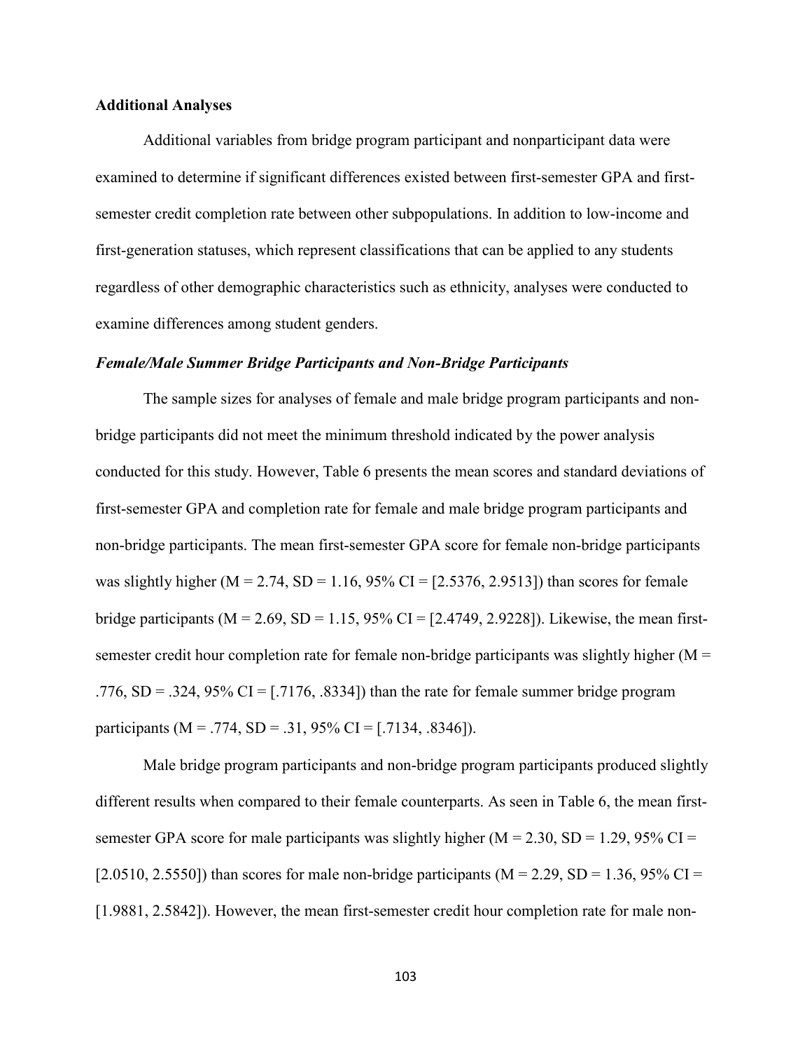**Additional Analyses**

Additional variables from bridge program participant and nonparticipant data were examined to determine if significant differences existed between first-semester GPA and first-semester credit completion rate between other subpopulations. In addition to low-income and first-generation statuses, which represent classifications that can be applied to any students regardless of other demographic characteristics such as ethnicity, analyses were conducted to examine differences among student genders.

***Female/Male Summer Bridge Participants and Non-Bridge Participants***

The sample sizes for analyses of female and male bridge program participants and non-bridge participants did not meet the minimum threshold indicated by the power analysis conducted for this study. However, Table 6 presents the mean scores and standard deviations of first-semester GPA and completion rate for female and male bridge program participants and non-bridge participants. The mean first-semester GPA score for female non-bridge participants was slightly higher ($M = 2.74$, $SD = 1.16$, 95% CI = [2.5376, 2.9513]) than scores for female bridge participants ($M = 2.69$, $SD = 1.15$, 95% CI = [2.4749, 2.9228]). Likewise, the mean first-semester credit hour completion rate for female non-bridge participants was slightly higher ($M = .776$, $SD = .324$, 95% CI = [.7176, .8334]) than the rate for female summer bridge program participants ($M = .774$, $SD = .31$, 95% CI = [.7134, .8346]).

Male bridge program participants and non-bridge program participants produced slightly different results when compared to their female counterparts. As seen in Table 6, the mean first-semester GPA score for male participants was slightly higher ($M = 2.30$, $SD = 1.29$, 95% CI = [2.0510, 2.5550]) than scores for male non-bridge participants ($M = 2.29$, $SD = 1.36$, 95% CI = [1.9881, 2.5842]). However, the mean first-semester credit hour completion rate for male non-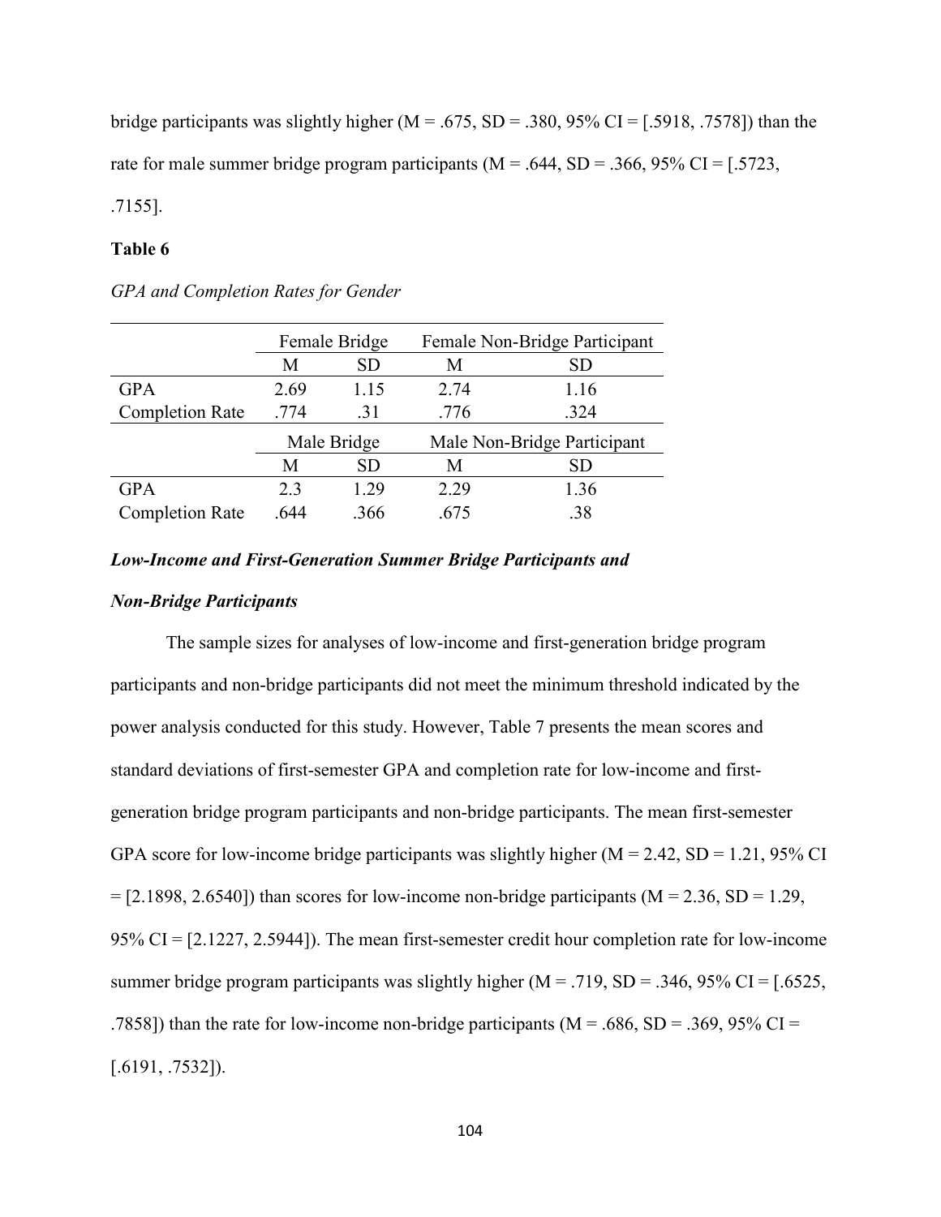bridge participants was slightly higher (M = .675, SD = .380, 95% CI = [.5918, .7578]) than the rate for male summer bridge program participants (M = .644, SD = .366, 95% CI = [.5723, .7155].

**Table 6**

*GPA and Completion Rates for Gender*

| | Female Bridge | | Female Non-Bridge Participant | |
|---|---|---|---|---|
| | M | SD | M | SD |
| GPA | 2.69 | 1.15 | 2.74 | 1.16 |
| Completion Rate | .774 | .31 | .776 | .324 |
| | Male Bridge | | Male Non-Bridge Participant | |
| | M | SD | M | SD |
| GPA | 2.3 | 1.29 | 2.29 | 1.36 |
| Completion Rate | .644 | .366 | .675 | .38 |

***Low-Income and First-Generation Summer Bridge Participants and Non-Bridge Participants***

The sample sizes for analyses of low-income and first-generation bridge program participants and non-bridge participants did not meet the minimum threshold indicated by the power analysis conducted for this study. However, Table 7 presents the mean scores and standard deviations of first-semester GPA and completion rate for low-income and first-generation bridge program participants and non-bridge participants. The mean first-semester GPA score for low-income bridge participants was slightly higher (M = 2.42, SD = 1.21, 95% CI = [2.1898, 2.6540]) than scores for low-income non-bridge participants (M = 2.36, SD = 1.29, 95% CI = [2.1227, 2.5944]). The mean first-semester credit hour completion rate for low-income summer bridge program participants was slightly higher (M = .719, SD = .346, 95% CI = [.6525, .7858]) than the rate for low-income non-bridge participants (M = .686, SD = .369, 95% CI = [.6191, .7532]).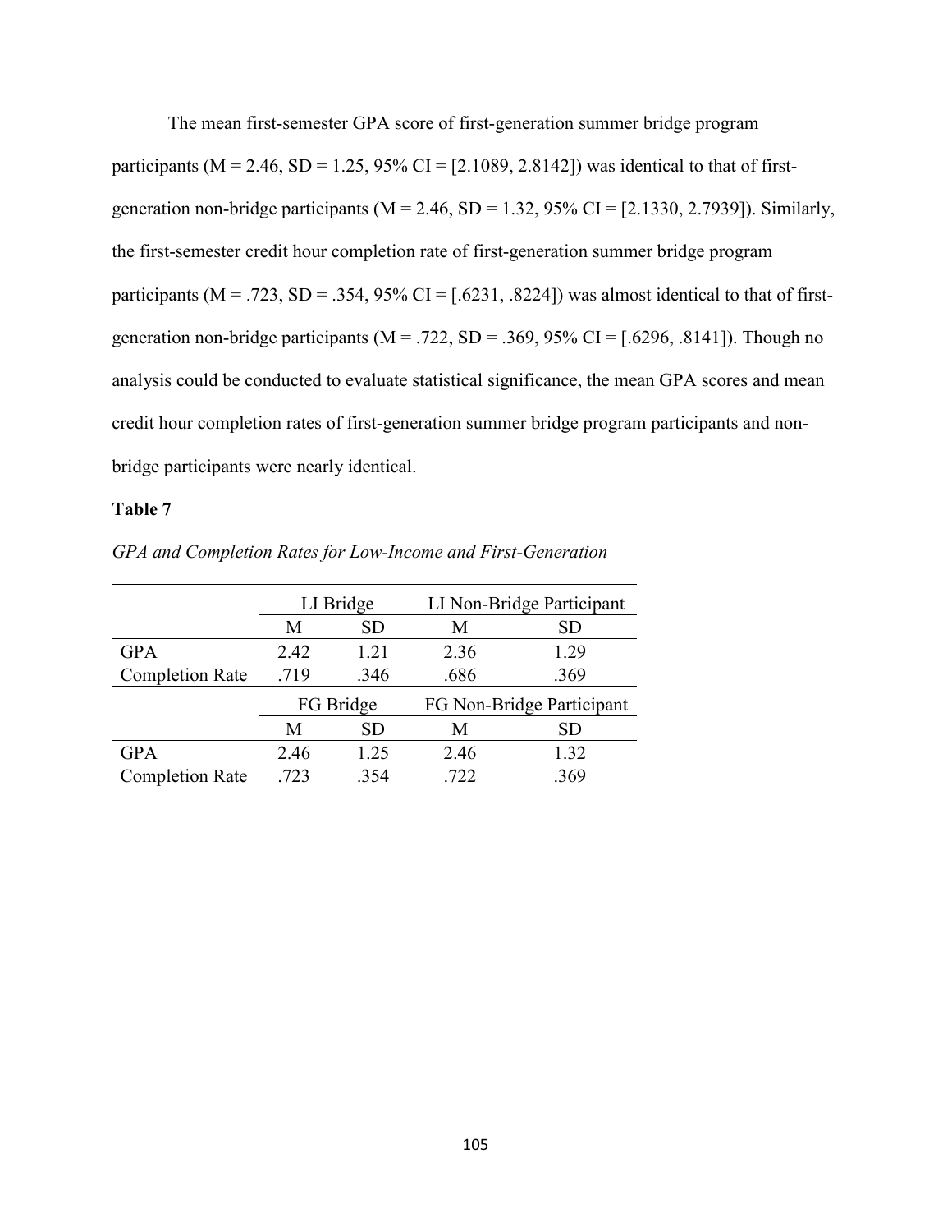The mean first-semester GPA score of first-generation summer bridge program participants (M = 2.46, SD = 1.25, 95% CI = [2.1089, 2.8142]) was identical to that of first-generation non-bridge participants (M = 2.46, SD = 1.32, 95% CI = [2.1330, 2.7939]). Similarly, the first-semester credit hour completion rate of first-generation summer bridge program participants (M = .723, SD = .354, 95% CI = [.6231, .8224]) was almost identical to that of first-generation non-bridge participants (M = .722, SD = .369, 95% CI = [.6296, .8141]). Though no analysis could be conducted to evaluate statistical significance, the mean GPA scores and mean credit hour completion rates of first-generation summer bridge program participants and non-bridge participants were nearly identical.

**Table 7**

*GPA and Completion Rates for Low-Income and First-Generation*

| | LI Bridge | | LI Non-Bridge Participant | |
|---|---|---|---|---|
| | M | SD | M | SD |
| GPA | 2.42 | 1.21 | 2.36 | 1.29 |
| Completion Rate | .719 | .346 | .686 | .369 |
| | FG Bridge | | FG Non-Bridge Participant | |
| | M | SD | M | SD |
| GPA | 2.46 | 1.25 | 2.46 | 1.32 |
| Completion Rate | .723 | .354 | .722 | .369 |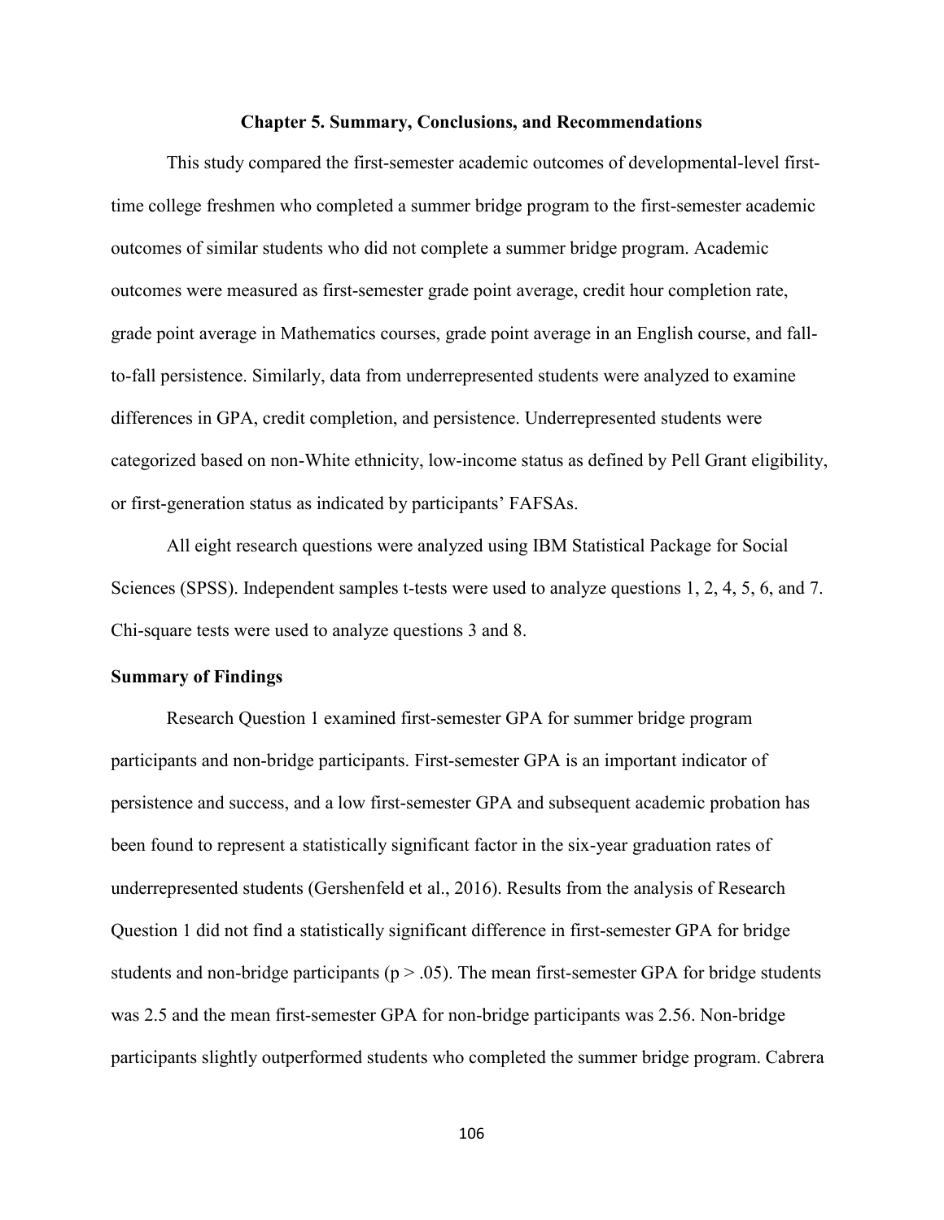# Chapter 5. Summary, Conclusions, and Recommendations

This study compared the first-semester academic outcomes of developmental-level first-time college freshmen who completed a summer bridge program to the first-semester academic outcomes of similar students who did not complete a summer bridge program. Academic outcomes were measured as first-semester grade point average, credit hour completion rate, grade point average in Mathematics courses, grade point average in an English course, and fall-to-fall persistence. Similarly, data from underrepresented students were analyzed to examine differences in GPA, credit completion, and persistence. Underrepresented students were categorized based on non-White ethnicity, low-income status as defined by Pell Grant eligibility, or first-generation status as indicated by participants' FAFSAs.

All eight research questions were analyzed using IBM Statistical Package for Social Sciences (SPSS). Independent samples t-tests were used to analyze questions 1, 2, 4, 5, 6, and 7. Chi-square tests were used to analyze questions 3 and 8.

## Summary of Findings

Research Question 1 examined first-semester GPA for summer bridge program participants and non-bridge participants. First-semester GPA is an important indicator of persistence and success, and a low first-semester GPA and subsequent academic probation has been found to represent a statistically significant factor in the six-year graduation rates of underrepresented students (Gershenfeld et al., 2016). Results from the analysis of Research Question 1 did not find a statistically significant difference in first-semester GPA for bridge students and non-bridge participants ($p > .05$). The mean first-semester GPA for bridge students was 2.5 and the mean first-semester GPA for non-bridge participants was 2.56. Non-bridge participants slightly outperformed students who completed the summer bridge program. Cabrera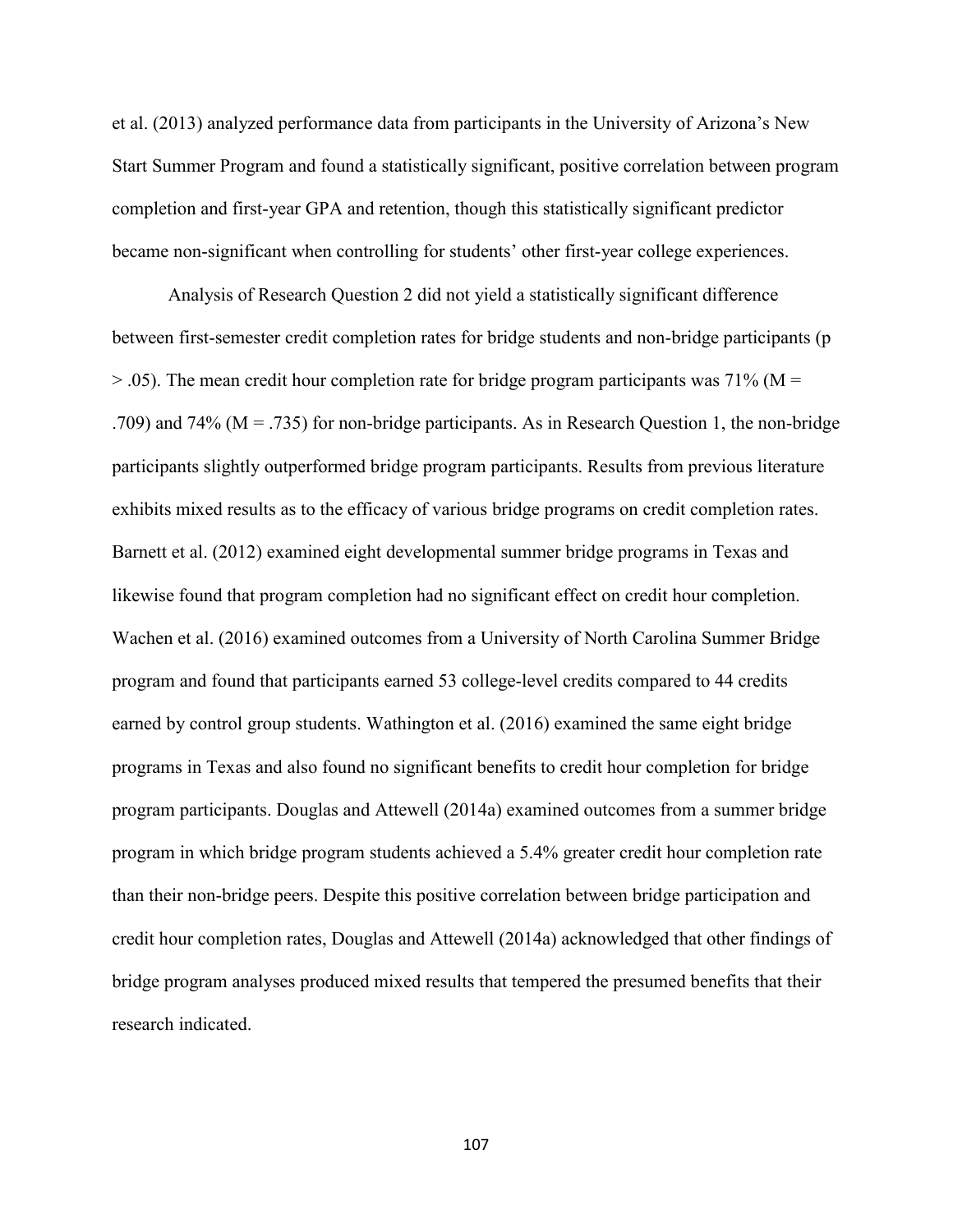et al. (2013) analyzed performance data from participants in the University of Arizona's New Start Summer Program and found a statistically significant, positive correlation between program completion and first-year GPA and retention, though this statistically significant predictor became non-significant when controlling for students' other first-year college experiences.

Analysis of Research Question 2 did not yield a statistically significant difference between first-semester credit completion rates for bridge students and non-bridge participants ($p > .05$). The mean credit hour completion rate for bridge program participants was 71% ($M = .709$) and 74% ($M = .735$) for non-bridge participants. As in Research Question 1, the non-bridge participants slightly outperformed bridge program participants. Results from previous literature exhibits mixed results as to the efficacy of various bridge programs on credit completion rates. Barnett et al. (2012) examined eight developmental summer bridge programs in Texas and likewise found that program completion had no significant effect on credit hour completion. Wachen et al. (2016) examined outcomes from a University of North Carolina Summer Bridge program and found that participants earned 53 college-level credits compared to 44 credits earned by control group students. Wathington et al. (2016) examined the same eight bridge programs in Texas and also found no significant benefits to credit hour completion for bridge program participants. Douglas and Attewell (2014a) examined outcomes from a summer bridge program in which bridge program students achieved a 5.4% greater credit hour completion rate than their non-bridge peers. Despite this positive correlation between bridge participation and credit hour completion rates, Douglas and Attewell (2014a) acknowledged that other findings of bridge program analyses produced mixed results that tempered the presumed benefits that their research indicated.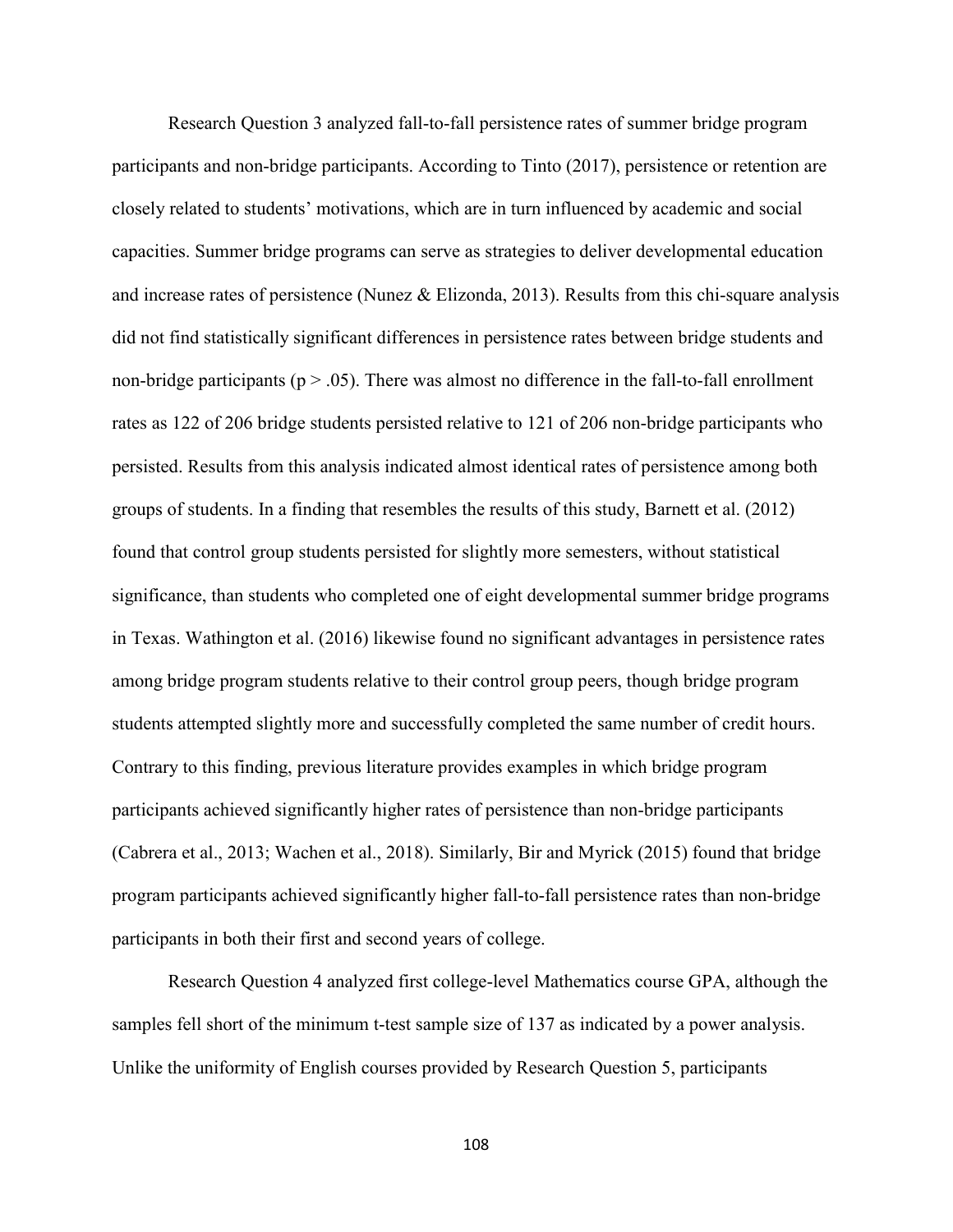Research Question 3 analyzed fall-to-fall persistence rates of summer bridge program participants and non-bridge participants. According to Tinto (2017), persistence or retention are closely related to students' motivations, which are in turn influenced by academic and social capacities. Summer bridge programs can serve as strategies to deliver developmental education and increase rates of persistence (Nunez & Elizonda, 2013). Results from this chi-square analysis did not find statistically significant differences in persistence rates between bridge students and non-bridge participants ($p > .05$). There was almost no difference in the fall-to-fall enrollment rates as 122 of 206 bridge students persisted relative to 121 of 206 non-bridge participants who persisted. Results from this analysis indicated almost identical rates of persistence among both groups of students. In a finding that resembles the results of this study, Barnett et al. (2012) found that control group students persisted for slightly more semesters, without statistical significance, than students who completed one of eight developmental summer bridge programs in Texas. Wathington et al. (2016) likewise found no significant advantages in persistence rates among bridge program students relative to their control group peers, though bridge program students attempted slightly more and successfully completed the same number of credit hours. Contrary to this finding, previous literature provides examples in which bridge program participants achieved significantly higher rates of persistence than non-bridge participants (Cabrera et al., 2013; Wachen et al., 2018). Similarly, Bir and Myrick (2015) found that bridge program participants achieved significantly higher fall-to-fall persistence rates than non-bridge participants in both their first and second years of college.

Research Question 4 analyzed first college-level Mathematics course GPA, although the samples fell short of the minimum t-test sample size of 137 as indicated by a power analysis. Unlike the uniformity of English courses provided by Research Question 5, participants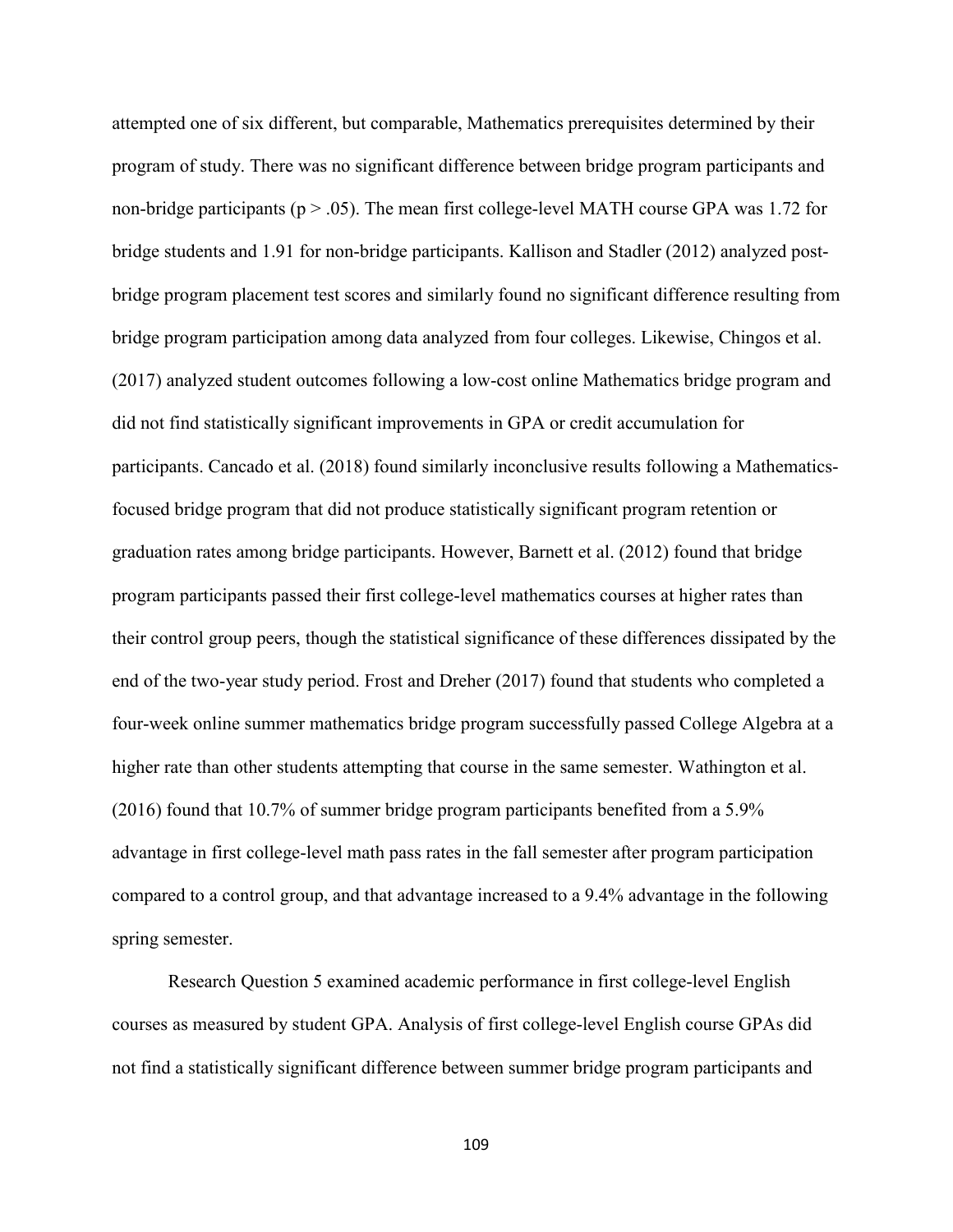attempted one of six different, but comparable, Mathematics prerequisites determined by their program of study. There was no significant difference between bridge program participants and non-bridge participants ($p > .05$). The mean first college-level MATH course GPA was 1.72 for bridge students and 1.91 for non-bridge participants. Kallison and Stadler (2012) analyzed post-bridge program placement test scores and similarly found no significant difference resulting from bridge program participation among data analyzed from four colleges. Likewise, Chingos et al. (2017) analyzed student outcomes following a low-cost online Mathematics bridge program and did not find statistically significant improvements in GPA or credit accumulation for participants. Cancado et al. (2018) found similarly inconclusive results following a Mathematics-focused bridge program that did not produce statistically significant program retention or graduation rates among bridge participants. However, Barnett et al. (2012) found that bridge program participants passed their first college-level mathematics courses at higher rates than their control group peers, though the statistical significance of these differences dissipated by the end of the two-year study period. Frost and Dreher (2017) found that students who completed a four-week online summer mathematics bridge program successfully passed College Algebra at a higher rate than other students attempting that course in the same semester. Wathington et al. (2016) found that 10.7% of summer bridge program participants benefited from a 5.9% advantage in first college-level math pass rates in the fall semester after program participation compared to a control group, and that advantage increased to a 9.4% advantage in the following spring semester.

Research Question 5 examined academic performance in first college-level English courses as measured by student GPA. Analysis of first college-level English course GPAs did not find a statistically significant difference between summer bridge program participants and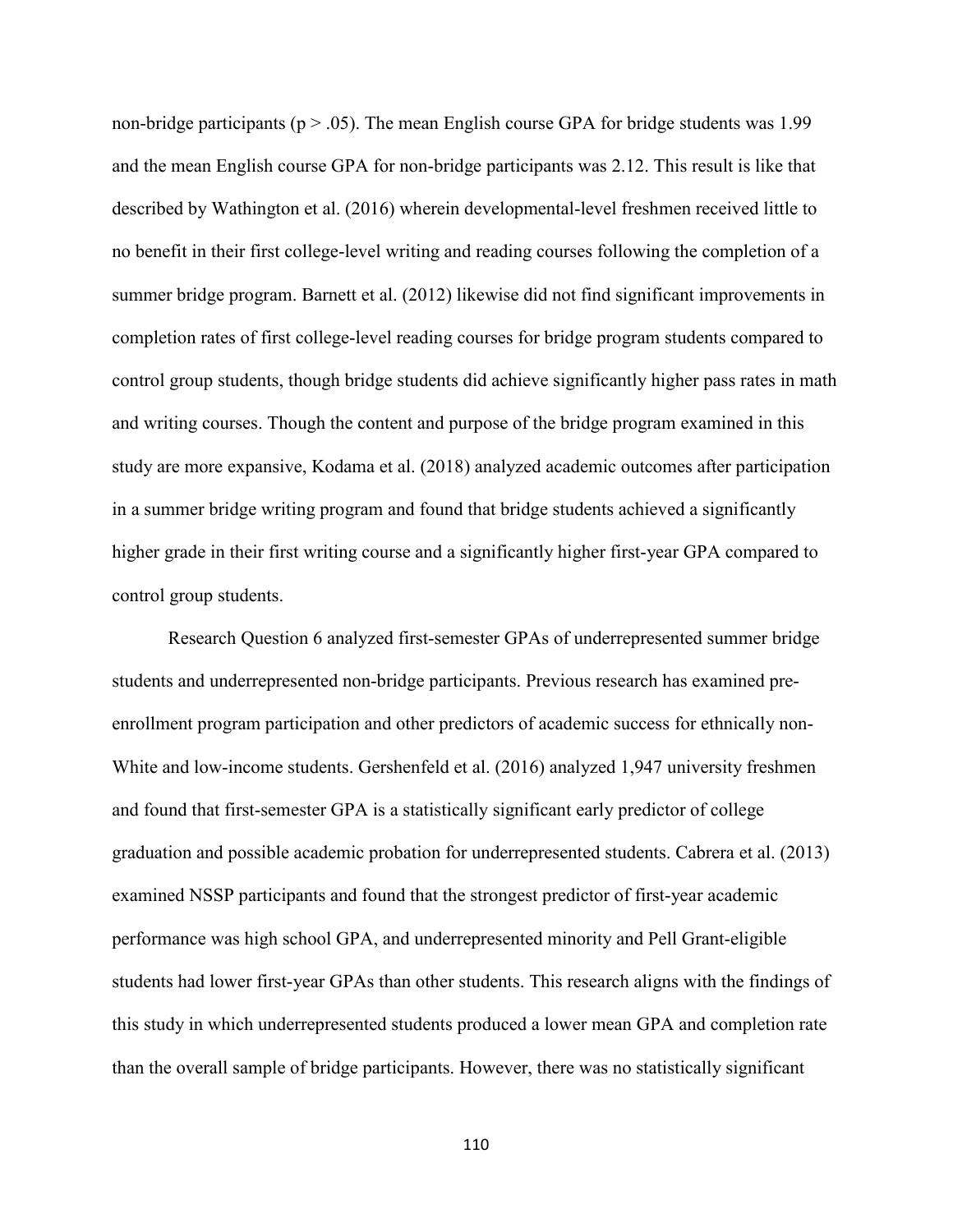non-bridge participants ($p > .05$). The mean English course GPA for bridge students was 1.99 and the mean English course GPA for non-bridge participants was 2.12. This result is like that described by Wathington et al. (2016) wherein developmental-level freshmen received little to no benefit in their first college-level writing and reading courses following the completion of a summer bridge program. Barnett et al. (2012) likewise did not find significant improvements in completion rates of first college-level reading courses for bridge program students compared to control group students, though bridge students did achieve significantly higher pass rates in math and writing courses. Though the content and purpose of the bridge program examined in this study are more expansive, Kodama et al. (2018) analyzed academic outcomes after participation in a summer bridge writing program and found that bridge students achieved a significantly higher grade in their first writing course and a significantly higher first-year GPA compared to control group students.

Research Question 6 analyzed first-semester GPAs of underrepresented summer bridge students and underrepresented non-bridge participants. Previous research has examined pre-enrollment program participation and other predictors of academic success for ethnically non-White and low-income students. Gershenfeld et al. (2016) analyzed 1,947 university freshmen and found that first-semester GPA is a statistically significant early predictor of college graduation and possible academic probation for underrepresented students. Cabrera et al. (2013) examined NSSP participants and found that the strongest predictor of first-year academic performance was high school GPA, and underrepresented minority and Pell Grant-eligible students had lower first-year GPAs than other students. This research aligns with the findings of this study in which underrepresented students produced a lower mean GPA and completion rate than the overall sample of bridge participants. However, there was no statistically significant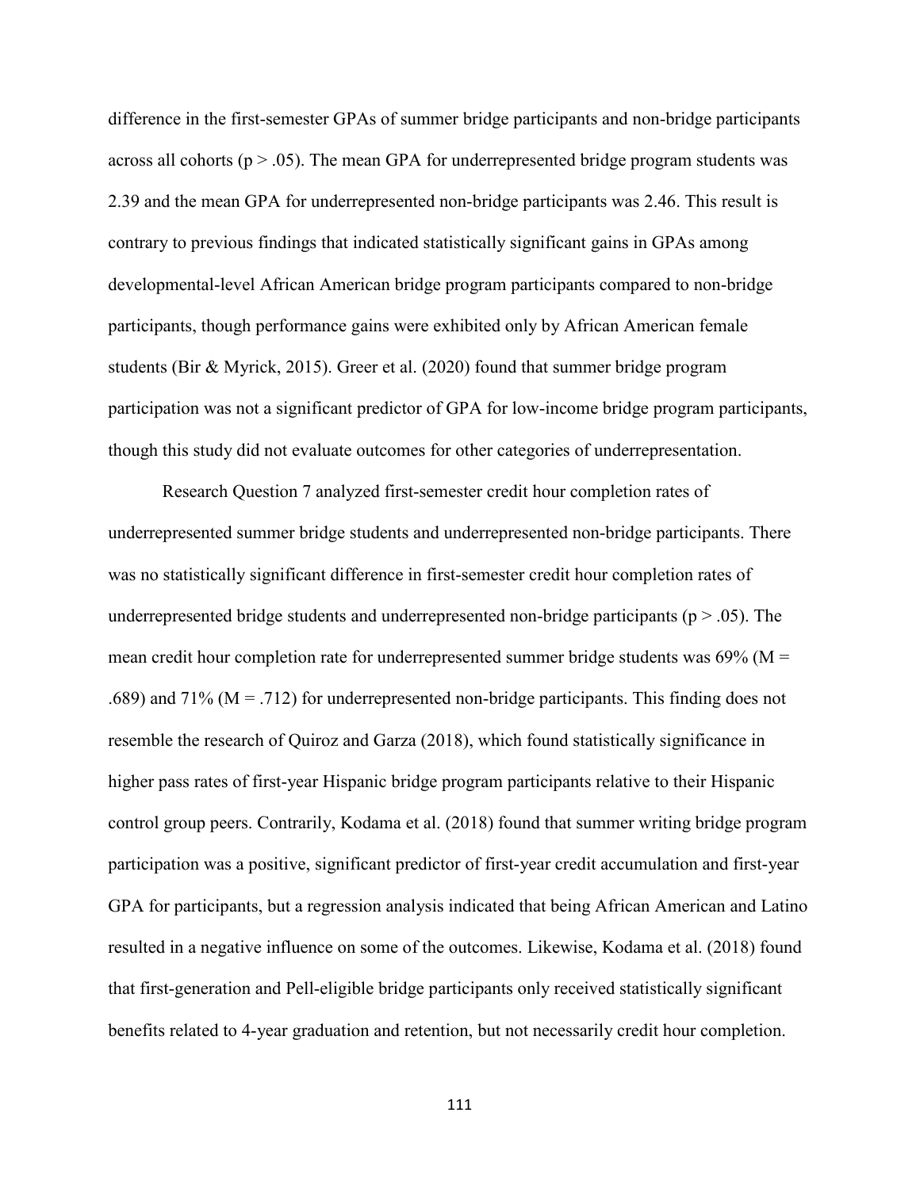difference in the first-semester GPAs of summer bridge participants and non-bridge participants across all cohorts ($p > .05$). The mean GPA for underrepresented bridge program students was 2.39 and the mean GPA for underrepresented non-bridge participants was 2.46. This result is contrary to previous findings that indicated statistically significant gains in GPAs among developmental-level African American bridge program participants compared to non-bridge participants, though performance gains were exhibited only by African American female students (Bir & Myrick, 2015). Greer et al. (2020) found that summer bridge program participation was not a significant predictor of GPA for low-income bridge program participants, though this study did not evaluate outcomes for other categories of underrepresentation.

Research Question 7 analyzed first-semester credit hour completion rates of underrepresented summer bridge students and underrepresented non-bridge participants. There was no statistically significant difference in first-semester credit hour completion rates of underrepresented bridge students and underrepresented non-bridge participants ($p > .05$). The mean credit hour completion rate for underrepresented summer bridge students was 69% ($M = .689$) and 71% ($M = .712$) for underrepresented non-bridge participants. This finding does not resemble the research of Quiroz and Garza (2018), which found statistically significance in higher pass rates of first-year Hispanic bridge program participants relative to their Hispanic control group peers. Contrarily, Kodama et al. (2018) found that summer writing bridge program participation was a positive, significant predictor of first-year credit accumulation and first-year GPA for participants, but a regression analysis indicated that being African American and Latino resulted in a negative influence on some of the outcomes. Likewise, Kodama et al. (2018) found that first-generation and Pell-eligible bridge participants only received statistically significant benefits related to 4-year graduation and retention, but not necessarily credit hour completion.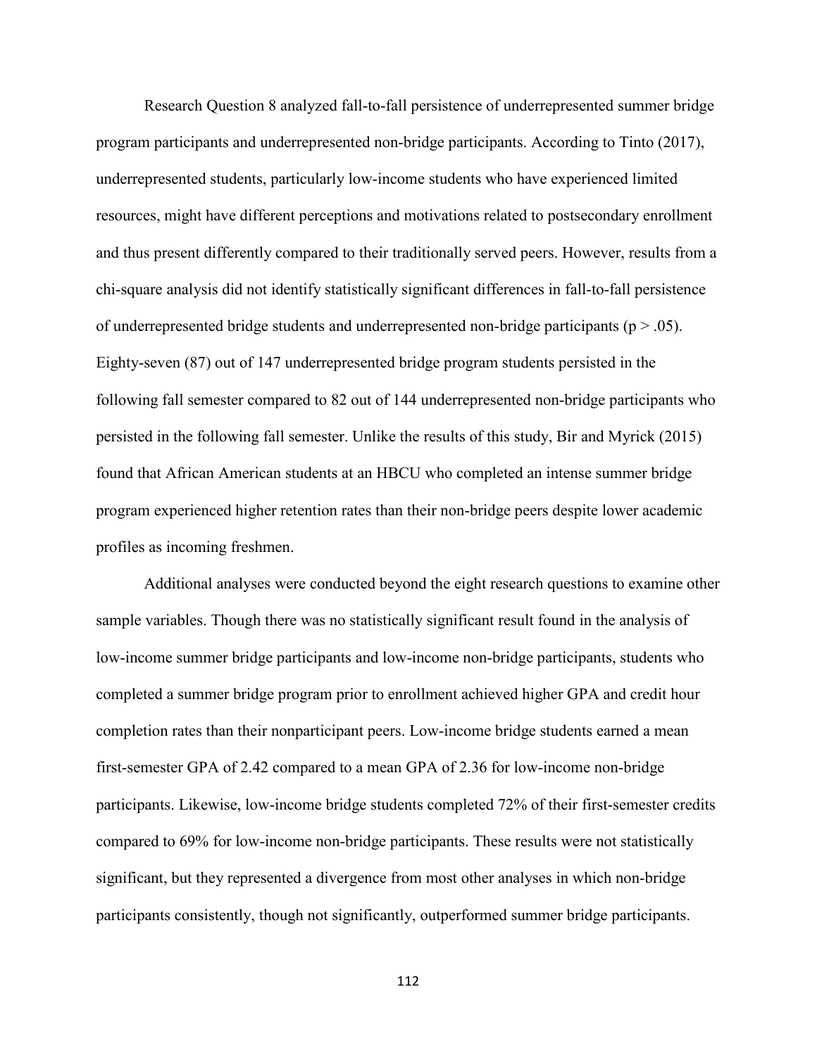Research Question 8 analyzed fall-to-fall persistence of underrepresented summer bridge program participants and underrepresented non-bridge participants. According to Tinto (2017), underrepresented students, particularly low-income students who have experienced limited resources, might have different perceptions and motivations related to postsecondary enrollment and thus present differently compared to their traditionally served peers. However, results from a chi-square analysis did not identify statistically significant differences in fall-to-fall persistence of underrepresented bridge students and underrepresented non-bridge participants ($p > .05$). Eighty-seven (87) out of 147 underrepresented bridge program students persisted in the following fall semester compared to 82 out of 144 underrepresented non-bridge participants who persisted in the following fall semester. Unlike the results of this study, Bir and Myrick (2015) found that African American students at an HBCU who completed an intense summer bridge program experienced higher retention rates than their non-bridge peers despite lower academic profiles as incoming freshmen.

Additional analyses were conducted beyond the eight research questions to examine other sample variables. Though there was no statistically significant result found in the analysis of low-income summer bridge participants and low-income non-bridge participants, students who completed a summer bridge program prior to enrollment achieved higher GPA and credit hour completion rates than their nonparticipant peers. Low-income bridge students earned a mean first-semester GPA of 2.42 compared to a mean GPA of 2.36 for low-income non-bridge participants. Likewise, low-income bridge students completed 72% of their first-semester credits compared to 69% for low-income non-bridge participants. These results were not statistically significant, but they represented a divergence from most other analyses in which non-bridge participants consistently, though not significantly, outperformed summer bridge participants.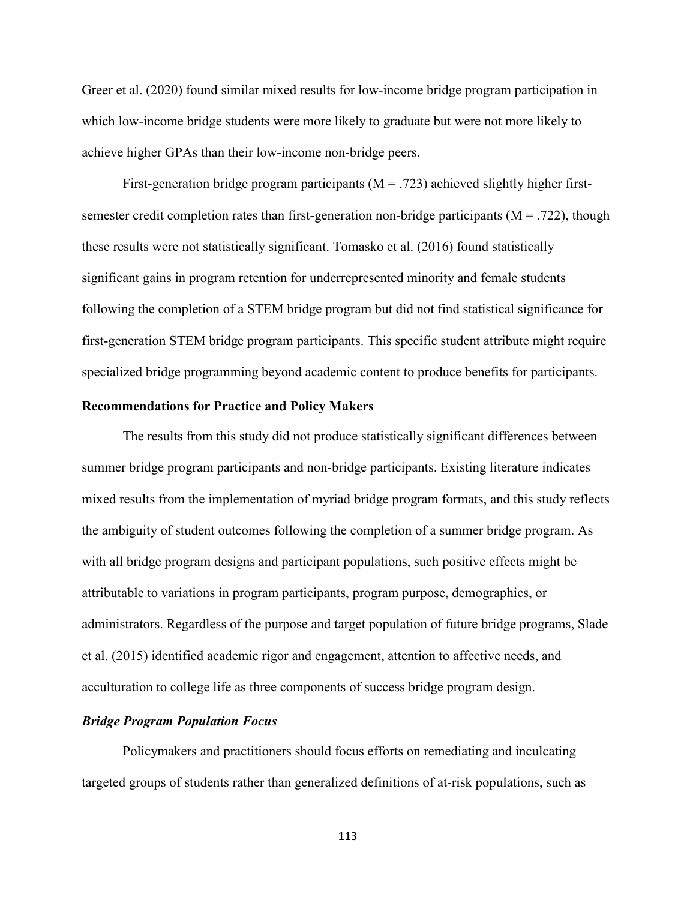Greer et al. (2020) found similar mixed results for low-income bridge program participation in which low-income bridge students were more likely to graduate but were not more likely to achieve higher GPAs than their low-income non-bridge peers.

First-generation bridge program participants ($M = .723$) achieved slightly higher first-semester credit completion rates than first-generation non-bridge participants ($M = .722$), though these results were not statistically significant. Tomasko et al. (2016) found statistically significant gains in program retention for underrepresented minority and female students following the completion of a STEM bridge program but did not find statistical significance for first-generation STEM bridge program participants. This specific student attribute might require specialized bridge programming beyond academic content to produce benefits for participants.

## Recommendations for Practice and Policy Makers

The results from this study did not produce statistically significant differences between summer bridge program participants and non-bridge participants. Existing literature indicates mixed results from the implementation of myriad bridge program formats, and this study reflects the ambiguity of student outcomes following the completion of a summer bridge program. As with all bridge program designs and participant populations, such positive effects might be attributable to variations in program participants, program purpose, demographics, or administrators. Regardless of the purpose and target population of future bridge programs, Slade et al. (2015) identified academic rigor and engagement, attention to affective needs, and acculturation to college life as three components of success bridge program design.

### *Bridge Program Population Focus*

Policymakers and practitioners should focus efforts on remediating and inculcating targeted groups of students rather than generalized definitions of at-risk populations, such as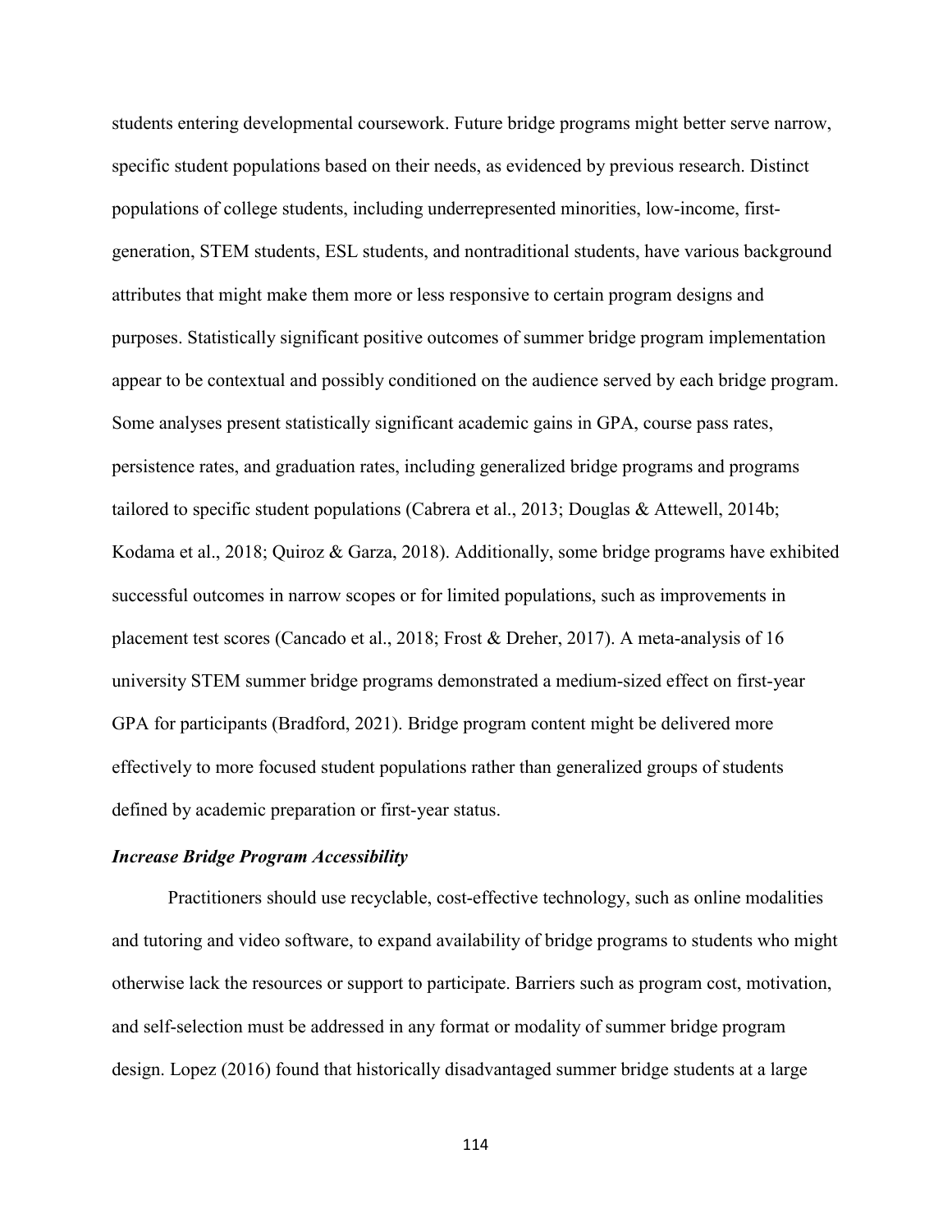students entering developmental coursework. Future bridge programs might better serve narrow, specific student populations based on their needs, as evidenced by previous research. Distinct populations of college students, including underrepresented minorities, low-income, first-generation, STEM students, ESL students, and nontraditional students, have various background attributes that might make them more or less responsive to certain program designs and purposes. Statistically significant positive outcomes of summer bridge program implementation appear to be contextual and possibly conditioned on the audience served by each bridge program. Some analyses present statistically significant academic gains in GPA, course pass rates, persistence rates, and graduation rates, including generalized bridge programs and programs tailored to specific student populations (Cabrera et al., 2013; Douglas & Attewell, 2014b; Kodama et al., 2018; Quiroz & Garza, 2018). Additionally, some bridge programs have exhibited successful outcomes in narrow scopes or for limited populations, such as improvements in placement test scores (Cancado et al., 2018; Frost & Dreher, 2017). A meta-analysis of 16 university STEM summer bridge programs demonstrated a medium-sized effect on first-year GPA for participants (Bradford, 2021). Bridge program content might be delivered more effectively to more focused student populations rather than generalized groups of students defined by academic preparation or first-year status.

### *Increase Bridge Program Accessibility*

Practitioners should use recyclable, cost-effective technology, such as online modalities and tutoring and video software, to expand availability of bridge programs to students who might otherwise lack the resources or support to participate. Barriers such as program cost, motivation, and self-selection must be addressed in any format or modality of summer bridge program design. Lopez (2016) found that historically disadvantaged summer bridge students at a large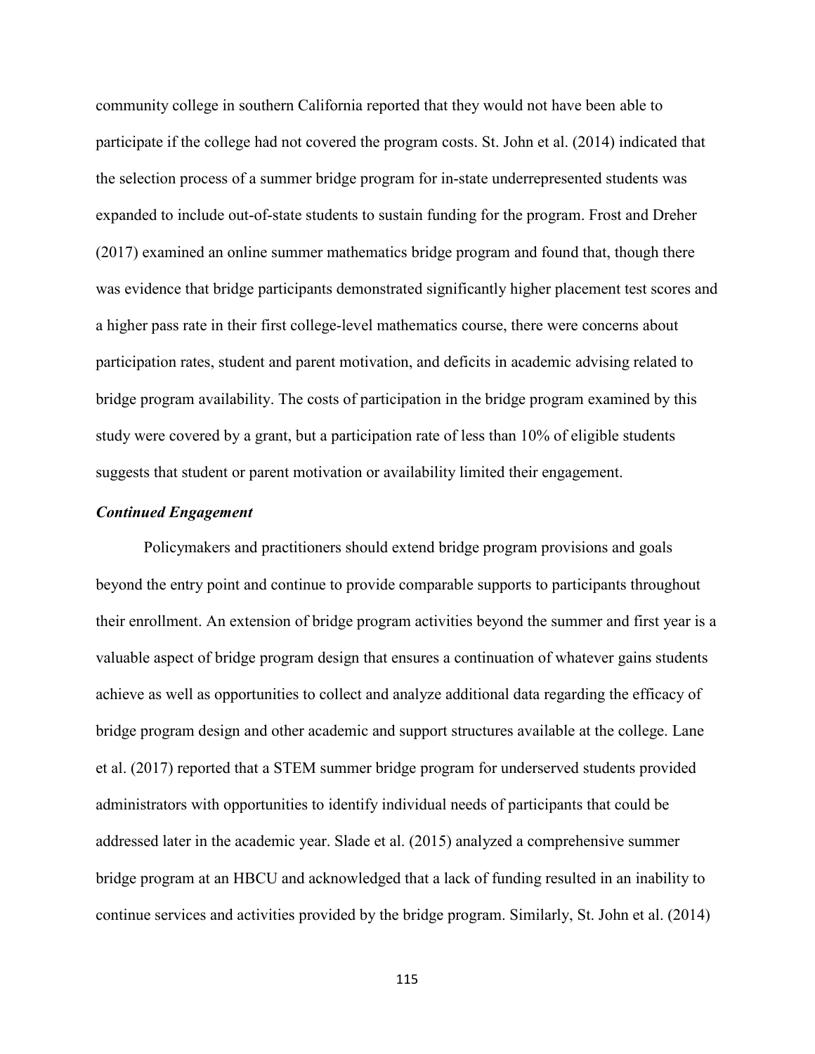community college in southern California reported that they would not have been able to participate if the college had not covered the program costs. St. John et al. (2014) indicated that the selection process of a summer bridge program for in-state underrepresented students was expanded to include out-of-state students to sustain funding for the program. Frost and Dreher (2017) examined an online summer mathematics bridge program and found that, though there was evidence that bridge participants demonstrated significantly higher placement test scores and a higher pass rate in their first college-level mathematics course, there were concerns about participation rates, student and parent motivation, and deficits in academic advising related to bridge program availability. The costs of participation in the bridge program examined by this study were covered by a grant, but a participation rate of less than 10% of eligible students suggests that student or parent motivation or availability limited their engagement.

#### ***Continued Engagement***

Policymakers and practitioners should extend bridge program provisions and goals beyond the entry point and continue to provide comparable supports to participants throughout their enrollment. An extension of bridge program activities beyond the summer and first year is a valuable aspect of bridge program design that ensures a continuation of whatever gains students achieve as well as opportunities to collect and analyze additional data regarding the efficacy of bridge program design and other academic and support structures available at the college. Lane et al. (2017) reported that a STEM summer bridge program for underserved students provided administrators with opportunities to identify individual needs of participants that could be addressed later in the academic year. Slade et al. (2015) analyzed a comprehensive summer bridge program at an HBCU and acknowledged that a lack of funding resulted in an inability to continue services and activities provided by the bridge program. Similarly, St. John et al. (2014)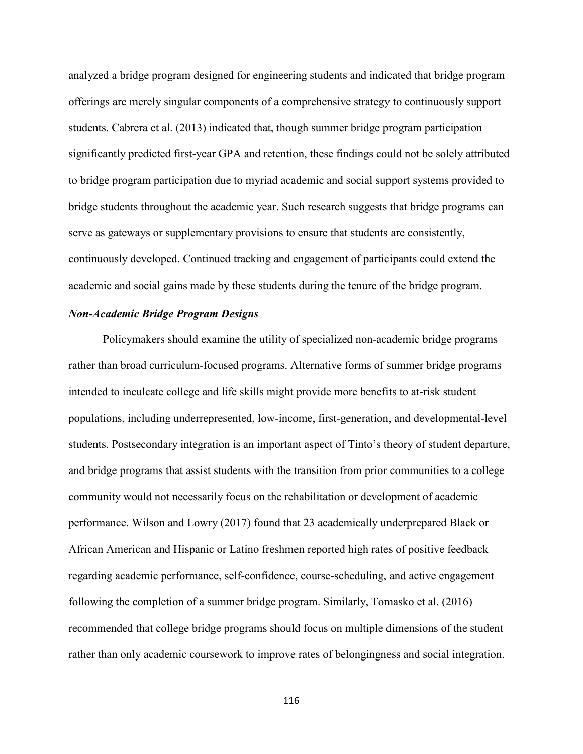analyzed a bridge program designed for engineering students and indicated that bridge program offerings are merely singular components of a comprehensive strategy to continuously support students. Cabrera et al. (2013) indicated that, though summer bridge program participation significantly predicted first-year GPA and retention, these findings could not be solely attributed to bridge program participation due to myriad academic and social support systems provided to bridge students throughout the academic year. Such research suggests that bridge programs can serve as gateways or supplementary provisions to ensure that students are consistently, continuously developed. Continued tracking and engagement of participants could extend the academic and social gains made by these students during the tenure of the bridge program.

### *Non-Academic Bridge Program Designs*

Policymakers should examine the utility of specialized non-academic bridge programs rather than broad curriculum-focused programs. Alternative forms of summer bridge programs intended to inculcate college and life skills might provide more benefits to at-risk student populations, including underrepresented, low-income, first-generation, and developmental-level students. Postsecondary integration is an important aspect of Tinto's theory of student departure, and bridge programs that assist students with the transition from prior communities to a college community would not necessarily focus on the rehabilitation or development of academic performance. Wilson and Lowry (2017) found that 23 academically underprepared Black or African American and Hispanic or Latino freshmen reported high rates of positive feedback regarding academic performance, self-confidence, course-scheduling, and active engagement following the completion of a summer bridge program. Similarly, Tomasko et al. (2016) recommended that college bridge programs should focus on multiple dimensions of the student rather than only academic coursework to improve rates of belongingness and social integration.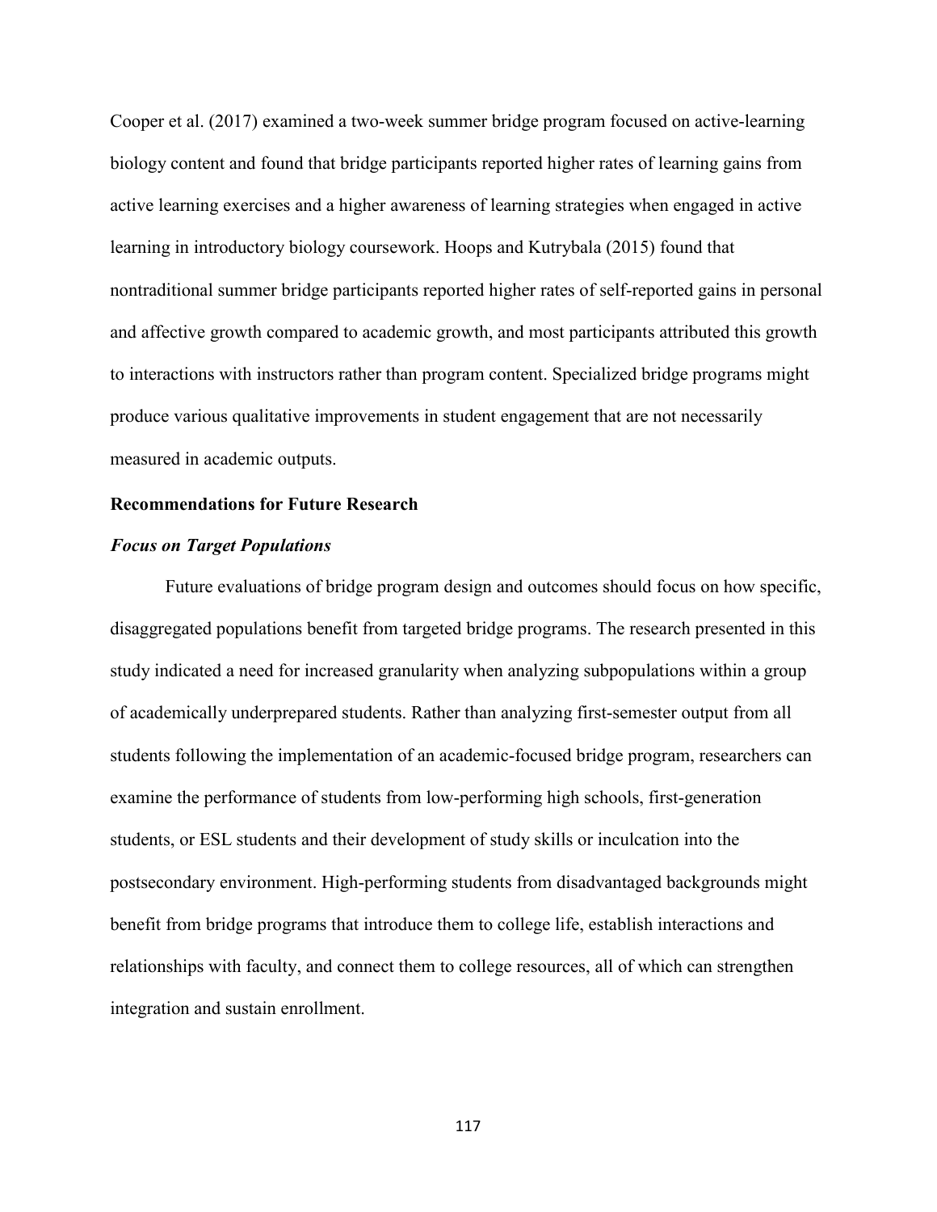Cooper et al. (2017) examined a two-week summer bridge program focused on active-learning biology content and found that bridge participants reported higher rates of learning gains from active learning exercises and a higher awareness of learning strategies when engaged in active learning in introductory biology coursework. Hoops and Kutrybala (2015) found that nontraditional summer bridge participants reported higher rates of self-reported gains in personal and affective growth compared to academic growth, and most participants attributed this growth to interactions with instructors rather than program content. Specialized bridge programs might produce various qualitative improvements in student engagement that are not necessarily measured in academic outputs.

## Recommendations for Future Research

### *Focus on Target Populations*

Future evaluations of bridge program design and outcomes should focus on how specific, disaggregated populations benefit from targeted bridge programs. The research presented in this study indicated a need for increased granularity when analyzing subpopulations within a group of academically underprepared students. Rather than analyzing first-semester output from all students following the implementation of an academic-focused bridge program, researchers can examine the performance of students from low-performing high schools, first-generation students, or ESL students and their development of study skills or inculcation into the postsecondary environment. High-performing students from disadvantaged backgrounds might benefit from bridge programs that introduce them to college life, establish interactions and relationships with faculty, and connect them to college resources, all of which can strengthen integration and sustain enrollment.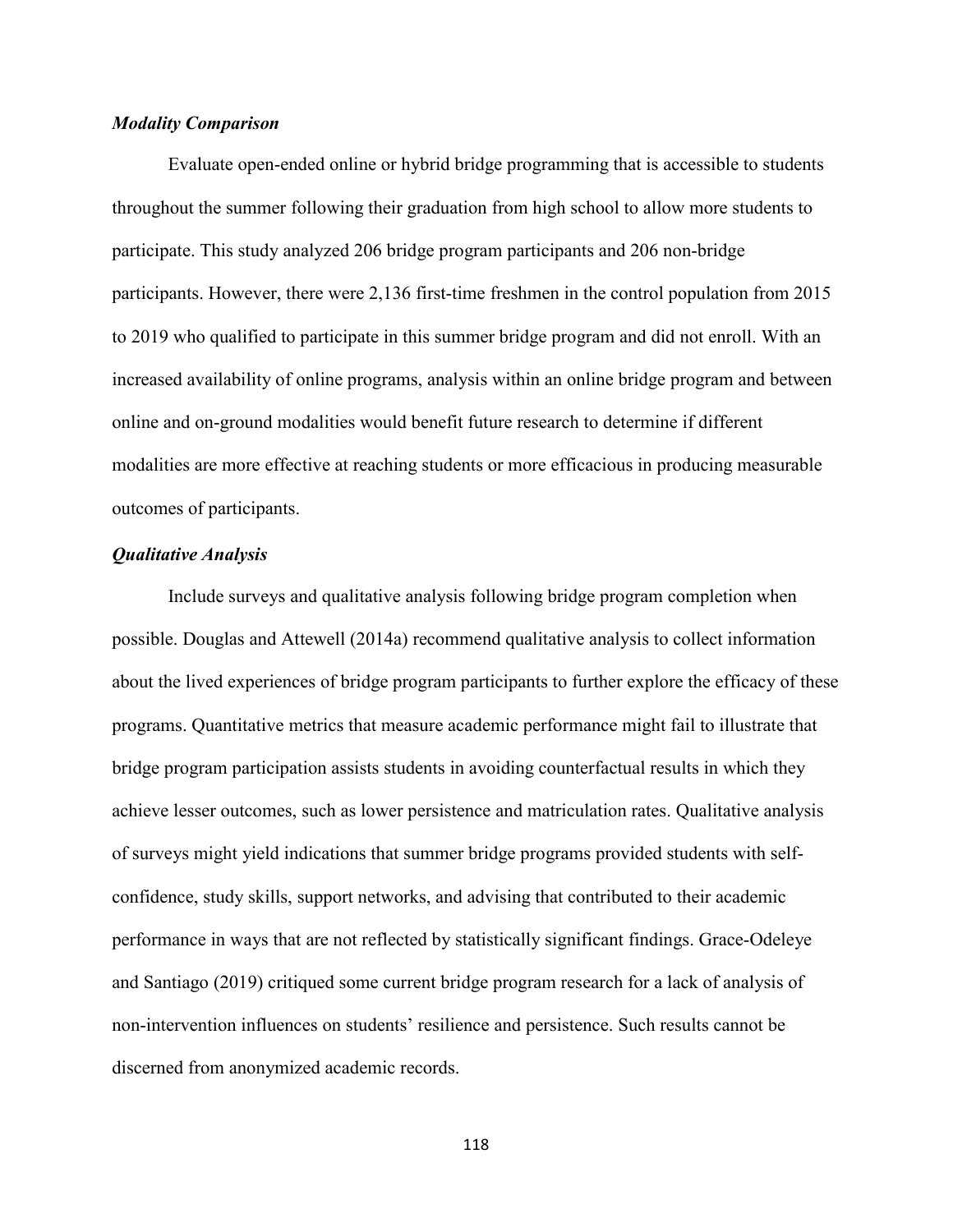### *Modality Comparison*

Evaluate open-ended online or hybrid bridge programming that is accessible to students throughout the summer following their graduation from high school to allow more students to participate. This study analyzed 206 bridge program participants and 206 non-bridge participants. However, there were 2,136 first-time freshmen in the control population from 2015 to 2019 who qualified to participate in this summer bridge program and did not enroll. With an increased availability of online programs, analysis within an online bridge program and between online and on-ground modalities would benefit future research to determine if different modalities are more effective at reaching students or more efficacious in producing measurable outcomes of participants.

### *Qualitative Analysis*

Include surveys and qualitative analysis following bridge program completion when possible. Douglas and Attewell (2014a) recommend qualitative analysis to collect information about the lived experiences of bridge program participants to further explore the efficacy of these programs. Quantitative metrics that measure academic performance might fail to illustrate that bridge program participation assists students in avoiding counterfactual results in which they achieve lesser outcomes, such as lower persistence and matriculation rates. Qualitative analysis of surveys might yield indications that summer bridge programs provided students with self-confidence, study skills, support networks, and advising that contributed to their academic performance in ways that are not reflected by statistically significant findings. Grace-Odeleye and Santiago (2019) critiqued some current bridge program research for a lack of analysis of non-intervention influences on students' resilience and persistence. Such results cannot be discerned from anonymized academic records.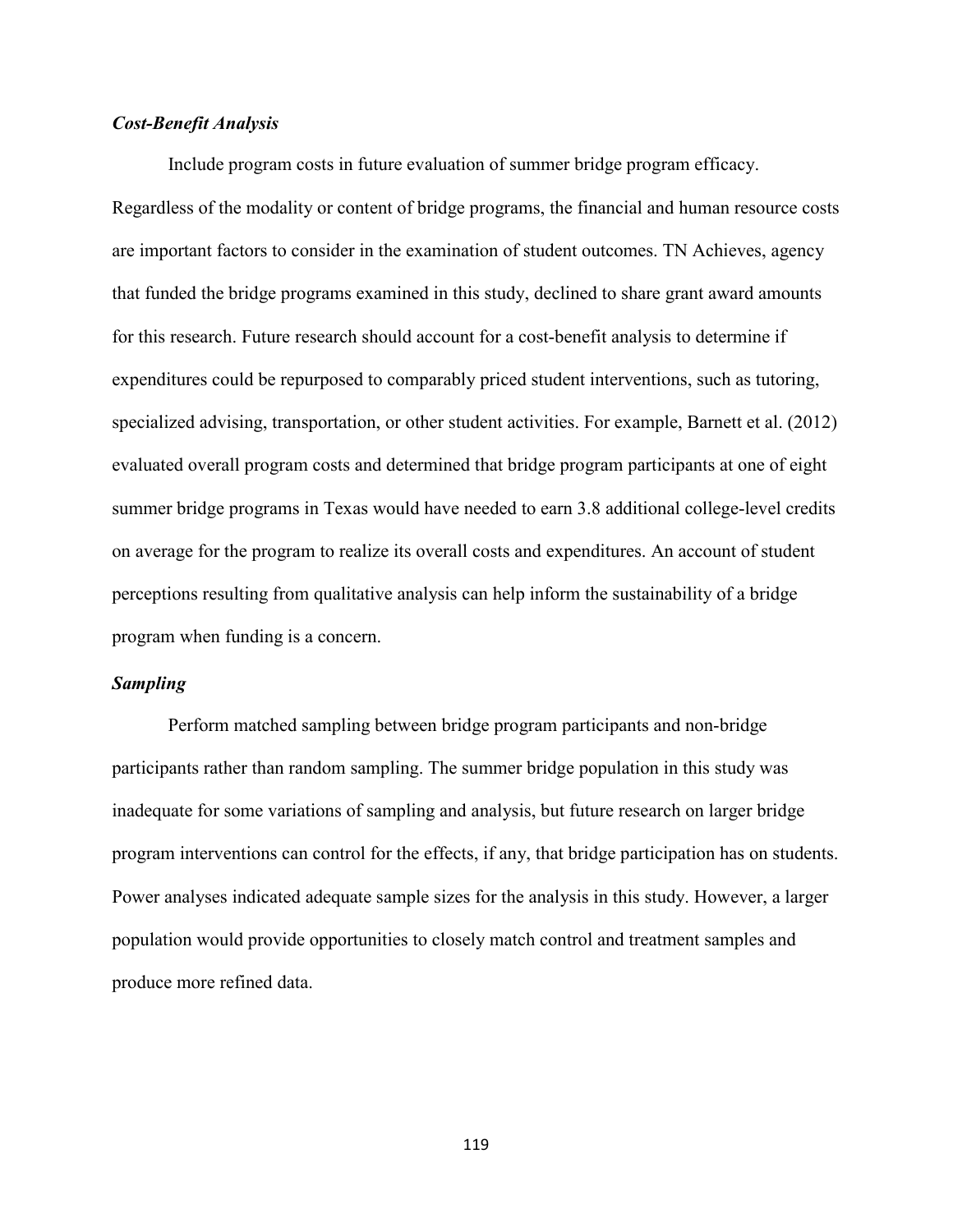### *Cost-Benefit Analysis*

Include program costs in future evaluation of summer bridge program efficacy. Regardless of the modality or content of bridge programs, the financial and human resource costs are important factors to consider in the examination of student outcomes. TN Achieves, agency that funded the bridge programs examined in this study, declined to share grant award amounts for this research. Future research should account for a cost-benefit analysis to determine if expenditures could be repurposed to comparably priced student interventions, such as tutoring, specialized advising, transportation, or other student activities. For example, Barnett et al. (2012) evaluated overall program costs and determined that bridge program participants at one of eight summer bridge programs in Texas would have needed to earn 3.8 additional college-level credits on average for the program to realize its overall costs and expenditures. An account of student perceptions resulting from qualitative analysis can help inform the sustainability of a bridge program when funding is a concern.

### *Sampling*

Perform matched sampling between bridge program participants and non-bridge participants rather than random sampling. The summer bridge population in this study was inadequate for some variations of sampling and analysis, but future research on larger bridge program interventions can control for the effects, if any, that bridge participation has on students. Power analyses indicated adequate sample sizes for the analysis in this study. However, a larger population would provide opportunities to closely match control and treatment samples and produce more refined data.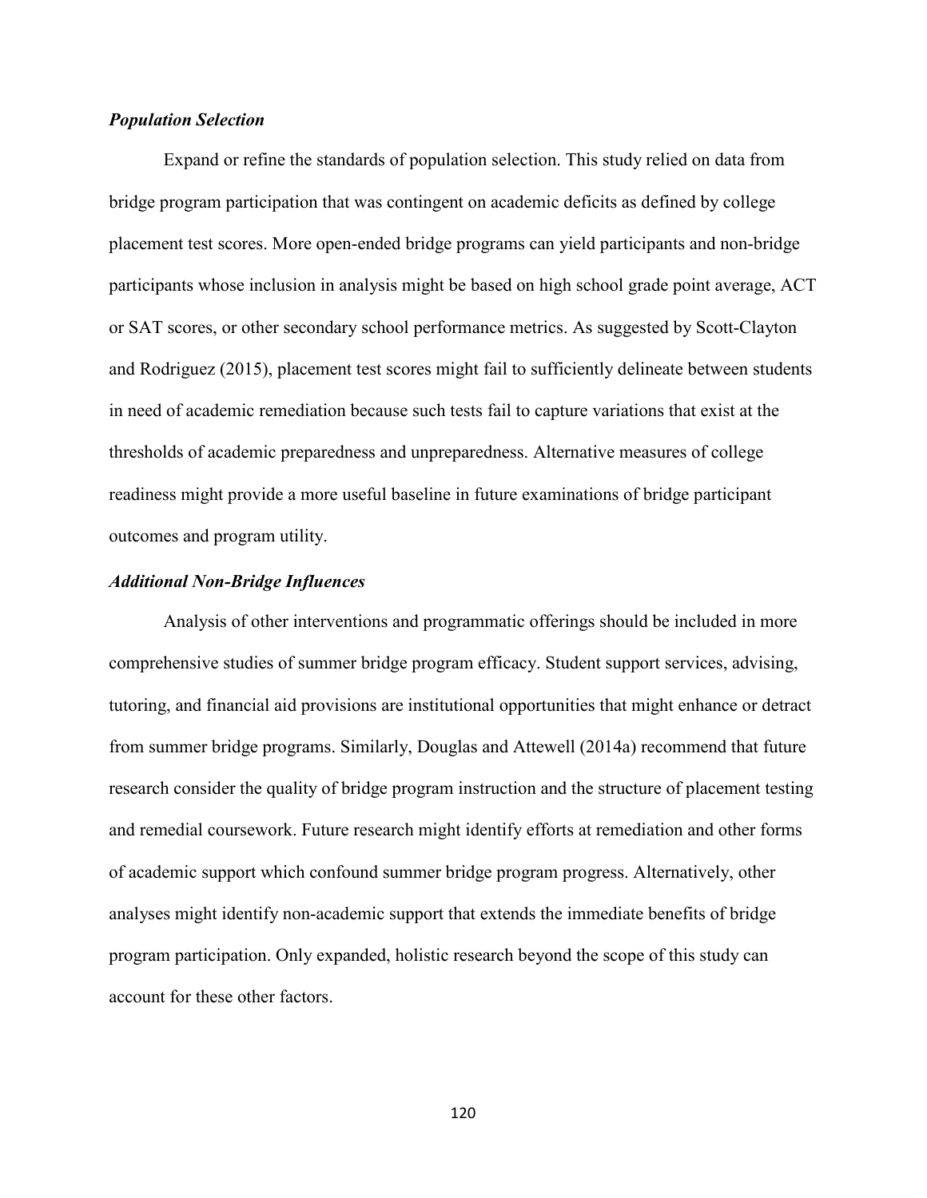### *Population Selection*

Expand or refine the standards of population selection. This study relied on data from bridge program participation that was contingent on academic deficits as defined by college placement test scores. More open-ended bridge programs can yield participants and non-bridge participants whose inclusion in analysis might be based on high school grade point average, ACT or SAT scores, or other secondary school performance metrics. As suggested by Scott-Clayton and Rodriguez (2015), placement test scores might fail to sufficiently delineate between students in need of academic remediation because such tests fail to capture variations that exist at the thresholds of academic preparedness and unpreparedness. Alternative measures of college readiness might provide a more useful baseline in future examinations of bridge participant outcomes and program utility.

### *Additional Non-Bridge Influences*

Analysis of other interventions and programmatic offerings should be included in more comprehensive studies of summer bridge program efficacy. Student support services, advising, tutoring, and financial aid provisions are institutional opportunities that might enhance or detract from summer bridge programs. Similarly, Douglas and Attewell (2014a) recommend that future research consider the quality of bridge program instruction and the structure of placement testing and remedial coursework. Future research might identify efforts at remediation and other forms of academic support which confound summer bridge program progress. Alternatively, other analyses might identify non-academic support that extends the immediate benefits of bridge program participation. Only expanded, holistic research beyond the scope of this study can account for these other factors.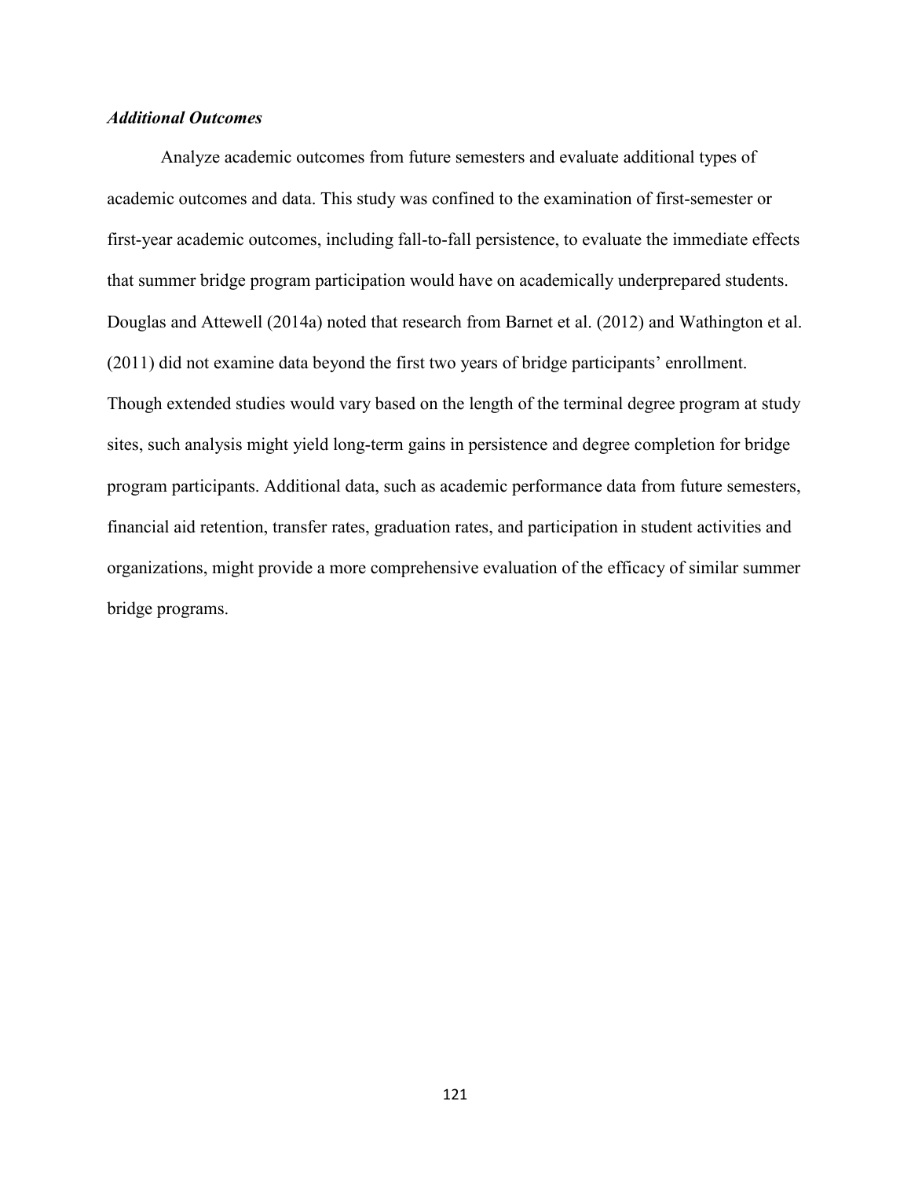### ***Additional Outcomes***

Analyze academic outcomes from future semesters and evaluate additional types of academic outcomes and data. This study was confined to the examination of first-semester or first-year academic outcomes, including fall-to-fall persistence, to evaluate the immediate effects that summer bridge program participation would have on academically underprepared students. Douglas and Attewell (2014a) noted that research from Barnet et al. (2012) and Wathington et al. (2011) did not examine data beyond the first two years of bridge participants' enrollment. Though extended studies would vary based on the length of the terminal degree program at study sites, such analysis might yield long-term gains in persistence and degree completion for bridge program participants. Additional data, such as academic performance data from future semesters, financial aid retention, transfer rates, graduation rates, and participation in student activities and organizations, might provide a more comprehensive evaluation of the efficacy of similar summer bridge programs.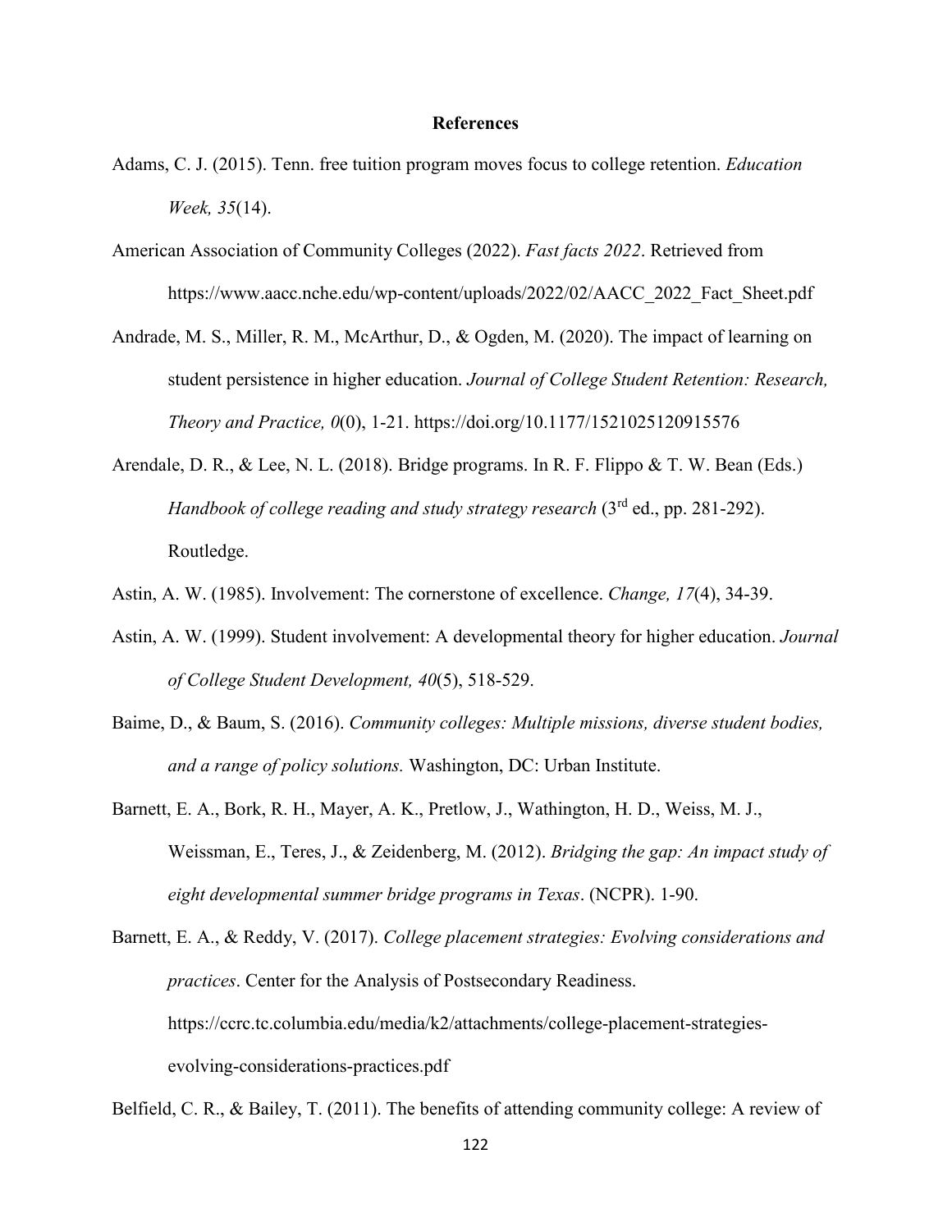# References

Adams, C. J. (2015). Tenn. free tuition program moves focus to college retention. *Education Week, 35*(14).

American Association of Community Colleges (2022). *Fast facts 2022*. Retrieved from https://www.aacc.nche.edu/wp-content/uploads/2022/02/AACC_2022_Fact_Sheet.pdf

Andrade, M. S., Miller, R. M., McArthur, D., & Ogden, M. (2020). The impact of learning on student persistence in higher education. *Journal of College Student Retention: Research, Theory and Practice, 0*(0), 1-21. https://doi.org/10.1177/1521025120915576

Arendale, D. R., & Lee, N. L. (2018). Bridge programs. In R. F. Flippo & T. W. Bean (Eds.) *Handbook of college reading and study strategy research* (3rd ed., pp. 281-292). Routledge.

Astin, A. W. (1985). Involvement: The cornerstone of excellence. *Change, 17*(4), 34-39.

Astin, A. W. (1999). Student involvement: A developmental theory for higher education. *Journal of College Student Development, 40*(5), 518-529.

Baime, D., & Baum, S. (2016). *Community colleges: Multiple missions, diverse student bodies, and a range of policy solutions.* Washington, DC: Urban Institute.

Barnett, E. A., Bork, R. H., Mayer, A. K., Pretlow, J., Wathington, H. D., Weiss, M. J., Weissman, E., Teres, J., & Zeidenberg, M. (2012). *Bridging the gap: An impact study of eight developmental summer bridge programs in Texas*. (NCPR). 1-90.

Barnett, E. A., & Reddy, V. (2017). *College placement strategies: Evolving considerations and practices*. Center for the Analysis of Postsecondary Readiness. https://ccrc.tc.columbia.edu/media/k2/attachments/college-placement-strategies-evolving-considerations-practices.pdf

Belfield, C. R., & Bailey, T. (2011). The benefits of attending community college: A review of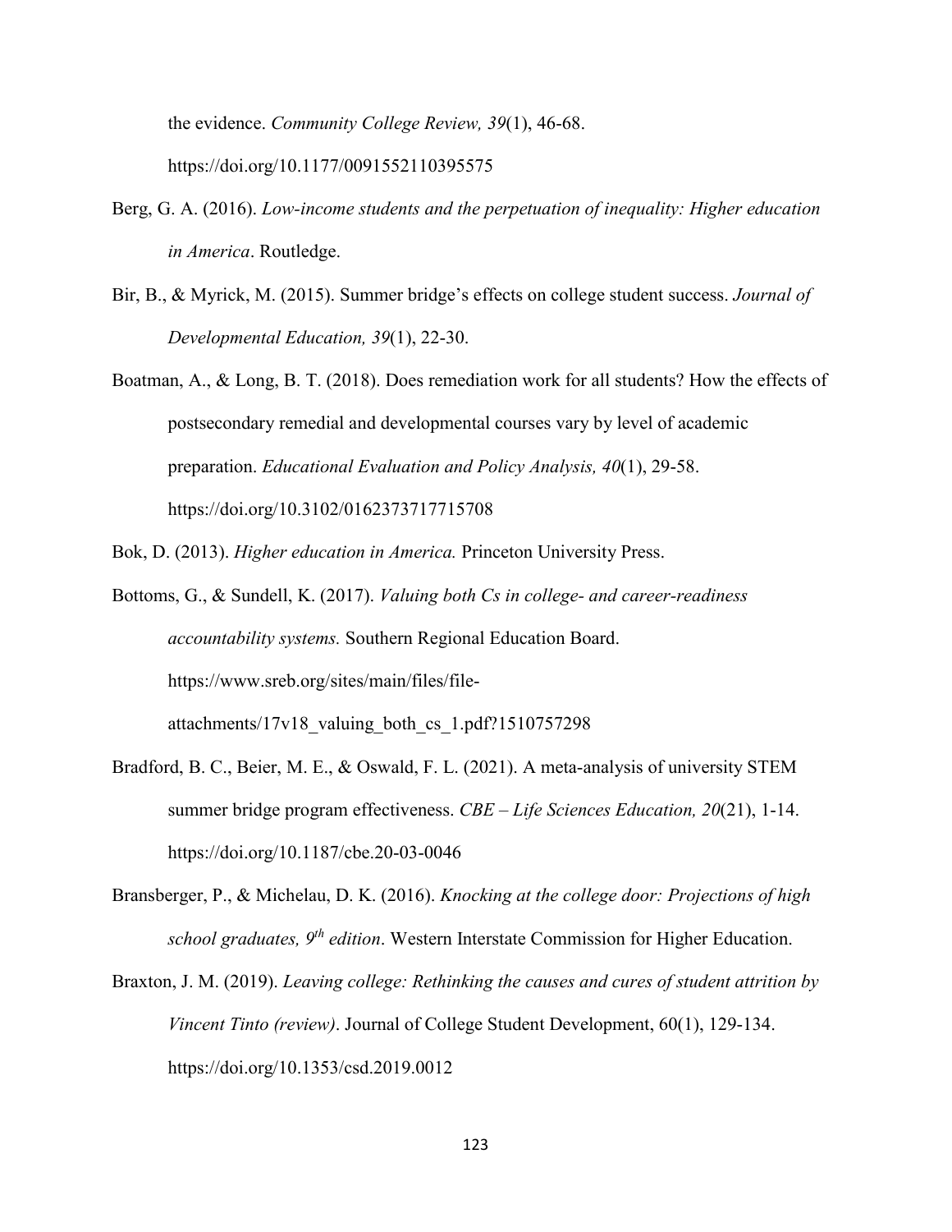the evidence. *Community College Review, 39*(1), 46-68. https://doi.org/10.1177/0091552110395575

Berg, G. A. (2016). *Low-income students and the perpetuation of inequality: Higher education in America*. Routledge.

Bir, B., & Myrick, M. (2015). Summer bridge's effects on college student success. *Journal of Developmental Education, 39*(1), 22-30.

Boatman, A., & Long, B. T. (2018). Does remediation work for all students? How the effects of postsecondary remedial and developmental courses vary by level of academic preparation. *Educational Evaluation and Policy Analysis, 40*(1), 29-58. https://doi.org/10.3102/0162373717715708

Bok, D. (2013). *Higher education in America.* Princeton University Press.

Bottoms, G., & Sundell, K. (2017). *Valuing both Cs in college- and career-readiness accountability systems.* Southern Regional Education Board. https://www.sreb.org/sites/main/files/file-attachments/17v18_valuing_both_cs_1.pdf?1510757298

Bradford, B. C., Beier, M. E., & Oswald, F. L. (2021). A meta-analysis of university STEM summer bridge program effectiveness. *CBE – Life Sciences Education, 20*(21), 1-14. https://doi.org/10.1187/cbe.20-03-0046

Bransberger, P., & Michelau, D. K. (2016). *Knocking at the college door: Projections of high school graduates, 9th edition*. Western Interstate Commission for Higher Education.

Braxton, J. M. (2019). *Leaving college: Rethinking the causes and cures of student attrition by Vincent Tinto (review)*. Journal of College Student Development, 60(1), 129-134. https://doi.org/10.1353/csd.2019.0012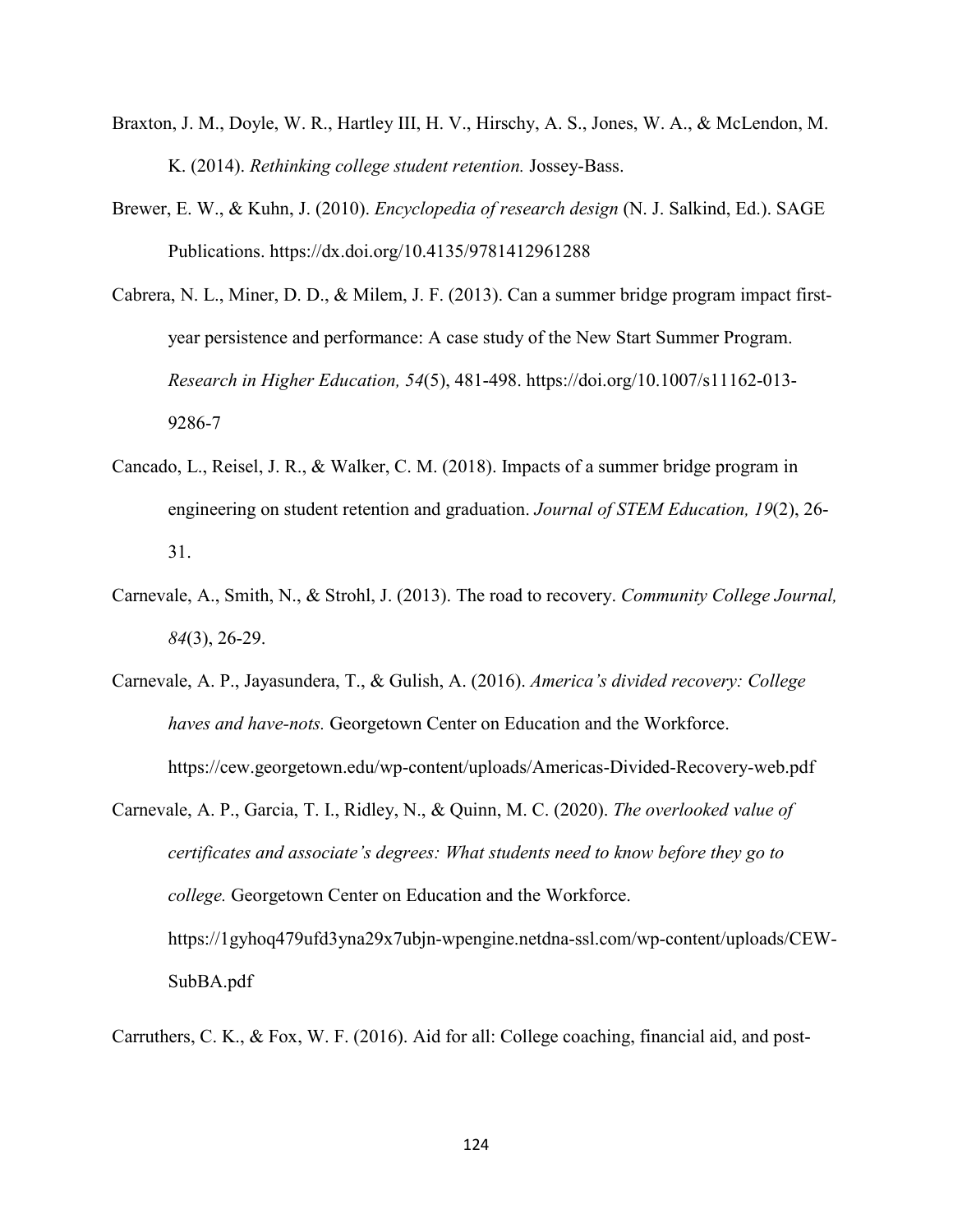Braxton, J. M., Doyle, W. R., Hartley III, H. V., Hirschy, A. S., Jones, W. A., & McLendon, M. K. (2014). *Rethinking college student retention.* Jossey-Bass.

Brewer, E. W., & Kuhn, J. (2010). *Encyclopedia of research design* (N. J. Salkind, Ed.). SAGE Publications. https://dx.doi.org/10.4135/9781412961288

Cabrera, N. L., Miner, D. D., & Milem, J. F. (2013). Can a summer bridge program impact first-year persistence and performance: A case study of the New Start Summer Program. *Research in Higher Education, 54*(5), 481-498. https://doi.org/10.1007/s11162-013-9286-7

Cancado, L., Reisel, J. R., & Walker, C. M. (2018). Impacts of a summer bridge program in engineering on student retention and graduation. *Journal of STEM Education, 19*(2), 26-31.

Carnevale, A., Smith, N., & Strohl, J. (2013). The road to recovery. *Community College Journal, 84*(3), 26-29.

Carnevale, A. P., Jayasundera, T., & Gulish, A. (2016). *America's divided recovery: College haves and have-nots.* Georgetown Center on Education and the Workforce. https://cew.georgetown.edu/wp-content/uploads/Americas-Divided-Recovery-web.pdf

Carnevale, A. P., Garcia, T. I., Ridley, N., & Quinn, M. C. (2020). *The overlooked value of certificates and associate's degrees: What students need to know before they go to college.* Georgetown Center on Education and the Workforce. https://1gyhoq479ufd3yna29x7ubjn-wpengine.netdna-ssl.com/wp-content/uploads/CEW-SubBA.pdf

Carruthers, C. K., & Fox, W. F. (2016). Aid for all: College coaching, financial aid, and post-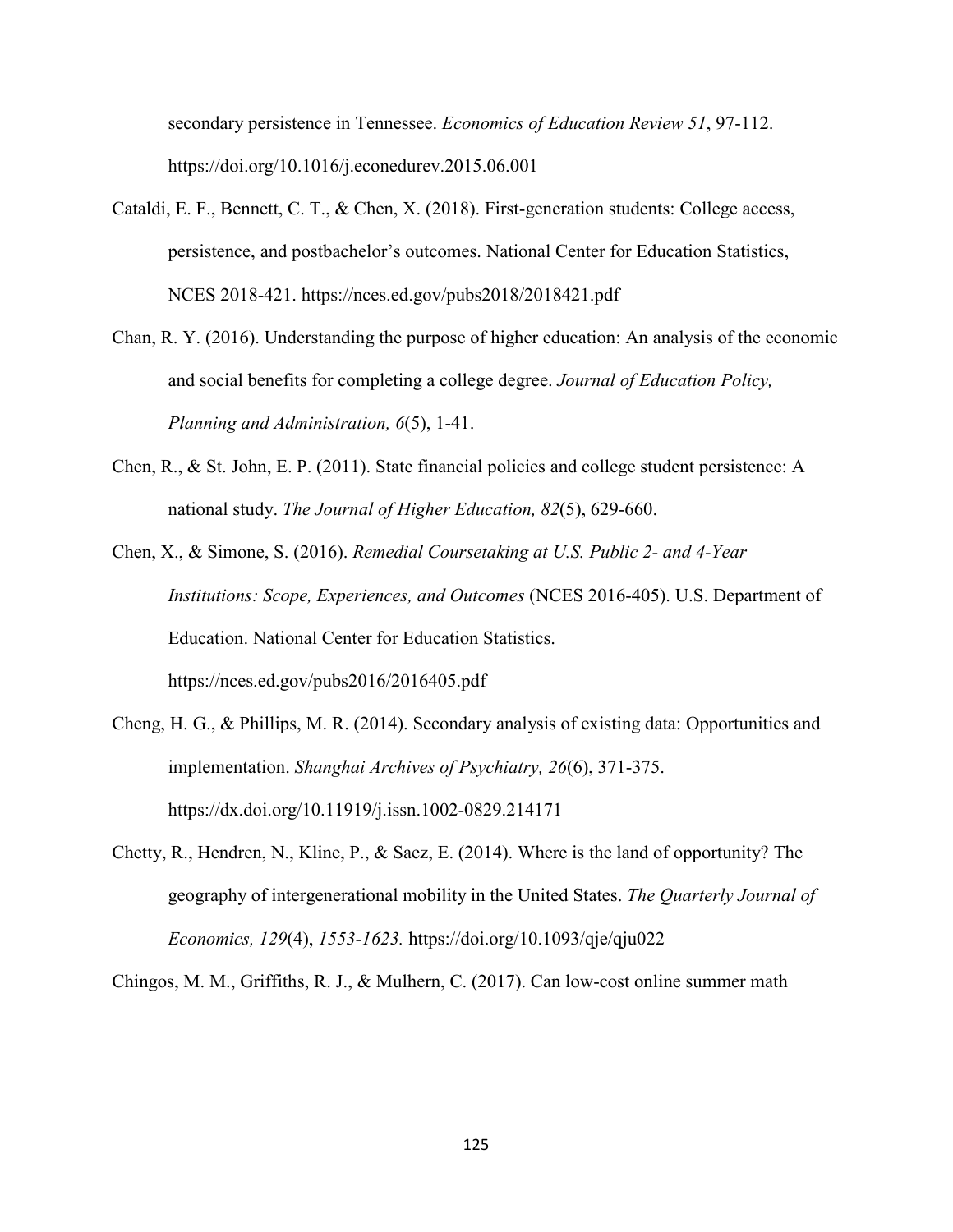secondary persistence in Tennessee. *Economics of Education Review 51*, 97-112. https://doi.org/10.1016/j.econedurev.2015.06.001

Cataldi, E. F., Bennett, C. T., & Chen, X. (2018). First-generation students: College access, persistence, and postbachelor's outcomes. National Center for Education Statistics, NCES 2018-421. https://nces.ed.gov/pubs2018/2018421.pdf

Chan, R. Y. (2016). Understanding the purpose of higher education: An analysis of the economic and social benefits for completing a college degree. *Journal of Education Policy, Planning and Administration, 6*(5), 1-41.

Chen, R., & St. John, E. P. (2011). State financial policies and college student persistence: A national study. *The Journal of Higher Education, 82*(5), 629-660.

Chen, X., & Simone, S. (2016). *Remedial Coursetaking at U.S. Public 2- and 4-Year Institutions: Scope, Experiences, and Outcomes* (NCES 2016-405). U.S. Department of Education. National Center for Education Statistics. https://nces.ed.gov/pubs2016/2016405.pdf

Cheng, H. G., & Phillips, M. R. (2014). Secondary analysis of existing data: Opportunities and implementation. *Shanghai Archives of Psychiatry, 26*(6), 371-375. https://dx.doi.org/10.11919/j.issn.1002-0829.214171

Chetty, R., Hendren, N., Kline, P., & Saez, E. (2014). Where is the land of opportunity? The geography of intergenerational mobility in the United States. *The Quarterly Journal of Economics, 129*(4), *1553-1623.* https://doi.org/10.1093/qje/qju022

Chingos, M. M., Griffiths, R. J., & Mulhern, C. (2017). Can low-cost online summer math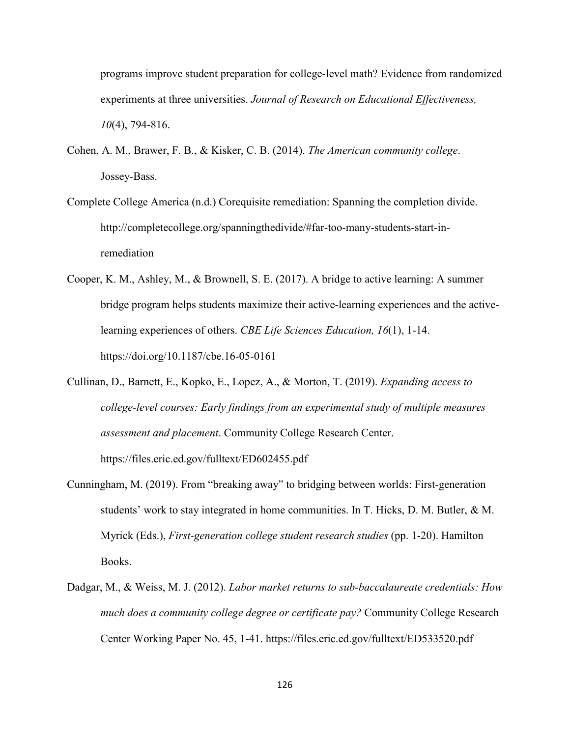programs improve student preparation for college-level math? Evidence from randomized experiments at three universities. *Journal of Research on Educational Effectiveness, 10*(4), 794-816.

Cohen, A. M., Brawer, F. B., & Kisker, C. B. (2014). *The American community college*. Jossey-Bass.

Complete College America (n.d.) Corequisite remediation: Spanning the completion divide. http://completecollege.org/spanningthedivide/#far-too-many-students-start-in-remediation

Cooper, K. M., Ashley, M., & Brownell, S. E. (2017). A bridge to active learning: A summer bridge program helps students maximize their active-learning experiences and the active-learning experiences of others. *CBE Life Sciences Education, 16*(1), 1-14. https://doi.org/10.1187/cbe.16-05-0161

Cullinan, D., Barnett, E., Kopko, E., Lopez, A., & Morton, T. (2019). *Expanding access to college-level courses: Early findings from an experimental study of multiple measures assessment and placement*. Community College Research Center. https://files.eric.ed.gov/fulltext/ED602455.pdf

Cunningham, M. (2019). From "breaking away" to bridging between worlds: First-generation students' work to stay integrated in home communities. In T. Hicks, D. M. Butler, & M. Myrick (Eds.), *First-generation college student research studies* (pp. 1-20). Hamilton Books.

Dadgar, M., & Weiss, M. J. (2012). *Labor market returns to sub-baccalaureate credentials: How much does a community college degree or certificate pay?* Community College Research Center Working Paper No. 45, 1-41. https://files.eric.ed.gov/fulltext/ED533520.pdf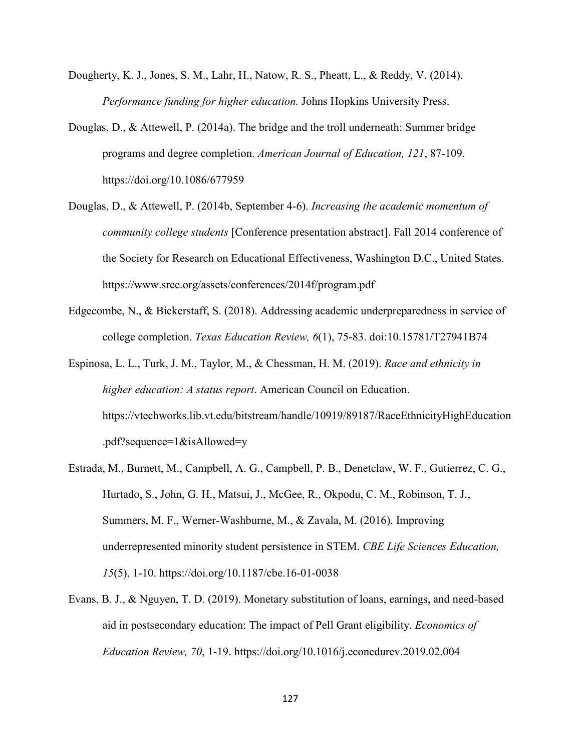Dougherty, K. J., Jones, S. M., Lahr, H., Natow, R. S., Pheatt, L., & Reddy, V. (2014). *Performance funding for higher education.* Johns Hopkins University Press.

Douglas, D., & Attewell, P. (2014a). The bridge and the troll underneath: Summer bridge programs and degree completion. *American Journal of Education, 121*, 87-109. https://doi.org/10.1086/677959

Douglas, D., & Attewell, P. (2014b, September 4-6). *Increasing the academic momentum of community college students* [Conference presentation abstract]. Fall 2014 conference of the Society for Research on Educational Effectiveness, Washington D.C., United States. https://www.sree.org/assets/conferences/2014f/program.pdf

Edgecombe, N., & Bickerstaff, S. (2018). Addressing academic underpreparedness in service of college completion. *Texas Education Review, 6*(1), 75-83. doi:10.15781/T27941B74

Espinosa, L. L., Turk, J. M., Taylor, M., & Chessman, H. M. (2019). *Race and ethnicity in higher education: A status report*. American Council on Education. https://vtechworks.lib.vt.edu/bitstream/handle/10919/89187/RaceEthnicityHighEducation.pdf?sequence=1&isAllowed=y

Estrada, M., Burnett, M., Campbell, A. G., Campbell, P. B., Denetclaw, W. F., Gutierrez, C. G., Hurtado, S., John, G. H., Matsui, J., McGee, R., Okpodu, C. M., Robinson, T. J., Summers, M. F., Werner-Washburne, M., & Zavala, M. (2016). Improving underrepresented minority student persistence in STEM. *CBE Life Sciences Education, 15*(5), 1-10. https://doi.org/10.1187/cbe.16-01-0038

Evans, B. J., & Nguyen, T. D. (2019). Monetary substitution of loans, earnings, and need-based aid in postsecondary education: The impact of Pell Grant eligibility. *Economics of Education Review, 70*, 1-19. https://doi.org/10.1016/j.econedurev.2019.02.004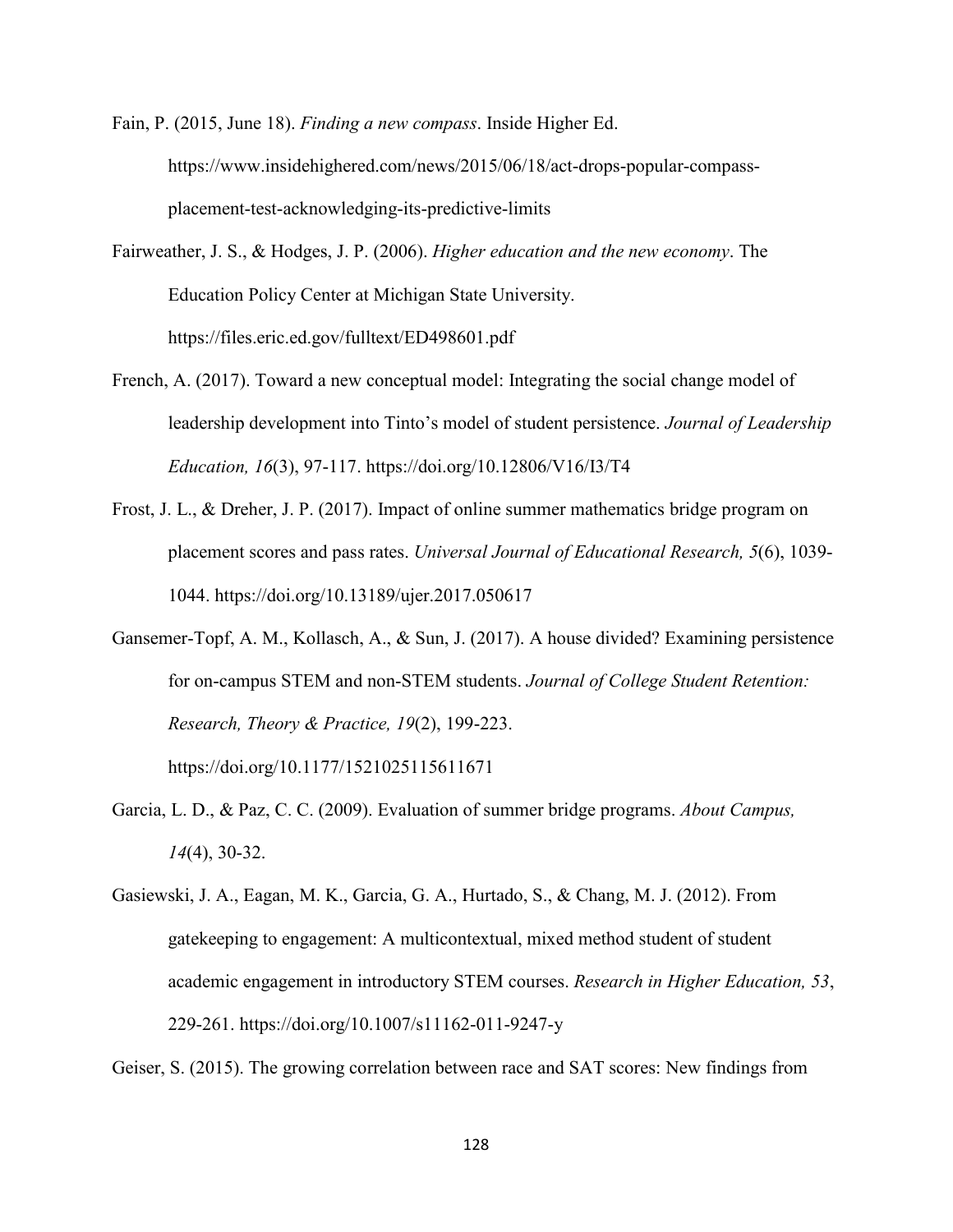Fain, P. (2015, June 18). *Finding a new compass*. Inside Higher Ed. https://www.insidehighered.com/news/2015/06/18/act-drops-popular-compass-placement-test-acknowledging-its-predictive-limits

Fairweather, J. S., & Hodges, J. P. (2006). *Higher education and the new economy*. The Education Policy Center at Michigan State University. https://files.eric.ed.gov/fulltext/ED498601.pdf

French, A. (2017). Toward a new conceptual model: Integrating the social change model of leadership development into Tinto's model of student persistence. *Journal of Leadership Education, 16*(3), 97-117. https://doi.org/10.12806/V16/I3/T4

Frost, J. L., & Dreher, J. P. (2017). Impact of online summer mathematics bridge program on placement scores and pass rates. *Universal Journal of Educational Research, 5*(6), 1039-1044. https://doi.org/10.13189/ujer.2017.050617

Gansemer-Topf, A. M., Kollasch, A., & Sun, J. (2017). A house divided? Examining persistence for on-campus STEM and non-STEM students. *Journal of College Student Retention: Research, Theory & Practice, 19*(2), 199-223. https://doi.org/10.1177/1521025115611671

Garcia, L. D., & Paz, C. C. (2009). Evaluation of summer bridge programs. *About Campus, 14*(4), 30-32.

Gasiewski, J. A., Eagan, M. K., Garcia, G. A., Hurtado, S., & Chang, M. J. (2012). From gatekeeping to engagement: A multicontextual, mixed method student of student academic engagement in introductory STEM courses. *Research in Higher Education, 53*, 229-261. https://doi.org/10.1007/s11162-011-9247-y

Geiser, S. (2015). The growing correlation between race and SAT scores: New findings from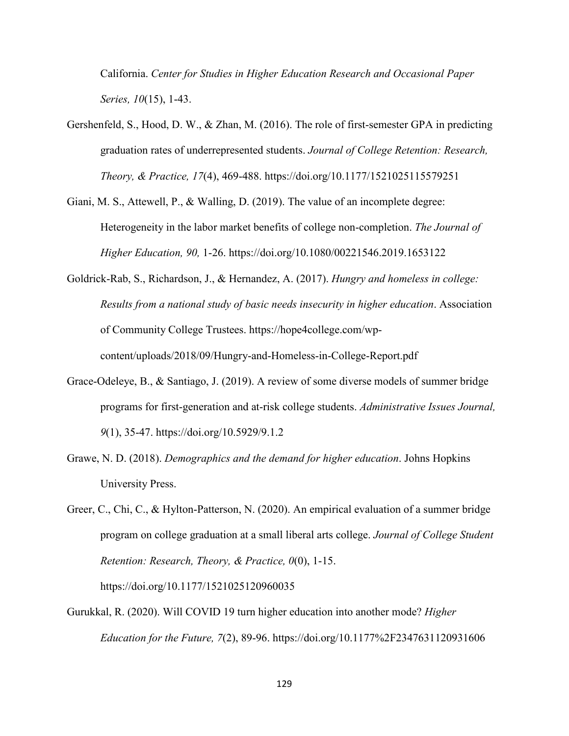California. *Center for Studies in Higher Education Research and Occasional Paper Series, 10*(15), 1-43.

Gershenfeld, S., Hood, D. W., & Zhan, M. (2016). The role of first-semester GPA in predicting graduation rates of underrepresented students. *Journal of College Retention: Research, Theory, & Practice, 17*(4), 469-488. https://doi.org/10.1177/1521025115579251

Giani, M. S., Attewell, P., & Walling, D. (2019). The value of an incomplete degree: Heterogeneity in the labor market benefits of college non-completion. *The Journal of Higher Education, 90,* 1-26. https://doi.org/10.1080/00221546.2019.1653122

Goldrick-Rab, S., Richardson, J., & Hernandez, A. (2017). *Hungry and homeless in college: Results from a national study of basic needs insecurity in higher education*. Association of Community College Trustees. https://hope4college.com/wp-content/uploads/2018/09/Hungry-and-Homeless-in-College-Report.pdf

Grace-Odeleye, B., & Santiago, J. (2019). A review of some diverse models of summer bridge programs for first-generation and at-risk college students. *Administrative Issues Journal, 9*(1), 35-47. https://doi.org/10.5929/9.1.2

Grawe, N. D. (2018). *Demographics and the demand for higher education*. Johns Hopkins University Press.

Greer, C., Chi, C., & Hylton-Patterson, N. (2020). An empirical evaluation of a summer bridge program on college graduation at a small liberal arts college. *Journal of College Student Retention: Research, Theory, & Practice, 0*(0), 1-15. https://doi.org/10.1177/1521025120960035

Gurukkal, R. (2020). Will COVID 19 turn higher education into another mode? *Higher Education for the Future, 7*(2), 89-96. https://doi.org/10.1177%2F2347631120931606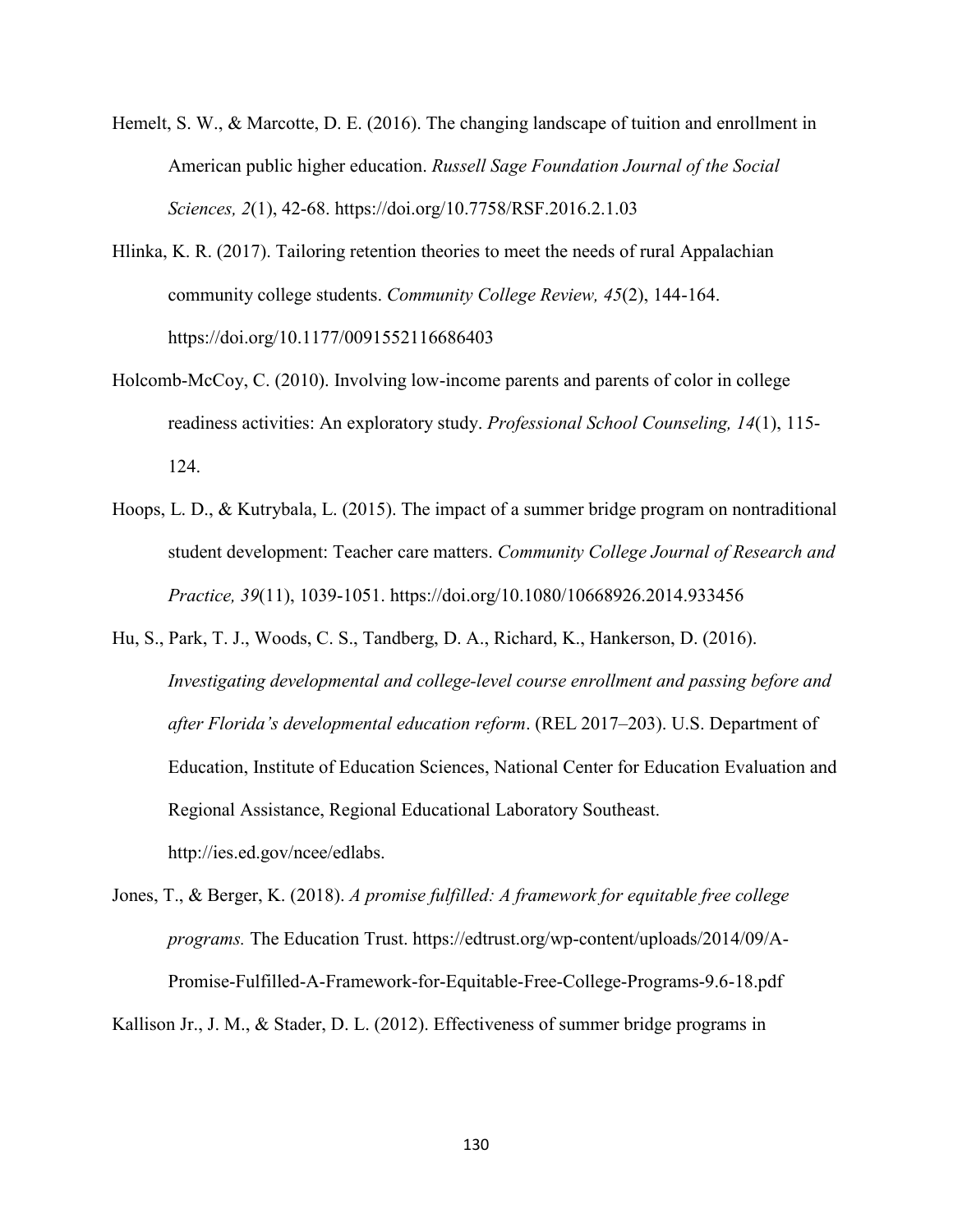Hemelt, S. W., & Marcotte, D. E. (2016). The changing landscape of tuition and enrollment in American public higher education. *Russell Sage Foundation Journal of the Social Sciences, 2*(1), 42-68. https://doi.org/10.7758/RSF.2016.2.1.03

Hlinka, K. R. (2017). Tailoring retention theories to meet the needs of rural Appalachian community college students. *Community College Review, 45*(2), 144-164. https://doi.org/10.1177/0091552116686403

Holcomb-McCoy, C. (2010). Involving low-income parents and parents of color in college readiness activities: An exploratory study. *Professional School Counseling, 14*(1), 115-124.

Hoops, L. D., & Kutrybala, L. (2015). The impact of a summer bridge program on nontraditional student development: Teacher care matters. *Community College Journal of Research and Practice, 39*(11), 1039-1051. https://doi.org/10.1080/10668926.2014.933456

Hu, S., Park, T. J., Woods, C. S., Tandberg, D. A., Richard, K., Hankerson, D. (2016). *Investigating developmental and college-level course enrollment and passing before and after Florida's developmental education reform*. (REL 2017–203). U.S. Department of Education, Institute of Education Sciences, National Center for Education Evaluation and Regional Assistance, Regional Educational Laboratory Southeast. http://ies.ed.gov/ncee/edlabs.

Jones, T., & Berger, K. (2018). *A promise fulfilled: A framework for equitable free college programs.* The Education Trust. https://edtrust.org/wp-content/uploads/2014/09/A-Promise-Fulfilled-A-Framework-for-Equitable-Free-College-Programs-9.6-18.pdf

Kallison Jr., J. M., & Stader, D. L. (2012). Effectiveness of summer bridge programs in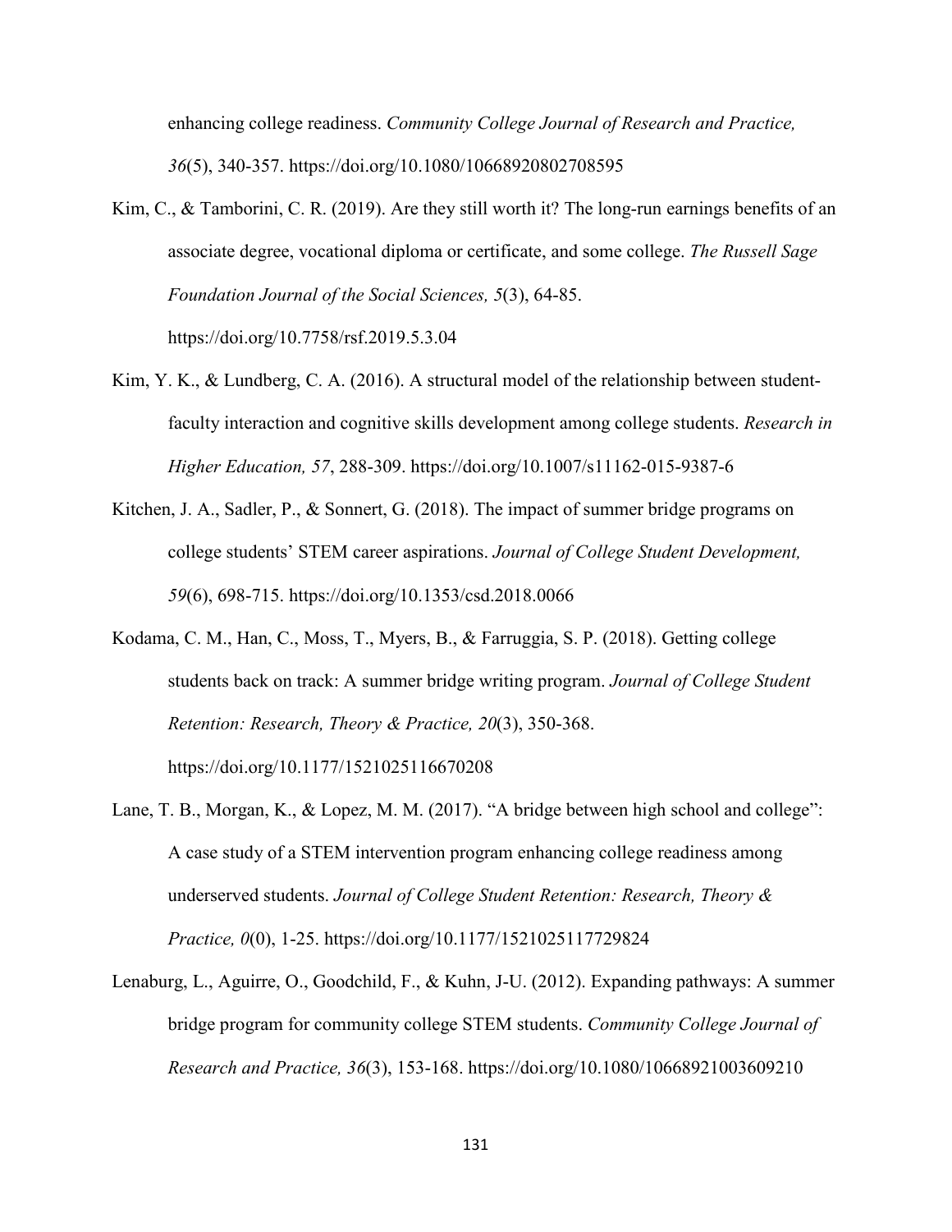enhancing college readiness. *Community College Journal of Research and Practice, 36*(5), 340-357. https://doi.org/10.1080/10668920802708595

Kim, C., & Tamborini, C. R. (2019). Are they still worth it? The long-run earnings benefits of an associate degree, vocational diploma or certificate, and some college. *The Russell Sage Foundation Journal of the Social Sciences, 5*(3), 64-85. https://doi.org/10.7758/rsf.2019.5.3.04

Kim, Y. K., & Lundberg, C. A. (2016). A structural model of the relationship between student-faculty interaction and cognitive skills development among college students. *Research in Higher Education, 57*, 288-309. https://doi.org/10.1007/s11162-015-9387-6

Kitchen, J. A., Sadler, P., & Sonnert, G. (2018). The impact of summer bridge programs on college students' STEM career aspirations. *Journal of College Student Development, 59*(6), 698-715. https://doi.org/10.1353/csd.2018.0066

Kodama, C. M., Han, C., Moss, T., Myers, B., & Farruggia, S. P. (2018). Getting college students back on track: A summer bridge writing program. *Journal of College Student Retention: Research, Theory & Practice, 20*(3), 350-368. https://doi.org/10.1177/1521025116670208

Lane, T. B., Morgan, K., & Lopez, M. M. (2017). "A bridge between high school and college": A case study of a STEM intervention program enhancing college readiness among underserved students. *Journal of College Student Retention: Research, Theory & Practice, 0*(0), 1-25. https://doi.org/10.1177/1521025117729824

Lenaburg, L., Aguirre, O., Goodchild, F., & Kuhn, J-U. (2012). Expanding pathways: A summer bridge program for community college STEM students. *Community College Journal of Research and Practice, 36*(3), 153-168. https://doi.org/10.1080/10668921003609210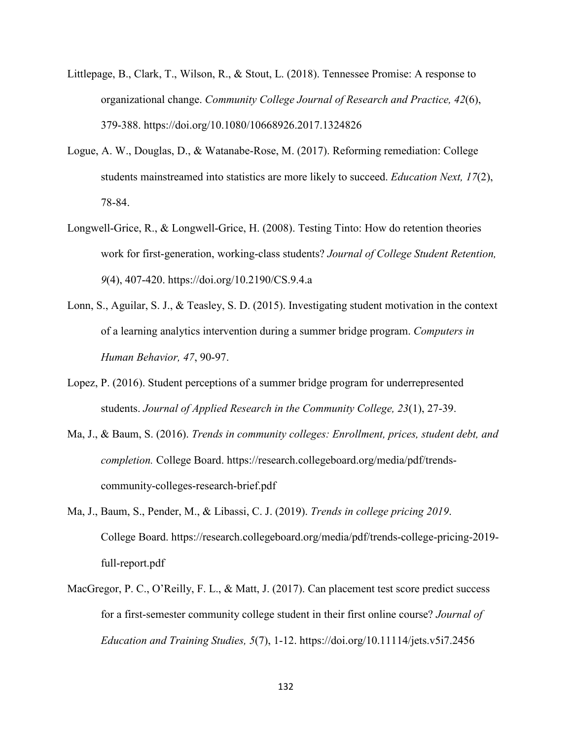Littlepage, B., Clark, T., Wilson, R., & Stout, L. (2018). Tennessee Promise: A response to organizational change. *Community College Journal of Research and Practice, 42*(6), 379-388. https://doi.org/10.1080/10668926.2017.1324826

Logue, A. W., Douglas, D., & Watanabe-Rose, M. (2017). Reforming remediation: College students mainstreamed into statistics are more likely to succeed. *Education Next, 17*(2), 78-84.

Longwell-Grice, R., & Longwell-Grice, H. (2008). Testing Tinto: How do retention theories work for first-generation, working-class students? *Journal of College Student Retention, 9*(4), 407-420. https://doi.org/10.2190/CS.9.4.a

Lonn, S., Aguilar, S. J., & Teasley, S. D. (2015). Investigating student motivation in the context of a learning analytics intervention during a summer bridge program. *Computers in Human Behavior, 47*, 90-97.

Lopez, P. (2016). Student perceptions of a summer bridge program for underrepresented students. *Journal of Applied Research in the Community College, 23*(1), 27-39.

Ma, J., & Baum, S. (2016). *Trends in community colleges: Enrollment, prices, student debt, and completion.* College Board. https://research.collegeboard.org/media/pdf/trends-community-colleges-research-brief.pdf

Ma, J., Baum, S., Pender, M., & Libassi, C. J. (2019). *Trends in college pricing 2019*. College Board. https://research.collegeboard.org/media/pdf/trends-college-pricing-2019-full-report.pdf

MacGregor, P. C., O'Reilly, F. L., & Matt, J. (2017). Can placement test score predict success for a first-semester community college student in their first online course? *Journal of Education and Training Studies, 5*(7), 1-12. https://doi.org/10.11114/jets.v5i7.2456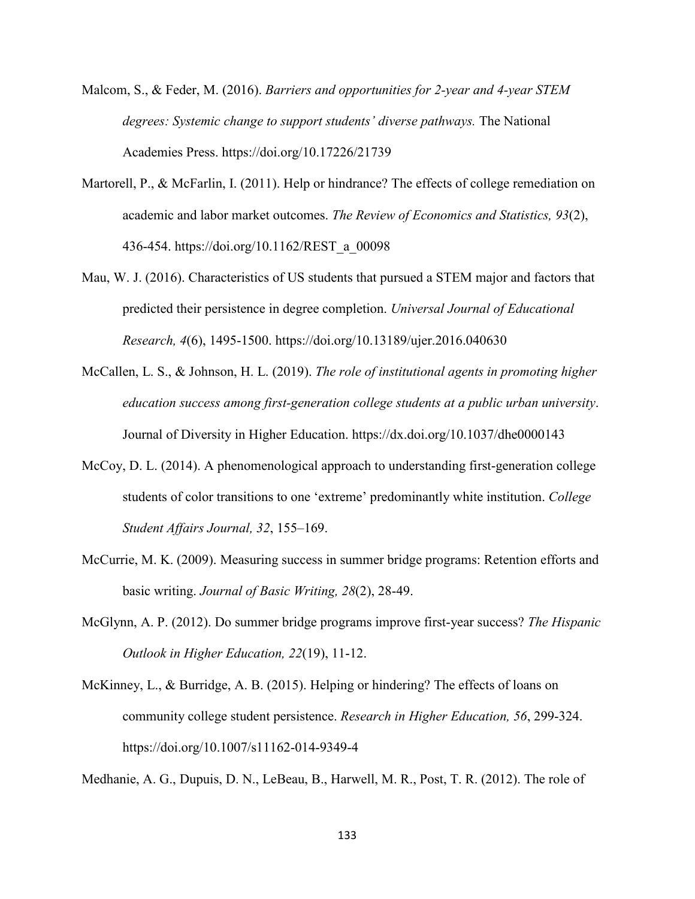Malcom, S., & Feder, M. (2016). *Barriers and opportunities for 2-year and 4-year STEM degrees: Systemic change to support students' diverse pathways.* The National Academies Press. https://doi.org/10.17226/21739

Martorell, P., & McFarlin, I. (2011). Help or hindrance? The effects of college remediation on academic and labor market outcomes. *The Review of Economics and Statistics, 93*(2), 436-454. https://doi.org/10.1162/REST_a_00098

Mau, W. J. (2016). Characteristics of US students that pursued a STEM major and factors that predicted their persistence in degree completion. *Universal Journal of Educational Research, 4*(6), 1495-1500. https://doi.org/10.13189/ujer.2016.040630

McCallen, L. S., & Johnson, H. L. (2019). *The role of institutional agents in promoting higher education success among first-generation college students at a public urban university*. Journal of Diversity in Higher Education. https://dx.doi.org/10.1037/dhe0000143

McCoy, D. L. (2014). A phenomenological approach to understanding first-generation college students of color transitions to one 'extreme' predominantly white institution. *College Student Affairs Journal, 32*, 155–169.

McCurrie, M. K. (2009). Measuring success in summer bridge programs: Retention efforts and basic writing. *Journal of Basic Writing, 28*(2), 28-49.

McGlynn, A. P. (2012). Do summer bridge programs improve first-year success? *The Hispanic Outlook in Higher Education, 22*(19), 11-12.

McKinney, L., & Burridge, A. B. (2015). Helping or hindering? The effects of loans on community college student persistence. *Research in Higher Education, 56*, 299-324. https://doi.org/10.1007/s11162-014-9349-4

Medhanie, A. G., Dupuis, D. N., LeBeau, B., Harwell, M. R., Post, T. R. (2012). The role of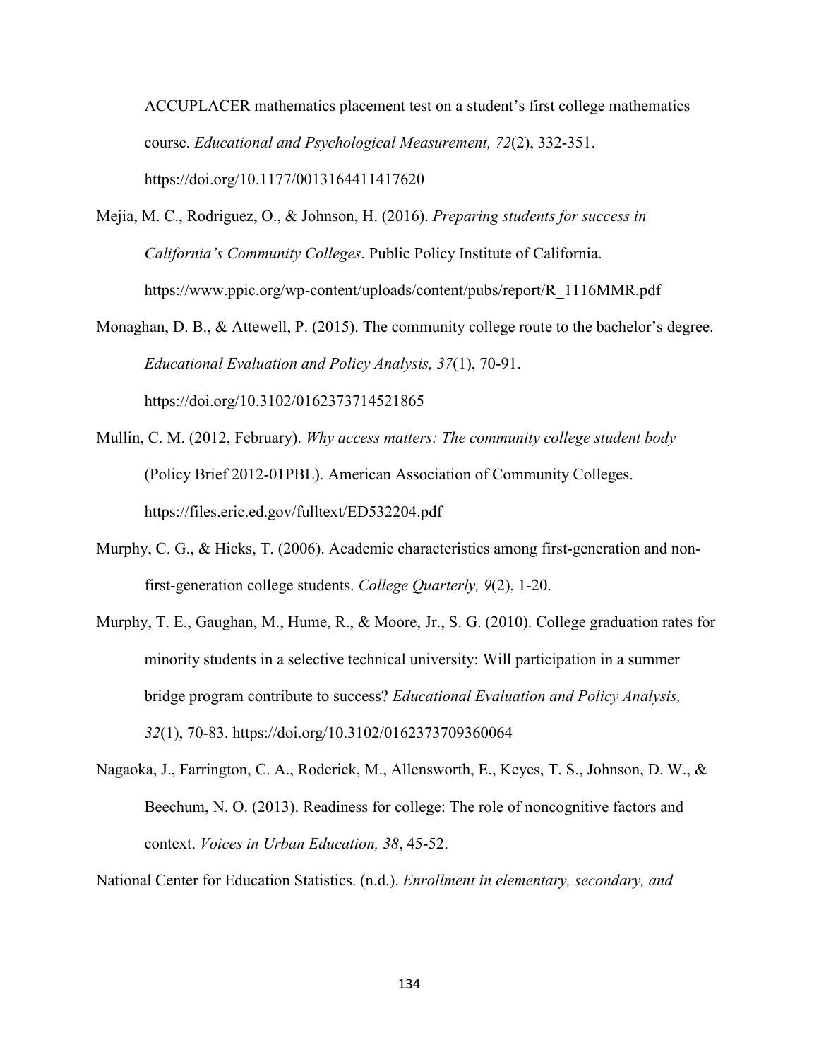ACCUPLACER mathematics placement test on a student's first college mathematics course. *Educational and Psychological Measurement, 72*(2), 332-351. https://doi.org/10.1177/0013164411417620

Mejia, M. C., Rodriguez, O., & Johnson, H. (2016). *Preparing students for success in California's Community Colleges*. Public Policy Institute of California. https://www.ppic.org/wp-content/uploads/content/pubs/report/R_1116MMR.pdf

Monaghan, D. B., & Attewell, P. (2015). The community college route to the bachelor's degree. *Educational Evaluation and Policy Analysis, 37*(1), 70-91. https://doi.org/10.3102/0162373714521865

Mullin, C. M. (2012, February). *Why access matters: The community college student body* (Policy Brief 2012-01PBL). American Association of Community Colleges. https://files.eric.ed.gov/fulltext/ED532204.pdf

Murphy, C. G., & Hicks, T. (2006). Academic characteristics among first-generation and non-first-generation college students. *College Quarterly, 9*(2), 1-20.

Murphy, T. E., Gaughan, M., Hume, R., & Moore, Jr., S. G. (2010). College graduation rates for minority students in a selective technical university: Will participation in a summer bridge program contribute to success? *Educational Evaluation and Policy Analysis, 32*(1), 70-83. https://doi.org/10.3102/0162373709360064

Nagaoka, J., Farrington, C. A., Roderick, M., Allensworth, E., Keyes, T. S., Johnson, D. W., & Beechum, N. O. (2013). Readiness for college: The role of noncognitive factors and context. *Voices in Urban Education, 38*, 45-52.

National Center for Education Statistics. (n.d.). *Enrollment in elementary, secondary, and*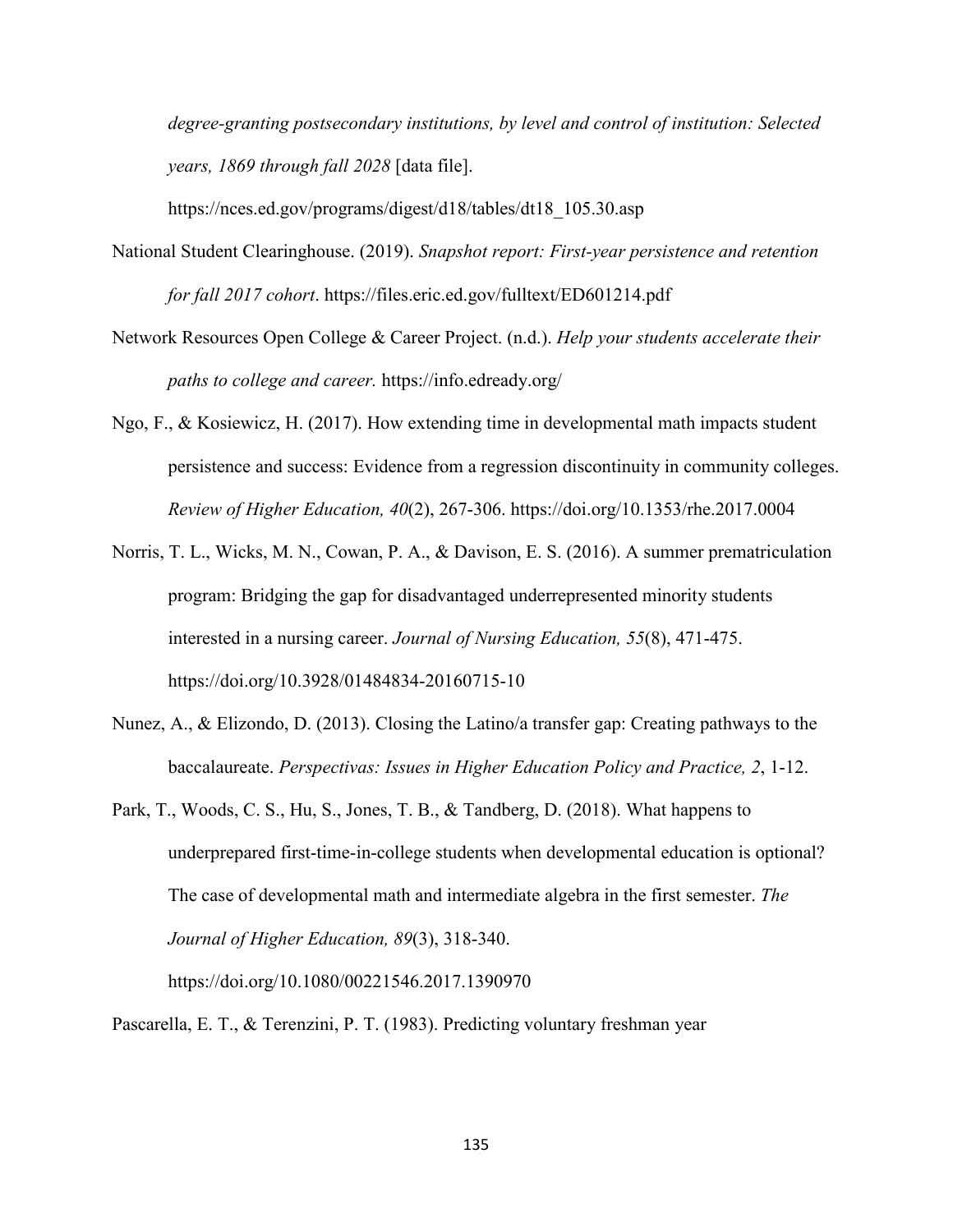*degree-granting postsecondary institutions, by level and control of institution: Selected years, 1869 through fall 2028* [data file]. https://nces.ed.gov/programs/digest/d18/tables/dt18_105.30.asp

National Student Clearinghouse. (2019). *Snapshot report: First-year persistence and retention for fall 2017 cohort*. https://files.eric.ed.gov/fulltext/ED601214.pdf

Network Resources Open College & Career Project. (n.d.). *Help your students accelerate their paths to college and career.* https://info.edready.org/

Ngo, F., & Kosiewicz, H. (2017). How extending time in developmental math impacts student persistence and success: Evidence from a regression discontinuity in community colleges. *Review of Higher Education, 40*(2), 267-306. https://doi.org/10.1353/rhe.2017.0004

Norris, T. L., Wicks, M. N., Cowan, P. A., & Davison, E. S. (2016). A summer prematriculation program: Bridging the gap for disadvantaged underrepresented minority students interested in a nursing career. *Journal of Nursing Education, 55*(8), 471-475. https://doi.org/10.3928/01484834-20160715-10

Nunez, A., & Elizondo, D. (2013). Closing the Latino/a transfer gap: Creating pathways to the baccalaureate. *Perspectivas: Issues in Higher Education Policy and Practice, 2*, 1-12.

Park, T., Woods, C. S., Hu, S., Jones, T. B., & Tandberg, D. (2018). What happens to underprepared first-time-in-college students when developmental education is optional? The case of developmental math and intermediate algebra in the first semester. *The Journal of Higher Education, 89*(3), 318-340. https://doi.org/10.1080/00221546.2017.1390970

Pascarella, E. T., & Terenzini, P. T. (1983). Predicting voluntary freshman year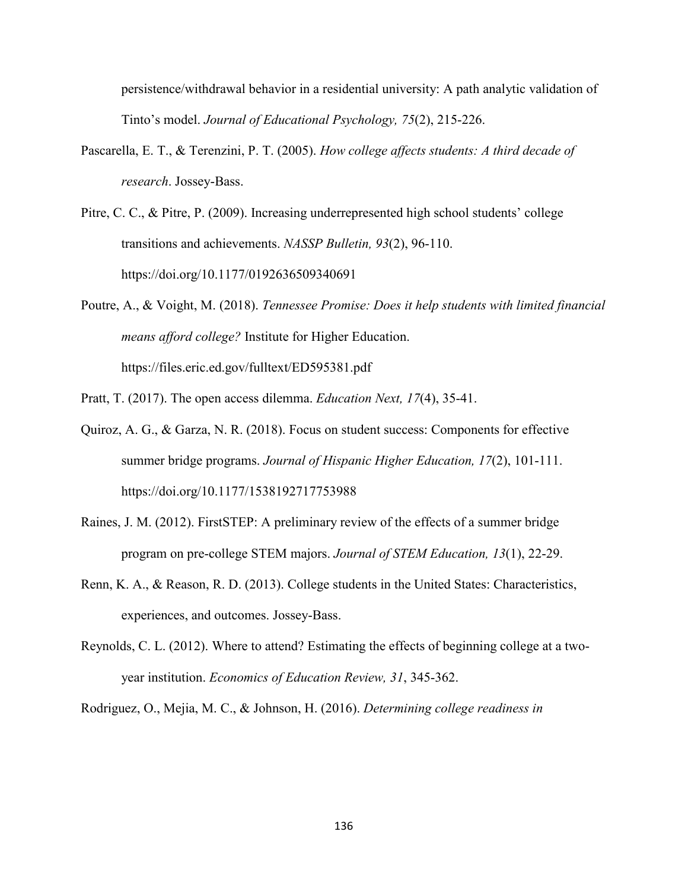persistence/withdrawal behavior in a residential university: A path analytic validation of Tinto's model. *Journal of Educational Psychology, 75*(2), 215-226.

Pascarella, E. T., & Terenzini, P. T. (2005). *How college affects students: A third decade of research*. Jossey-Bass.

Pitre, C. C., & Pitre, P. (2009). Increasing underrepresented high school students' college transitions and achievements. *NASSP Bulletin, 93*(2), 96-110. https://doi.org/10.1177/0192636509340691

Poutre, A., & Voight, M. (2018). *Tennessee Promise: Does it help students with limited financial means afford college?* Institute for Higher Education. https://files.eric.ed.gov/fulltext/ED595381.pdf

Pratt, T. (2017). The open access dilemma. *Education Next, 17*(4), 35-41.

Quiroz, A. G., & Garza, N. R. (2018). Focus on student success: Components for effective summer bridge programs. *Journal of Hispanic Higher Education, 17*(2), 101-111. https://doi.org/10.1177/1538192717753988

Raines, J. M. (2012). FirstSTEP: A preliminary review of the effects of a summer bridge program on pre-college STEM majors. *Journal of STEM Education, 13*(1), 22-29.

Renn, K. A., & Reason, R. D. (2013). College students in the United States: Characteristics, experiences, and outcomes. Jossey-Bass.

Reynolds, C. L. (2012). Where to attend? Estimating the effects of beginning college at a two-year institution. *Economics of Education Review, 31*, 345-362.

Rodriguez, O., Mejia, M. C., & Johnson, H. (2016). *Determining college readiness in*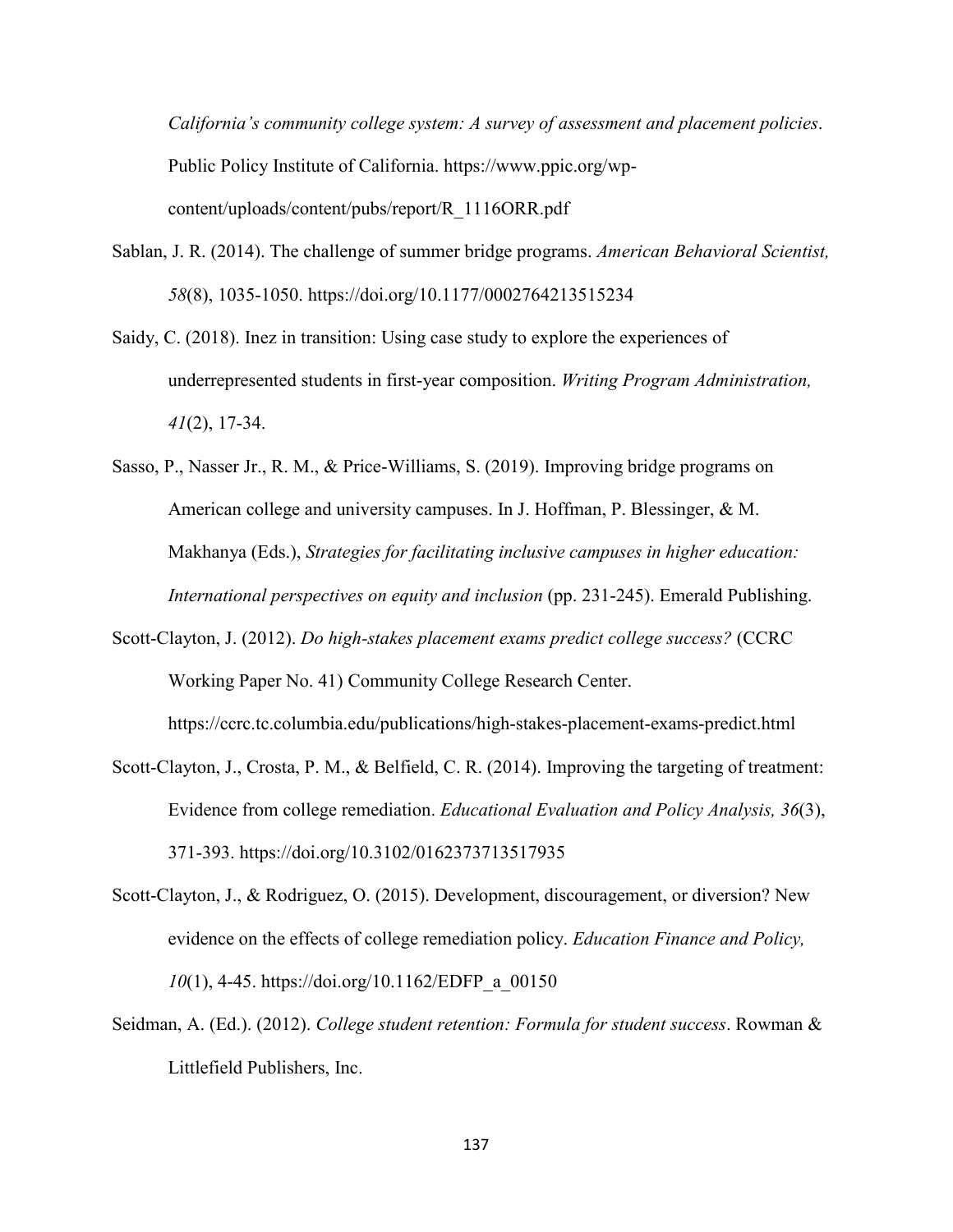*California's community college system: A survey of assessment and placement policies*. Public Policy Institute of California. https://www.ppic.org/wp-content/uploads/content/pubs/report/R_1116ORR.pdf

Sablan, J. R. (2014). The challenge of summer bridge programs. *American Behavioral Scientist, 58*(8), 1035-1050. https://doi.org/10.1177/0002764213515234

Saidy, C. (2018). Inez in transition: Using case study to explore the experiences of underrepresented students in first-year composition. *Writing Program Administration, 41*(2), 17-34.

Sasso, P., Nasser Jr., R. M., & Price-Williams, S. (2019). Improving bridge programs on American college and university campuses. In J. Hoffman, P. Blessinger, & M. Makhanya (Eds.), *Strategies for facilitating inclusive campuses in higher education: International perspectives on equity and inclusion* (pp. 231-245). Emerald Publishing.

Scott-Clayton, J. (2012). *Do high-stakes placement exams predict college success?* (CCRC Working Paper No. 41) Community College Research Center. https://ccrc.tc.columbia.edu/publications/high-stakes-placement-exams-predict.html

Scott-Clayton, J., Crosta, P. M., & Belfield, C. R. (2014). Improving the targeting of treatment: Evidence from college remediation. *Educational Evaluation and Policy Analysis, 36*(3), 371-393. https://doi.org/10.3102/0162373713517935

Scott-Clayton, J., & Rodriguez, O. (2015). Development, discouragement, or diversion? New evidence on the effects of college remediation policy. *Education Finance and Policy, 10*(1), 4-45. https://doi.org/10.1162/EDFP_a_00150

Seidman, A. (Ed.). (2012). *College student retention: Formula for student success*. Rowman & Littlefield Publishers, Inc.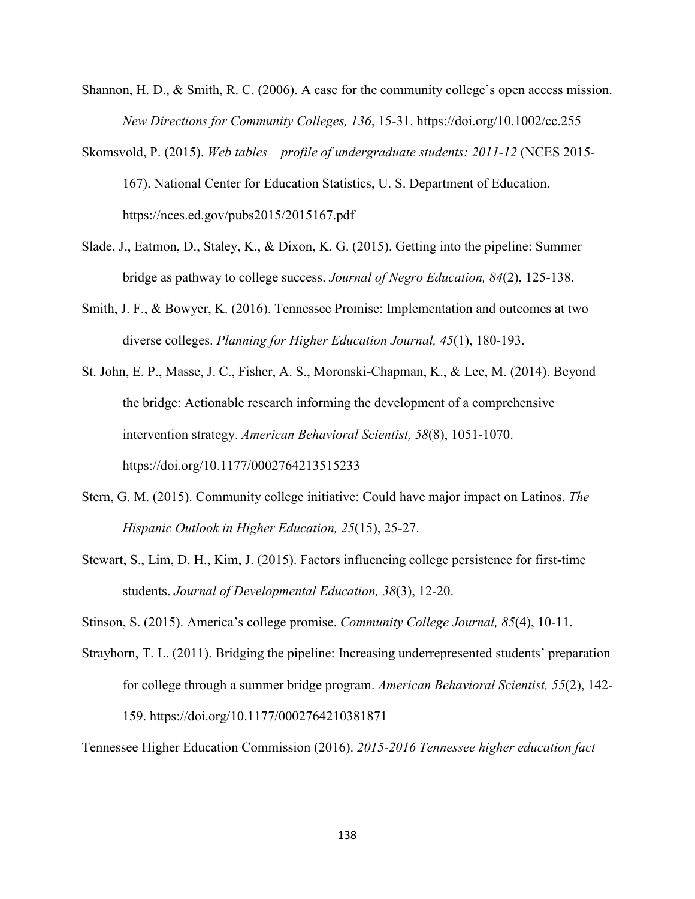Shannon, H. D., & Smith, R. C. (2006). A case for the community college's open access mission. *New Directions for Community Colleges, 136*, 15-31. https://doi.org/10.1002/cc.255

Skomsvold, P. (2015). *Web tables – profile of undergraduate students: 2011-12* (NCES 2015-167). National Center for Education Statistics, U. S. Department of Education. https://nces.ed.gov/pubs2015/2015167.pdf

Slade, J., Eatmon, D., Staley, K., & Dixon, K. G. (2015). Getting into the pipeline: Summer bridge as pathway to college success. *Journal of Negro Education, 84*(2), 125-138.

Smith, J. F., & Bowyer, K. (2016). Tennessee Promise: Implementation and outcomes at two diverse colleges. *Planning for Higher Education Journal, 45*(1), 180-193.

St. John, E. P., Masse, J. C., Fisher, A. S., Moronski-Chapman, K., & Lee, M. (2014). Beyond the bridge: Actionable research informing the development of a comprehensive intervention strategy. *American Behavioral Scientist, 58*(8), 1051-1070. https://doi.org/10.1177/0002764213515233

Stern, G. M. (2015). Community college initiative: Could have major impact on Latinos. *The Hispanic Outlook in Higher Education, 25*(15), 25-27.

Stewart, S., Lim, D. H., Kim, J. (2015). Factors influencing college persistence for first-time students. *Journal of Developmental Education, 38*(3), 12-20.

Stinson, S. (2015). America's college promise. *Community College Journal, 85*(4), 10-11.

Strayhorn, T. L. (2011). Bridging the pipeline: Increasing underrepresented students' preparation for college through a summer bridge program. *American Behavioral Scientist, 55*(2), 142-159. https://doi.org/10.1177/0002764210381871

Tennessee Higher Education Commission (2016). *2015-2016 Tennessee higher education fact*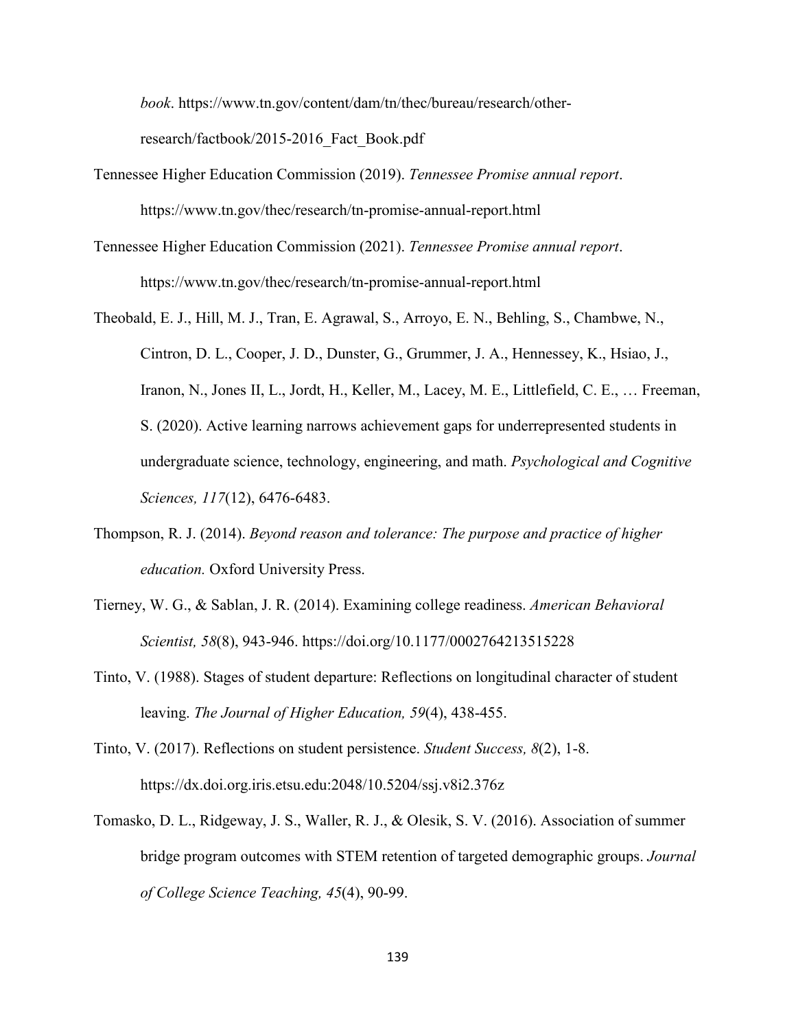*book*. https://www.tn.gov/content/dam/tn/thec/bureau/research/other-research/factbook/2015-2016_Fact_Book.pdf

Tennessee Higher Education Commission (2019). *Tennessee Promise annual report*. https://www.tn.gov/thec/research/tn-promise-annual-report.html

Tennessee Higher Education Commission (2021). *Tennessee Promise annual report*. https://www.tn.gov/thec/research/tn-promise-annual-report.html

Theobald, E. J., Hill, M. J., Tran, E. Agrawal, S., Arroyo, E. N., Behling, S., Chambwe, N., Cintron, D. L., Cooper, J. D., Dunster, G., Grummer, J. A., Hennessey, K., Hsiao, J., Iranon, N., Jones II, L., Jordt, H., Keller, M., Lacey, M. E., Littlefield, C. E., … Freeman, S. (2020). Active learning narrows achievement gaps for underrepresented students in undergraduate science, technology, engineering, and math. *Psychological and Cognitive Sciences, 117*(12), 6476-6483.

Thompson, R. J. (2014). *Beyond reason and tolerance: The purpose and practice of higher education.* Oxford University Press.

Tierney, W. G., & Sablan, J. R. (2014). Examining college readiness. *American Behavioral Scientist, 58*(8), 943-946. https://doi.org/10.1177/0002764213515228

Tinto, V. (1988). Stages of student departure: Reflections on longitudinal character of student leaving. *The Journal of Higher Education, 59*(4), 438-455.

Tinto, V. (2017). Reflections on student persistence. *Student Success, 8*(2), 1-8. https://dx.doi.org.iris.etsu.edu:2048/10.5204/ssj.v8i2.376z

Tomasko, D. L., Ridgeway, J. S., Waller, R. J., & Olesik, S. V. (2016). Association of summer bridge program outcomes with STEM retention of targeted demographic groups. *Journal of College Science Teaching, 45*(4), 90-99.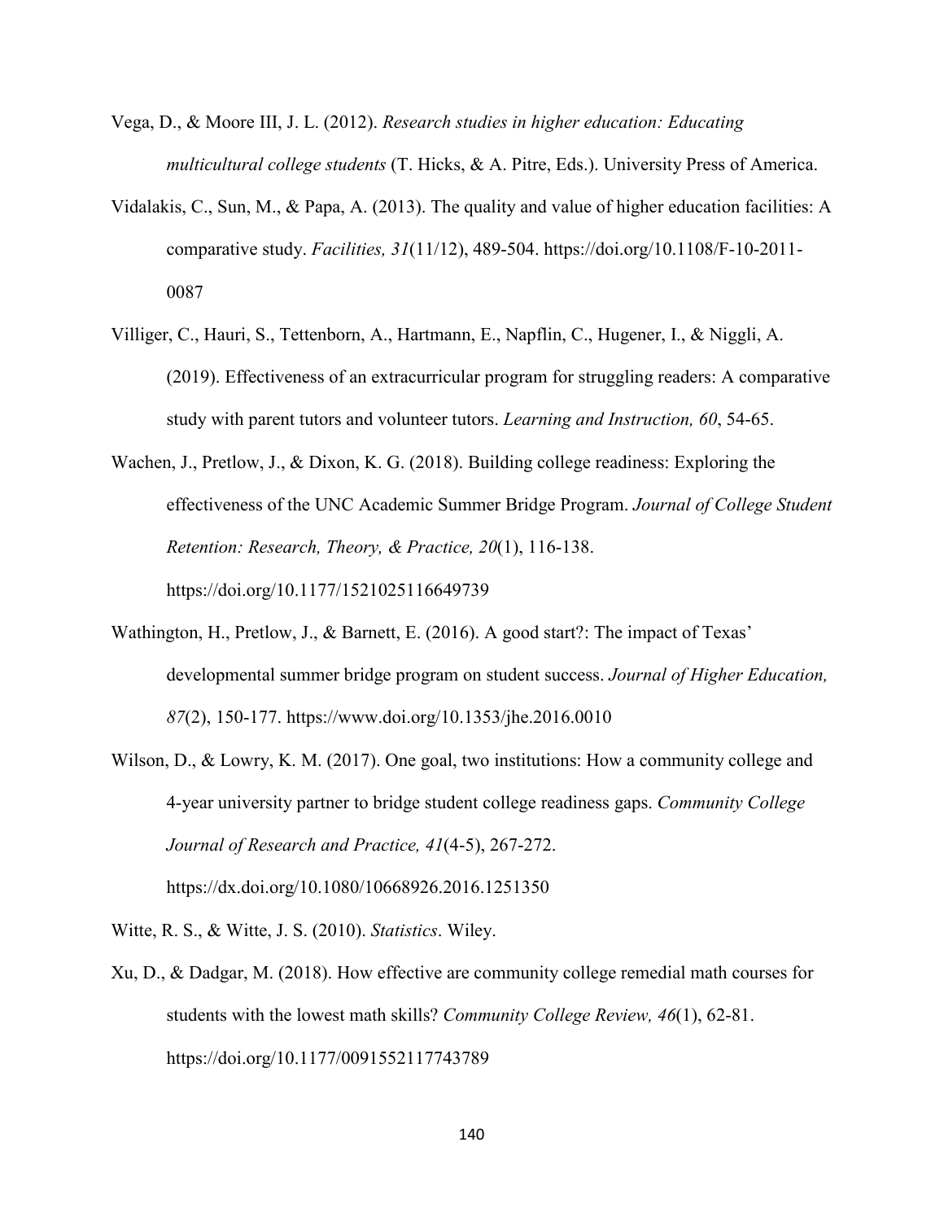Vega, D., & Moore III, J. L. (2012). *Research studies in higher education: Educating multicultural college students* (T. Hicks, & A. Pitre, Eds.). University Press of America.

Vidalakis, C., Sun, M., & Papa, A. (2013). The quality and value of higher education facilities: A comparative study. *Facilities, 31*(11/12), 489-504. https://doi.org/10.1108/F-10-2011-0087

Villiger, C., Hauri, S., Tettenborn, A., Hartmann, E., Napflin, C., Hugener, I., & Niggli, A. (2019). Effectiveness of an extracurricular program for struggling readers: A comparative study with parent tutors and volunteer tutors. *Learning and Instruction, 60*, 54-65.

Wachen, J., Pretlow, J., & Dixon, K. G. (2018). Building college readiness: Exploring the effectiveness of the UNC Academic Summer Bridge Program. *Journal of College Student Retention: Research, Theory, & Practice, 20*(1), 116-138. https://doi.org/10.1177/1521025116649739

Wathington, H., Pretlow, J., & Barnett, E. (2016). A good start?: The impact of Texas' developmental summer bridge program on student success. *Journal of Higher Education, 87*(2), 150-177. https://www.doi.org/10.1353/jhe.2016.0010

Wilson, D., & Lowry, K. M. (2017). One goal, two institutions: How a community college and 4-year university partner to bridge student college readiness gaps. *Community College Journal of Research and Practice, 41*(4-5), 267-272. https://dx.doi.org/10.1080/10668926.2016.1251350

Witte, R. S., & Witte, J. S. (2010). *Statistics*. Wiley.

Xu, D., & Dadgar, M. (2018). How effective are community college remedial math courses for students with the lowest math skills? *Community College Review, 46*(1), 62-81. https://doi.org/10.1177/0091552117743789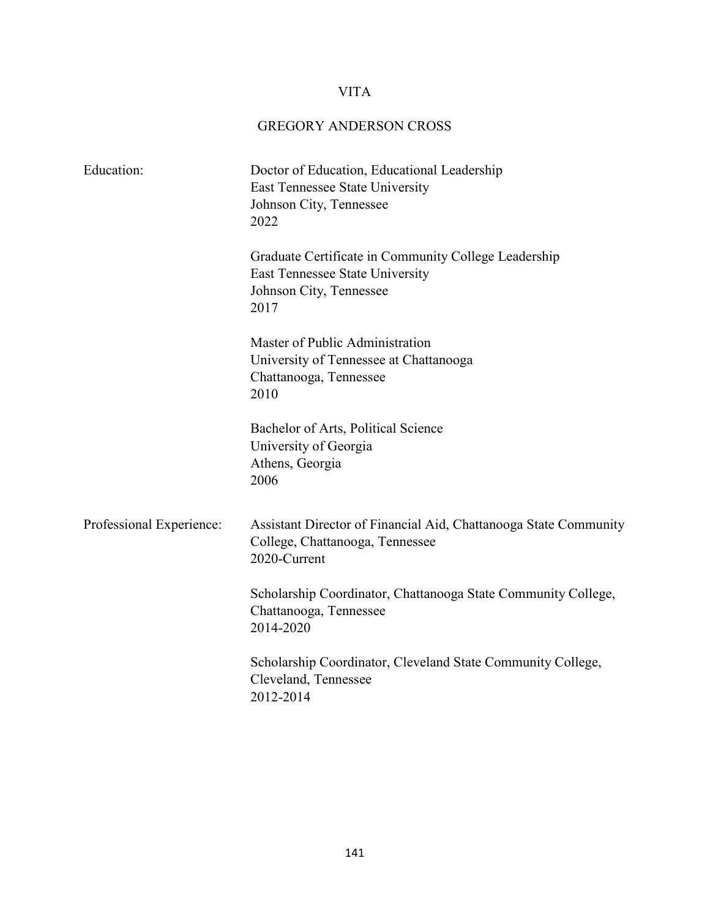# VITA

## GREGORY ANDERSON CROSS

Education:

Doctor of Education, Educational Leadership
East Tennessee State University
Johnson City, Tennessee
2022

Graduate Certificate in Community College Leadership
East Tennessee State University
Johnson City, Tennessee
2017

Master of Public Administration
University of Tennessee at Chattanooga
Chattanooga, Tennessee
2010

Bachelor of Arts, Political Science
University of Georgia
Athens, Georgia
2006

Professional Experience:

Assistant Director of Financial Aid, Chattanooga State Community College, Chattanooga, Tennessee
2020-Current

Scholarship Coordinator, Chattanooga State Community College, Chattanooga, Tennessee
2014-2020

Scholarship Coordinator, Cleveland State Community College, Cleveland, Tennessee
2012-2014